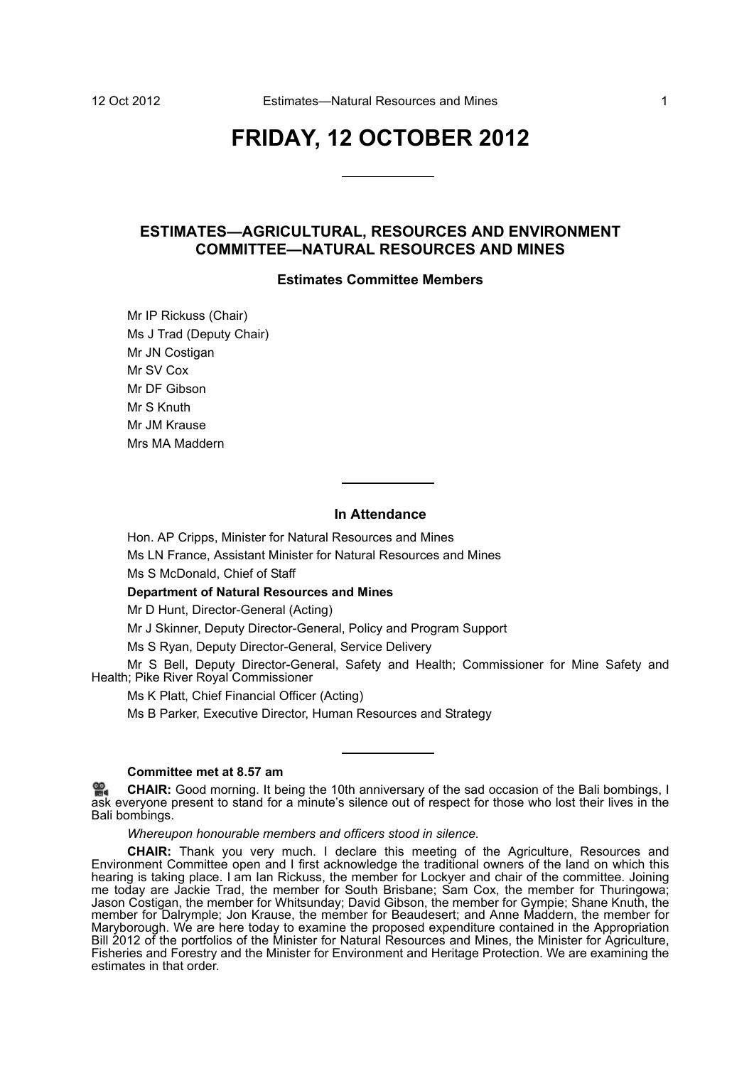# FRIDAY, 12 OCTOBER 2012

## ESTIMATES—AGRICULTURAL, RESOURCES AND ENVIRONMENT COMMITTEE—NATURAL RESOURCES AND MINES

### Estimates Committee Members

Mr IP Rickuss (Chair)
Ms J Trad (Deputy Chair)
Mr JN Costigan
Mr SV Cox
Mr DF Gibson
Mr S Knuth
Mr JM Krause
Mrs MA Maddern

### In Attendance

Hon. AP Cripps, Minister for Natural Resources and Mines

Ms LN France, Assistant Minister for Natural Resources and Mines

Ms S McDonald, Chief of Staff

**Department of Natural Resources and Mines**

Mr D Hunt, Director-General (Acting)

Mr J Skinner, Deputy Director-General, Policy and Program Support

Ms S Ryan, Deputy Director-General, Service Delivery

Mr S Bell, Deputy Director-General, Safety and Health; Commissioner for Mine Safety and Health; Pike River Royal Commissioner

Ms K Platt, Chief Financial Officer (Acting)

Ms B Parker, Executive Director, Human Resources and Strategy

**Committee met at 8.57 am**

**CHAIR:** Good morning. It being the 10th anniversary of the sad occasion of the Bali bombings, I ask everyone present to stand for a minute's silence out of respect for those who lost their lives in the Bali bombings.

*Whereupon honourable members and officers stood in silence.*

**CHAIR:** Thank you very much. I declare this meeting of the Agriculture, Resources and Environment Committee open and I first acknowledge the traditional owners of the land on which this hearing is taking place. I am Ian Rickuss, the member for Lockyer and chair of the committee. Joining me today are Jackie Trad, the member for South Brisbane; Sam Cox, the member for Thuringowa; Jason Costigan, the member for Whitsunday; David Gibson, the member for Gympie; Shane Knuth, the member for Dalrymple; Jon Krause, the member for Beaudesert; and Anne Maddern, the member for Maryborough. We are here today to examine the proposed expenditure contained in the Appropriation Bill 2012 of the portfolios of the Minister for Natural Resources and Mines, the Minister for Agriculture, Fisheries and Forestry and the Minister for Environment and Heritage Protection. We are examining the estimates in that order.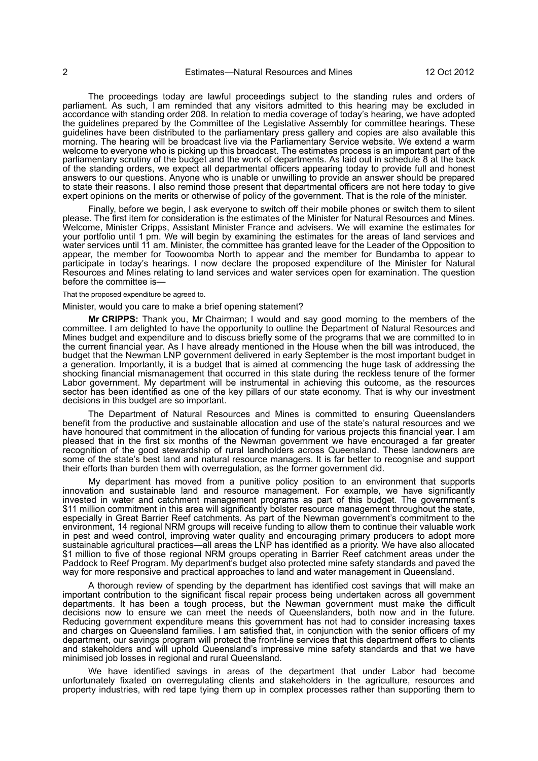The proceedings today are lawful proceedings subject to the standing rules and orders of parliament. As such, I am reminded that any visitors admitted to this hearing may be excluded in accordance with standing order 208. In relation to media coverage of today's hearing, we have adopted the guidelines prepared by the Committee of the Legislative Assembly for committee hearings. These guidelines have been distributed to the parliamentary press gallery and copies are also available this morning. The hearing will be broadcast live via the Parliamentary Service website. We extend a warm welcome to everyone who is picking up this broadcast. The estimates process is an important part of the parliamentary scrutiny of the budget and the work of departments. As laid out in schedule 8 at the back of the standing orders, we expect all departmental officers appearing today to provide full and honest answers to our questions. Anyone who is unable or unwilling to provide an answer should be prepared to state their reasons. I also remind those present that departmental officers are not here today to give expert opinions on the merits or otherwise of policy of the government. That is the role of the minister.

Finally, before we begin, I ask everyone to switch off their mobile phones or switch them to silent please. The first item for consideration is the estimates of the Minister for Natural Resources and Mines. Welcome, Minister Cripps, Assistant Minister France and advisers. We will examine the estimates for your portfolio until 1 pm. We will begin by examining the estimates for the areas of land services and water services until 11 am. Minister, the committee has granted leave for the Leader of the Opposition to appear, the member for Toowoomba North to appear and the member for Bundamba to appear to participate in today's hearings. I now declare the proposed expenditure of the Minister for Natural Resources and Mines relating to land services and water services open for examination. The question before the committee is—

That the proposed expenditure be agreed to.

Minister, would you care to make a brief opening statement?

**Mr CRIPPS:** Thank you, Mr Chairman; I would and say good morning to the members of the committee. I am delighted to have the opportunity to outline the Department of Natural Resources and Mines budget and expenditure and to discuss briefly some of the programs that we are committed to in the current financial year. As I have already mentioned in the House when the bill was introduced, the budget that the Newman LNP government delivered in early September is the most important budget in a generation. Importantly, it is a budget that is aimed at commencing the huge task of addressing the shocking financial mismanagement that occurred in this state during the reckless tenure of the former Labor government. My department will be instrumental in achieving this outcome, as the resources sector has been identified as one of the key pillars of our state economy. That is why our investment decisions in this budget are so important.

The Department of Natural Resources and Mines is committed to ensuring Queenslanders benefit from the productive and sustainable allocation and use of the state's natural resources and we have honoured that commitment in the allocation of funding for various projects this financial year. I am pleased that in the first six months of the Newman government we have encouraged a far greater recognition of the good stewardship of rural landholders across Queensland. These landowners are some of the state's best land and natural resource managers. It is far better to recognise and support their efforts than burden them with overregulation, as the former government did.

My department has moved from a punitive policy position to an environment that supports innovation and sustainable land and resource management. For example, we have significantly invested in water and catchment management programs as part of this budget. The government's $11 million commitment in this area will significantly bolster resource management throughout the state, especially in Great Barrier Reef catchments. As part of the Newman government's commitment to the environment, 14 regional NRM groups will receive funding to allow them to continue their valuable work in pest and weed control, improving water quality and encouraging primary producers to adopt more sustainable agricultural practices—all areas the LNP has identified as a priority. We have also allocated $1 million to five of those regional NRM groups operating in Barrier Reef catchment areas under the Paddock to Reef Program. My department's budget also protected mine safety standards and paved the way for more responsive and practical approaches to land and water management in Queensland.

A thorough review of spending by the department has identified cost savings that will make an important contribution to the significant fiscal repair process being undertaken across all government departments. It has been a tough process, but the Newman government must make the difficult decisions now to ensure we can meet the needs of Queenslanders, both now and in the future. Reducing government expenditure means this government has not had to consider increasing taxes and charges on Queensland families. I am satisfied that, in conjunction with the senior officers of my department, our savings program will protect the front-line services that this department offers to clients and stakeholders and will uphold Queensland's impressive mine safety standards and that we have minimised job losses in regional and rural Queensland.

We have identified savings in areas of the department that under Labor had become unfortunately fixated on overregulating clients and stakeholders in the agriculture, resources and property industries, with red tape tying them up in complex processes rather than supporting them to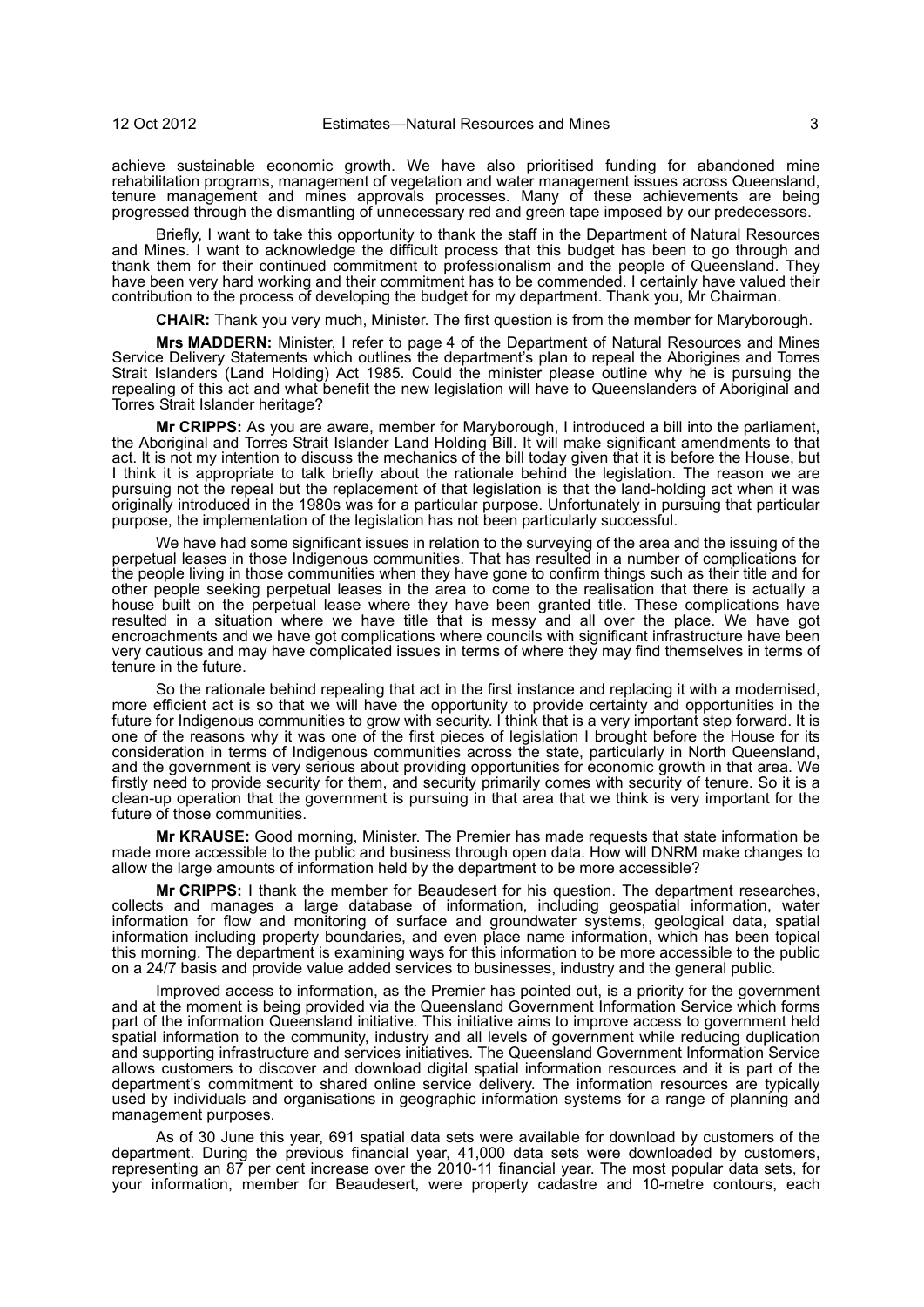achieve sustainable economic growth. We have also prioritised funding for abandoned mine rehabilitation programs, management of vegetation and water management issues across Queensland, tenure management and mines approvals processes. Many of these achievements are being progressed through the dismantling of unnecessary red and green tape imposed by our predecessors.

Briefly, I want to take this opportunity to thank the staff in the Department of Natural Resources and Mines. I want to acknowledge the difficult process that this budget has been to go through and thank them for their continued commitment to professionalism and the people of Queensland. They have been very hard working and their commitment has to be commended. I certainly have valued their contribution to the process of developing the budget for my department. Thank you, Mr Chairman.

**CHAIR:** Thank you very much, Minister. The first question is from the member for Maryborough.

**Mrs MADDERN:** Minister, I refer to page 4 of the Department of Natural Resources and Mines Service Delivery Statements which outlines the department's plan to repeal the Aborigines and Torres Strait Islanders (Land Holding) Act 1985. Could the minister please outline why he is pursuing the repealing of this act and what benefit the new legislation will have to Queenslanders of Aboriginal and Torres Strait Islander heritage?

**Mr CRIPPS:** As you are aware, member for Maryborough, I introduced a bill into the parliament, the Aboriginal and Torres Strait Islander Land Holding Bill. It will make significant amendments to that act. It is not my intention to discuss the mechanics of the bill today given that it is before the House, but I think it is appropriate to talk briefly about the rationale behind the legislation. The reason we are pursuing not the repeal but the replacement of that legislation is that the land-holding act when it was originally introduced in the 1980s was for a particular purpose. Unfortunately in pursuing that particular purpose, the implementation of the legislation has not been particularly successful.

We have had some significant issues in relation to the surveying of the area and the issuing of the perpetual leases in those Indigenous communities. That has resulted in a number of complications for the people living in those communities when they have gone to confirm things such as their title and for other people seeking perpetual leases in the area to come to the realisation that there is actually a house built on the perpetual lease where they have been granted title. These complications have resulted in a situation where we have title that is messy and all over the place. We have got encroachments and we have got complications where councils with significant infrastructure have been very cautious and may have complicated issues in terms of where they may find themselves in terms of tenure in the future.

So the rationale behind repealing that act in the first instance and replacing it with a modernised, more efficient act is so that we will have the opportunity to provide certainty and opportunities in the future for Indigenous communities to grow with security. I think that is a very important step forward. It is one of the reasons why it was one of the first pieces of legislation I brought before the House for its consideration in terms of Indigenous communities across the state, particularly in North Queensland, and the government is very serious about providing opportunities for economic growth in that area. We firstly need to provide security for them, and security primarily comes with security of tenure. So it is a clean-up operation that the government is pursuing in that area that we think is very important for the future of those communities.

**Mr KRAUSE:** Good morning, Minister. The Premier has made requests that state information be made more accessible to the public and business through open data. How will DNRM make changes to allow the large amounts of information held by the department to be more accessible?

**Mr CRIPPS:** I thank the member for Beaudesert for his question. The department researches, collects and manages a large database of information, including geospatial information, water information for flow and monitoring of surface and groundwater systems, geological data, spatial information including property boundaries, and even place name information, which has been topical this morning. The department is examining ways for this information to be more accessible to the public on a 24/7 basis and provide value added services to businesses, industry and the general public.

Improved access to information, as the Premier has pointed out, is a priority for the government and at the moment is being provided via the Queensland Government Information Service which forms part of the information Queensland initiative. This initiative aims to improve access to government held spatial information to the community, industry and all levels of government while reducing duplication and supporting infrastructure and services initiatives. The Queensland Government Information Service allows customers to discover and download digital spatial information resources and it is part of the department's commitment to shared online service delivery. The information resources are typically used by individuals and organisations in geographic information systems for a range of planning and management purposes.

As of 30 June this year, 691 spatial data sets were available for download by customers of the department. During the previous financial year, 41,000 data sets were downloaded by customers, representing an 87 per cent increase over the 2010-11 financial year. The most popular data sets, for your information, member for Beaudesert, were property cadastre and 10-metre contours, each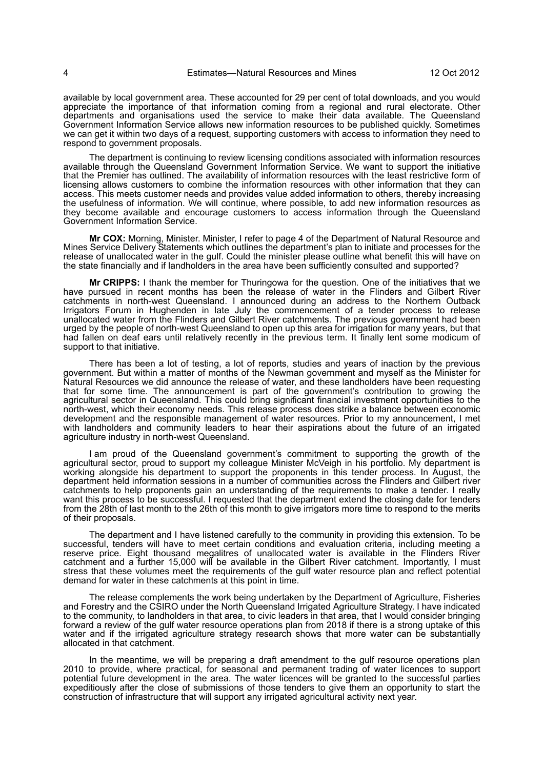available by local government area. These accounted for 29 per cent of total downloads, and you would appreciate the importance of that information coming from a regional and rural electorate. Other departments and organisations used the service to make their data available. The Queensland Government Information Service allows new information resources to be published quickly. Sometimes we can get it within two days of a request, supporting customers with access to information they need to respond to government proposals.

The department is continuing to review licensing conditions associated with information resources available through the Queensland Government Information Service. We want to support the initiative that the Premier has outlined. The availability of information resources with the least restrictive form of licensing allows customers to combine the information resources with other information that they can access. This meets customer needs and provides value added information to others, thereby increasing the usefulness of information. We will continue, where possible, to add new information resources as they become available and encourage customers to access information through the Queensland Government Information Service.

**Mr COX:** Morning, Minister. Minister, I refer to page 4 of the Department of Natural Resource and Mines Service Delivery Statements which outlines the department's plan to initiate and processes for the release of unallocated water in the gulf. Could the minister please outline what benefit this will have on the state financially and if landholders in the area have been sufficiently consulted and supported?

**Mr CRIPPS:** I thank the member for Thuringowa for the question. One of the initiatives that we have pursued in recent months has been the release of water in the Flinders and Gilbert River catchments in north-west Queensland. I announced during an address to the Northern Outback Irrigators Forum in Hughenden in late July the commencement of a tender process to release unallocated water from the Flinders and Gilbert River catchments. The previous government had been urged by the people of north-west Queensland to open up this area for irrigation for many years, but that had fallen on deaf ears until relatively recently in the previous term. It finally lent some modicum of support to that initiative.

There has been a lot of testing, a lot of reports, studies and years of inaction by the previous government. But within a matter of months of the Newman government and myself as the Minister for Natural Resources we did announce the release of water, and these landholders have been requesting that for some time. The announcement is part of the government's contribution to growing the agricultural sector in Queensland. This could bring significant financial investment opportunities to the north-west, which their economy needs. This release process does strike a balance between economic development and the responsible management of water resources. Prior to my announcement, I met with landholders and community leaders to hear their aspirations about the future of an irrigated agriculture industry in north-west Queensland.

I am proud of the Queensland government's commitment to supporting the growth of the agricultural sector, proud to support my colleague Minister McVeigh in his portfolio. My department is working alongside his department to support the proponents in this tender process. In August, the department held information sessions in a number of communities across the Flinders and Gilbert river catchments to help proponents gain an understanding of the requirements to make a tender. I really want this process to be successful. I requested that the department extend the closing date for tenders from the 28th of last month to the 26th of this month to give irrigators more time to respond to the merits of their proposals.

The department and I have listened carefully to the community in providing this extension. To be successful, tenders will have to meet certain conditions and evaluation criteria, including meeting a reserve price. Eight thousand megalitres of unallocated water is available in the Flinders River catchment and a further 15,000 will be available in the Gilbert River catchment. Importantly, I must stress that these volumes meet the requirements of the gulf water resource plan and reflect potential demand for water in these catchments at this point in time.

The release complements the work being undertaken by the Department of Agriculture, Fisheries and Forestry and the CSIRO under the North Queensland Irrigated Agriculture Strategy. I have indicated to the community, to landholders in that area, to civic leaders in that area, that I would consider bringing forward a review of the gulf water resource operations plan from 2018 if there is a strong uptake of this water and if the irrigated agriculture strategy research shows that more water can be substantially allocated in that catchment.

In the meantime, we will be preparing a draft amendment to the gulf resource operations plan 2010 to provide, where practical, for seasonal and permanent trading of water licences to support potential future development in the area. The water licences will be granted to the successful parties expeditiously after the close of submissions of those tenders to give them an opportunity to start the construction of infrastructure that will support any irrigated agricultural activity next year.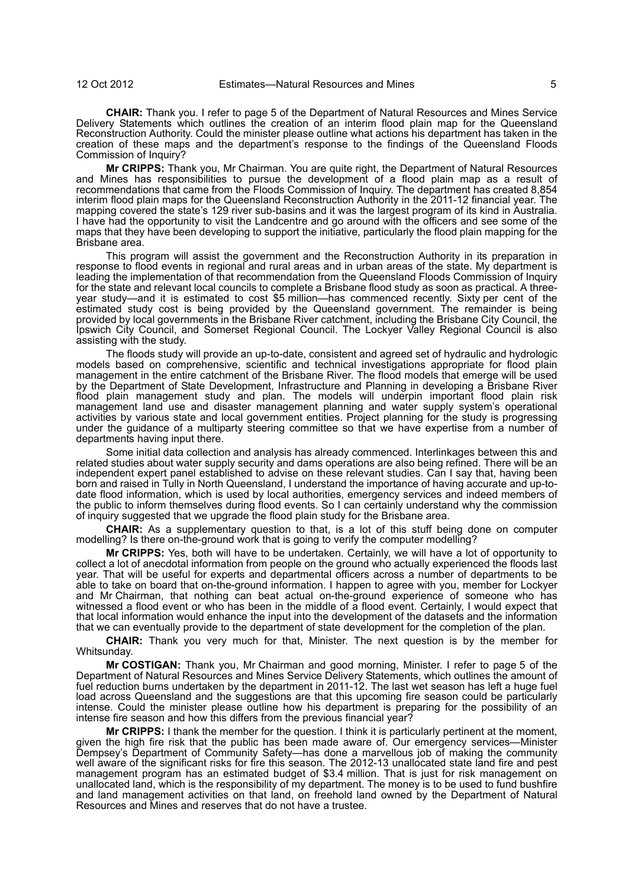**CHAIR:** Thank you. I refer to page 5 of the Department of Natural Resources and Mines Service Delivery Statements which outlines the creation of an interim flood plain map for the Queensland Reconstruction Authority. Could the minister please outline what actions his department has taken in the creation of these maps and the department's response to the findings of the Queensland Floods Commission of Inquiry?

**Mr CRIPPS:** Thank you, Mr Chairman. You are quite right, the Department of Natural Resources and Mines has responsibilities to pursue the development of a flood plain map as a result of recommendations that came from the Floods Commission of Inquiry. The department has created 8,854 interim flood plain maps for the Queensland Reconstruction Authority in the 2011-12 financial year. The mapping covered the state's 129 river sub-basins and it was the largest program of its kind in Australia. I have had the opportunity to visit the Landcentre and go around with the officers and see some of the maps that they have been developing to support the initiative, particularly the flood plain mapping for the Brisbane area.

This program will assist the government and the Reconstruction Authority in its preparation in response to flood events in regional and rural areas and in urban areas of the state. My department is leading the implementation of that recommendation from the Queensland Floods Commission of Inquiry for the state and relevant local councils to complete a Brisbane flood study as soon as practical. A three-year study—and it is estimated to cost $5 million—has commenced recently. Sixty per cent of the estimated study cost is being provided by the Queensland government. The remainder is being provided by local governments in the Brisbane River catchment, including the Brisbane City Council, the Ipswich City Council, and Somerset Regional Council. The Lockyer Valley Regional Council is also assisting with the study.

The floods study will provide an up-to-date, consistent and agreed set of hydraulic and hydrologic models based on comprehensive, scientific and technical investigations appropriate for flood plain management in the entire catchment of the Brisbane River. The flood models that emerge will be used by the Department of State Development, Infrastructure and Planning in developing a Brisbane River flood plain management study and plan. The models will underpin important flood plain risk management land use and disaster management planning and water supply system's operational activities by various state and local government entities. Project planning for the study is progressing under the guidance of a multiparty steering committee so that we have expertise from a number of departments having input there.

Some initial data collection and analysis has already commenced. Interlinkages between this and related studies about water supply security and dams operations are also being refined. There will be an independent expert panel established to advise on these relevant studies. Can I say that, having been born and raised in Tully in North Queensland, I understand the importance of having accurate and up-to-date flood information, which is used by local authorities, emergency services and indeed members of the public to inform themselves during flood events. So I can certainly understand why the commission of inquiry suggested that we upgrade the flood plain study for the Brisbane area.

**CHAIR:** As a supplementary question to that, is a lot of this stuff being done on computer modelling? Is there on-the-ground work that is going to verify the computer modelling?

**Mr CRIPPS:** Yes, both will have to be undertaken. Certainly, we will have a lot of opportunity to collect a lot of anecdotal information from people on the ground who actually experienced the floods last year. That will be useful for experts and departmental officers across a number of departments to be able to take on board that on-the-ground information. I happen to agree with you, member for Lockyer and Mr Chairman, that nothing can beat actual on-the-ground experience of someone who has witnessed a flood event or who has been in the middle of a flood event. Certainly, I would expect that that local information would enhance the input into the development of the datasets and the information that we can eventually provide to the department of state development for the completion of the plan.

**CHAIR:** Thank you very much for that, Minister. The next question is by the member for Whitsunday.

**Mr COSTIGAN:** Thank you, Mr Chairman and good morning, Minister. I refer to page 5 of the Department of Natural Resources and Mines Service Delivery Statements, which outlines the amount of fuel reduction burns undertaken by the department in 2011-12. The last wet season has left a huge fuel load across Queensland and the suggestions are that this upcoming fire season could be particularly intense. Could the minister please outline how his department is preparing for the possibility of an intense fire season and how this differs from the previous financial year?

**Mr CRIPPS:** I thank the member for the question. I think it is particularly pertinent at the moment, given the high fire risk that the public has been made aware of. Our emergency services—Minister Dempsey's Department of Community Safety—has done a marvellous job of making the community well aware of the significant risks for fire this season. The 2012-13 unallocated state land fire and pest management program has an estimated budget of $3.4 million. That is just for risk management on unallocated land, which is the responsibility of my department. The money is to be used to fund bushfire and land management activities on that land, on freehold land owned by the Department of Natural Resources and Mines and reserves that do not have a trustee.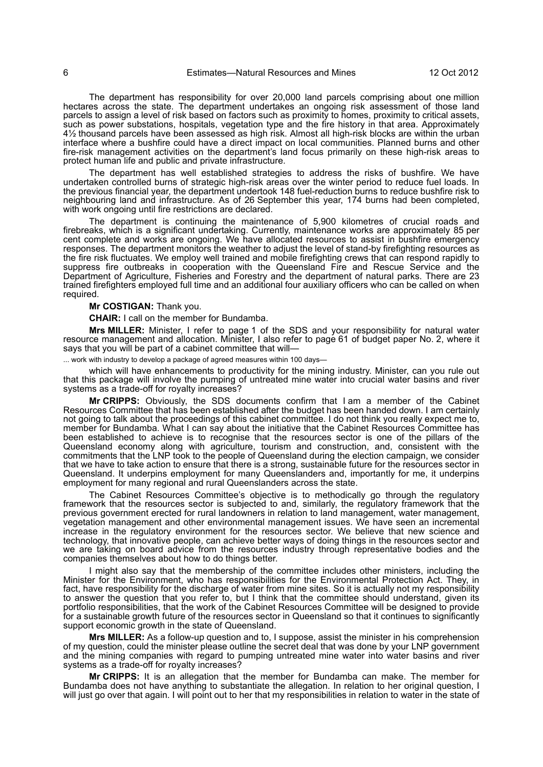The department has responsibility for over 20,000 land parcels comprising about one million hectares across the state. The department undertakes an ongoing risk assessment of those land parcels to assign a level of risk based on factors such as proximity to homes, proximity to critical assets, such as power substations, hospitals, vegetation type and the fire history in that area. Approximately 4½ thousand parcels have been assessed as high risk. Almost all high-risk blocks are within the urban interface where a bushfire could have a direct impact on local communities. Planned burns and other fire-risk management activities on the department's land focus primarily on these high-risk areas to protect human life and public and private infrastructure.

The department has well established strategies to address the risks of bushfire. We have undertaken controlled burns of strategic high-risk areas over the winter period to reduce fuel loads. In the previous financial year, the department undertook 148 fuel-reduction burns to reduce bushfire risk to neighbouring land and infrastructure. As of 26 September this year, 174 burns had been completed, with work ongoing until fire restrictions are declared.

The department is continuing the maintenance of 5,900 kilometres of crucial roads and firebreaks, which is a significant undertaking. Currently, maintenance works are approximately 85 per cent complete and works are ongoing. We have allocated resources to assist in bushfire emergency responses. The department monitors the weather to adjust the level of stand-by firefighting resources as the fire risk fluctuates. We employ well trained and mobile firefighting crews that can respond rapidly to suppress fire outbreaks in cooperation with the Queensland Fire and Rescue Service and the Department of Agriculture, Fisheries and Forestry and the department of natural parks. There are 23 trained firefighters employed full time and an additional four auxiliary officers who can be called on when required.

**Mr COSTIGAN:** Thank you.

**CHAIR:** I call on the member for Bundamba.

**Mrs MILLER:** Minister, I refer to page 1 of the SDS and your responsibility for natural water resource management and allocation. Minister, I also refer to page 61 of budget paper No. 2, where it says that you will be part of a cabinet committee that will—

... work with industry to develop a package of agreed measures within 100 days—

which will have enhancements to productivity for the mining industry. Minister, can you rule out that this package will involve the pumping of untreated mine water into crucial water basins and river systems as a trade-off for royalty increases?

**Mr CRIPPS:** Obviously, the SDS documents confirm that I am a member of the Cabinet Resources Committee that has been established after the budget has been handed down. I am certainly not going to talk about the proceedings of this cabinet committee. I do not think you really expect me to, member for Bundamba. What I can say about the initiative that the Cabinet Resources Committee has been established to achieve is to recognise that the resources sector is one of the pillars of the Queensland economy along with agriculture, tourism and construction, and, consistent with the commitments that the LNP took to the people of Queensland during the election campaign, we consider that we have to take action to ensure that there is a strong, sustainable future for the resources sector in Queensland. It underpins employment for many Queenslanders and, importantly for me, it underpins employment for many regional and rural Queenslanders across the state.

The Cabinet Resources Committee's objective is to methodically go through the regulatory framework that the resources sector is subjected to and, similarly, the regulatory framework that the previous government erected for rural landowners in relation to land management, water management, vegetation management and other environmental management issues. We have seen an incremental increase in the regulatory environment for the resources sector. We believe that new science and technology, that innovative people, can achieve better ways of doing things in the resources sector and we are taking on board advice from the resources industry through representative bodies and the companies themselves about how to do things better.

I might also say that the membership of the committee includes other ministers, including the Minister for the Environment, who has responsibilities for the Environmental Protection Act. They, in fact, have responsibility for the discharge of water from mine sites. So it is actually not my responsibility to answer the question that you refer to, but I think that the committee should understand, given its portfolio responsibilities, that the work of the Cabinet Resources Committee will be designed to provide for a sustainable growth future of the resources sector in Queensland so that it continues to significantly support economic growth in the state of Queensland.

**Mrs MILLER:** As a follow-up question and to, I suppose, assist the minister in his comprehension of my question, could the minister please outline the secret deal that was done by your LNP government and the mining companies with regard to pumping untreated mine water into water basins and river systems as a trade-off for royalty increases?

**Mr CRIPPS:** It is an allegation that the member for Bundamba can make. The member for Bundamba does not have anything to substantiate the allegation. In relation to her original question, I will just go over that again. I will point out to her that my responsibilities in relation to water in the state of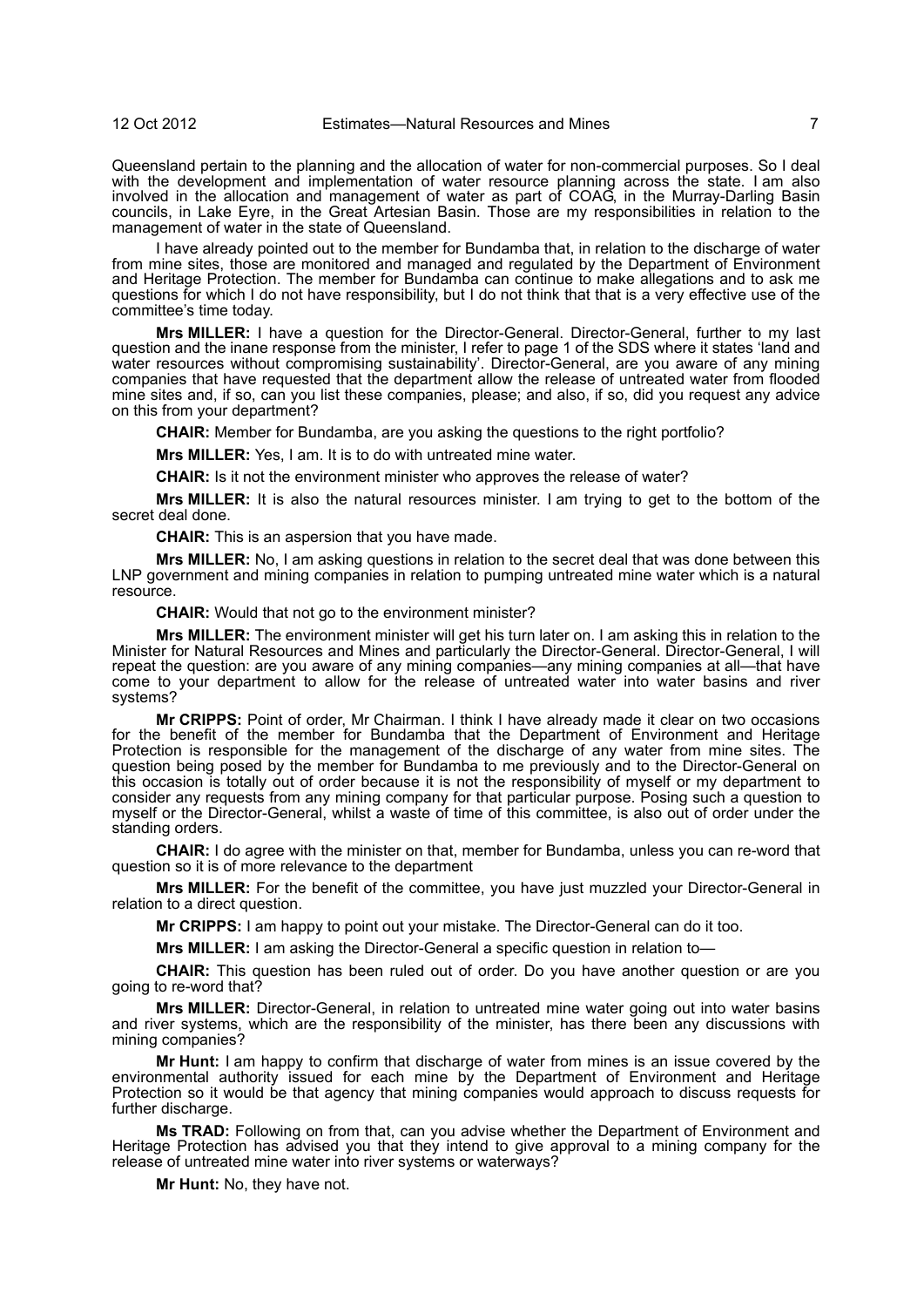Queensland pertain to the planning and the allocation of water for non-commercial purposes. So I deal with the development and implementation of water resource planning across the state. I am also involved in the allocation and management of water as part of COAG, in the Murray-Darling Basin councils, in Lake Eyre, in the Great Artesian Basin. Those are my responsibilities in relation to the management of water in the state of Queensland.

I have already pointed out to the member for Bundamba that, in relation to the discharge of water from mine sites, those are monitored and managed and regulated by the Department of Environment and Heritage Protection. The member for Bundamba can continue to make allegations and to ask me questions for which I do not have responsibility, but I do not think that that is a very effective use of the committee's time today.

**Mrs MILLER:** I have a question for the Director-General. Director-General, further to my last question and the inane response from the minister, I refer to page 1 of the SDS where it states 'land and water resources without compromising sustainability'. Director-General, are you aware of any mining companies that have requested that the department allow the release of untreated water from flooded mine sites and, if so, can you list these companies, please; and also, if so, did you request any advice on this from your department?

**CHAIR:** Member for Bundamba, are you asking the questions to the right portfolio?

**Mrs MILLER:** Yes, I am. It is to do with untreated mine water.

**CHAIR:** Is it not the environment minister who approves the release of water?

**Mrs MILLER:** It is also the natural resources minister. I am trying to get to the bottom of the secret deal done.

**CHAIR:** This is an aspersion that you have made.

**Mrs MILLER:** No, I am asking questions in relation to the secret deal that was done between this LNP government and mining companies in relation to pumping untreated mine water which is a natural resource.

**CHAIR:** Would that not go to the environment minister?

**Mrs MILLER:** The environment minister will get his turn later on. I am asking this in relation to the Minister for Natural Resources and Mines and particularly the Director-General. Director-General, I will repeat the question: are you aware of any mining companies—any mining companies at all—that have come to your department to allow for the release of untreated water into water basins and river systems?

**Mr CRIPPS:** Point of order, Mr Chairman. I think I have already made it clear on two occasions for the benefit of the member for Bundamba that the Department of Environment and Heritage Protection is responsible for the management of the discharge of any water from mine sites. The question being posed by the member for Bundamba to me previously and to the Director-General on this occasion is totally out of order because it is not the responsibility of myself or my department to consider any requests from any mining company for that particular purpose. Posing such a question to myself or the Director-General, whilst a waste of time of this committee, is also out of order under the standing orders.

**CHAIR:** I do agree with the minister on that, member for Bundamba, unless you can re-word that question so it is of more relevance to the department

**Mrs MILLER:** For the benefit of the committee, you have just muzzled your Director-General in relation to a direct question.

**Mr CRIPPS:** I am happy to point out your mistake. The Director-General can do it too.

**Mrs MILLER:** I am asking the Director-General a specific question in relation to—

**CHAIR:** This question has been ruled out of order. Do you have another question or are you going to re-word that?

**Mrs MILLER:** Director-General, in relation to untreated mine water going out into water basins and river systems, which are the responsibility of the minister, has there been any discussions with mining companies?

**Mr Hunt:** I am happy to confirm that discharge of water from mines is an issue covered by the environmental authority issued for each mine by the Department of Environment and Heritage Protection so it would be that agency that mining companies would approach to discuss requests for further discharge.

**Ms TRAD:** Following on from that, can you advise whether the Department of Environment and Heritage Protection has advised you that they intend to give approval to a mining company for the release of untreated mine water into river systems or waterways?

**Mr Hunt:** No, they have not.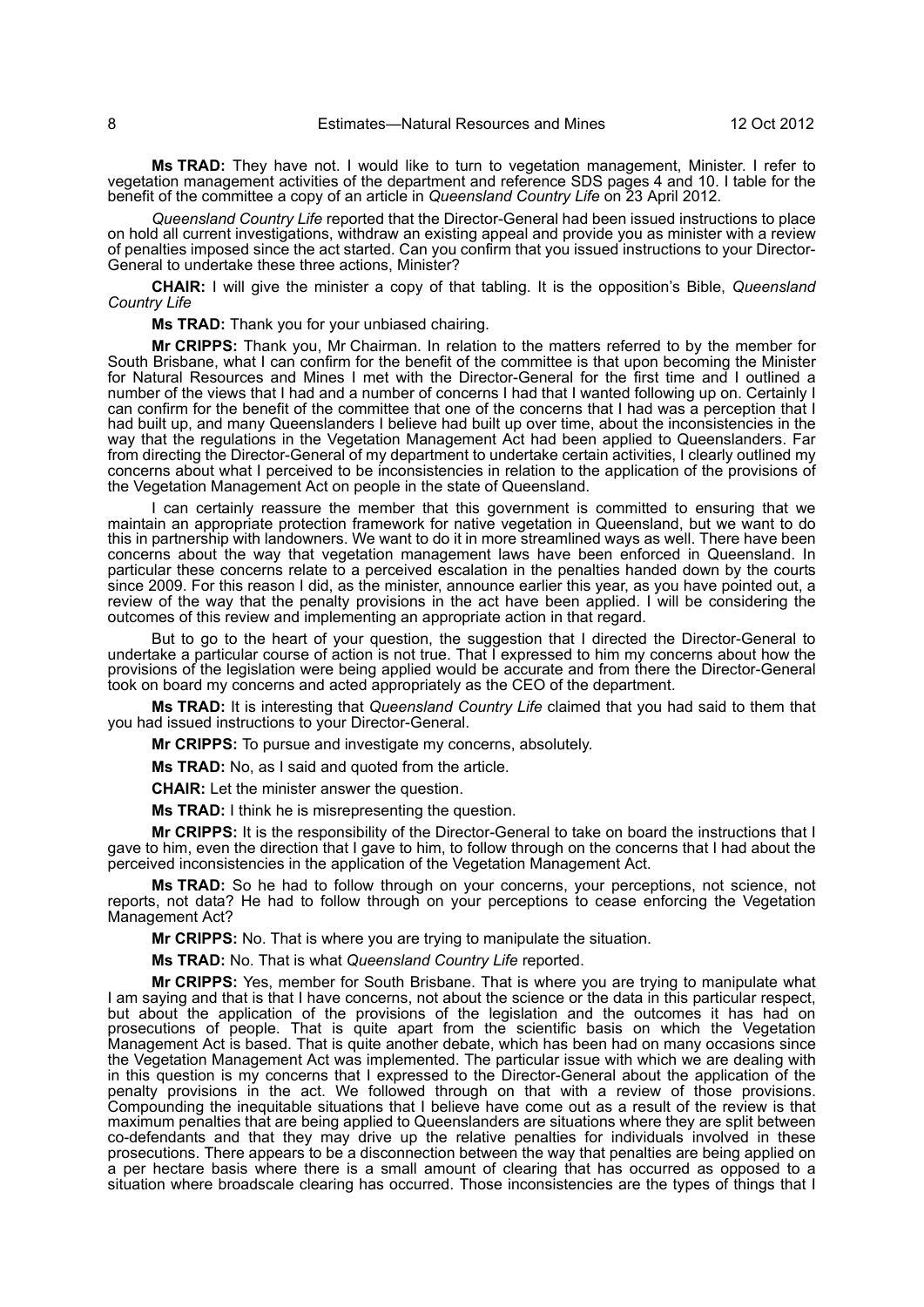**Ms TRAD:** They have not. I would like to turn to vegetation management, Minister. I refer to vegetation management activities of the department and reference SDS pages 4 and 10. I table for the benefit of the committee a copy of an article in *Queensland Country Life* on 23 April 2012.

*Queensland Country Life* reported that the Director-General had been issued instructions to place on hold all current investigations, withdraw an existing appeal and provide you as minister with a review of penalties imposed since the act started. Can you confirm that you issued instructions to your Director-General to undertake these three actions, Minister?

**CHAIR:** I will give the minister a copy of that tabling. It is the opposition's Bible, *Queensland Country Life*

**Ms TRAD:** Thank you for your unbiased chairing.

**Mr CRIPPS:** Thank you, Mr Chairman. In relation to the matters referred to by the member for South Brisbane, what I can confirm for the benefit of the committee is that upon becoming the Minister for Natural Resources and Mines I met with the Director-General for the first time and I outlined a number of the views that I had and a number of concerns I had that I wanted following up on. Certainly I can confirm for the benefit of the committee that one of the concerns that I had was a perception that I had built up, and many Queenslanders I believe had built up over time, about the inconsistencies in the way that the regulations in the Vegetation Management Act had been applied to Queenslanders. Far from directing the Director-General of my department to undertake certain activities, I clearly outlined my concerns about what I perceived to be inconsistencies in relation to the application of the provisions of the Vegetation Management Act on people in the state of Queensland.

I can certainly reassure the member that this government is committed to ensuring that we maintain an appropriate protection framework for native vegetation in Queensland, but we want to do this in partnership with landowners. We want to do it in more streamlined ways as well. There have been concerns about the way that vegetation management laws have been enforced in Queensland. In particular these concerns relate to a perceived escalation in the penalties handed down by the courts since 2009. For this reason I did, as the minister, announce earlier this year, as you have pointed out, a review of the way that the penalty provisions in the act have been applied. I will be considering the outcomes of this review and implementing an appropriate action in that regard.

But to go to the heart of your question, the suggestion that I directed the Director-General to undertake a particular course of action is not true. That I expressed to him my concerns about how the provisions of the legislation were being applied would be accurate and from there the Director-General took on board my concerns and acted appropriately as the CEO of the department.

**Ms TRAD:** It is interesting that *Queensland Country Life* claimed that you had said to them that you had issued instructions to your Director-General.

**Mr CRIPPS:** To pursue and investigate my concerns, absolutely.

**Ms TRAD:** No, as I said and quoted from the article.

**CHAIR:** Let the minister answer the question.

**Ms TRAD:** I think he is misrepresenting the question.

**Mr CRIPPS:** It is the responsibility of the Director-General to take on board the instructions that I gave to him, even the direction that I gave to him, to follow through on the concerns that I had about the perceived inconsistencies in the application of the Vegetation Management Act.

**Ms TRAD:** So he had to follow through on your concerns, your perceptions, not science, not reports, not data? He had to follow through on your perceptions to cease enforcing the Vegetation Management Act?

**Mr CRIPPS:** No. That is where you are trying to manipulate the situation.

**Ms TRAD:** No. That is what *Queensland Country Life* reported.

**Mr CRIPPS:** Yes, member for South Brisbane. That is where you are trying to manipulate what I am saying and that is that I have concerns, not about the science or the data in this particular respect, but about the application of the provisions of the legislation and the outcomes it has had on prosecutions of people. That is quite apart from the scientific basis on which the Vegetation Management Act is based. That is quite another debate, which has been had on many occasions since the Vegetation Management Act was implemented. The particular issue with which we are dealing with in this question is my concerns that I expressed to the Director-General about the application of the penalty provisions in the act. We followed through on that with a review of those provisions. Compounding the inequitable situations that I believe have come out as a result of the review is that maximum penalties that are being applied to Queenslanders are situations where they are split between co-defendants and that they may drive up the relative penalties for individuals involved in these prosecutions. There appears to be a disconnection between the way that penalties are being applied on a per hectare basis where there is a small amount of clearing that has occurred as opposed to a situation where broadscale clearing has occurred. Those inconsistencies are the types of things that I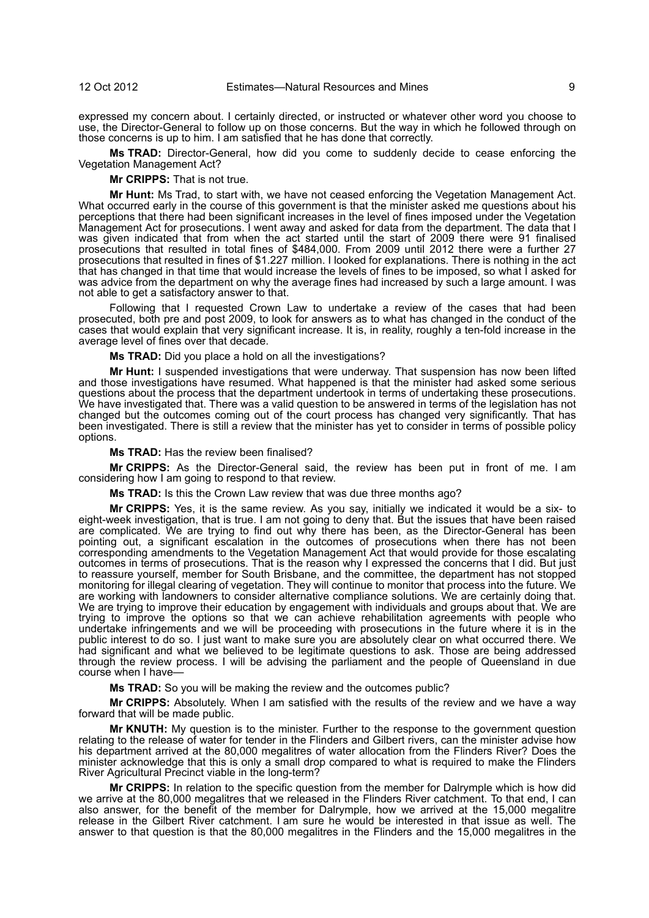expressed my concern about. I certainly directed, or instructed or whatever other word you choose to use, the Director-General to follow up on those concerns. But the way in which he followed through on those concerns is up to him. I am satisfied that he has done that correctly.

**Ms TRAD:** Director-General, how did you come to suddenly decide to cease enforcing the Vegetation Management Act?

**Mr CRIPPS:** That is not true.

**Mr Hunt:** Ms Trad, to start with, we have not ceased enforcing the Vegetation Management Act. What occurred early in the course of this government is that the minister asked me questions about his perceptions that there had been significant increases in the level of fines imposed under the Vegetation Management Act for prosecutions. I went away and asked for data from the department. The data that I was given indicated that from when the act started until the start of 2009 there were 91 finalised prosecutions that resulted in total fines of $484,000. From 2009 until 2012 there were a further 27 prosecutions that resulted in fines of $1.227 million. I looked for explanations. There is nothing in the act that has changed in that time that would increase the levels of fines to be imposed, so what I asked for was advice from the department on why the average fines had increased by such a large amount. I was not able to get a satisfactory answer to that.

Following that I requested Crown Law to undertake a review of the cases that had been prosecuted, both pre and post 2009, to look for answers as to what has changed in the conduct of the cases that would explain that very significant increase. It is, in reality, roughly a ten-fold increase in the average level of fines over that decade.

**Ms TRAD:** Did you place a hold on all the investigations?

**Mr Hunt:** I suspended investigations that were underway. That suspension has now been lifted and those investigations have resumed. What happened is that the minister had asked some serious questions about the process that the department undertook in terms of undertaking these prosecutions. We have investigated that. There was a valid question to be answered in terms of the legislation has not changed but the outcomes coming out of the court process has changed very significantly. That has been investigated. There is still a review that the minister has yet to consider in terms of possible policy options.

**Ms TRAD:** Has the review been finalised?

**Mr CRIPPS:** As the Director-General said, the review has been put in front of me. I am considering how I am going to respond to that review.

**Ms TRAD:** Is this the Crown Law review that was due three months ago?

**Mr CRIPPS:** Yes, it is the same review. As you say, initially we indicated it would be a six- to eight-week investigation, that is true. I am not going to deny that. But the issues that have been raised are complicated. We are trying to find out why there has been, as the Director-General has been pointing out, a significant escalation in the outcomes of prosecutions when there has not been corresponding amendments to the Vegetation Management Act that would provide for those escalating outcomes in terms of prosecutions. That is the reason why I expressed the concerns that I did. But just to reassure yourself, member for South Brisbane, and the committee, the department has not stopped monitoring for illegal clearing of vegetation. They will continue to monitor that process into the future. We are working with landowners to consider alternative compliance solutions. We are certainly doing that. We are trying to improve their education by engagement with individuals and groups about that. We are trying to improve the options so that we can achieve rehabilitation agreements with people who undertake infringements and we will be proceeding with prosecutions in the future where it is in the public interest to do so. I just want to make sure you are absolutely clear on what occurred there. We had significant and what we believed to be legitimate questions to ask. Those are being addressed through the review process. I will be advising the parliament and the people of Queensland in due course when I have—

**Ms TRAD:** So you will be making the review and the outcomes public?

**Mr CRIPPS:** Absolutely. When I am satisfied with the results of the review and we have a way forward that will be made public.

**Mr KNUTH:** My question is to the minister. Further to the response to the government question relating to the release of water for tender in the Flinders and Gilbert rivers, can the minister advise how his department arrived at the 80,000 megalitres of water allocation from the Flinders River? Does the minister acknowledge that this is only a small drop compared to what is required to make the Flinders River Agricultural Precinct viable in the long-term?

**Mr CRIPPS:** In relation to the specific question from the member for Dalrymple which is how did we arrive at the 80,000 megalitres that we released in the Flinders River catchment. To that end, I can also answer, for the benefit of the member for Dalrymple, how we arrived at the 15,000 megalitre release in the Gilbert River catchment. I am sure he would be interested in that issue as well. The answer to that question is that the 80,000 megalitres in the Flinders and the 15,000 megalitres in the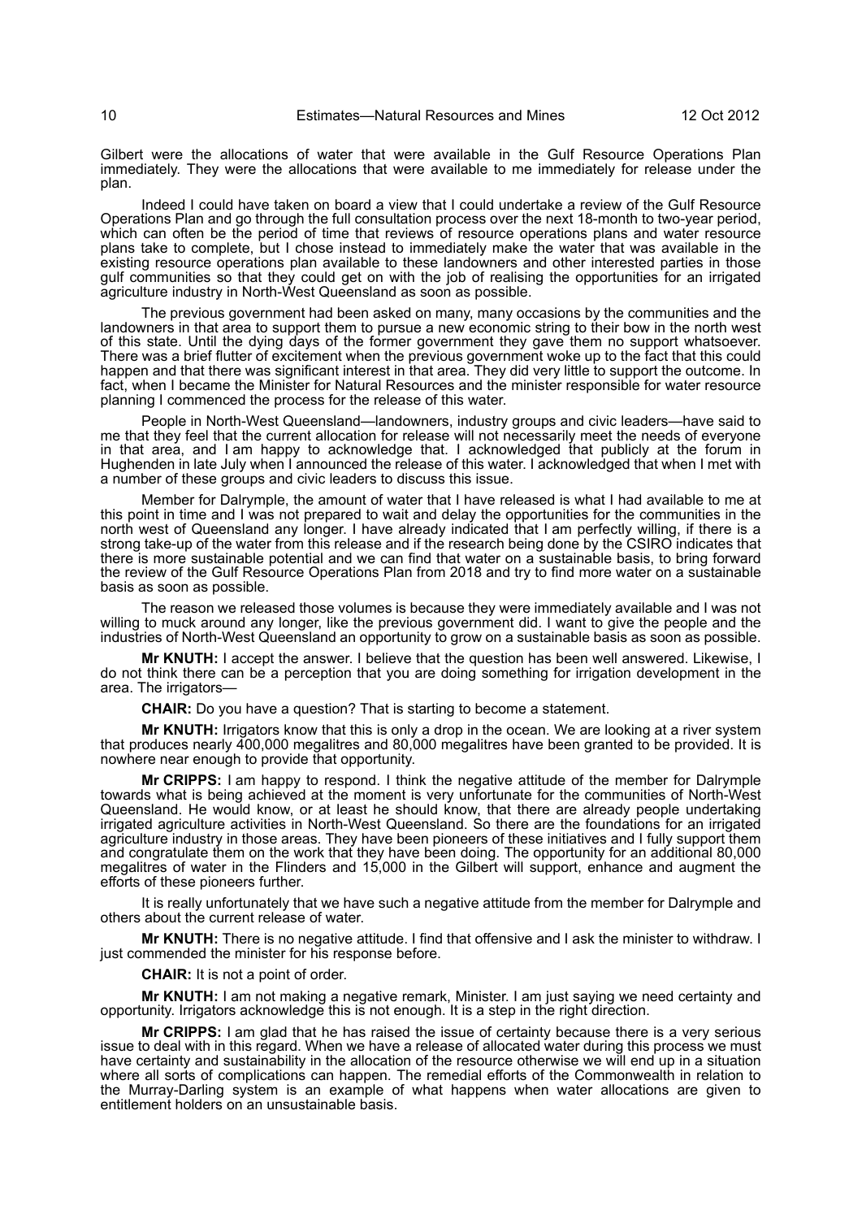Gilbert were the allocations of water that were available in the Gulf Resource Operations Plan immediately. They were the allocations that were available to me immediately for release under the plan.

Indeed I could have taken on board a view that I could undertake a review of the Gulf Resource Operations Plan and go through the full consultation process over the next 18-month to two-year period, which can often be the period of time that reviews of resource operations plans and water resource plans take to complete, but I chose instead to immediately make the water that was available in the existing resource operations plan available to these landowners and other interested parties in those gulf communities so that they could get on with the job of realising the opportunities for an irrigated agriculture industry in North-West Queensland as soon as possible.

The previous government had been asked on many, many occasions by the communities and the landowners in that area to support them to pursue a new economic string to their bow in the north west of this state. Until the dying days of the former government they gave them no support whatsoever. There was a brief flutter of excitement when the previous government woke up to the fact that this could happen and that there was significant interest in that area. They did very little to support the outcome. In fact, when I became the Minister for Natural Resources and the minister responsible for water resource planning I commenced the process for the release of this water.

People in North-West Queensland—landowners, industry groups and civic leaders—have said to me that they feel that the current allocation for release will not necessarily meet the needs of everyone in that area, and I am happy to acknowledge that. I acknowledged that publicly at the forum in Hughenden in late July when I announced the release of this water. I acknowledged that when I met with a number of these groups and civic leaders to discuss this issue.

Member for Dalrymple, the amount of water that I have released is what I had available to me at this point in time and I was not prepared to wait and delay the opportunities for the communities in the north west of Queensland any longer. I have already indicated that I am perfectly willing, if there is a strong take-up of the water from this release and if the research being done by the CSIRO indicates that there is more sustainable potential and we can find that water on a sustainable basis, to bring forward the review of the Gulf Resource Operations Plan from 2018 and try to find more water on a sustainable basis as soon as possible.

The reason we released those volumes is because they were immediately available and I was not willing to muck around any longer, like the previous government did. I want to give the people and the industries of North-West Queensland an opportunity to grow on a sustainable basis as soon as possible.

**Mr KNUTH:** I accept the answer. I believe that the question has been well answered. Likewise, I do not think there can be a perception that you are doing something for irrigation development in the area. The irrigators—

**CHAIR:** Do you have a question? That is starting to become a statement.

**Mr KNUTH:** Irrigators know that this is only a drop in the ocean. We are looking at a river system that produces nearly 400,000 megalitres and 80,000 megalitres have been granted to be provided. It is nowhere near enough to provide that opportunity.

**Mr CRIPPS:** I am happy to respond. I think the negative attitude of the member for Dalrymple towards what is being achieved at the moment is very unfortunate for the communities of North-West Queensland. He would know, or at least he should know, that there are already people undertaking irrigated agriculture activities in North-West Queensland. So there are the foundations for an irrigated agriculture industry in those areas. They have been pioneers of these initiatives and I fully support them and congratulate them on the work that they have been doing. The opportunity for an additional 80,000 megalitres of water in the Flinders and 15,000 in the Gilbert will support, enhance and augment the efforts of these pioneers further.

It is really unfortunately that we have such a negative attitude from the member for Dalrymple and others about the current release of water.

**Mr KNUTH:** There is no negative attitude. I find that offensive and I ask the minister to withdraw. I just commended the minister for his response before.

**CHAIR:** It is not a point of order.

**Mr KNUTH:** I am not making a negative remark, Minister. I am just saying we need certainty and opportunity. Irrigators acknowledge this is not enough. It is a step in the right direction.

**Mr CRIPPS:** I am glad that he has raised the issue of certainty because there is a very serious issue to deal with in this regard. When we have a release of allocated water during this process we must have certainty and sustainability in the allocation of the resource otherwise we will end up in a situation where all sorts of complications can happen. The remedial efforts of the Commonwealth in relation to the Murray-Darling system is an example of what happens when water allocations are given to entitlement holders on an unsustainable basis.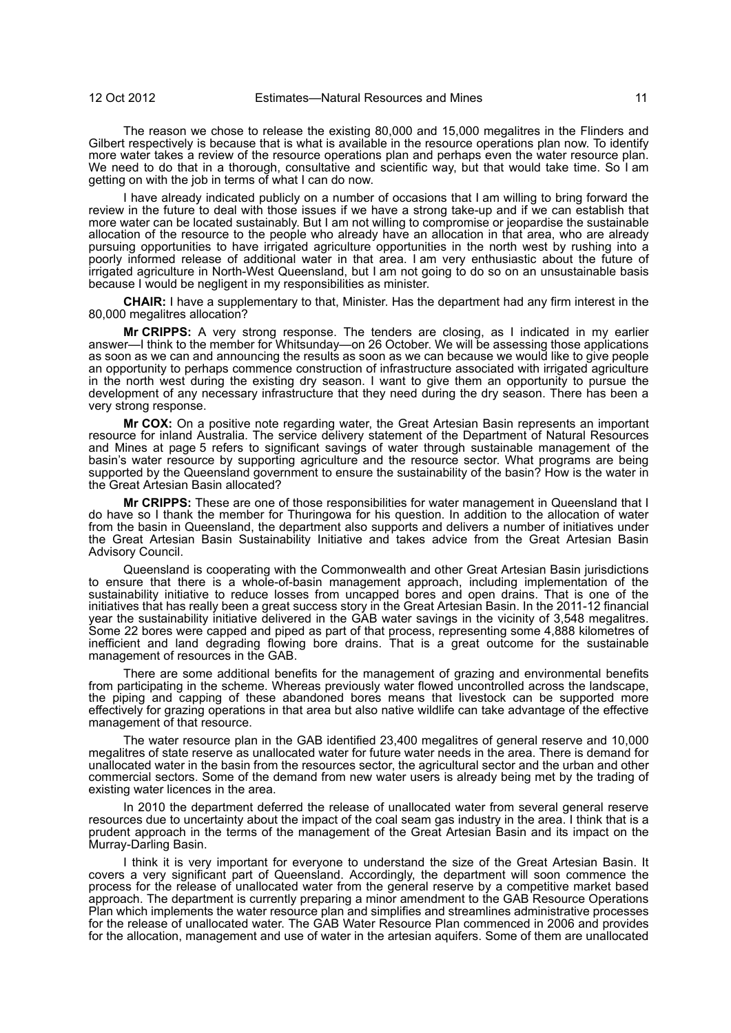The reason we chose to release the existing 80,000 and 15,000 megalitres in the Flinders and Gilbert respectively is because that is what is available in the resource operations plan now. To identify more water takes a review of the resource operations plan and perhaps even the water resource plan. We need to do that in a thorough, consultative and scientific way, but that would take time. So I am getting on with the job in terms of what I can do now.

I have already indicated publicly on a number of occasions that I am willing to bring forward the review in the future to deal with those issues if we have a strong take-up and if we can establish that more water can be located sustainably. But I am not willing to compromise or jeopardise the sustainable allocation of the resource to the people who already have an allocation in that area, who are already pursuing opportunities to have irrigated agriculture opportunities in the north west by rushing into a poorly informed release of additional water in that area. I am very enthusiastic about the future of irrigated agriculture in North-West Queensland, but I am not going to do so on an unsustainable basis because I would be negligent in my responsibilities as minister.

**CHAIR:** I have a supplementary to that, Minister. Has the department had any firm interest in the 80,000 megalitres allocation?

**Mr CRIPPS:** A very strong response. The tenders are closing, as I indicated in my earlier answer—I think to the member for Whitsunday—on 26 October. We will be assessing those applications as soon as we can and announcing the results as soon as we can because we would like to give people an opportunity to perhaps commence construction of infrastructure associated with irrigated agriculture in the north west during the existing dry season. I want to give them an opportunity to pursue the development of any necessary infrastructure that they need during the dry season. There has been a very strong response.

**Mr COX:** On a positive note regarding water, the Great Artesian Basin represents an important resource for inland Australia. The service delivery statement of the Department of Natural Resources and Mines at page 5 refers to significant savings of water through sustainable management of the basin's water resource by supporting agriculture and the resource sector. What programs are being supported by the Queensland government to ensure the sustainability of the basin? How is the water in the Great Artesian Basin allocated?

**Mr CRIPPS:** These are one of those responsibilities for water management in Queensland that I do have so I thank the member for Thuringowa for his question. In addition to the allocation of water from the basin in Queensland, the department also supports and delivers a number of initiatives under the Great Artesian Basin Sustainability Initiative and takes advice from the Great Artesian Basin Advisory Council.

Queensland is cooperating with the Commonwealth and other Great Artesian Basin jurisdictions to ensure that there is a whole-of-basin management approach, including implementation of the sustainability initiative to reduce losses from uncapped bores and open drains. That is one of the initiatives that has really been a great success story in the Great Artesian Basin. In the 2011-12 financial year the sustainability initiative delivered in the GAB water savings in the vicinity of 3,548 megalitres. Some 22 bores were capped and piped as part of that process, representing some 4,888 kilometres of inefficient and land degrading flowing bore drains. That is a great outcome for the sustainable management of resources in the GAB.

There are some additional benefits for the management of grazing and environmental benefits from participating in the scheme. Whereas previously water flowed uncontrolled across the landscape, the piping and capping of these abandoned bores means that livestock can be supported more effectively for grazing operations in that area but also native wildlife can take advantage of the effective management of that resource.

The water resource plan in the GAB identified 23,400 megalitres of general reserve and 10,000 megalitres of state reserve as unallocated water for future water needs in the area. There is demand for unallocated water in the basin from the resources sector, the agricultural sector and the urban and other commercial sectors. Some of the demand from new water users is already being met by the trading of existing water licences in the area.

In 2010 the department deferred the release of unallocated water from several general reserve resources due to uncertainty about the impact of the coal seam gas industry in the area. I think that is a prudent approach in the terms of the management of the Great Artesian Basin and its impact on the Murray-Darling Basin.

I think it is very important for everyone to understand the size of the Great Artesian Basin. It covers a very significant part of Queensland. Accordingly, the department will soon commence the process for the release of unallocated water from the general reserve by a competitive market based approach. The department is currently preparing a minor amendment to the GAB Resource Operations Plan which implements the water resource plan and simplifies and streamlines administrative processes for the release of unallocated water. The GAB Water Resource Plan commenced in 2006 and provides for the allocation, management and use of water in the artesian aquifers. Some of them are unallocated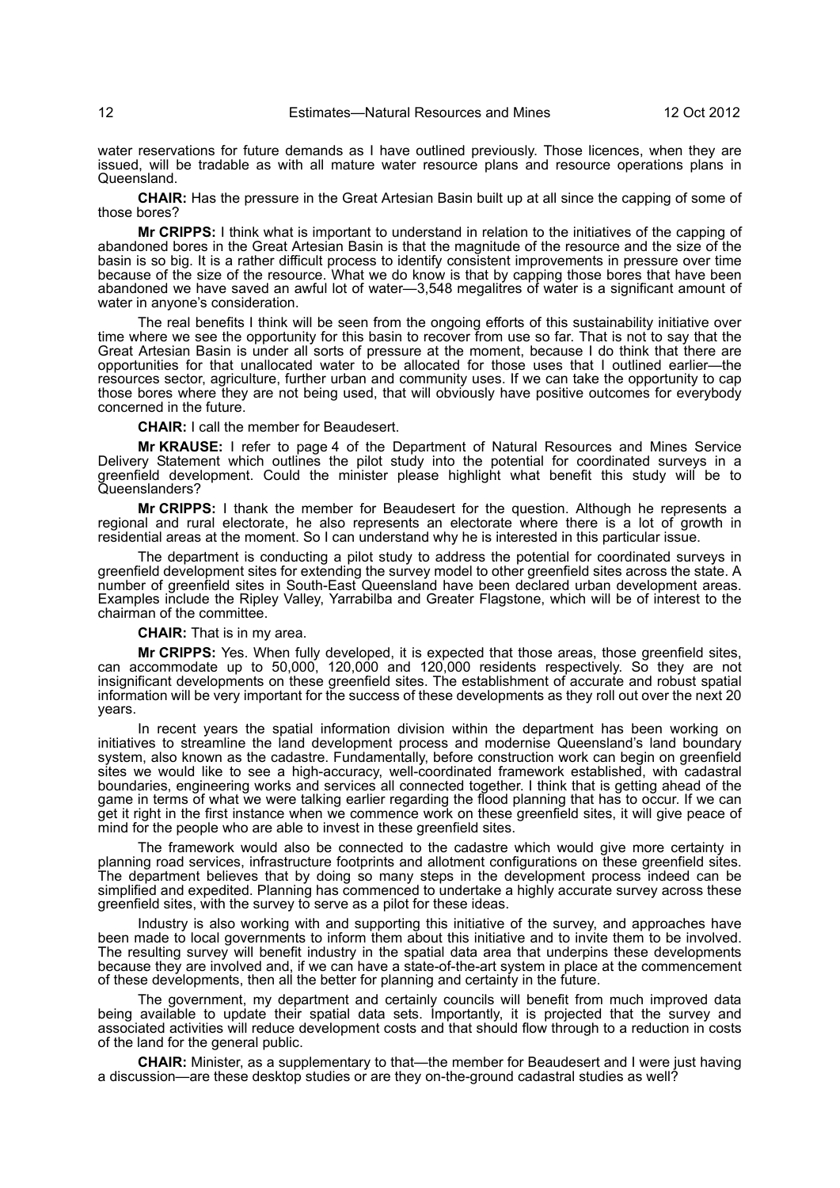water reservations for future demands as I have outlined previously. Those licences, when they are issued, will be tradable as with all mature water resource plans and resource operations plans in Queensland.

**CHAIR:** Has the pressure in the Great Artesian Basin built up at all since the capping of some of those bores?

**Mr CRIPPS:** I think what is important to understand in relation to the initiatives of the capping of abandoned bores in the Great Artesian Basin is that the magnitude of the resource and the size of the basin is so big. It is a rather difficult process to identify consistent improvements in pressure over time because of the size of the resource. What we do know is that by capping those bores that have been abandoned we have saved an awful lot of water—3,548 megalitres of water is a significant amount of water in anyone's consideration.

The real benefits I think will be seen from the ongoing efforts of this sustainability initiative over time where we see the opportunity for this basin to recover from use so far. That is not to say that the Great Artesian Basin is under all sorts of pressure at the moment, because I do think that there are opportunities for that unallocated water to be allocated for those uses that I outlined earlier—the resources sector, agriculture, further urban and community uses. If we can take the opportunity to cap those bores where they are not being used, that will obviously have positive outcomes for everybody concerned in the future.

**CHAIR:** I call the member for Beaudesert.

**Mr KRAUSE:** I refer to page 4 of the Department of Natural Resources and Mines Service Delivery Statement which outlines the pilot study into the potential for coordinated surveys in a greenfield development. Could the minister please highlight what benefit this study will be to Queenslanders?

**Mr CRIPPS:** I thank the member for Beaudesert for the question. Although he represents a regional and rural electorate, he also represents an electorate where there is a lot of growth in residential areas at the moment. So I can understand why he is interested in this particular issue.

The department is conducting a pilot study to address the potential for coordinated surveys in greenfield development sites for extending the survey model to other greenfield sites across the state. A number of greenfield sites in South-East Queensland have been declared urban development areas. Examples include the Ripley Valley, Yarrabilba and Greater Flagstone, which will be of interest to the chairman of the committee.

**CHAIR:** That is in my area.

**Mr CRIPPS:** Yes. When fully developed, it is expected that those areas, those greenfield sites, can accommodate up to 50,000, 120,000 and 120,000 residents respectively. So they are not insignificant developments on these greenfield sites. The establishment of accurate and robust spatial information will be very important for the success of these developments as they roll out over the next 20 years.

In recent years the spatial information division within the department has been working on initiatives to streamline the land development process and modernise Queensland's land boundary system, also known as the cadastre. Fundamentally, before construction work can begin on greenfield sites we would like to see a high-accuracy, well-coordinated framework established, with cadastral boundaries, engineering works and services all connected together. I think that is getting ahead of the game in terms of what we were talking earlier regarding the flood planning that has to occur. If we can get it right in the first instance when we commence work on these greenfield sites, it will give peace of mind for the people who are able to invest in these greenfield sites.

The framework would also be connected to the cadastre which would give more certainty in planning road services, infrastructure footprints and allotment configurations on these greenfield sites. The department believes that by doing so many steps in the development process indeed can be simplified and expedited. Planning has commenced to undertake a highly accurate survey across these greenfield sites, with the survey to serve as a pilot for these ideas.

Industry is also working with and supporting this initiative of the survey, and approaches have been made to local governments to inform them about this initiative and to invite them to be involved. The resulting survey will benefit industry in the spatial data area that underpins these developments because they are involved and, if we can have a state-of-the-art system in place at the commencement of these developments, then all the better for planning and certainty in the future.

The government, my department and certainly councils will benefit from much improved data being available to update their spatial data sets. Importantly, it is projected that the survey and associated activities will reduce development costs and that should flow through to a reduction in costs of the land for the general public.

**CHAIR:** Minister, as a supplementary to that—the member for Beaudesert and I were just having a discussion—are these desktop studies or are they on-the-ground cadastral studies as well?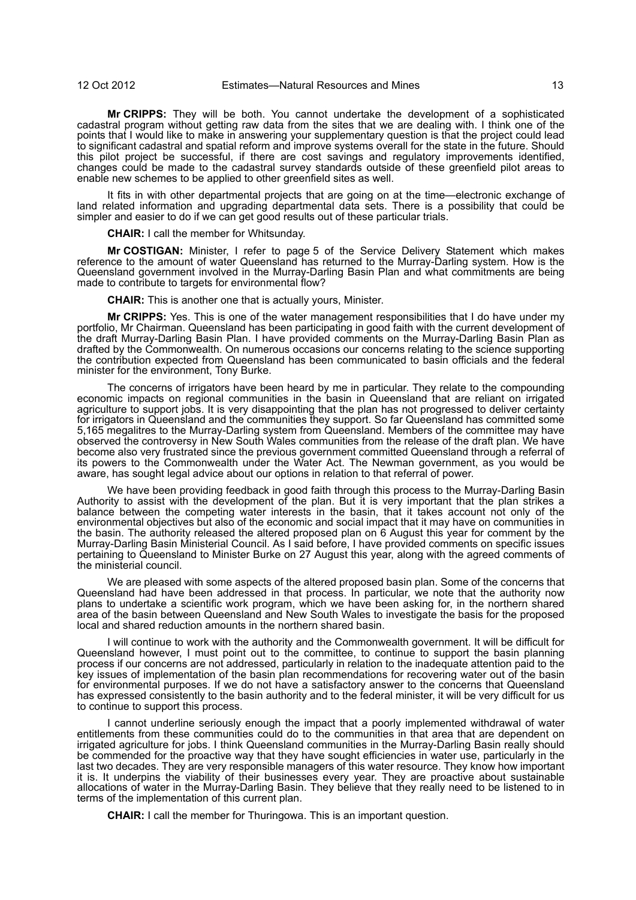**Mr CRIPPS:** They will be both. You cannot undertake the development of a sophisticated cadastral program without getting raw data from the sites that we are dealing with. I think one of the points that I would like to make in answering your supplementary question is that the project could lead to significant cadastral and spatial reform and improve systems overall for the state in the future. Should this pilot project be successful, if there are cost savings and regulatory improvements identified, changes could be made to the cadastral survey standards outside of these greenfield pilot areas to enable new schemes to be applied to other greenfield sites as well.

It fits in with other departmental projects that are going on at the time—electronic exchange of land related information and upgrading departmental data sets. There is a possibility that could be simpler and easier to do if we can get good results out of these particular trials.

**CHAIR:** I call the member for Whitsunday.

**Mr COSTIGAN:** Minister, I refer to page 5 of the Service Delivery Statement which makes reference to the amount of water Queensland has returned to the Murray-Darling system. How is the Queensland government involved in the Murray-Darling Basin Plan and what commitments are being made to contribute to targets for environmental flow?

**CHAIR:** This is another one that is actually yours, Minister.

**Mr CRIPPS:** Yes. This is one of the water management responsibilities that I do have under my portfolio, Mr Chairman. Queensland has been participating in good faith with the current development of the draft Murray-Darling Basin Plan. I have provided comments on the Murray-Darling Basin Plan as drafted by the Commonwealth. On numerous occasions our concerns relating to the science supporting the contribution expected from Queensland has been communicated to basin officials and the federal minister for the environment, Tony Burke.

The concerns of irrigators have been heard by me in particular. They relate to the compounding economic impacts on regional communities in the basin in Queensland that are reliant on irrigated agriculture to support jobs. It is very disappointing that the plan has not progressed to deliver certainty for irrigators in Queensland and the communities they support. So far Queensland has committed some 5,165 megalitres to the Murray-Darling system from Queensland. Members of the committee may have observed the controversy in New South Wales communities from the release of the draft plan. We have become also very frustrated since the previous government committed Queensland through a referral of its powers to the Commonwealth under the Water Act. The Newman government, as you would be aware, has sought legal advice about our options in relation to that referral of power.

We have been providing feedback in good faith through this process to the Murray-Darling Basin Authority to assist with the development of the plan. But it is very important that the plan strikes a balance between the competing water interests in the basin, that it takes account not only of the environmental objectives but also of the economic and social impact that it may have on communities in the basin. The authority released the altered proposed plan on 6 August this year for comment by the Murray-Darling Basin Ministerial Council. As I said before, I have provided comments on specific issues pertaining to Queensland to Minister Burke on 27 August this year, along with the agreed comments of the ministerial council.

We are pleased with some aspects of the altered proposed basin plan. Some of the concerns that Queensland had have been addressed in that process. In particular, we note that the authority now plans to undertake a scientific work program, which we have been asking for, in the northern shared area of the basin between Queensland and New South Wales to investigate the basis for the proposed local and shared reduction amounts in the northern shared basin.

I will continue to work with the authority and the Commonwealth government. It will be difficult for Queensland however, I must point out to the committee, to continue to support the basin planning process if our concerns are not addressed, particularly in relation to the inadequate attention paid to the key issues of implementation of the basin plan recommendations for recovering water out of the basin for environmental purposes. If we do not have a satisfactory answer to the concerns that Queensland has expressed consistently to the basin authority and to the federal minister, it will be very difficult for us to continue to support this process.

I cannot underline seriously enough the impact that a poorly implemented withdrawal of water entitlements from these communities could do to the communities in that area that are dependent on irrigated agriculture for jobs. I think Queensland communities in the Murray-Darling Basin really should be commended for the proactive way that they have sought efficiencies in water use, particularly in the last two decades. They are very responsible managers of this water resource. They know how important it is. It underpins the viability of their businesses every year. They are proactive about sustainable allocations of water in the Murray-Darling Basin. They believe that they really need to be listened to in terms of the implementation of this current plan.

**CHAIR:** I call the member for Thuringowa. This is an important question.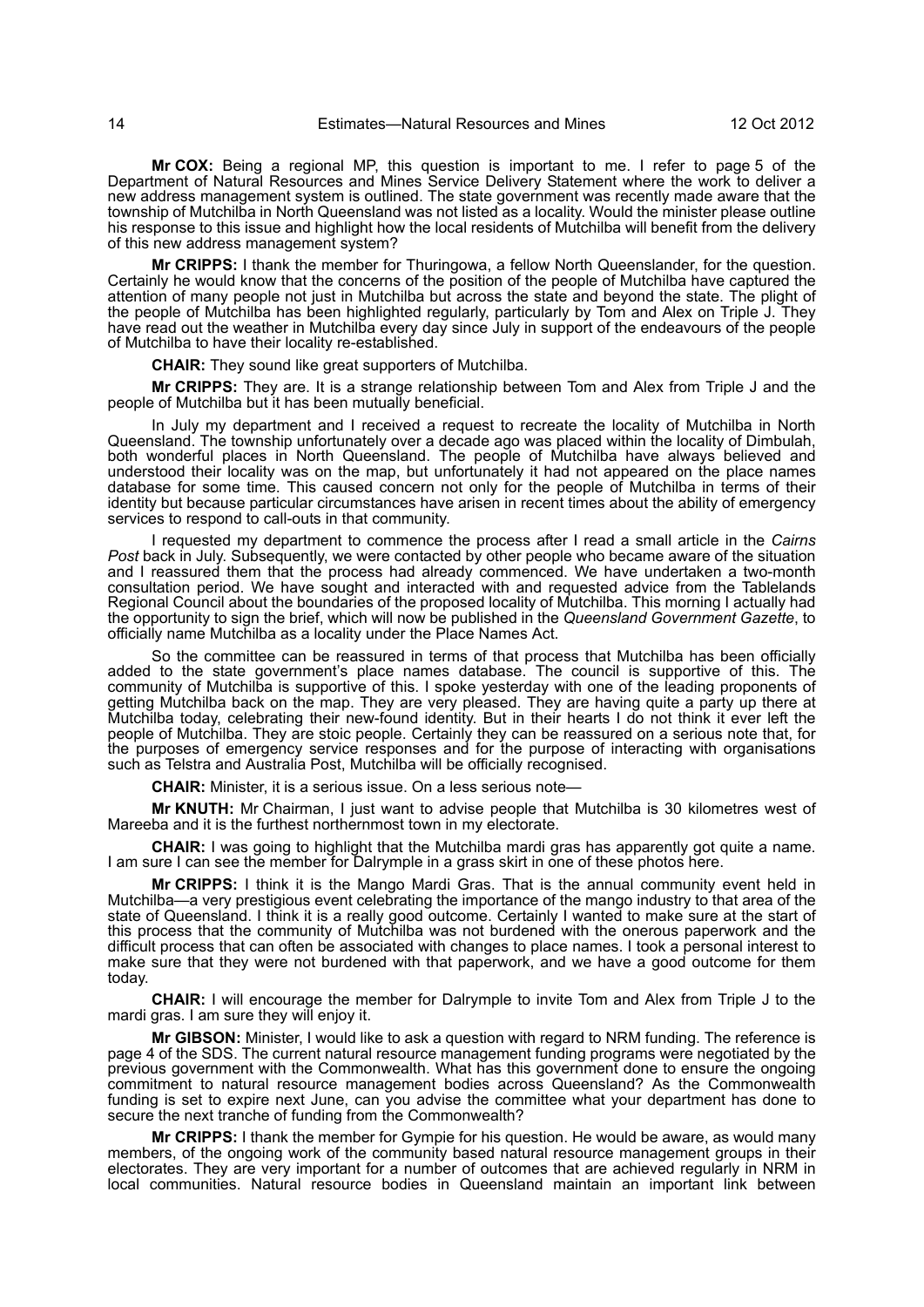**Mr COX:** Being a regional MP, this question is important to me. I refer to page 5 of the Department of Natural Resources and Mines Service Delivery Statement where the work to deliver a new address management system is outlined. The state government was recently made aware that the township of Mutchilba in North Queensland was not listed as a locality. Would the minister please outline his response to this issue and highlight how the local residents of Mutchilba will benefit from the delivery of this new address management system?

**Mr CRIPPS:** I thank the member for Thuringowa, a fellow North Queenslander, for the question. Certainly he would know that the concerns of the position of the people of Mutchilba have captured the attention of many people not just in Mutchilba but across the state and beyond the state. The plight of the people of Mutchilba has been highlighted regularly, particularly by Tom and Alex on Triple J. They have read out the weather in Mutchilba every day since July in support of the endeavours of the people of Mutchilba to have their locality re-established.

**CHAIR:** They sound like great supporters of Mutchilba.

**Mr CRIPPS:** They are. It is a strange relationship between Tom and Alex from Triple J and the people of Mutchilba but it has been mutually beneficial.

In July my department and I received a request to recreate the locality of Mutchilba in North Queensland. The township unfortunately over a decade ago was placed within the locality of Dimbulah, both wonderful places in North Queensland. The people of Mutchilba have always believed and understood their locality was on the map, but unfortunately it had not appeared on the place names database for some time. This caused concern not only for the people of Mutchilba in terms of their identity but because particular circumstances have arisen in recent times about the ability of emergency services to respond to call-outs in that community.

I requested my department to commence the process after I read a small article in the *Cairns Post* back in July. Subsequently, we were contacted by other people who became aware of the situation and I reassured them that the process had already commenced. We have undertaken a two-month consultation period. We have sought and interacted with and requested advice from the Tablelands Regional Council about the boundaries of the proposed locality of Mutchilba. This morning I actually had the opportunity to sign the brief, which will now be published in the *Queensland Government Gazette*, to officially name Mutchilba as a locality under the Place Names Act.

So the committee can be reassured in terms of that process that Mutchilba has been officially added to the state government's place names database. The council is supportive of this. The community of Mutchilba is supportive of this. I spoke yesterday with one of the leading proponents of getting Mutchilba back on the map. They are very pleased. They are having quite a party up there at Mutchilba today, celebrating their new-found identity. But in their hearts I do not think it ever left the people of Mutchilba. They are stoic people. Certainly they can be reassured on a serious note that, for the purposes of emergency service responses and for the purpose of interacting with organisations such as Telstra and Australia Post, Mutchilba will be officially recognised.

**CHAIR:** Minister, it is a serious issue. On a less serious note—

**Mr KNUTH:** Mr Chairman, I just want to advise people that Mutchilba is 30 kilometres west of Mareeba and it is the furthest northernmost town in my electorate.

**CHAIR:** I was going to highlight that the Mutchilba mardi gras has apparently got quite a name. I am sure I can see the member for Dalrymple in a grass skirt in one of these photos here.

**Mr CRIPPS:** I think it is the Mango Mardi Gras. That is the annual community event held in Mutchilba—a very prestigious event celebrating the importance of the mango industry to that area of the state of Queensland. I think it is a really good outcome. Certainly I wanted to make sure at the start of this process that the community of Mutchilba was not burdened with the onerous paperwork and the difficult process that can often be associated with changes to place names. I took a personal interest to make sure that they were not burdened with that paperwork, and we have a good outcome for them today.

**CHAIR:** I will encourage the member for Dalrymple to invite Tom and Alex from Triple J to the mardi gras. I am sure they will enjoy it.

**Mr GIBSON:** Minister, I would like to ask a question with regard to NRM funding. The reference is page 4 of the SDS. The current natural resource management funding programs were negotiated by the previous government with the Commonwealth. What has this government done to ensure the ongoing commitment to natural resource management bodies across Queensland? As the Commonwealth funding is set to expire next June, can you advise the committee what your department has done to secure the next tranche of funding from the Commonwealth?

**Mr CRIPPS:** I thank the member for Gympie for his question. He would be aware, as would many members, of the ongoing work of the community based natural resource management groups in their electorates. They are very important for a number of outcomes that are achieved regularly in NRM in local communities. Natural resource bodies in Queensland maintain an important link between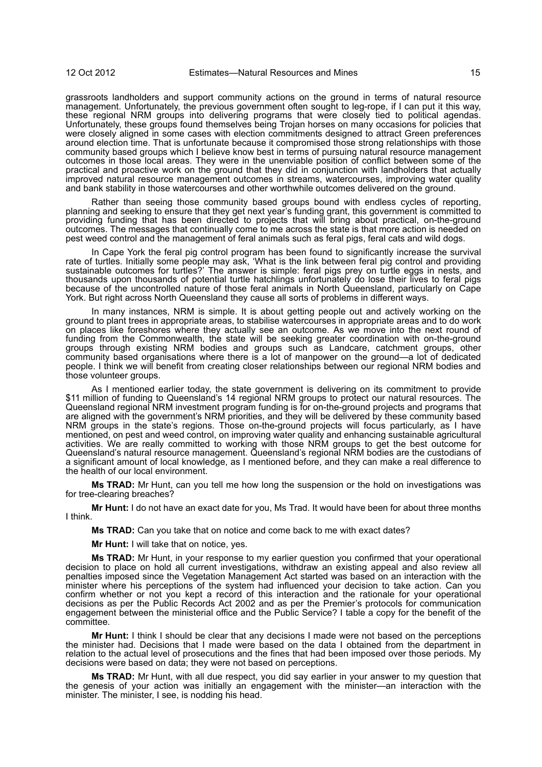grassroots landholders and support community actions on the ground in terms of natural resource management. Unfortunately, the previous government often sought to leg-rope, if I can put it this way, these regional NRM groups into delivering programs that were closely tied to political agendas. Unfortunately, these groups found themselves being Trojan horses on many occasions for policies that were closely aligned in some cases with election commitments designed to attract Green preferences around election time. That is unfortunate because it compromised those strong relationships with those community based groups which I believe know best in terms of pursuing natural resource management outcomes in those local areas. They were in the unenviable position of conflict between some of the practical and proactive work on the ground that they did in conjunction with landholders that actually improved natural resource management outcomes in streams, watercourses, improving water quality and bank stability in those watercourses and other worthwhile outcomes delivered on the ground.

Rather than seeing those community based groups bound with endless cycles of reporting, planning and seeking to ensure that they get next year's funding grant, this government is committed to providing funding that has been directed to projects that will bring about practical, on-the-ground outcomes. The messages that continually come to me across the state is that more action is needed on pest weed control and the management of feral animals such as feral pigs, feral cats and wild dogs.

In Cape York the feral pig control program has been found to significantly increase the survival rate of turtles. Initially some people may ask, 'What is the link between feral pig control and providing sustainable outcomes for turtles?' The answer is simple: feral pigs prey on turtle eggs in nests, and thousands upon thousands of potential turtle hatchlings unfortunately do lose their lives to feral pigs because of the uncontrolled nature of those feral animals in North Queensland, particularly on Cape York. But right across North Queensland they cause all sorts of problems in different ways.

In many instances, NRM is simple. It is about getting people out and actively working on the ground to plant trees in appropriate areas, to stabilise watercourses in appropriate areas and to do work on places like foreshores where they actually see an outcome. As we move into the next round of funding from the Commonwealth, the state will be seeking greater coordination with on-the-ground groups through existing NRM bodies and groups such as Landcare, catchment groups, other community based organisations where there is a lot of manpower on the ground—a lot of dedicated people. I think we will benefit from creating closer relationships between our regional NRM bodies and those volunteer groups.

As I mentioned earlier today, the state government is delivering on its commitment to provide $11 million of funding to Queensland's 14 regional NRM groups to protect our natural resources. The Queensland regional NRM investment program funding is for on-the-ground projects and programs that are aligned with the government's NRM priorities, and they will be delivered by these community based NRM groups in the state's regions. Those on-the-ground projects will focus particularly, as I have mentioned, on pest and weed control, on improving water quality and enhancing sustainable agricultural activities. We are really committed to working with those NRM groups to get the best outcome for Queensland's natural resource management. Queensland's regional NRM bodies are the custodians of a significant amount of local knowledge, as I mentioned before, and they can make a real difference to the health of our local environment.

**Ms TRAD:** Mr Hunt, can you tell me how long the suspension or the hold on investigations was for tree-clearing breaches?

**Mr Hunt:** I do not have an exact date for you, Ms Trad. It would have been for about three months I think.

**Ms TRAD:** Can you take that on notice and come back to me with exact dates?

**Mr Hunt:** I will take that on notice, yes.

**Ms TRAD:** Mr Hunt, in your response to my earlier question you confirmed that your operational decision to place on hold all current investigations, withdraw an existing appeal and also review all penalties imposed since the Vegetation Management Act started was based on an interaction with the minister where his perceptions of the system had influenced your decision to take action. Can you confirm whether or not you kept a record of this interaction and the rationale for your operational decisions as per the Public Records Act 2002 and as per the Premier's protocols for communication engagement between the ministerial office and the Public Service? I table a copy for the benefit of the committee.

**Mr Hunt:** I think I should be clear that any decisions I made were not based on the perceptions the minister had. Decisions that I made were based on the data I obtained from the department in relation to the actual level of prosecutions and the fines that had been imposed over those periods. My decisions were based on data; they were not based on perceptions.

**Ms TRAD:** Mr Hunt, with all due respect, you did say earlier in your answer to my question that the genesis of your action was initially an engagement with the minister—an interaction with the minister. The minister, I see, is nodding his head.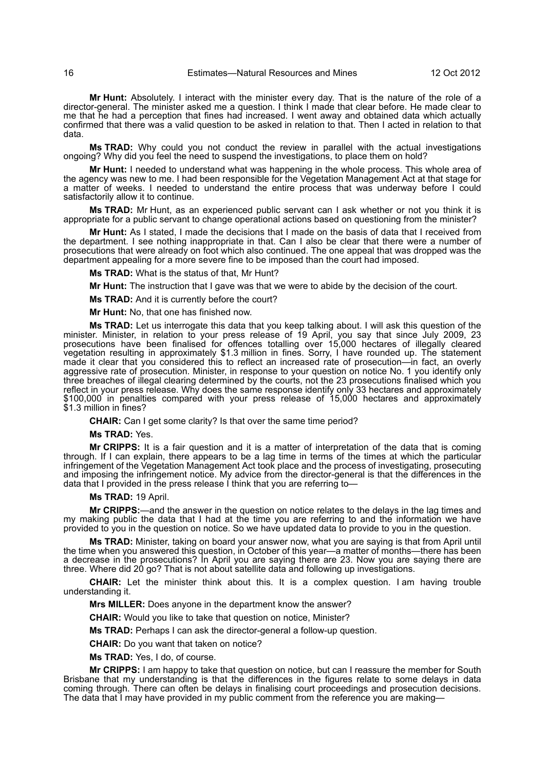**Mr Hunt:** Absolutely. I interact with the minister every day. That is the nature of the role of a director-general. The minister asked me a question. I think I made that clear before. He made clear to me that he had a perception that fines had increased. I went away and obtained data which actually confirmed that there was a valid question to be asked in relation to that. Then I acted in relation to that data.

**Ms TRAD:** Why could you not conduct the review in parallel with the actual investigations ongoing? Why did you feel the need to suspend the investigations, to place them on hold?

**Mr Hunt:** I needed to understand what was happening in the whole process. This whole area of the agency was new to me. I had been responsible for the Vegetation Management Act at that stage for a matter of weeks. I needed to understand the entire process that was underway before I could satisfactorily allow it to continue.

**Ms TRAD:** Mr Hunt, as an experienced public servant can I ask whether or not you think it is appropriate for a public servant to change operational actions based on questioning from the minister?

**Mr Hunt:** As I stated, I made the decisions that I made on the basis of data that I received from the department. I see nothing inappropriate in that. Can I also be clear that there were a number of prosecutions that were already on foot which also continued. The one appeal that was dropped was the department appealing for a more severe fine to be imposed than the court had imposed.

**Ms TRAD:** What is the status of that, Mr Hunt?

**Mr Hunt:** The instruction that I gave was that we were to abide by the decision of the court.

**Ms TRAD:** And it is currently before the court?

**Mr Hunt:** No, that one has finished now.

**Ms TRAD:** Let us interrogate this data that you keep talking about. I will ask this question of the minister. Minister, in relation to your press release of 19 April, you say that since July 2009, 23 prosecutions have been finalised for offences totalling over 15,000 hectares of illegally cleared vegetation resulting in approximately $1.3 million in fines. Sorry, I have rounded up. The statement made it clear that you considered this to reflect an increased rate of prosecution—in fact, an overly aggressive rate of prosecution. Minister, in response to your question on notice No. 1 you identify only three breaches of illegal clearing determined by the courts, not the 23 prosecutions finalised which you reflect in your press release. Why does the same response identify only 33 hectares and approximately $100,000 in penalties compared with your press release of 15,000 hectares and approximately $1.3 million in fines?

**CHAIR:** Can I get some clarity? Is that over the same time period?

**Ms TRAD:** Yes.

**Mr CRIPPS:** It is a fair question and it is a matter of interpretation of the data that is coming through. If I can explain, there appears to be a lag time in terms of the times at which the particular infringement of the Vegetation Management Act took place and the process of investigating, prosecuting and imposing the infringement notice. My advice from the director-general is that the differences in the data that I provided in the press release I think that you are referring to—

**Ms TRAD:** 19 April.

**Mr CRIPPS:**—and the answer in the question on notice relates to the delays in the lag times and my making public the data that I had at the time you are referring to and the information we have provided to you in the question on notice. So we have updated data to provide to you in the question.

**Ms TRAD:** Minister, taking on board your answer now, what you are saying is that from April until the time when you answered this question, in October of this year—a matter of months—there has been a decrease in the prosecutions? In April you are saying there are 23. Now you are saying there are three. Where did 20 go? That is not about satellite data and following up investigations.

**CHAIR:** Let the minister think about this. It is a complex question. I am having trouble understanding it.

**Mrs MILLER:** Does anyone in the department know the answer?

**CHAIR:** Would you like to take that question on notice, Minister?

**Ms TRAD:** Perhaps I can ask the director-general a follow-up question.

**CHAIR:** Do you want that taken on notice?

**Ms TRAD:** Yes, I do, of course.

**Mr CRIPPS:** I am happy to take that question on notice, but can I reassure the member for South Brisbane that my understanding is that the differences in the figures relate to some delays in data coming through. There can often be delays in finalising court proceedings and prosecution decisions. The data that I may have provided in my public comment from the reference you are making—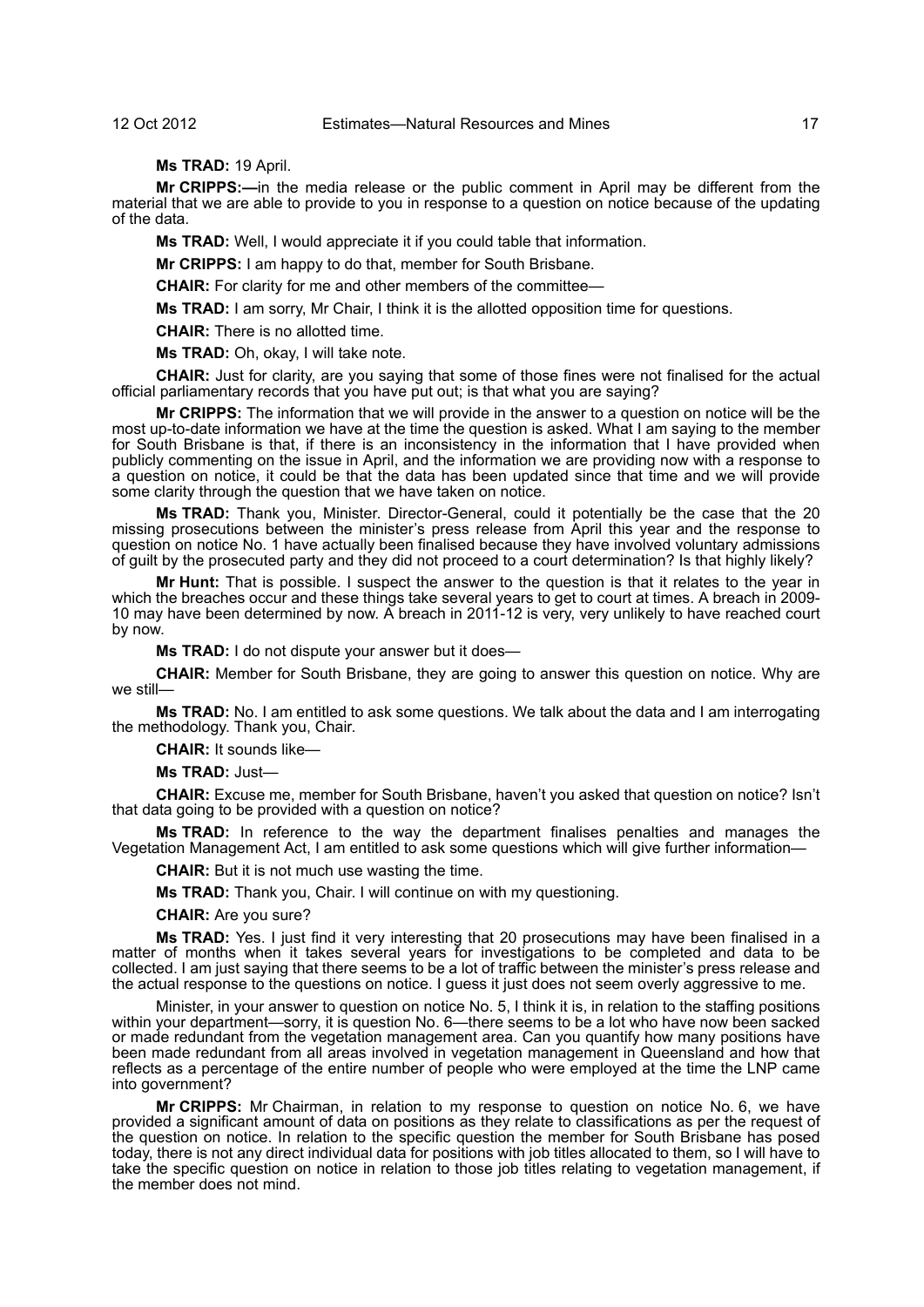**Ms TRAD:** 19 April.

**Mr CRIPPS:—**in the media release or the public comment in April may be different from the material that we are able to provide to you in response to a question on notice because of the updating of the data.

**Ms TRAD:** Well, I would appreciate it if you could table that information.

**Mr CRIPPS:** I am happy to do that, member for South Brisbane.

**CHAIR:** For clarity for me and other members of the committee—

**Ms TRAD:** I am sorry, Mr Chair, I think it is the allotted opposition time for questions.

**CHAIR:** There is no allotted time.

**Ms TRAD:** Oh, okay, I will take note.

**CHAIR:** Just for clarity, are you saying that some of those fines were not finalised for the actual official parliamentary records that you have put out; is that what you are saying?

**Mr CRIPPS:** The information that we will provide in the answer to a question on notice will be the most up-to-date information we have at the time the question is asked. What I am saying to the member for South Brisbane is that, if there is an inconsistency in the information that I have provided when publicly commenting on the issue in April, and the information we are providing now with a response to a question on notice, it could be that the data has been updated since that time and we will provide some clarity through the question that we have taken on notice.

**Ms TRAD:** Thank you, Minister. Director-General, could it potentially be the case that the 20 missing prosecutions between the minister's press release from April this year and the response to question on notice No. 1 have actually been finalised because they have involved voluntary admissions of guilt by the prosecuted party and they did not proceed to a court determination? Is that highly likely?

**Mr Hunt:** That is possible. I suspect the answer to the question is that it relates to the year in which the breaches occur and these things take several years to get to court at times. A breach in 2009-10 may have been determined by now. A breach in 2011-12 is very, very unlikely to have reached court by now.

**Ms TRAD:** I do not dispute your answer but it does—

**CHAIR:** Member for South Brisbane, they are going to answer this question on notice. Why are we still—

**Ms TRAD:** No. I am entitled to ask some questions. We talk about the data and I am interrogating the methodology. Thank you, Chair.

**CHAIR:** It sounds like—

**Ms TRAD:** Just—

**CHAIR:** Excuse me, member for South Brisbane, haven't you asked that question on notice? Isn't that data going to be provided with a question on notice?

**Ms TRAD:** In reference to the way the department finalises penalties and manages the Vegetation Management Act, I am entitled to ask some questions which will give further information—

**CHAIR:** But it is not much use wasting the time.

**Ms TRAD:** Thank you, Chair. I will continue on with my questioning.

**CHAIR:** Are you sure?

**Ms TRAD:** Yes. I just find it very interesting that 20 prosecutions may have been finalised in a matter of months when it takes several years for investigations to be completed and data to be collected. I am just saying that there seems to be a lot of traffic between the minister's press release and the actual response to the questions on notice. I guess it just does not seem overly aggressive to me.

Minister, in your answer to question on notice No. 5, I think it is, in relation to the staffing positions within your department—sorry, it is question No. 6—there seems to be a lot who have now been sacked or made redundant from the vegetation management area. Can you quantify how many positions have been made redundant from all areas involved in vegetation management in Queensland and how that reflects as a percentage of the entire number of people who were employed at the time the LNP came into government?

**Mr CRIPPS:** Mr Chairman, in relation to my response to question on notice No. 6, we have provided a significant amount of data on positions as they relate to classifications as per the request of the question on notice. In relation to the specific question the member for South Brisbane has posed today, there is not any direct individual data for positions with job titles allocated to them, so I will have to take the specific question on notice in relation to those job titles relating to vegetation management, if the member does not mind.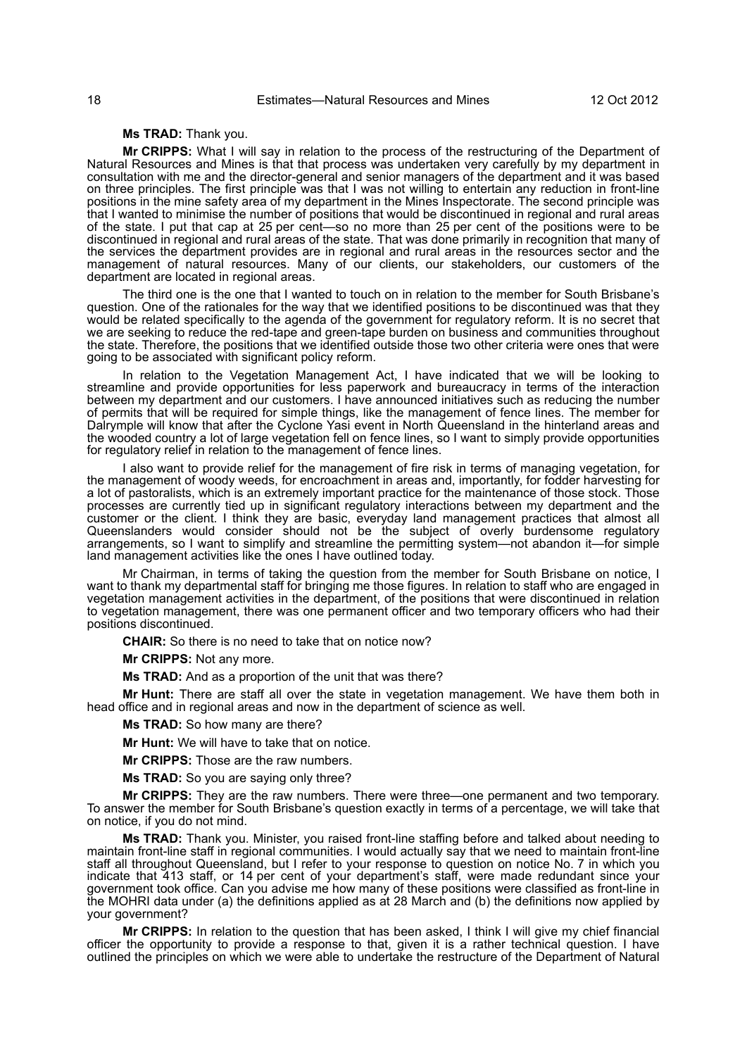**Ms TRAD:** Thank you.

**Mr CRIPPS:** What I will say in relation to the process of the restructuring of the Department of Natural Resources and Mines is that that process was undertaken very carefully by my department in consultation with me and the director-general and senior managers of the department and it was based on three principles. The first principle was that I was not willing to entertain any reduction in front-line positions in the mine safety area of my department in the Mines Inspectorate. The second principle was that I wanted to minimise the number of positions that would be discontinued in regional and rural areas of the state. I put that cap at 25 per cent—so no more than 25 per cent of the positions were to be discontinued in regional and rural areas of the state. That was done primarily in recognition that many of the services the department provides are in regional and rural areas in the resources sector and the management of natural resources. Many of our clients, our stakeholders, our customers of the department are located in regional areas.

The third one is the one that I wanted to touch on in relation to the member for South Brisbane's question. One of the rationales for the way that we identified positions to be discontinued was that they would be related specifically to the agenda of the government for regulatory reform. It is no secret that we are seeking to reduce the red-tape and green-tape burden on business and communities throughout the state. Therefore, the positions that we identified outside those two other criteria were ones that were going to be associated with significant policy reform.

In relation to the Vegetation Management Act, I have indicated that we will be looking to streamline and provide opportunities for less paperwork and bureaucracy in terms of the interaction between my department and our customers. I have announced initiatives such as reducing the number of permits that will be required for simple things, like the management of fence lines. The member for Dalrymple will know that after the Cyclone Yasi event in North Queensland in the hinterland areas and the wooded country a lot of large vegetation fell on fence lines, so I want to simply provide opportunities for regulatory relief in relation to the management of fence lines.

I also want to provide relief for the management of fire risk in terms of managing vegetation, for the management of woody weeds, for encroachment in areas and, importantly, for fodder harvesting for a lot of pastoralists, which is an extremely important practice for the maintenance of those stock. Those processes are currently tied up in significant regulatory interactions between my department and the customer or the client. I think they are basic, everyday land management practices that almost all Queenslanders would consider should not be the subject of overly burdensome regulatory arrangements, so I want to simplify and streamline the permitting system—not abandon it—for simple land management activities like the ones I have outlined today.

Mr Chairman, in terms of taking the question from the member for South Brisbane on notice, I want to thank my departmental staff for bringing me those figures. In relation to staff who are engaged in vegetation management activities in the department, of the positions that were discontinued in relation to vegetation management, there was one permanent officer and two temporary officers who had their positions discontinued.

**CHAIR:** So there is no need to take that on notice now?

**Mr CRIPPS:** Not any more.

**Ms TRAD:** And as a proportion of the unit that was there?

**Mr Hunt:** There are staff all over the state in vegetation management. We have them both in head office and in regional areas and now in the department of science as well.

**Ms TRAD:** So how many are there?

**Mr Hunt:** We will have to take that on notice.

**Mr CRIPPS:** Those are the raw numbers.

**Ms TRAD:** So you are saying only three?

**Mr CRIPPS:** They are the raw numbers. There were three—one permanent and two temporary. To answer the member for South Brisbane's question exactly in terms of a percentage, we will take that on notice, if you do not mind.

**Ms TRAD:** Thank you. Minister, you raised front-line staffing before and talked about needing to maintain front-line staff in regional communities. I would actually say that we need to maintain front-line staff all throughout Queensland, but I refer to your response to question on notice No. 7 in which you indicate that 413 staff, or 14 per cent of your department's staff, were made redundant since your government took office. Can you advise me how many of these positions were classified as front-line in the MOHRI data under (a) the definitions applied as at 28 March and (b) the definitions now applied by your government?

**Mr CRIPPS:** In relation to the question that has been asked, I think I will give my chief financial officer the opportunity to provide a response to that, given it is a rather technical question. I have outlined the principles on which we were able to undertake the restructure of the Department of Natural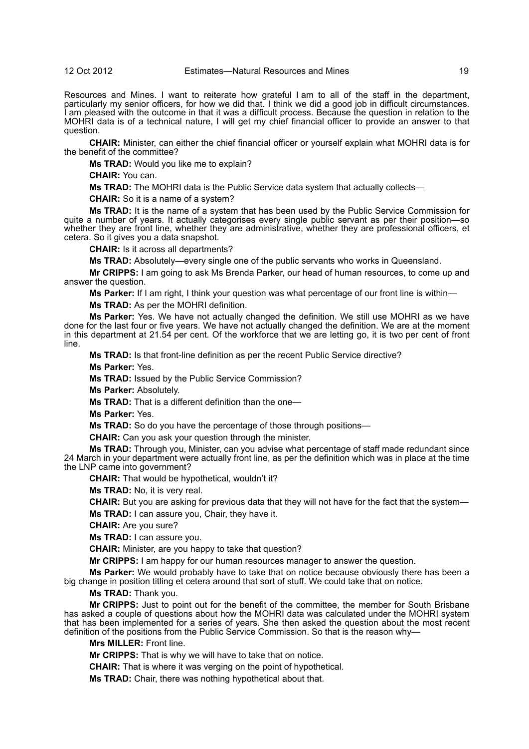Resources and Mines. I want to reiterate how grateful I am to all of the staff in the department, particularly my senior officers, for how we did that. I think we did a good job in difficult circumstances. I am pleased with the outcome in that it was a difficult process. Because the question in relation to the MOHRI data is of a technical nature, I will get my chief financial officer to provide an answer to that question.

**CHAIR:** Minister, can either the chief financial officer or yourself explain what MOHRI data is for the benefit of the committee?

**Ms TRAD:** Would you like me to explain?

**CHAIR:** You can.

**Ms TRAD:** The MOHRI data is the Public Service data system that actually collects—

**CHAIR:** So it is a name of a system?

**Ms TRAD:** It is the name of a system that has been used by the Public Service Commission for quite a number of years. It actually categorises every single public servant as per their position—so whether they are front line, whether they are administrative, whether they are professional officers, et cetera. So it gives you a data snapshot.

**CHAIR:** Is it across all departments?

**Ms TRAD:** Absolutely—every single one of the public servants who works in Queensland.

**Mr CRIPPS:** I am going to ask Ms Brenda Parker, our head of human resources, to come up and answer the question.

**Ms Parker:** If I am right, I think your question was what percentage of our front line is within—

**Ms TRAD:** As per the MOHRI definition.

**Ms Parker:** Yes. We have not actually changed the definition. We still use MOHRI as we have done for the last four or five years. We have not actually changed the definition. We are at the moment in this department at 21.54 per cent. Of the workforce that we are letting go, it is two per cent of front line.

**Ms TRAD:** Is that front-line definition as per the recent Public Service directive?

**Ms Parker:** Yes.

**Ms TRAD:** Issued by the Public Service Commission?

**Ms Parker:** Absolutely.

**Ms TRAD:** That is a different definition than the one—

**Ms Parker:** Yes.

**Ms TRAD:** So do you have the percentage of those through positions—

**CHAIR:** Can you ask your question through the minister.

**Ms TRAD:** Through you, Minister, can you advise what percentage of staff made redundant since 24 March in your department were actually front line, as per the definition which was in place at the time the LNP came into government?

**CHAIR:** That would be hypothetical, wouldn't it?

**Ms TRAD:** No, it is very real.

**CHAIR:** But you are asking for previous data that they will not have for the fact that the system—

**Ms TRAD:** I can assure you, Chair, they have it.

**CHAIR:** Are you sure?

**Ms TRAD:** I can assure you.

**CHAIR:** Minister, are you happy to take that question?

**Mr CRIPPS:** I am happy for our human resources manager to answer the question.

**Ms Parker:** We would probably have to take that on notice because obviously there has been a big change in position titling et cetera around that sort of stuff. We could take that on notice.

**Ms TRAD:** Thank you.

**Mr CRIPPS:** Just to point out for the benefit of the committee, the member for South Brisbane has asked a couple of questions about how the MOHRI data was calculated under the MOHRI system that has been implemented for a series of years. She then asked the question about the most recent definition of the positions from the Public Service Commission. So that is the reason why—

**Mrs MILLER:** Front line.

**Mr CRIPPS:** That is why we will have to take that on notice.

**CHAIR:** That is where it was verging on the point of hypothetical.

**Ms TRAD:** Chair, there was nothing hypothetical about that.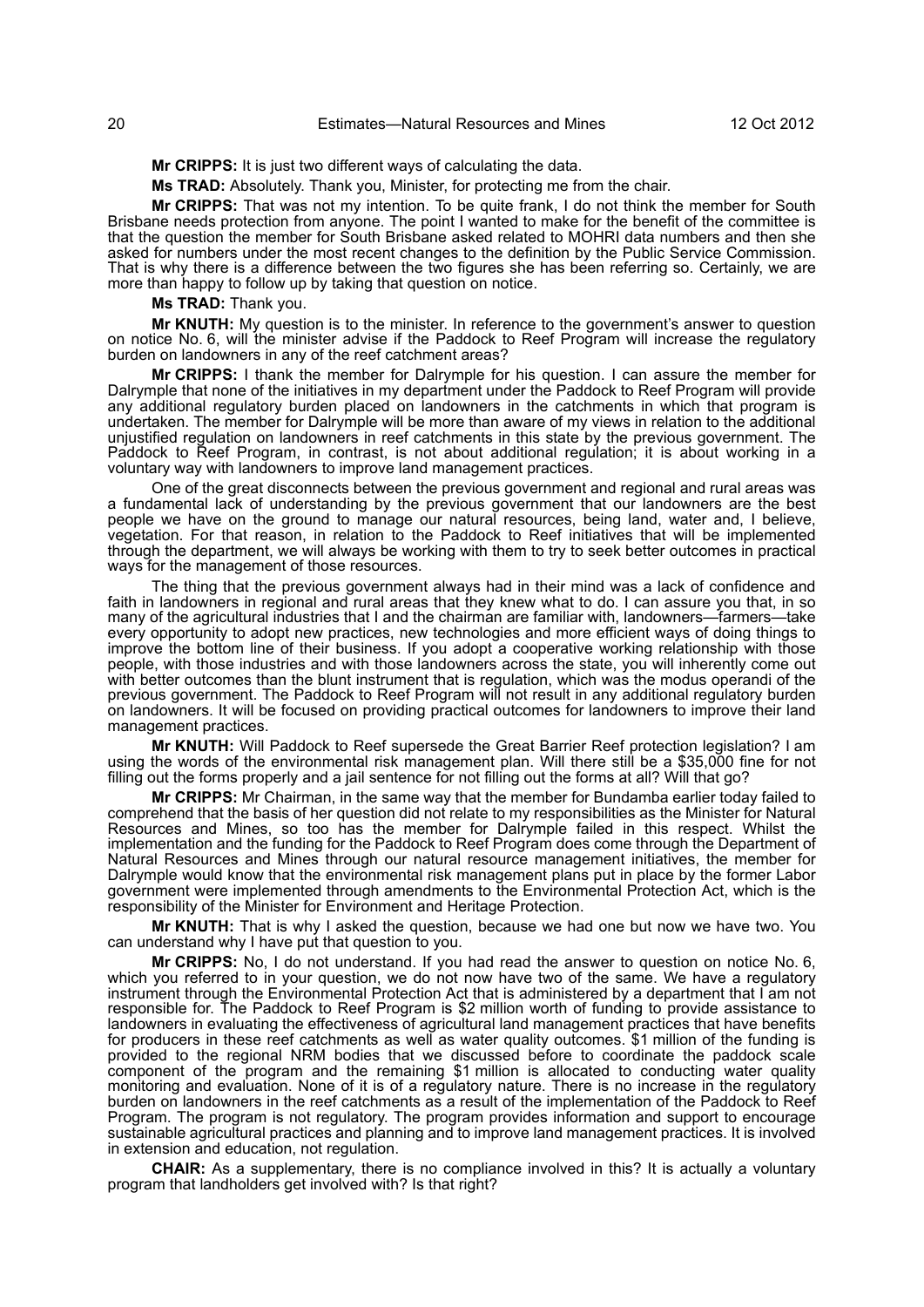**Mr CRIPPS:** It is just two different ways of calculating the data.

**Ms TRAD:** Absolutely. Thank you, Minister, for protecting me from the chair.

**Mr CRIPPS:** That was not my intention. To be quite frank, I do not think the member for South Brisbane needs protection from anyone. The point I wanted to make for the benefit of the committee is that the question the member for South Brisbane asked related to MOHRI data numbers and then she asked for numbers under the most recent changes to the definition by the Public Service Commission. That is why there is a difference between the two figures she has been referring so. Certainly, we are more than happy to follow up by taking that question on notice.

**Ms TRAD:** Thank you.

**Mr KNUTH:** My question is to the minister. In reference to the government's answer to question on notice No. 6, will the minister advise if the Paddock to Reef Program will increase the regulatory burden on landowners in any of the reef catchment areas?

**Mr CRIPPS:** I thank the member for Dalrymple for his question. I can assure the member for Dalrymple that none of the initiatives in my department under the Paddock to Reef Program will provide any additional regulatory burden placed on landowners in the catchments in which that program is undertaken. The member for Dalrymple will be more than aware of my views in relation to the additional unjustified regulation on landowners in reef catchments in this state by the previous government. The Paddock to Reef Program, in contrast, is not about additional regulation; it is about working in a voluntary way with landowners to improve land management practices.

One of the great disconnects between the previous government and regional and rural areas was a fundamental lack of understanding by the previous government that our landowners are the best people we have on the ground to manage our natural resources, being land, water and, I believe, vegetation. For that reason, in relation to the Paddock to Reef initiatives that will be implemented through the department, we will always be working with them to try to seek better outcomes in practical ways for the management of those resources.

The thing that the previous government always had in their mind was a lack of confidence and faith in landowners in regional and rural areas that they knew what to do. I can assure you that, in so many of the agricultural industries that I and the chairman are familiar with, landowners—farmers—take every opportunity to adopt new practices, new technologies and more efficient ways of doing things to improve the bottom line of their business. If you adopt a cooperative working relationship with those people, with those industries and with those landowners across the state, you will inherently come out with better outcomes than the blunt instrument that is regulation, which was the modus operandi of the previous government. The Paddock to Reef Program will not result in any additional regulatory burden on landowners. It will be focused on providing practical outcomes for landowners to improve their land management practices.

**Mr KNUTH:** Will Paddock to Reef supersede the Great Barrier Reef protection legislation? I am using the words of the environmental risk management plan. Will there still be a $35,000 fine for not filling out the forms properly and a jail sentence for not filling out the forms at all? Will that go?

**Mr CRIPPS:** Mr Chairman, in the same way that the member for Bundamba earlier today failed to comprehend that the basis of her question did not relate to my responsibilities as the Minister for Natural Resources and Mines, so too has the member for Dalrymple failed in this respect. Whilst the implementation and the funding for the Paddock to Reef Program does come through the Department of Natural Resources and Mines through our natural resource management initiatives, the member for Dalrymple would know that the environmental risk management plans put in place by the former Labor government were implemented through amendments to the Environmental Protection Act, which is the responsibility of the Minister for Environment and Heritage Protection.

**Mr KNUTH:** That is why I asked the question, because we had one but now we have two. You can understand why I have put that question to you.

**Mr CRIPPS:** No, I do not understand. If you had read the answer to question on notice No. 6, which you referred to in your question, we do not now have two of the same. We have a regulatory instrument through the Environmental Protection Act that is administered by a department that I am not responsible for. The Paddock to Reef Program is $2 million worth of funding to provide assistance to landowners in evaluating the effectiveness of agricultural land management practices that have benefits for producers in these reef catchments as well as water quality outcomes. $1 million of the funding is provided to the regional NRM bodies that we discussed before to coordinate the paddock scale component of the program and the remaining $1 million is allocated to conducting water quality monitoring and evaluation. None of it is of a regulatory nature. There is no increase in the regulatory burden on landowners in the reef catchments as a result of the implementation of the Paddock to Reef Program. The program is not regulatory. The program provides information and support to encourage sustainable agricultural practices and planning and to improve land management practices. It is involved in extension and education, not regulation.

**CHAIR:** As a supplementary, there is no compliance involved in this? It is actually a voluntary program that landholders get involved with? Is that right?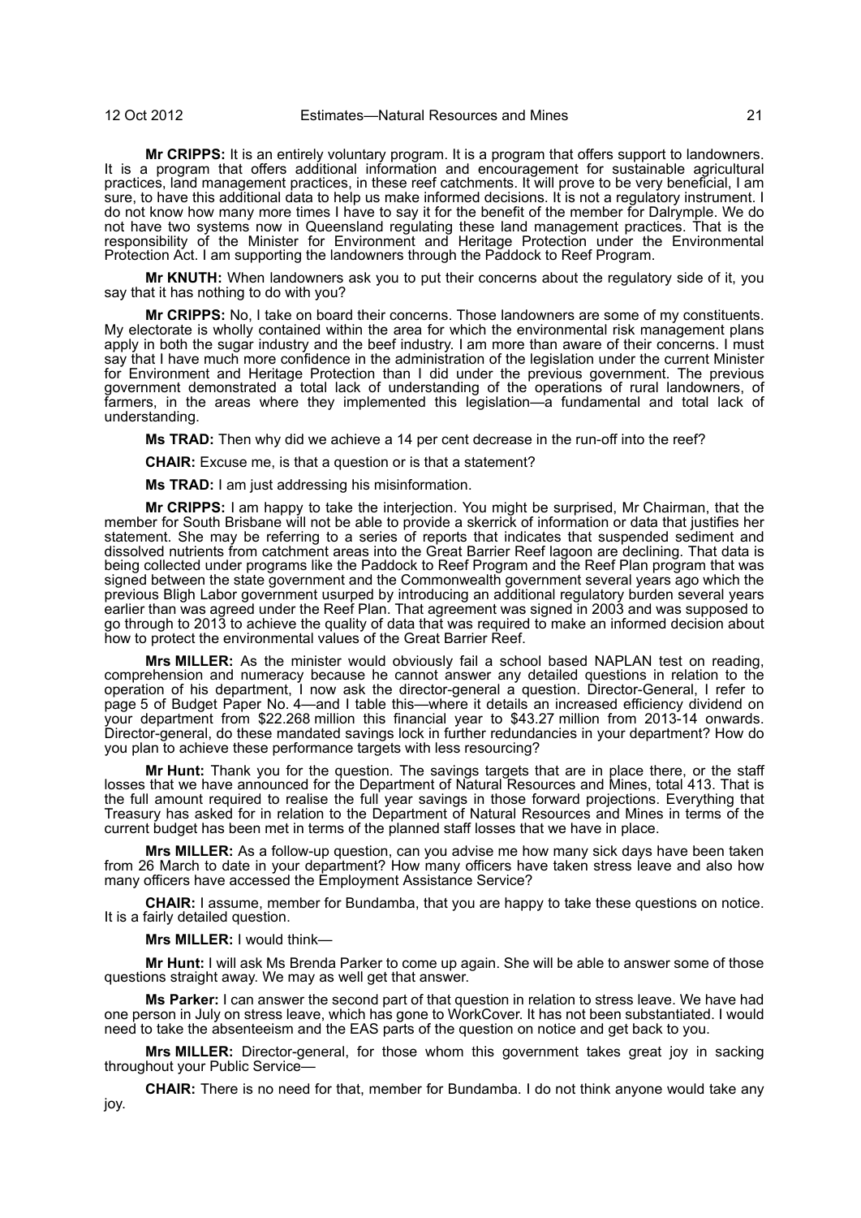**Mr CRIPPS:** It is an entirely voluntary program. It is a program that offers support to landowners. It is a program that offers additional information and encouragement for sustainable agricultural practices, land management practices, in these reef catchments. It will prove to be very beneficial, I am sure, to have this additional data to help us make informed decisions. It is not a regulatory instrument. I do not know how many more times I have to say it for the benefit of the member for Dalrymple. We do not have two systems now in Queensland regulating these land management practices. That is the responsibility of the Minister for Environment and Heritage Protection under the Environmental Protection Act. I am supporting the landowners through the Paddock to Reef Program.

**Mr KNUTH:** When landowners ask you to put their concerns about the regulatory side of it, you say that it has nothing to do with you?

**Mr CRIPPS:** No, I take on board their concerns. Those landowners are some of my constituents. My electorate is wholly contained within the area for which the environmental risk management plans apply in both the sugar industry and the beef industry. I am more than aware of their concerns. I must say that I have much more confidence in the administration of the legislation under the current Minister for Environment and Heritage Protection than I did under the previous government. The previous government demonstrated a total lack of understanding of the operations of rural landowners, of farmers, in the areas where they implemented this legislation—a fundamental and total lack of understanding.

**Ms TRAD:** Then why did we achieve a 14 per cent decrease in the run-off into the reef?

**CHAIR:** Excuse me, is that a question or is that a statement?

**Ms TRAD:** I am just addressing his misinformation.

**Mr CRIPPS:** I am happy to take the interjection. You might be surprised, Mr Chairman, that the member for South Brisbane will not be able to provide a skerrick of information or data that justifies her statement. She may be referring to a series of reports that indicates that suspended sediment and dissolved nutrients from catchment areas into the Great Barrier Reef lagoon are declining. That data is being collected under programs like the Paddock to Reef Program and the Reef Plan program that was signed between the state government and the Commonwealth government several years ago which the previous Bligh Labor government usurped by introducing an additional regulatory burden several years earlier than was agreed under the Reef Plan. That agreement was signed in 2003 and was supposed to go through to 2013 to achieve the quality of data that was required to make an informed decision about how to protect the environmental values of the Great Barrier Reef.

**Mrs MILLER:** As the minister would obviously fail a school based NAPLAN test on reading, comprehension and numeracy because he cannot answer any detailed questions in relation to the operation of his department, I now ask the director-general a question. Director-General, I refer to page 5 of Budget Paper No. 4—and I table this—where it details an increased efficiency dividend on your department from $22.268 million this financial year to $43.27 million from 2013-14 onwards. Director-general, do these mandated savings lock in further redundancies in your department? How do you plan to achieve these performance targets with less resourcing?

**Mr Hunt:** Thank you for the question. The savings targets that are in place there, or the staff losses that we have announced for the Department of Natural Resources and Mines, total 413. That is the full amount required to realise the full year savings in those forward projections. Everything that Treasury has asked for in relation to the Department of Natural Resources and Mines in terms of the current budget has been met in terms of the planned staff losses that we have in place.

**Mrs MILLER:** As a follow-up question, can you advise me how many sick days have been taken from 26 March to date in your department? How many officers have taken stress leave and also how many officers have accessed the Employment Assistance Service?

**CHAIR:** I assume, member for Bundamba, that you are happy to take these questions on notice. It is a fairly detailed question.

**Mrs MILLER:** I would think—

**Mr Hunt:** I will ask Ms Brenda Parker to come up again. She will be able to answer some of those questions straight away. We may as well get that answer.

**Ms Parker:** I can answer the second part of that question in relation to stress leave. We have had one person in July on stress leave, which has gone to WorkCover. It has not been substantiated. I would need to take the absenteeism and the EAS parts of the question on notice and get back to you.

**Mrs MILLER:** Director-general, for those whom this government takes great joy in sacking throughout your Public Service—

**CHAIR:** There is no need for that, member for Bundamba. I do not think anyone would take any joy.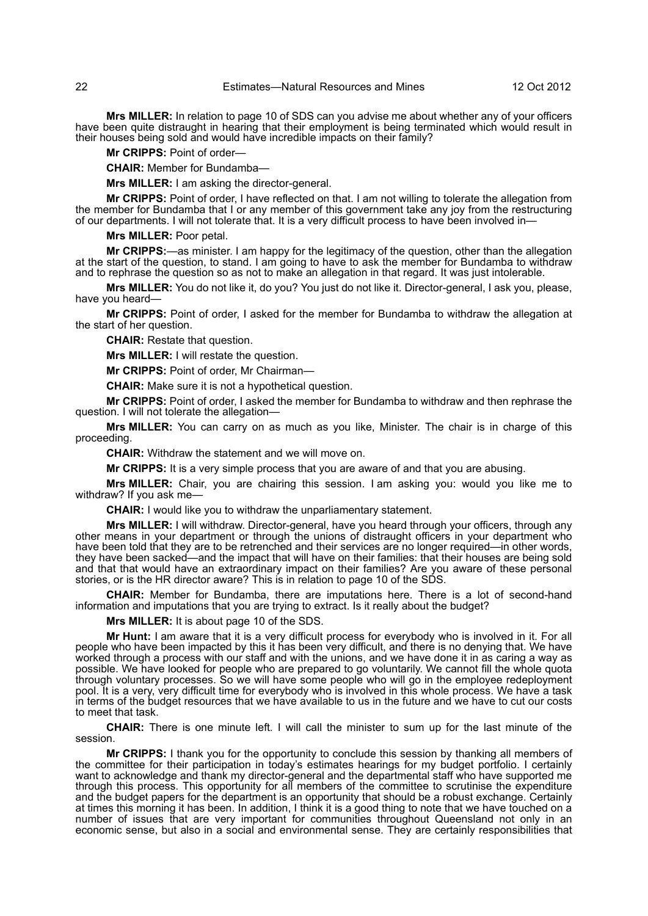**Mrs MILLER:** In relation to page 10 of SDS can you advise me about whether any of your officers have been quite distraught in hearing that their employment is being terminated which would result in their houses being sold and would have incredible impacts on their family?

**Mr CRIPPS:** Point of order—

**CHAIR:** Member for Bundamba—

**Mrs MILLER:** I am asking the director-general.

**Mr CRIPPS:** Point of order, I have reflected on that. I am not willing to tolerate the allegation from the member for Bundamba that I or any member of this government take any joy from the restructuring of our departments. I will not tolerate that. It is a very difficult process to have been involved in—

**Mrs MILLER:** Poor petal.

**Mr CRIPPS:**—as minister. I am happy for the legitimacy of the question, other than the allegation at the start of the question, to stand. I am going to have to ask the member for Bundamba to withdraw and to rephrase the question so as not to make an allegation in that regard. It was just intolerable.

**Mrs MILLER:** You do not like it, do you? You just do not like it. Director-general, I ask you, please, have you heard—

**Mr CRIPPS:** Point of order, I asked for the member for Bundamba to withdraw the allegation at the start of her question.

**CHAIR:** Restate that question.

**Mrs MILLER:** I will restate the question.

**Mr CRIPPS:** Point of order, Mr Chairman—

**CHAIR:** Make sure it is not a hypothetical question.

**Mr CRIPPS:** Point of order, I asked the member for Bundamba to withdraw and then rephrase the question. I will not tolerate the allegation—

**Mrs MILLER:** You can carry on as much as you like, Minister. The chair is in charge of this proceeding.

**CHAIR:** Withdraw the statement and we will move on.

**Mr CRIPPS:** It is a very simple process that you are aware of and that you are abusing.

**Mrs MILLER:** Chair, you are chairing this session. I am asking you: would you like me to withdraw? If you ask me—

**CHAIR:** I would like you to withdraw the unparliamentary statement.

**Mrs MILLER:** I will withdraw. Director-general, have you heard through your officers, through any other means in your department or through the unions of distraught officers in your department who have been told that they are to be retrenched and their services are no longer required—in other words, they have been sacked—and the impact that will have on their families: that their houses are being sold and that that would have an extraordinary impact on their families? Are you aware of these personal stories, or is the HR director aware? This is in relation to page 10 of the SDS.

**CHAIR:** Member for Bundamba, there are imputations here. There is a lot of second-hand information and imputations that you are trying to extract. Is it really about the budget?

**Mrs MILLER:** It is about page 10 of the SDS.

**Mr Hunt:** I am aware that it is a very difficult process for everybody who is involved in it. For all people who have been impacted by this it has been very difficult, and there is no denying that. We have worked through a process with our staff and with the unions, and we have done it in as caring a way as possible. We have looked for people who are prepared to go voluntarily. We cannot fill the whole quota through voluntary processes. So we will have some people who will go in the employee redeployment pool. It is a very, very difficult time for everybody who is involved in this whole process. We have a task in terms of the budget resources that we have available to us in the future and we have to cut our costs to meet that task.

**CHAIR:** There is one minute left. I will call the minister to sum up for the last minute of the session.

**Mr CRIPPS:** I thank you for the opportunity to conclude this session by thanking all members of the committee for their participation in today's estimates hearings for my budget portfolio. I certainly want to acknowledge and thank my director-general and the departmental staff who have supported me through this process. This opportunity for all members of the committee to scrutinise the expenditure and the budget papers for the department is an opportunity that should be a robust exchange. Certainly at times this morning it has been. In addition, I think it is a good thing to note that we have touched on a number of issues that are very important for communities throughout Queensland not only in an economic sense, but also in a social and environmental sense. They are certainly responsibilities that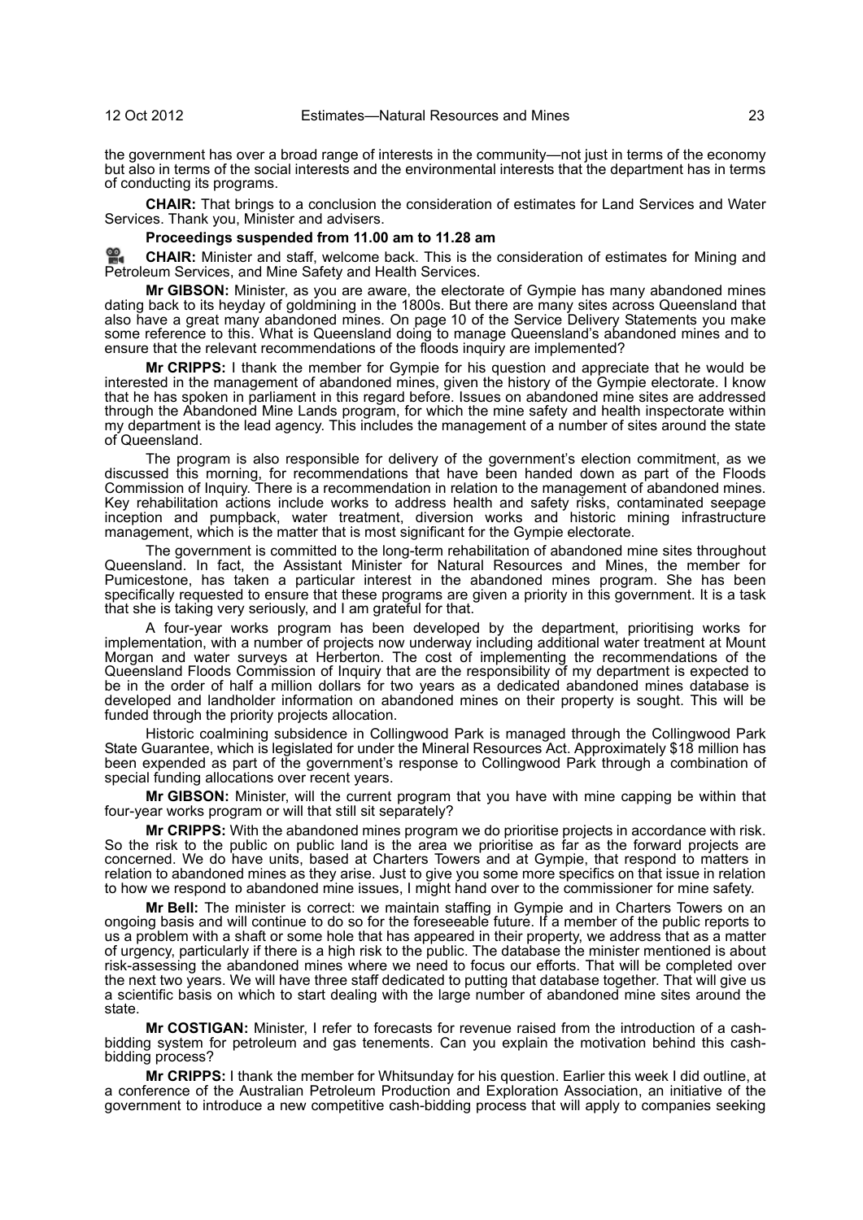the government has over a broad range of interests in the community—not just in terms of the economy but also in terms of the social interests and the environmental interests that the department has in terms of conducting its programs.

**CHAIR:** That brings to a conclusion the consideration of estimates for Land Services and Water Services. Thank you, Minister and advisers.

**Proceedings suspended from 11.00 am to 11.28 am**

**CHAIR:** Minister and staff, welcome back. This is the consideration of estimates for Mining and Petroleum Services, and Mine Safety and Health Services.

**Mr GIBSON:** Minister, as you are aware, the electorate of Gympie has many abandoned mines dating back to its heyday of goldmining in the 1800s. But there are many sites across Queensland that also have a great many abandoned mines. On page 10 of the Service Delivery Statements you make some reference to this. What is Queensland doing to manage Queensland's abandoned mines and to ensure that the relevant recommendations of the floods inquiry are implemented?

**Mr CRIPPS:** I thank the member for Gympie for his question and appreciate that he would be interested in the management of abandoned mines, given the history of the Gympie electorate. I know that he has spoken in parliament in this regard before. Issues on abandoned mine sites are addressed through the Abandoned Mine Lands program, for which the mine safety and health inspectorate within my department is the lead agency. This includes the management of a number of sites around the state of Queensland.

The program is also responsible for delivery of the government's election commitment, as we discussed this morning, for recommendations that have been handed down as part of the Floods Commission of Inquiry. There is a recommendation in relation to the management of abandoned mines. Key rehabilitation actions include works to address health and safety risks, contaminated seepage inception and pumpback, water treatment, diversion works and historic mining infrastructure management, which is the matter that is most significant for the Gympie electorate.

The government is committed to the long-term rehabilitation of abandoned mine sites throughout Queensland. In fact, the Assistant Minister for Natural Resources and Mines, the member for Pumicestone, has taken a particular interest in the abandoned mines program. She has been specifically requested to ensure that these programs are given a priority in this government. It is a task that she is taking very seriously, and I am grateful for that.

A four-year works program has been developed by the department, prioritising works for implementation, with a number of projects now underway including additional water treatment at Mount Morgan and water surveys at Herberton. The cost of implementing the recommendations of the Queensland Floods Commission of Inquiry that are the responsibility of my department is expected to be in the order of half a million dollars for two years as a dedicated abandoned mines database is developed and landholder information on abandoned mines on their property is sought. This will be funded through the priority projects allocation.

Historic coalmining subsidence in Collingwood Park is managed through the Collingwood Park State Guarantee, which is legislated for under the Mineral Resources Act. Approximately $18 million has been expended as part of the government's response to Collingwood Park through a combination of special funding allocations over recent years.

**Mr GIBSON:** Minister, will the current program that you have with mine capping be within that four-year works program or will that still sit separately?

**Mr CRIPPS:** With the abandoned mines program we do prioritise projects in accordance with risk. So the risk to the public on public land is the area we prioritise as far as the forward projects are concerned. We do have units, based at Charters Towers and at Gympie, that respond to matters in relation to abandoned mines as they arise. Just to give you some more specifics on that issue in relation to how we respond to abandoned mine issues, I might hand over to the commissioner for mine safety.

**Mr Bell:** The minister is correct: we maintain staffing in Gympie and in Charters Towers on an ongoing basis and will continue to do so for the foreseeable future. If a member of the public reports to us a problem with a shaft or some hole that has appeared in their property, we address that as a matter of urgency, particularly if there is a high risk to the public. The database the minister mentioned is about risk-assessing the abandoned mines where we need to focus our efforts. That will be completed over the next two years. We will have three staff dedicated to putting that database together. That will give us a scientific basis on which to start dealing with the large number of abandoned mine sites around the state.

**Mr COSTIGAN:** Minister, I refer to forecasts for revenue raised from the introduction of a cash-bidding system for petroleum and gas tenements. Can you explain the motivation behind this cash-bidding process?

**Mr CRIPPS:** I thank the member for Whitsunday for his question. Earlier this week I did outline, at a conference of the Australian Petroleum Production and Exploration Association, an initiative of the government to introduce a new competitive cash-bidding process that will apply to companies seeking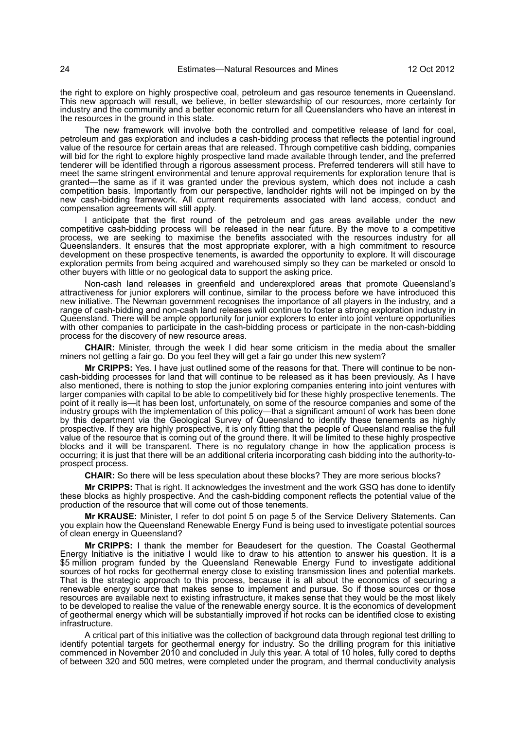the right to explore on highly prospective coal, petroleum and gas resource tenements in Queensland. This new approach will result, we believe, in better stewardship of our resources, more certainty for industry and the community and a better economic return for all Queenslanders who have an interest in the resources in the ground in this state.

The new framework will involve both the controlled and competitive release of land for coal, petroleum and gas exploration and includes a cash-bidding process that reflects the potential inground value of the resource for certain areas that are released. Through competitive cash bidding, companies will bid for the right to explore highly prospective land made available through tender, and the preferred tenderer will be identified through a rigorous assessment process. Preferred tenderers will still have to meet the same stringent environmental and tenure approval requirements for exploration tenure that is granted—the same as if it was granted under the previous system, which does not include a cash competition basis. Importantly from our perspective, landholder rights will not be impinged on by the new cash-bidding framework. All current requirements associated with land access, conduct and compensation agreements will still apply.

I anticipate that the first round of the petroleum and gas areas available under the new competitive cash-bidding process will be released in the near future. By the move to a competitive process, we are seeking to maximise the benefits associated with the resources industry for all Queenslanders. It ensures that the most appropriate explorer, with a high commitment to resource development on these prospective tenements, is awarded the opportunity to explore. It will discourage exploration permits from being acquired and warehoused simply so they can be marketed or onsold to other buyers with little or no geological data to support the asking price.

Non-cash land releases in greenfield and underexplored areas that promote Queensland's attractiveness for junior explorers will continue, similar to the process before we have introduced this new initiative. The Newman government recognises the importance of all players in the industry, and a range of cash-bidding and non-cash land releases will continue to foster a strong exploration industry in Queensland. There will be ample opportunity for junior explorers to enter into joint venture opportunities with other companies to participate in the cash-bidding process or participate in the non-cash-bidding process for the discovery of new resource areas.

**CHAIR:** Minister, through the week I did hear some criticism in the media about the smaller miners not getting a fair go. Do you feel they will get a fair go under this new system?

**Mr CRIPPS:** Yes. I have just outlined some of the reasons for that. There will continue to be non-cash-bidding processes for land that will continue to be released as it has been previously. As I have also mentioned, there is nothing to stop the junior exploring companies entering into joint ventures with larger companies with capital to be able to competitively bid for these highly prospective tenements. The point of it really is—it has been lost, unfortunately, on some of the resource companies and some of the industry groups with the implementation of this policy—that a significant amount of work has been done by this department via the Geological Survey of Queensland to identify these tenements as highly prospective. If they are highly prospective, it is only fitting that the people of Queensland realise the full value of the resource that is coming out of the ground there. It will be limited to these highly prospective blocks and it will be transparent. There is no regulatory change in how the application process is occurring; it is just that there will be an additional criteria incorporating cash bidding into the authority-to-prospect process.

**CHAIR:** So there will be less speculation about these blocks? They are more serious blocks?

**Mr CRIPPS:** That is right. It acknowledges the investment and the work GSQ has done to identify these blocks as highly prospective. And the cash-bidding component reflects the potential value of the production of the resource that will come out of those tenements.

**Mr KRAUSE:** Minister, I refer to dot point 5 on page 5 of the Service Delivery Statements. Can you explain how the Queensland Renewable Energy Fund is being used to investigate potential sources of clean energy in Queensland?

**Mr CRIPPS:** I thank the member for Beaudesert for the question. The Coastal Geothermal Energy Initiative is the initiative I would like to draw to his attention to answer his question. It is a \$5 million program funded by the Queensland Renewable Energy Fund to investigate additional sources of hot rocks for geothermal energy close to existing transmission lines and potential markets. That is the strategic approach to this process, because it is all about the economics of securing a renewable energy source that makes sense to implement and pursue. So if those sources or those resources are available next to existing infrastructure, it makes sense that they would be the most likely to be developed to realise the value of the renewable energy source. It is the economics of development of geothermal energy which will be substantially improved if hot rocks can be identified close to existing infrastructure.

A critical part of this initiative was the collection of background data through regional test drilling to identify potential targets for geothermal energy for industry. So the drilling program for this initiative commenced in November 2010 and concluded in July this year. A total of 10 holes, fully cored to depths of between 320 and 500 metres, were completed under the program, and thermal conductivity analysis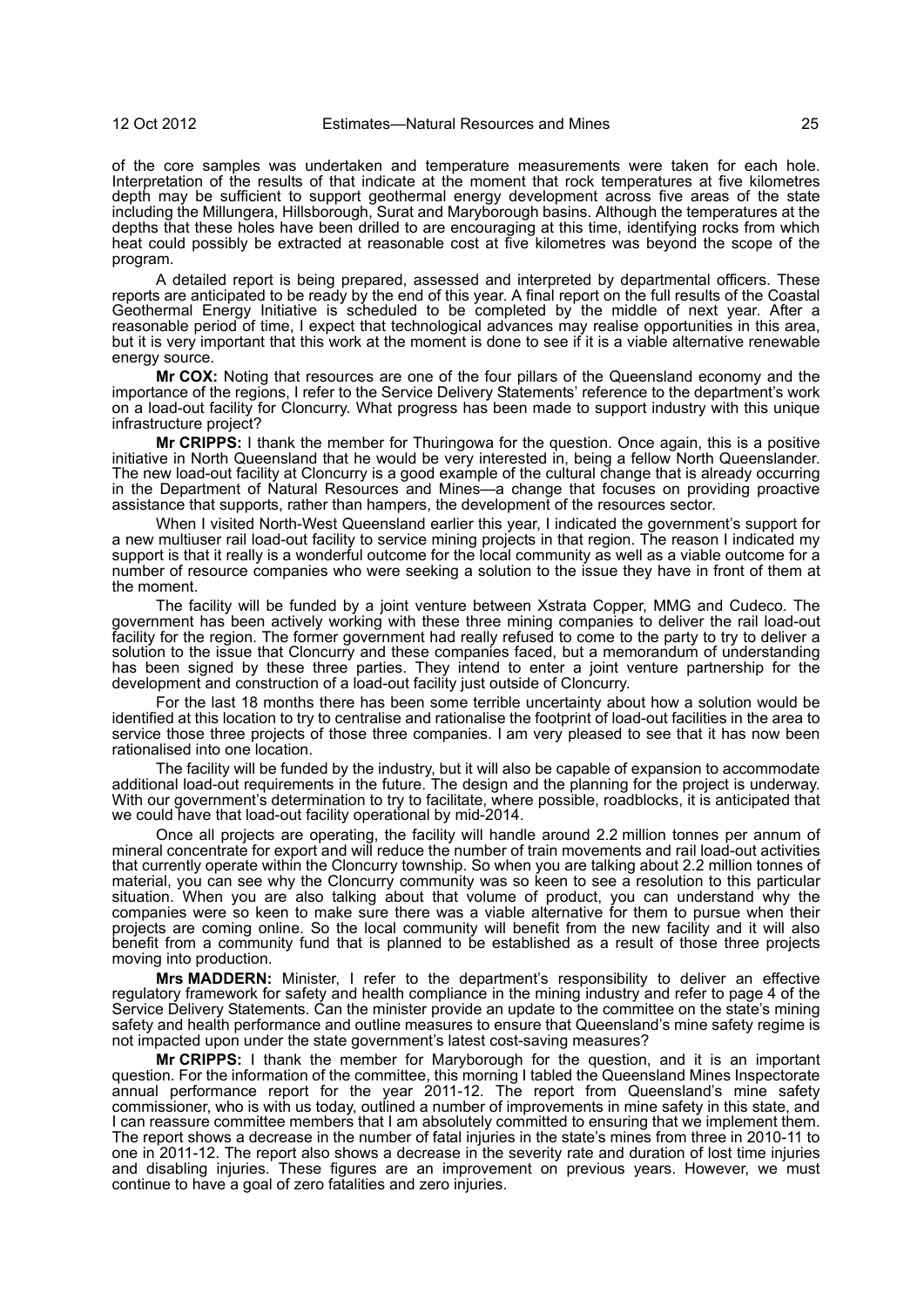of the core samples was undertaken and temperature measurements were taken for each hole. Interpretation of the results of that indicate at the moment that rock temperatures at five kilometres depth may be sufficient to support geothermal energy development across five areas of the state including the Millungera, Hillsborough, Surat and Maryborough basins. Although the temperatures at the depths that these holes have been drilled to are encouraging at this time, identifying rocks from which heat could possibly be extracted at reasonable cost at five kilometres was beyond the scope of the program.

A detailed report is being prepared, assessed and interpreted by departmental officers. These reports are anticipated to be ready by the end of this year. A final report on the full results of the Coastal Geothermal Energy Initiative is scheduled to be completed by the middle of next year. After a reasonable period of time, I expect that technological advances may realise opportunities in this area, but it is very important that this work at the moment is done to see if it is a viable alternative renewable energy source.

**Mr COX:** Noting that resources are one of the four pillars of the Queensland economy and the importance of the regions, I refer to the Service Delivery Statements' reference to the department's work on a load-out facility for Cloncurry. What progress has been made to support industry with this unique infrastructure project?

**Mr CRIPPS:** I thank the member for Thuringowa for the question. Once again, this is a positive initiative in North Queensland that he would be very interested in, being a fellow North Queenslander. The new load-out facility at Cloncurry is a good example of the cultural change that is already occurring in the Department of Natural Resources and Mines—a change that focuses on providing proactive assistance that supports, rather than hampers, the development of the resources sector.

When I visited North-West Queensland earlier this year, I indicated the government's support for a new multiuser rail load-out facility to service mining projects in that region. The reason I indicated my support is that it really is a wonderful outcome for the local community as well as a viable outcome for a number of resource companies who were seeking a solution to the issue they have in front of them at the moment.

The facility will be funded by a joint venture between Xstrata Copper, MMG and Cudeco. The government has been actively working with these three mining companies to deliver the rail load-out facility for the region. The former government had really refused to come to the party to try to deliver a solution to the issue that Cloncurry and these companies faced, but a memorandum of understanding has been signed by these three parties. They intend to enter a joint venture partnership for the development and construction of a load-out facility just outside of Cloncurry.

For the last 18 months there has been some terrible uncertainty about how a solution would be identified at this location to try to centralise and rationalise the footprint of load-out facilities in the area to service those three projects of those three companies. I am very pleased to see that it has now been rationalised into one location.

The facility will be funded by the industry, but it will also be capable of expansion to accommodate additional load-out requirements in the future. The design and the planning for the project is underway. With our government's determination to try to facilitate, where possible, roadblocks, it is anticipated that we could have that load-out facility operational by mid-2014.

Once all projects are operating, the facility will handle around 2.2 million tonnes per annum of mineral concentrate for export and will reduce the number of train movements and rail load-out activities that currently operate within the Cloncurry township. So when you are talking about 2.2 million tonnes of material, you can see why the Cloncurry community was so keen to see a resolution to this particular situation. When you are also talking about that volume of product, you can understand why the companies were so keen to make sure there was a viable alternative for them to pursue when their projects are coming online. So the local community will benefit from the new facility and it will also benefit from a community fund that is planned to be established as a result of those three projects moving into production.

**Mrs MADDERN:** Minister, I refer to the department's responsibility to deliver an effective regulatory framework for safety and health compliance in the mining industry and refer to page 4 of the Service Delivery Statements. Can the minister provide an update to the committee on the state's mining safety and health performance and outline measures to ensure that Queensland's mine safety regime is not impacted upon under the state government's latest cost-saving measures?

**Mr CRIPPS:** I thank the member for Maryborough for the question, and it is an important question. For the information of the committee, this morning I tabled the Queensland Mines Inspectorate annual performance report for the year 2011-12. The report from Queensland's mine safety commissioner, who is with us today, outlined a number of improvements in mine safety in this state, and I can reassure committee members that I am absolutely committed to ensuring that we implement them. The report shows a decrease in the number of fatal injuries in the state's mines from three in 2010-11 to one in 2011-12. The report also shows a decrease in the severity rate and duration of lost time injuries and disabling injuries. These figures are an improvement on previous years. However, we must continue to have a goal of zero fatalities and zero injuries.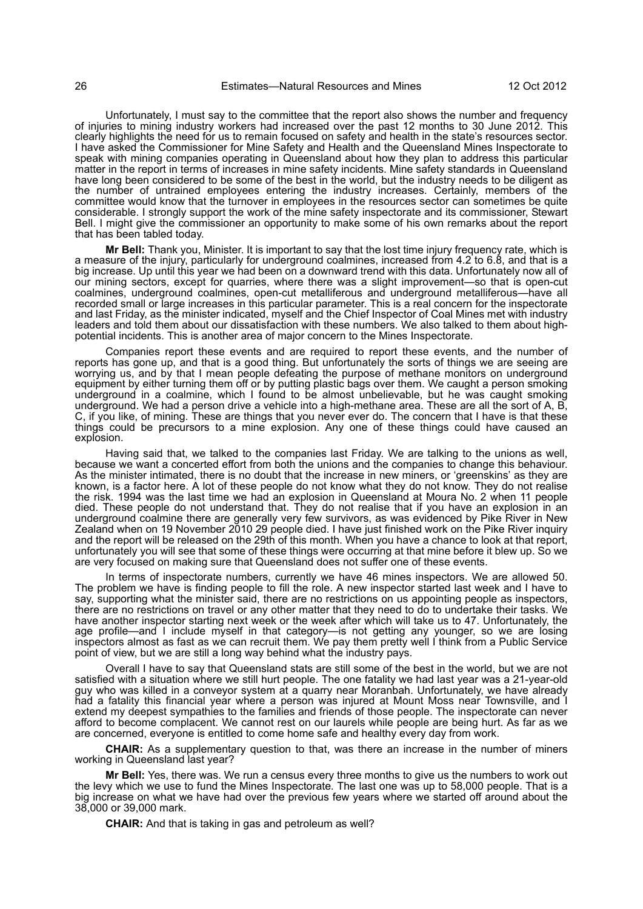Unfortunately, I must say to the committee that the report also shows the number and frequency of injuries to mining industry workers had increased over the past 12 months to 30 June 2012. This clearly highlights the need for us to remain focused on safety and health in the state's resources sector. I have asked the Commissioner for Mine Safety and Health and the Queensland Mines Inspectorate to speak with mining companies operating in Queensland about how they plan to address this particular matter in the report in terms of increases in mine safety incidents. Mine safety standards in Queensland have long been considered to be some of the best in the world, but the industry needs to be diligent as the number of untrained employees entering the industry increases. Certainly, members of the committee would know that the turnover in employees in the resources sector can sometimes be quite considerable. I strongly support the work of the mine safety inspectorate and its commissioner, Stewart Bell. I might give the commissioner an opportunity to make some of his own remarks about the report that has been tabled today.

**Mr Bell:** Thank you, Minister. It is important to say that the lost time injury frequency rate, which is a measure of the injury, particularly for underground coalmines, increased from 4.2 to 6.8, and that is a big increase. Up until this year we had been on a downward trend with this data. Unfortunately now all of our mining sectors, except for quarries, where there was a slight improvement—so that is open-cut coalmines, underground coalmines, open-cut metalliferous and underground metalliferous—have all recorded small or large increases in this particular parameter. This is a real concern for the inspectorate and last Friday, as the minister indicated, myself and the Chief Inspector of Coal Mines met with industry leaders and told them about our dissatisfaction with these numbers. We also talked to them about high-potential incidents. This is another area of major concern to the Mines Inspectorate.

Companies report these events and are required to report these events, and the number of reports has gone up, and that is a good thing. But unfortunately the sorts of things we are seeing are worrying us, and by that I mean people defeating the purpose of methane monitors on underground equipment by either turning them off or by putting plastic bags over them. We caught a person smoking underground in a coalmine, which I found to be almost unbelievable, but he was caught smoking underground. We had a person drive a vehicle into a high-methane area. These are all the sort of A, B, C, if you like, of mining. These are things that you never ever do. The concern that I have is that these things could be precursors to a mine explosion. Any one of these things could have caused an explosion.

Having said that, we talked to the companies last Friday. We are talking to the unions as well, because we want a concerted effort from both the unions and the companies to change this behaviour. As the minister intimated, there is no doubt that the increase in new miners, or 'greenskins' as they are known, is a factor here. A lot of these people do not know what they do not know. They do not realise the risk. 1994 was the last time we had an explosion in Queensland at Moura No. 2 when 11 people died. These people do not understand that. They do not realise that if you have an explosion in an underground coalmine there are generally very few survivors, as was evidenced by Pike River in New Zealand when on 19 November 2010 29 people died. I have just finished work on the Pike River inquiry and the report will be released on the 29th of this month. When you have a chance to look at that report, unfortunately you will see that some of these things were occurring at that mine before it blew up. So we are very focused on making sure that Queensland does not suffer one of these events.

In terms of inspectorate numbers, currently we have 46 mines inspectors. We are allowed 50. The problem we have is finding people to fill the role. A new inspector started last week and I have to say, supporting what the minister said, there are no restrictions on us appointing people as inspectors, there are no restrictions on travel or any other matter that they need to do to undertake their tasks. We have another inspector starting next week or the week after which will take us to 47. Unfortunately, the age profile—and I include myself in that category—is not getting any younger, so we are losing inspectors almost as fast as we can recruit them. We pay them pretty well I think from a Public Service point of view, but we are still a long way behind what the industry pays.

Overall I have to say that Queensland stats are still some of the best in the world, but we are not satisfied with a situation where we still hurt people. The one fatality we had last year was a 21-year-old guy who was killed in a conveyor system at a quarry near Moranbah. Unfortunately, we have already had a fatality this financial year where a person was injured at Mount Moss near Townsville, and I extend my deepest sympathies to the families and friends of those people. The inspectorate can never afford to become complacent. We cannot rest on our laurels while people are being hurt. As far as we are concerned, everyone is entitled to come home safe and healthy every day from work.

**CHAIR:** As a supplementary question to that, was there an increase in the number of miners working in Queensland last year?

**Mr Bell:** Yes, there was. We run a census every three months to give us the numbers to work out the levy which we use to fund the Mines Inspectorate. The last one was up to 58,000 people. That is a big increase on what we have had over the previous few years where we started off around about the 38,000 or 39,000 mark.

**CHAIR:** And that is taking in gas and petroleum as well?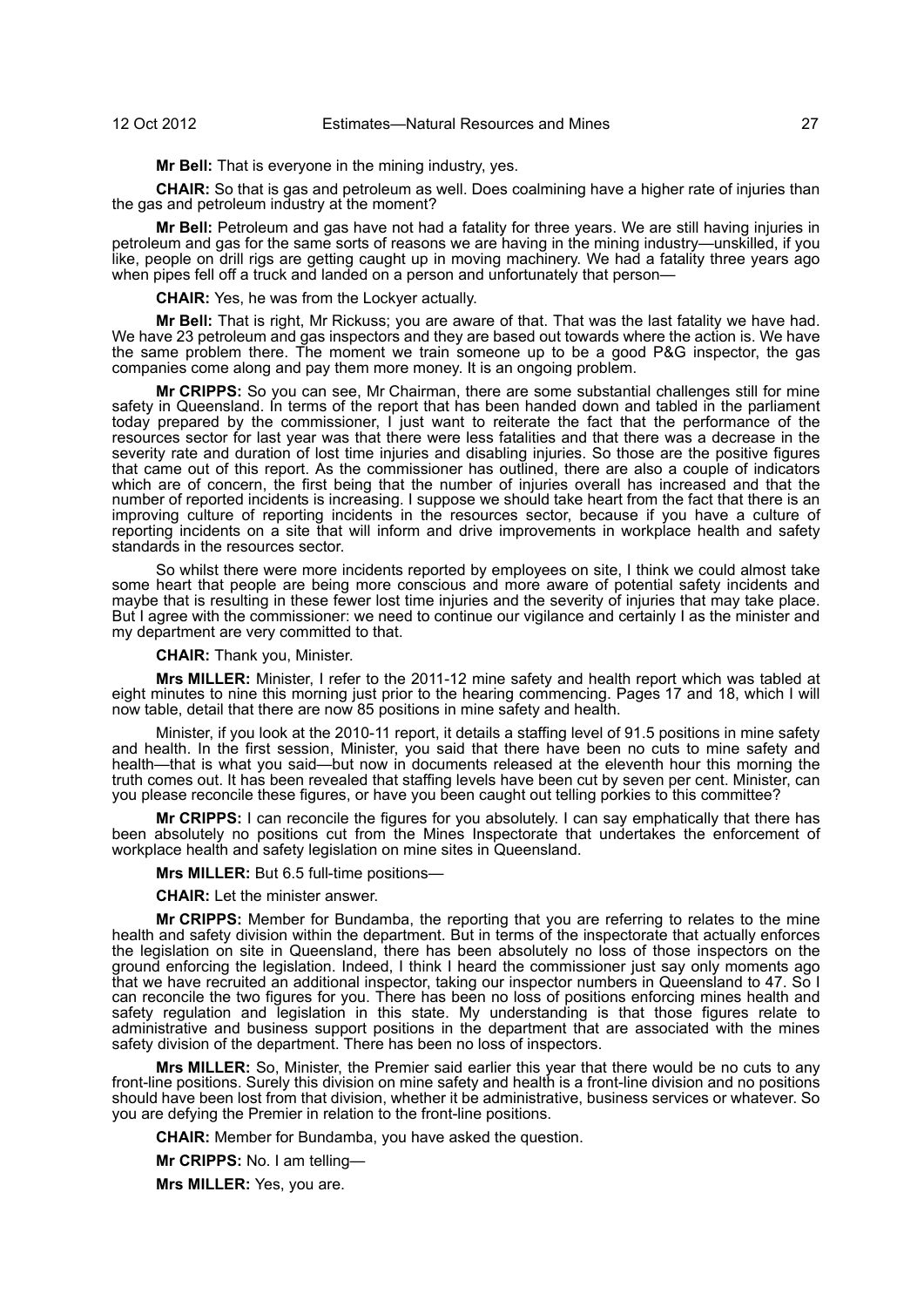**Mr Bell:** That is everyone in the mining industry, yes.

**CHAIR:** So that is gas and petroleum as well. Does coalmining have a higher rate of injuries than the gas and petroleum industry at the moment?

**Mr Bell:** Petroleum and gas have not had a fatality for three years. We are still having injuries in petroleum and gas for the same sorts of reasons we are having in the mining industry—unskilled, if you like, people on drill rigs are getting caught up in moving machinery. We had a fatality three years ago when pipes fell off a truck and landed on a person and unfortunately that person—

**CHAIR:** Yes, he was from the Lockyer actually.

**Mr Bell:** That is right, Mr Rickuss; you are aware of that. That was the last fatality we have had. We have 23 petroleum and gas inspectors and they are based out towards where the action is. We have the same problem there. The moment we train someone up to be a good P&G inspector, the gas companies come along and pay them more money. It is an ongoing problem.

**Mr CRIPPS:** So you can see, Mr Chairman, there are some substantial challenges still for mine safety in Queensland. In terms of the report that has been handed down and tabled in the parliament today prepared by the commissioner, I just want to reiterate the fact that the performance of the resources sector for last year was that there were less fatalities and that there was a decrease in the severity rate and duration of lost time injuries and disabling injuries. So those are the positive figures that came out of this report. As the commissioner has outlined, there are also a couple of indicators which are of concern, the first being that the number of injuries overall has increased and that the number of reported incidents is increasing. I suppose we should take heart from the fact that there is an improving culture of reporting incidents in the resources sector, because if you have a culture of reporting incidents on a site that will inform and drive improvements in workplace health and safety standards in the resources sector.

So whilst there were more incidents reported by employees on site, I think we could almost take some heart that people are being more conscious and more aware of potential safety incidents and maybe that is resulting in these fewer lost time injuries and the severity of injuries that may take place. But I agree with the commissioner: we need to continue our vigilance and certainly I as the minister and my department are very committed to that.

**CHAIR:** Thank you, Minister.

**Mrs MILLER:** Minister, I refer to the 2011-12 mine safety and health report which was tabled at eight minutes to nine this morning just prior to the hearing commencing. Pages 17 and 18, which I will now table, detail that there are now 85 positions in mine safety and health.

Minister, if you look at the 2010-11 report, it details a staffing level of 91.5 positions in mine safety and health. In the first session, Minister, you said that there have been no cuts to mine safety and health—that is what you said—but now in documents released at the eleventh hour this morning the truth comes out. It has been revealed that staffing levels have been cut by seven per cent. Minister, can you please reconcile these figures, or have you been caught out telling porkies to this committee?

**Mr CRIPPS:** I can reconcile the figures for you absolutely. I can say emphatically that there has been absolutely no positions cut from the Mines Inspectorate that undertakes the enforcement of workplace health and safety legislation on mine sites in Queensland.

**Mrs MILLER:** But 6.5 full-time positions—

**CHAIR:** Let the minister answer.

**Mr CRIPPS:** Member for Bundamba, the reporting that you are referring to relates to the mine health and safety division within the department. But in terms of the inspectorate that actually enforces the legislation on site in Queensland, there has been absolutely no loss of those inspectors on the ground enforcing the legislation. Indeed, I think I heard the commissioner just say only moments ago that we have recruited an additional inspector, taking our inspector numbers in Queensland to 47. So I can reconcile the two figures for you. There has been no loss of positions enforcing mines health and safety regulation and legislation in this state. My understanding is that those figures relate to administrative and business support positions in the department that are associated with the mines safety division of the department. There has been no loss of inspectors.

**Mrs MILLER:** So, Minister, the Premier said earlier this year that there would be no cuts to any front-line positions. Surely this division on mine safety and health is a front-line division and no positions should have been lost from that division, whether it be administrative, business services or whatever. So you are defying the Premier in relation to the front-line positions.

**CHAIR:** Member for Bundamba, you have asked the question.

**Mr CRIPPS:** No. I am telling—

**Mrs MILLER:** Yes, you are.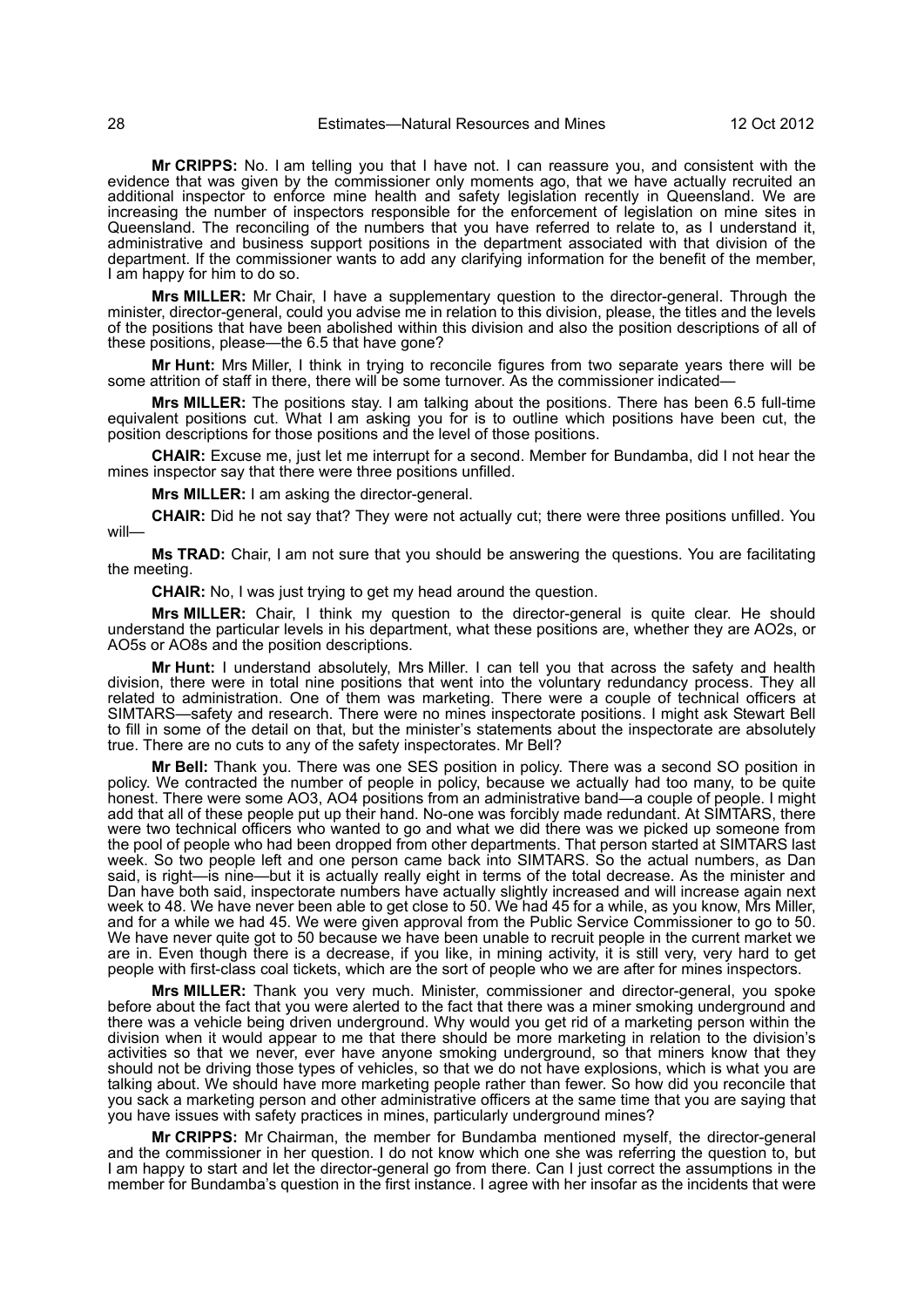**Mr CRIPPS:** No. I am telling you that I have not. I can reassure you, and consistent with the evidence that was given by the commissioner only moments ago, that we have actually recruited an additional inspector to enforce mine health and safety legislation recently in Queensland. We are increasing the number of inspectors responsible for the enforcement of legislation on mine sites in Queensland. The reconciling of the numbers that you have referred to relate to, as I understand it, administrative and business support positions in the department associated with that division of the department. If the commissioner wants to add any clarifying information for the benefit of the member, I am happy for him to do so.

**Mrs MILLER:** Mr Chair, I have a supplementary question to the director-general. Through the minister, director-general, could you advise me in relation to this division, please, the titles and the levels of the positions that have been abolished within this division and also the position descriptions of all of these positions, please—the 6.5 that have gone?

**Mr Hunt:** Mrs Miller, I think in trying to reconcile figures from two separate years there will be some attrition of staff in there, there will be some turnover. As the commissioner indicated—

**Mrs MILLER:** The positions stay. I am talking about the positions. There has been 6.5 full-time equivalent positions cut. What I am asking you for is to outline which positions have been cut, the position descriptions for those positions and the level of those positions.

**CHAIR:** Excuse me, just let me interrupt for a second. Member for Bundamba, did I not hear the mines inspector say that there were three positions unfilled.

**Mrs MILLER:** I am asking the director-general.

**CHAIR:** Did he not say that? They were not actually cut; there were three positions unfilled. You will—

**Ms TRAD:** Chair, I am not sure that you should be answering the questions. You are facilitating the meeting.

**CHAIR:** No, I was just trying to get my head around the question.

**Mrs MILLER:** Chair, I think my question to the director-general is quite clear. He should understand the particular levels in his department, what these positions are, whether they are AO2s, or AO5s or AO8s and the position descriptions.

**Mr Hunt:** I understand absolutely, Mrs Miller. I can tell you that across the safety and health division, there were in total nine positions that went into the voluntary redundancy process. They all related to administration. One of them was marketing. There were a couple of technical officers at SIMTARS—safety and research. There were no mines inspectorate positions. I might ask Stewart Bell to fill in some of the detail on that, but the minister's statements about the inspectorate are absolutely true. There are no cuts to any of the safety inspectorates. Mr Bell?

**Mr Bell:** Thank you. There was one SES position in policy. There was a second SO position in policy. We contracted the number of people in policy, because we actually had too many, to be quite honest. There were some AO3, AO4 positions from an administrative band—a couple of people. I might add that all of these people put up their hand. No-one was forcibly made redundant. At SIMTARS, there were two technical officers who wanted to go and what we did there was we picked up someone from the pool of people who had been dropped from other departments. That person started at SIMTARS last week. So two people left and one person came back into SIMTARS. So the actual numbers, as Dan said, is right—is nine—but it is actually really eight in terms of the total decrease. As the minister and Dan have both said, inspectorate numbers have actually slightly increased and will increase again next week to 48. We have never been able to get close to 50. We had 45 for a while, as you know, Mrs Miller, and for a while we had 45. We were given approval from the Public Service Commissioner to go to 50. We have never quite got to 50 because we have been unable to recruit people in the current market we are in. Even though there is a decrease, if you like, in mining activity, it is still very, very hard to get people with first-class coal tickets, which are the sort of people who we are after for mines inspectors.

**Mrs MILLER:** Thank you very much. Minister, commissioner and director-general, you spoke before about the fact that you were alerted to the fact that there was a miner smoking underground and there was a vehicle being driven underground. Why would you get rid of a marketing person within the division when it would appear to me that there should be more marketing in relation to the division's activities so that we never, ever have anyone smoking underground, so that miners know that they should not be driving those types of vehicles, so that we do not have explosions, which is what you are talking about. We should have more marketing people rather than fewer. So how did you reconcile that you sack a marketing person and other administrative officers at the same time that you are saying that you have issues with safety practices in mines, particularly underground mines?

**Mr CRIPPS:** Mr Chairman, the member for Bundamba mentioned myself, the director-general and the commissioner in her question. I do not know which one she was referring the question to, but I am happy to start and let the director-general go from there. Can I just correct the assumptions in the member for Bundamba's question in the first instance. I agree with her insofar as the incidents that were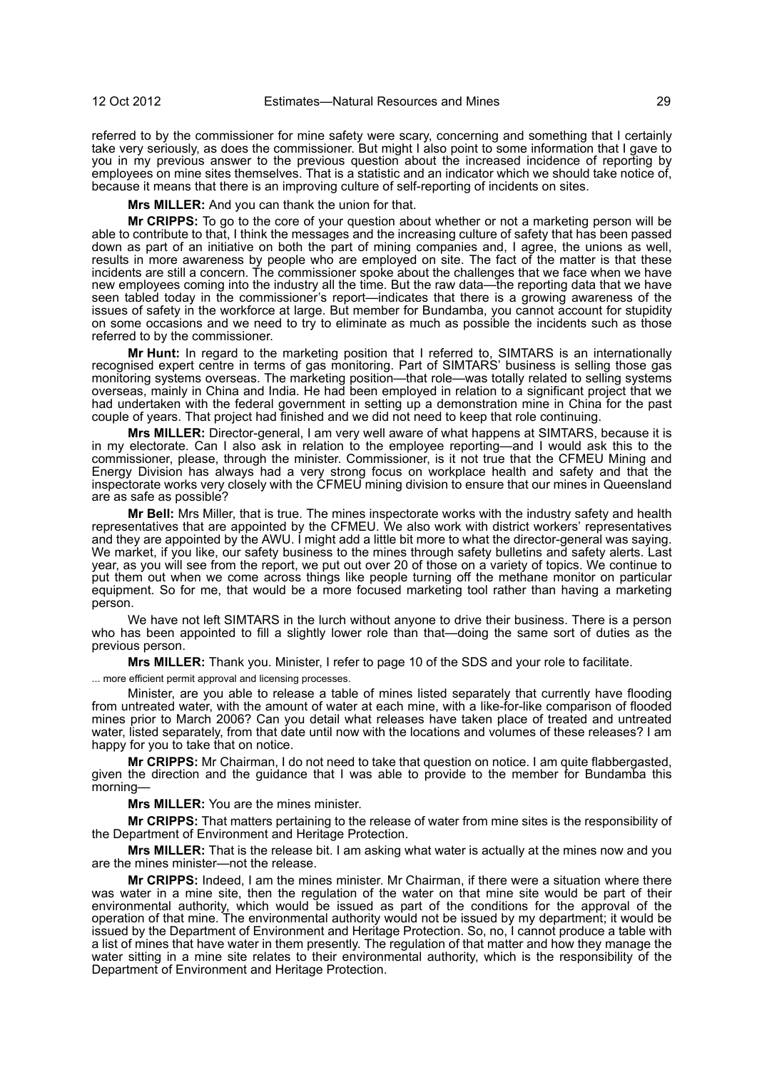referred to by the commissioner for mine safety were scary, concerning and something that I certainly take very seriously, as does the commissioner. But might I also point to some information that I gave to you in my previous answer to the previous question about the increased incidence of reporting by employees on mine sites themselves. That is a statistic and an indicator which we should take notice of, because it means that there is an improving culture of self-reporting of incidents on sites.

**Mrs MILLER:** And you can thank the union for that.

**Mr CRIPPS:** To go to the core of your question about whether or not a marketing person will be able to contribute to that, I think the messages and the increasing culture of safety that has been passed down as part of an initiative on both the part of mining companies and, I agree, the unions as well, results in more awareness by people who are employed on site. The fact of the matter is that these incidents are still a concern. The commissioner spoke about the challenges that we face when we have new employees coming into the industry all the time. But the raw data—the reporting data that we have seen tabled today in the commissioner's report—indicates that there is a growing awareness of the issues of safety in the workforce at large. But member for Bundamba, you cannot account for stupidity on some occasions and we need to try to eliminate as much as possible the incidents such as those referred to by the commissioner.

**Mr Hunt:** In regard to the marketing position that I referred to, SIMTARS is an internationally recognised expert centre in terms of gas monitoring. Part of SIMTARS' business is selling those gas monitoring systems overseas. The marketing position—that role—was totally related to selling systems overseas, mainly in China and India. He had been employed in relation to a significant project that we had undertaken with the federal government in setting up a demonstration mine in China for the past couple of years. That project had finished and we did not need to keep that role continuing.

**Mrs MILLER:** Director-general, I am very well aware of what happens at SIMTARS, because it is in my electorate. Can I also ask in relation to the employee reporting—and I would ask this to the commissioner, please, through the minister. Commissioner, is it not true that the CFMEU Mining and Energy Division has always had a very strong focus on workplace health and safety and that the inspectorate works very closely with the CFMEU mining division to ensure that our mines in Queensland are as safe as possible?

**Mr Bell:** Mrs Miller, that is true. The mines inspectorate works with the industry safety and health representatives that are appointed by the CFMEU. We also work with district workers' representatives and they are appointed by the AWU. I might add a little bit more to what the director-general was saying. We market, if you like, our safety business to the mines through safety bulletins and safety alerts. Last year, as you will see from the report, we put out over 20 of those on a variety of topics. We continue to put them out when we come across things like people turning off the methane monitor on particular equipment. So for me, that would be a more focused marketing tool rather than having a marketing person.

We have not left SIMTARS in the lurch without anyone to drive their business. There is a person who has been appointed to fill a slightly lower role than that—doing the same sort of duties as the previous person.

**Mrs MILLER:** Thank you. Minister, I refer to page 10 of the SDS and your role to facilitate.

... more efficient permit approval and licensing processes.

Minister, are you able to release a table of mines listed separately that currently have flooding from untreated water, with the amount of water at each mine, with a like-for-like comparison of flooded mines prior to March 2006? Can you detail what releases have taken place of treated and untreated water, listed separately, from that date until now with the locations and volumes of these releases? I am happy for you to take that on notice.

**Mr CRIPPS:** Mr Chairman, I do not need to take that question on notice. I am quite flabbergasted, given the direction and the guidance that I was able to provide to the member for Bundamba this morning—

**Mrs MILLER:** You are the mines minister.

**Mr CRIPPS:** That matters pertaining to the release of water from mine sites is the responsibility of the Department of Environment and Heritage Protection.

**Mrs MILLER:** That is the release bit. I am asking what water is actually at the mines now and you are the mines minister—not the release.

**Mr CRIPPS:** Indeed, I am the mines minister. Mr Chairman, if there were a situation where there was water in a mine site, then the regulation of the water on that mine site would be part of their environmental authority, which would be issued as part of the conditions for the approval of the operation of that mine. The environmental authority would not be issued by my department; it would be issued by the Department of Environment and Heritage Protection. So, no, I cannot produce a table with a list of mines that have water in them presently. The regulation of that matter and how they manage the water sitting in a mine site relates to their environmental authority, which is the responsibility of the Department of Environment and Heritage Protection.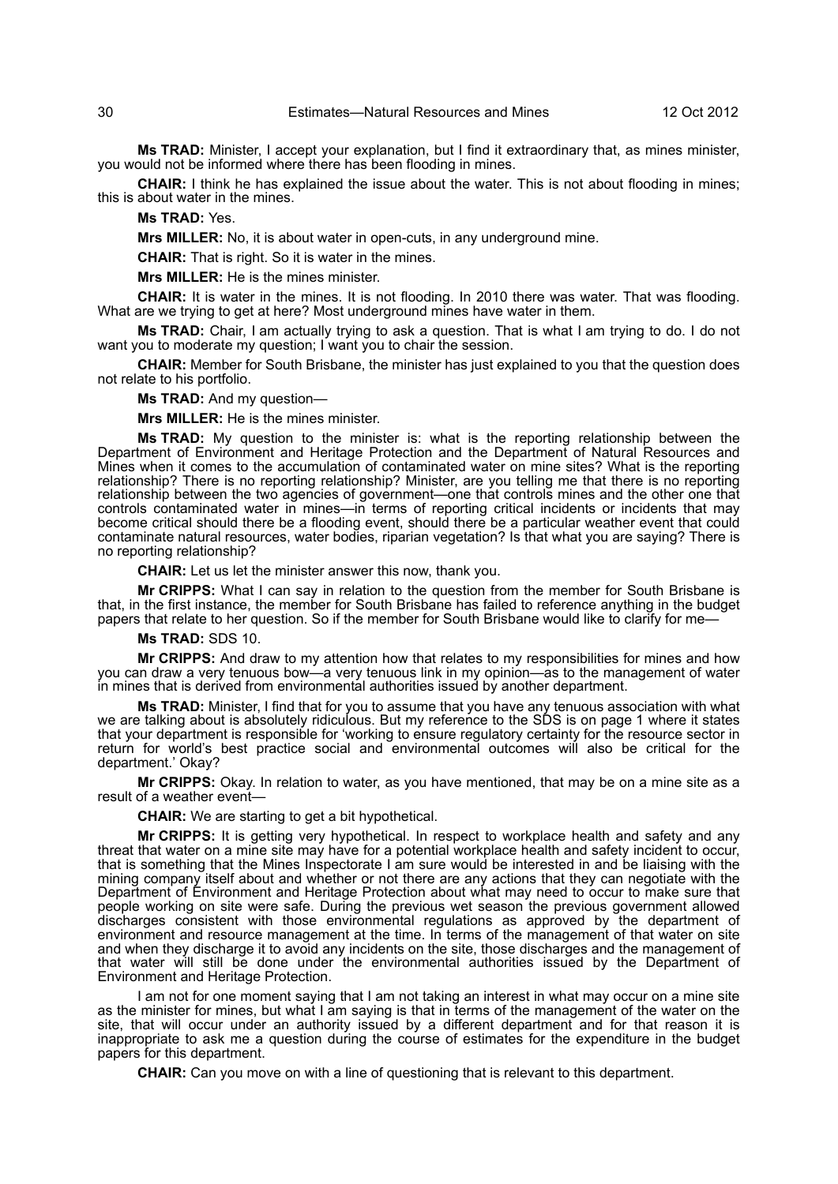**Ms TRAD:** Minister, I accept your explanation, but I find it extraordinary that, as mines minister, you would not be informed where there has been flooding in mines.

**CHAIR:** I think he has explained the issue about the water. This is not about flooding in mines; this is about water in the mines.

**Ms TRAD:** Yes.

**Mrs MILLER:** No, it is about water in open-cuts, in any underground mine.

**CHAIR:** That is right. So it is water in the mines.

**Mrs MILLER:** He is the mines minister.

**CHAIR:** It is water in the mines. It is not flooding. In 2010 there was water. That was flooding. What are we trying to get at here? Most underground mines have water in them.

**Ms TRAD:** Chair, I am actually trying to ask a question. That is what I am trying to do. I do not want you to moderate my question; I want you to chair the session.

**CHAIR:** Member for South Brisbane, the minister has just explained to you that the question does not relate to his portfolio.

**Ms TRAD:** And my question—

**Mrs MILLER:** He is the mines minister.

**Ms TRAD:** My question to the minister is: what is the reporting relationship between the Department of Environment and Heritage Protection and the Department of Natural Resources and Mines when it comes to the accumulation of contaminated water on mine sites? What is the reporting relationship? There is no reporting relationship? Minister, are you telling me that there is no reporting relationship between the two agencies of government—one that controls mines and the other one that controls contaminated water in mines—in terms of reporting critical incidents or incidents that may become critical should there be a flooding event, should there be a particular weather event that could contaminate natural resources, water bodies, riparian vegetation? Is that what you are saying? There is no reporting relationship?

**CHAIR:** Let us let the minister answer this now, thank you.

**Mr CRIPPS:** What I can say in relation to the question from the member for South Brisbane is that, in the first instance, the member for South Brisbane has failed to reference anything in the budget papers that relate to her question. So if the member for South Brisbane would like to clarify for me—

**Ms TRAD:** SDS 10.

**Mr CRIPPS:** And draw to my attention how that relates to my responsibilities for mines and how you can draw a very tenuous bow—a very tenuous link in my opinion—as to the management of water in mines that is derived from environmental authorities issued by another department.

**Ms TRAD:** Minister, I find that for you to assume that you have any tenuous association with what we are talking about is absolutely ridiculous. But my reference to the SDS is on page 1 where it states that your department is responsible for 'working to ensure regulatory certainty for the resource sector in return for world's best practice social and environmental outcomes will also be critical for the department.' Okay?

**Mr CRIPPS:** Okay. In relation to water, as you have mentioned, that may be on a mine site as a result of a weather event—

**CHAIR:** We are starting to get a bit hypothetical.

**Mr CRIPPS:** It is getting very hypothetical. In respect to workplace health and safety and any threat that water on a mine site may have for a potential workplace health and safety incident to occur, that is something that the Mines Inspectorate I am sure would be interested in and be liaising with the mining company itself about and whether or not there are any actions that they can negotiate with the Department of Environment and Heritage Protection about what may need to occur to make sure that people working on site were safe. During the previous wet season the previous government allowed discharges consistent with those environmental regulations as approved by the department of environment and resource management at the time. In terms of the management of that water on site and when they discharge it to avoid any incidents on the site, those discharges and the management of that water will still be done under the environmental authorities issued by the Department of Environment and Heritage Protection.

I am not for one moment saying that I am not taking an interest in what may occur on a mine site as the minister for mines, but what I am saying is that in terms of the management of the water on the site, that will occur under an authority issued by a different department and for that reason it is inappropriate to ask me a question during the course of estimates for the expenditure in the budget papers for this department.

**CHAIR:** Can you move on with a line of questioning that is relevant to this department.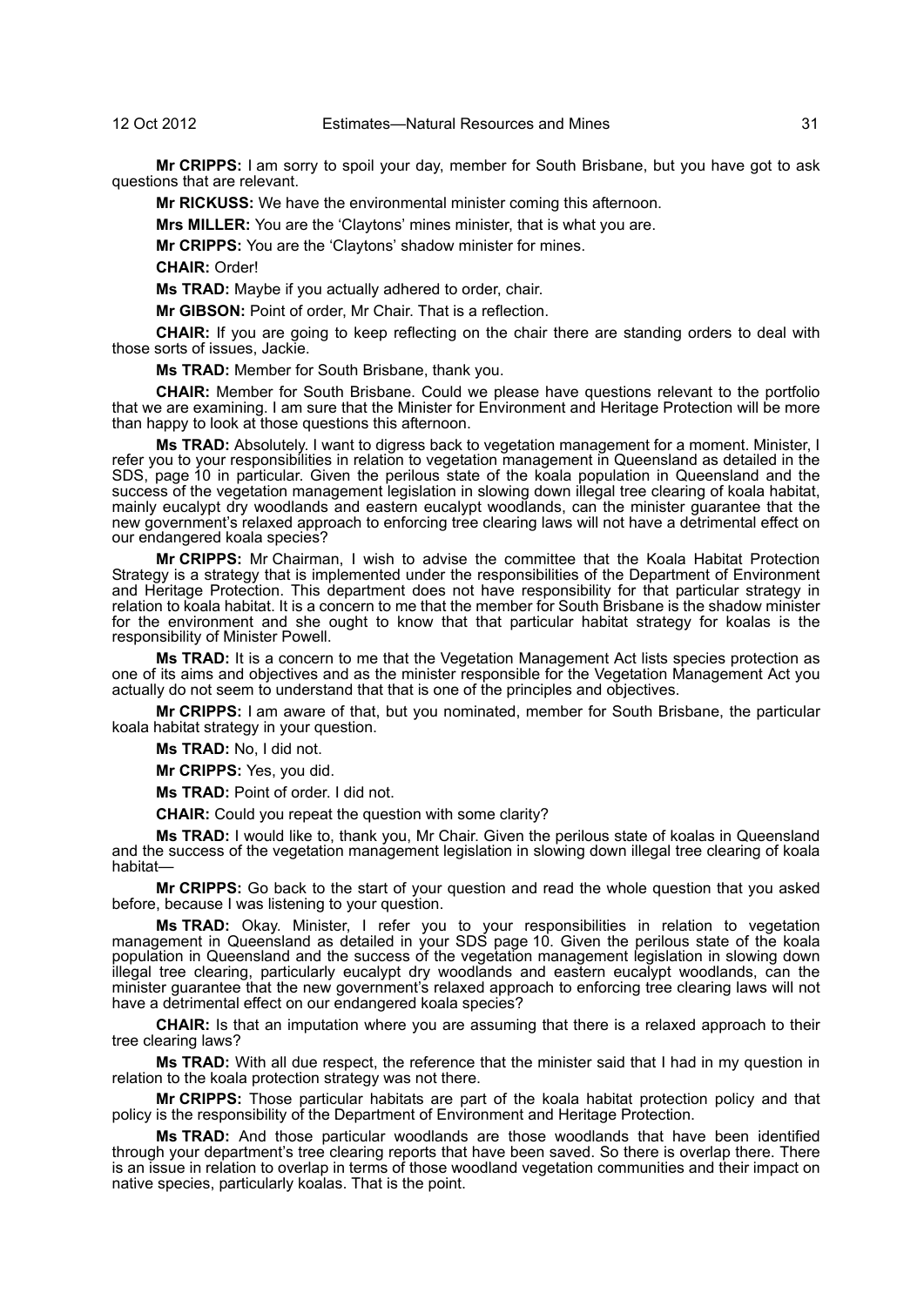**Mr CRIPPS:** I am sorry to spoil your day, member for South Brisbane, but you have got to ask questions that are relevant.

**Mr RICKUSS:** We have the environmental minister coming this afternoon.

**Mrs MILLER:** You are the 'Claytons' mines minister, that is what you are.

**Mr CRIPPS:** You are the 'Claytons' shadow minister for mines.

**CHAIR:** Order!

**Ms TRAD:** Maybe if you actually adhered to order, chair.

**Mr GIBSON:** Point of order, Mr Chair. That is a reflection.

**CHAIR:** If you are going to keep reflecting on the chair there are standing orders to deal with those sorts of issues, Jackie.

**Ms TRAD:** Member for South Brisbane, thank you.

**CHAIR:** Member for South Brisbane. Could we please have questions relevant to the portfolio that we are examining. I am sure that the Minister for Environment and Heritage Protection will be more than happy to look at those questions this afternoon.

**Ms TRAD:** Absolutely. I want to digress back to vegetation management for a moment. Minister, I refer you to your responsibilities in relation to vegetation management in Queensland as detailed in the SDS, page 10 in particular. Given the perilous state of the koala population in Queensland and the success of the vegetation management legislation in slowing down illegal tree clearing of koala habitat, mainly eucalypt dry woodlands and eastern eucalypt woodlands, can the minister guarantee that the new government's relaxed approach to enforcing tree clearing laws will not have a detrimental effect on our endangered koala species?

**Mr CRIPPS:** Mr Chairman, I wish to advise the committee that the Koala Habitat Protection Strategy is a strategy that is implemented under the responsibilities of the Department of Environment and Heritage Protection. This department does not have responsibility for that particular strategy in relation to koala habitat. It is a concern to me that the member for South Brisbane is the shadow minister for the environment and she ought to know that that particular habitat strategy for koalas is the responsibility of Minister Powell.

**Ms TRAD:** It is a concern to me that the Vegetation Management Act lists species protection as one of its aims and objectives and as the minister responsible for the Vegetation Management Act you actually do not seem to understand that that is one of the principles and objectives.

**Mr CRIPPS:** I am aware of that, but you nominated, member for South Brisbane, the particular koala habitat strategy in your question.

**Ms TRAD:** No, I did not.

**Mr CRIPPS:** Yes, you did.

**Ms TRAD:** Point of order. I did not.

**CHAIR:** Could you repeat the question with some clarity?

**Ms TRAD:** I would like to, thank you, Mr Chair. Given the perilous state of koalas in Queensland and the success of the vegetation management legislation in slowing down illegal tree clearing of koala habitat—

**Mr CRIPPS:** Go back to the start of your question and read the whole question that you asked before, because I was listening to your question.

**Ms TRAD:** Okay. Minister, I refer you to your responsibilities in relation to vegetation management in Queensland as detailed in your SDS page 10. Given the perilous state of the koala population in Queensland and the success of the vegetation management legislation in slowing down illegal tree clearing, particularly eucalypt dry woodlands and eastern eucalypt woodlands, can the minister guarantee that the new government's relaxed approach to enforcing tree clearing laws will not have a detrimental effect on our endangered koala species?

**CHAIR:** Is that an imputation where you are assuming that there is a relaxed approach to their tree clearing laws?

**Ms TRAD:** With all due respect, the reference that the minister said that I had in my question in relation to the koala protection strategy was not there.

**Mr CRIPPS:** Those particular habitats are part of the koala habitat protection policy and that policy is the responsibility of the Department of Environment and Heritage Protection.

**Ms TRAD:** And those particular woodlands are those woodlands that have been identified through your department's tree clearing reports that have been saved. So there is overlap there. There is an issue in relation to overlap in terms of those woodland vegetation communities and their impact on native species, particularly koalas. That is the point.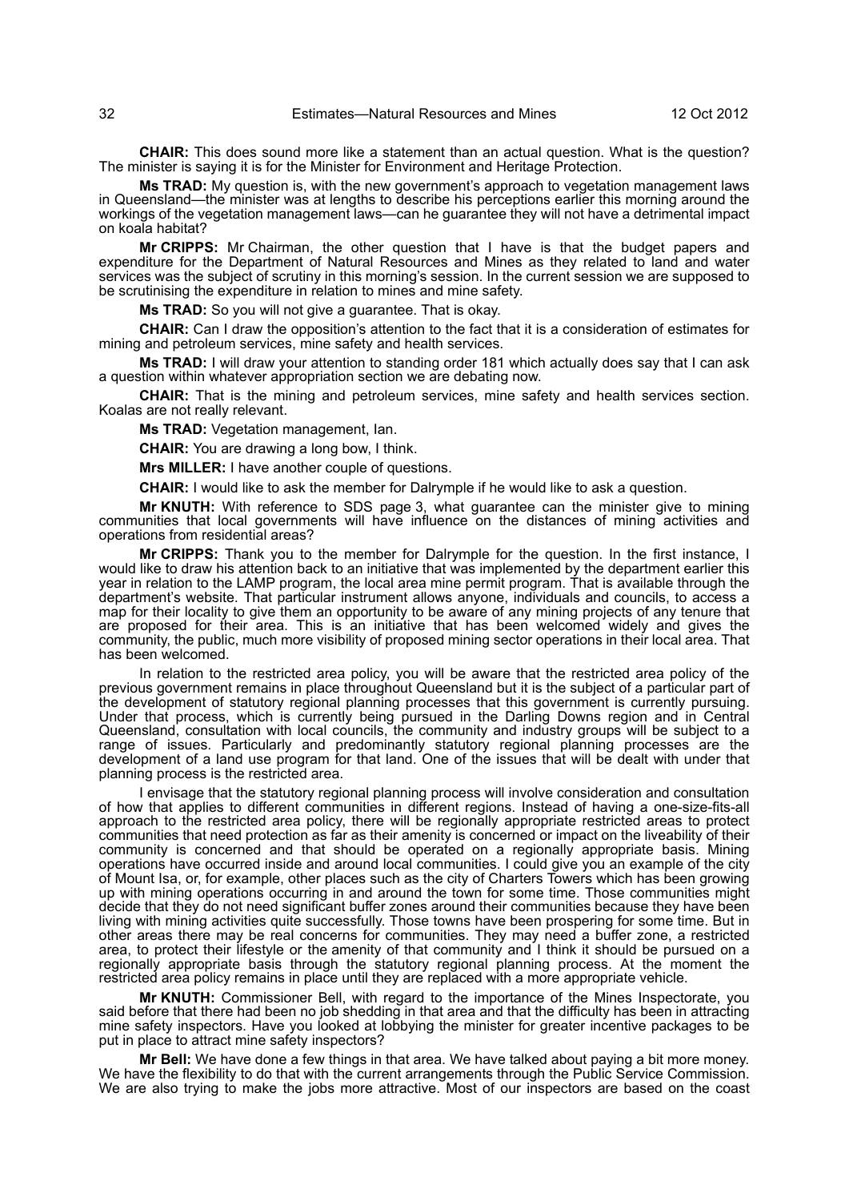**CHAIR:** This does sound more like a statement than an actual question. What is the question? The minister is saying it is for the Minister for Environment and Heritage Protection.

**Ms TRAD:** My question is, with the new government's approach to vegetation management laws in Queensland—the minister was at lengths to describe his perceptions earlier this morning around the workings of the vegetation management laws—can he guarantee they will not have a detrimental impact on koala habitat?

**Mr CRIPPS:** Mr Chairman, the other question that I have is that the budget papers and expenditure for the Department of Natural Resources and Mines as they related to land and water services was the subject of scrutiny in this morning's session. In the current session we are supposed to be scrutinising the expenditure in relation to mines and mine safety.

**Ms TRAD:** So you will not give a guarantee. That is okay.

**CHAIR:** Can I draw the opposition's attention to the fact that it is a consideration of estimates for mining and petroleum services, mine safety and health services.

**Ms TRAD:** I will draw your attention to standing order 181 which actually does say that I can ask a question within whatever appropriation section we are debating now.

**CHAIR:** That is the mining and petroleum services, mine safety and health services section. Koalas are not really relevant.

**Ms TRAD:** Vegetation management, Ian.

**CHAIR:** You are drawing a long bow, I think.

**Mrs MILLER:** I have another couple of questions.

**CHAIR:** I would like to ask the member for Dalrymple if he would like to ask a question.

**Mr KNUTH:** With reference to SDS page 3, what guarantee can the minister give to mining communities that local governments will have influence on the distances of mining activities and operations from residential areas?

**Mr CRIPPS:** Thank you to the member for Dalrymple for the question. In the first instance, I would like to draw his attention back to an initiative that was implemented by the department earlier this year in relation to the LAMP program, the local area mine permit program. That is available through the department's website. That particular instrument allows anyone, individuals and councils, to access a map for their locality to give them an opportunity to be aware of any mining projects of any tenure that are proposed for their area. This is an initiative that has been welcomed widely and gives the community, the public, much more visibility of proposed mining sector operations in their local area. That has been welcomed.

In relation to the restricted area policy, you will be aware that the restricted area policy of the previous government remains in place throughout Queensland but it is the subject of a particular part of the development of statutory regional planning processes that this government is currently pursuing. Under that process, which is currently being pursued in the Darling Downs region and in Central Queensland, consultation with local councils, the community and industry groups will be subject to a range of issues. Particularly and predominantly statutory regional planning processes are the development of a land use program for that land. One of the issues that will be dealt with under that planning process is the restricted area.

I envisage that the statutory regional planning process will involve consideration and consultation of how that applies to different communities in different regions. Instead of having a one-size-fits-all approach to the restricted area policy, there will be regionally appropriate restricted areas to protect communities that need protection as far as their amenity is concerned or impact on the liveability of their community is concerned and that should be operated on a regionally appropriate basis. Mining operations have occurred inside and around local communities. I could give you an example of the city of Mount Isa, or, for example, other places such as the city of Charters Towers which has been growing up with mining operations occurring in and around the town for some time. Those communities might decide that they do not need significant buffer zones around their communities because they have been living with mining activities quite successfully. Those towns have been prospering for some time. But in other areas there may be real concerns for communities. They may need a buffer zone, a restricted area, to protect their lifestyle or the amenity of that community and I think it should be pursued on a regionally appropriate basis through the statutory regional planning process. At the moment the restricted area policy remains in place until they are replaced with a more appropriate vehicle.

**Mr KNUTH:** Commissioner Bell, with regard to the importance of the Mines Inspectorate, you said before that there had been no job shedding in that area and that the difficulty has been in attracting mine safety inspectors. Have you looked at lobbying the minister for greater incentive packages to be put in place to attract mine safety inspectors?

**Mr Bell:** We have done a few things in that area. We have talked about paying a bit more money. We have the flexibility to do that with the current arrangements through the Public Service Commission. We are also trying to make the jobs more attractive. Most of our inspectors are based on the coast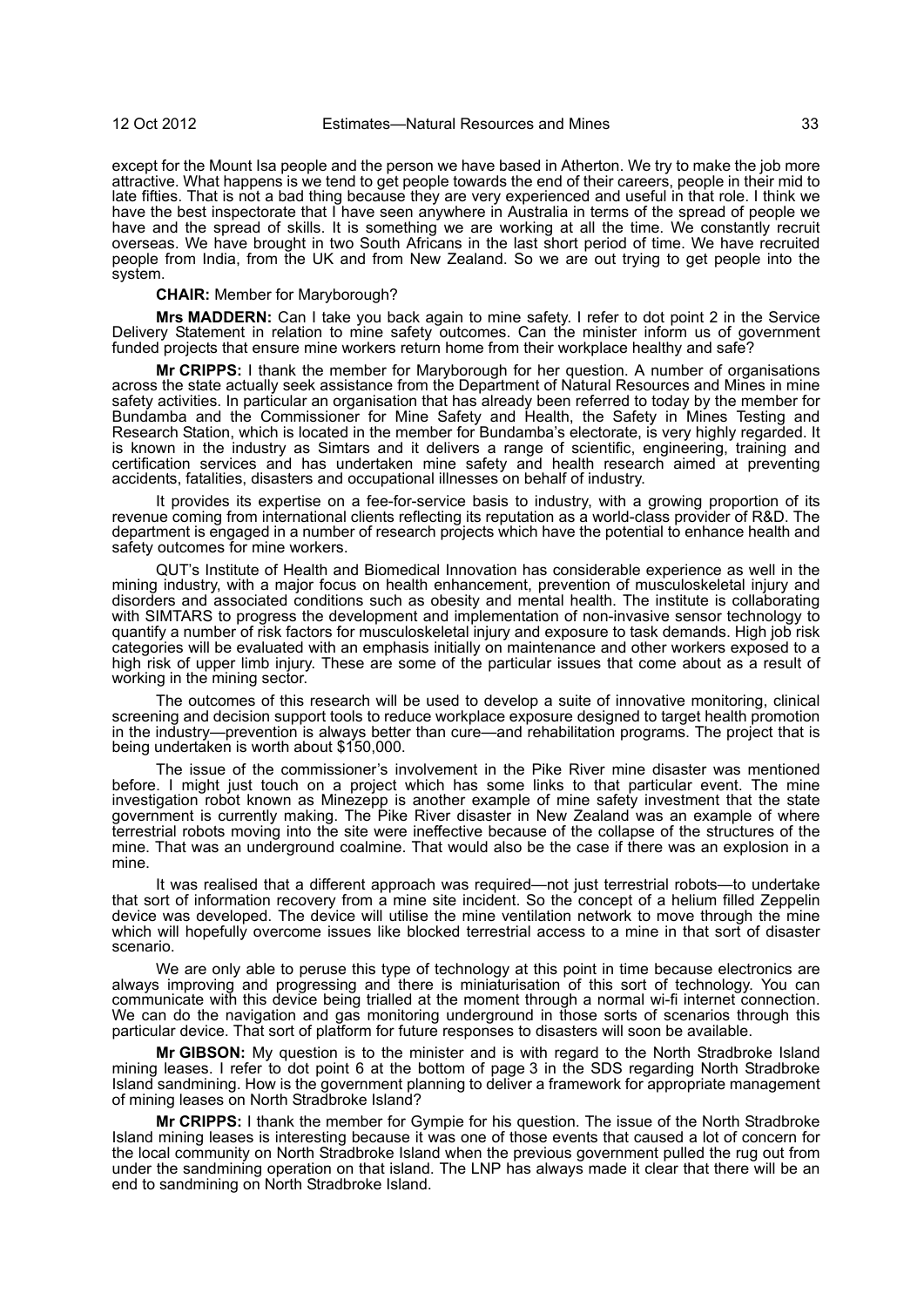except for the Mount Isa people and the person we have based in Atherton. We try to make the job more attractive. What happens is we tend to get people towards the end of their careers, people in their mid to late fifties. That is not a bad thing because they are very experienced and useful in that role. I think we have the best inspectorate that I have seen anywhere in Australia in terms of the spread of people we have and the spread of skills. It is something we are working at all the time. We constantly recruit overseas. We have brought in two South Africans in the last short period of time. We have recruited people from India, from the UK and from New Zealand. So we are out trying to get people into the system.

**CHAIR:** Member for Maryborough?

**Mrs MADDERN:** Can I take you back again to mine safety. I refer to dot point 2 in the Service Delivery Statement in relation to mine safety outcomes. Can the minister inform us of government funded projects that ensure mine workers return home from their workplace healthy and safe?

**Mr CRIPPS:** I thank the member for Maryborough for her question. A number of organisations across the state actually seek assistance from the Department of Natural Resources and Mines in mine safety activities. In particular an organisation that has already been referred to today by the member for Bundamba and the Commissioner for Mine Safety and Health, the Safety in Mines Testing and Research Station, which is located in the member for Bundamba's electorate, is very highly regarded. It is known in the industry as Simtars and it delivers a range of scientific, engineering, training and certification services and has undertaken mine safety and health research aimed at preventing accidents, fatalities, disasters and occupational illnesses on behalf of industry.

It provides its expertise on a fee-for-service basis to industry, with a growing proportion of its revenue coming from international clients reflecting its reputation as a world-class provider of R&D. The department is engaged in a number of research projects which have the potential to enhance health and safety outcomes for mine workers.

QUT's Institute of Health and Biomedical Innovation has considerable experience as well in the mining industry, with a major focus on health enhancement, prevention of musculoskeletal injury and disorders and associated conditions such as obesity and mental health. The institute is collaborating with SIMTARS to progress the development and implementation of non-invasive sensor technology to quantify a number of risk factors for musculoskeletal injury and exposure to task demands. High job risk categories will be evaluated with an emphasis initially on maintenance and other workers exposed to a high risk of upper limb injury. These are some of the particular issues that come about as a result of working in the mining sector.

The outcomes of this research will be used to develop a suite of innovative monitoring, clinical screening and decision support tools to reduce workplace exposure designed to target health promotion in the industry—prevention is always better than cure—and rehabilitation programs. The project that is being undertaken is worth about $150,000.

The issue of the commissioner's involvement in the Pike River mine disaster was mentioned before. I might just touch on a project which has some links to that particular event. The mine investigation robot known as Minezepp is another example of mine safety investment that the state government is currently making. The Pike River disaster in New Zealand was an example of where terrestrial robots moving into the site were ineffective because of the collapse of the structures of the mine. That was an underground coalmine. That would also be the case if there was an explosion in a mine.

It was realised that a different approach was required—not just terrestrial robots—to undertake that sort of information recovery from a mine site incident. So the concept of a helium filled Zeppelin device was developed. The device will utilise the mine ventilation network to move through the mine which will hopefully overcome issues like blocked terrestrial access to a mine in that sort of disaster scenario.

We are only able to peruse this type of technology at this point in time because electronics are always improving and progressing and there is miniaturisation of this sort of technology. You can communicate with this device being trialled at the moment through a normal wi-fi internet connection. We can do the navigation and gas monitoring underground in those sorts of scenarios through this particular device. That sort of platform for future responses to disasters will soon be available.

**Mr GIBSON:** My question is to the minister and is with regard to the North Stradbroke Island mining leases. I refer to dot point 6 at the bottom of page 3 in the SDS regarding North Stradbroke Island sandmining. How is the government planning to deliver a framework for appropriate management of mining leases on North Stradbroke Island?

**Mr CRIPPS:** I thank the member for Gympie for his question. The issue of the North Stradbroke Island mining leases is interesting because it was one of those events that caused a lot of concern for the local community on North Stradbroke Island when the previous government pulled the rug out from under the sandmining operation on that island. The LNP has always made it clear that there will be an end to sandmining on North Stradbroke Island.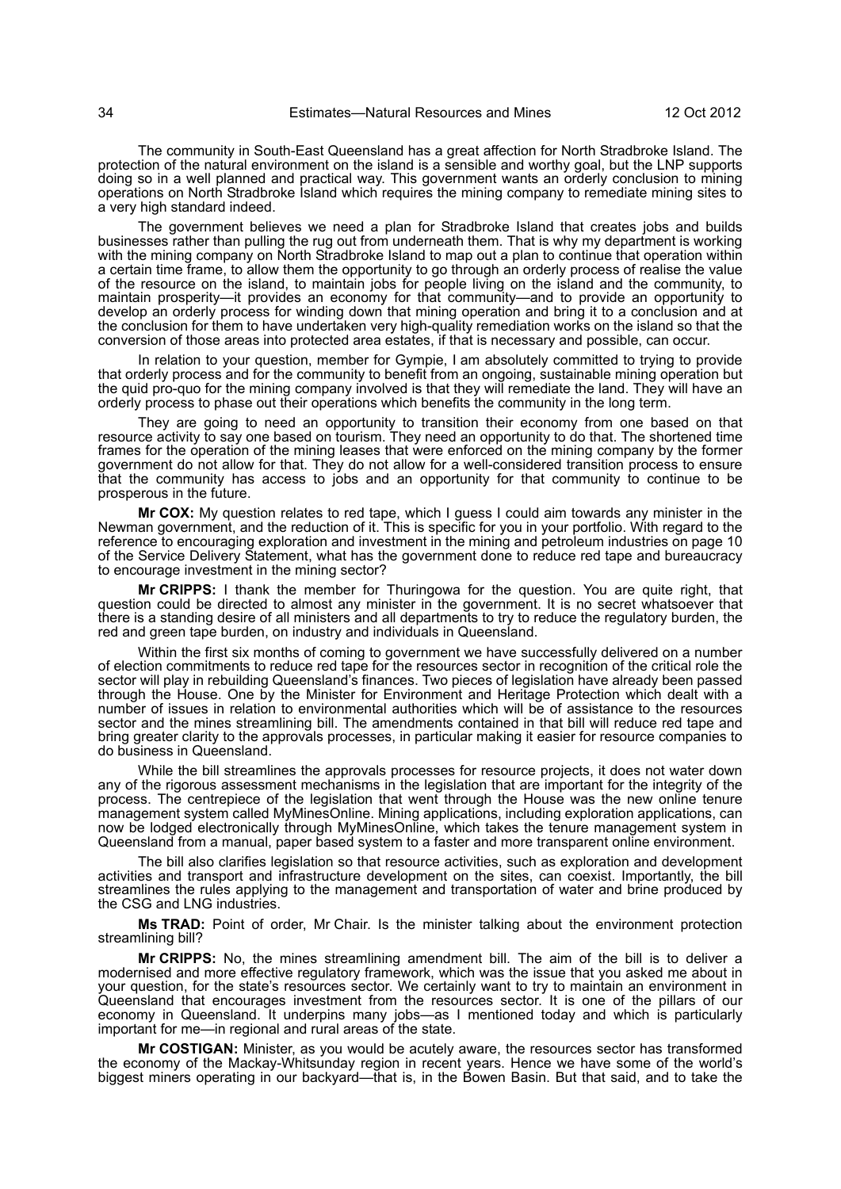The community in South-East Queensland has a great affection for North Stradbroke Island. The protection of the natural environment on the island is a sensible and worthy goal, but the LNP supports doing so in a well planned and practical way. This government wants an orderly conclusion to mining operations on North Stradbroke Island which requires the mining company to remediate mining sites to a very high standard indeed.

The government believes we need a plan for Stradbroke Island that creates jobs and builds businesses rather than pulling the rug out from underneath them. That is why my department is working with the mining company on North Stradbroke Island to map out a plan to continue that operation within a certain time frame, to allow them the opportunity to go through an orderly process of realise the value of the resource on the island, to maintain jobs for people living on the island and the community, to maintain prosperity—it provides an economy for that community—and to provide an opportunity to develop an orderly process for winding down that mining operation and bring it to a conclusion and at the conclusion for them to have undertaken very high-quality remediation works on the island so that the conversion of those areas into protected area estates, if that is necessary and possible, can occur.

In relation to your question, member for Gympie, I am absolutely committed to trying to provide that orderly process and for the community to benefit from an ongoing, sustainable mining operation but the quid pro-quo for the mining company involved is that they will remediate the land. They will have an orderly process to phase out their operations which benefits the community in the long term.

They are going to need an opportunity to transition their economy from one based on that resource activity to say one based on tourism. They need an opportunity to do that. The shortened time frames for the operation of the mining leases that were enforced on the mining company by the former government do not allow for that. They do not allow for a well-considered transition process to ensure that the community has access to jobs and an opportunity for that community to continue to be prosperous in the future.

**Mr COX:** My question relates to red tape, which I guess I could aim towards any minister in the Newman government, and the reduction of it. This is specific for you in your portfolio. With regard to the reference to encouraging exploration and investment in the mining and petroleum industries on page 10 of the Service Delivery Statement, what has the government done to reduce red tape and bureaucracy to encourage investment in the mining sector?

**Mr CRIPPS:** I thank the member for Thuringowa for the question. You are quite right, that question could be directed to almost any minister in the government. It is no secret whatsoever that there is a standing desire of all ministers and all departments to try to reduce the regulatory burden, the red and green tape burden, on industry and individuals in Queensland.

Within the first six months of coming to government we have successfully delivered on a number of election commitments to reduce red tape for the resources sector in recognition of the critical role the sector will play in rebuilding Queensland's finances. Two pieces of legislation have already been passed through the House. One by the Minister for Environment and Heritage Protection which dealt with a number of issues in relation to environmental authorities which will be of assistance to the resources sector and the mines streamlining bill. The amendments contained in that bill will reduce red tape and bring greater clarity to the approvals processes, in particular making it easier for resource companies to do business in Queensland.

While the bill streamlines the approvals processes for resource projects, it does not water down any of the rigorous assessment mechanisms in the legislation that are important for the integrity of the process. The centrepiece of the legislation that went through the House was the new online tenure management system called MyMinesOnline. Mining applications, including exploration applications, can now be lodged electronically through MyMinesOnline, which takes the tenure management system in Queensland from a manual, paper based system to a faster and more transparent online environment.

The bill also clarifies legislation so that resource activities, such as exploration and development activities and transport and infrastructure development on the sites, can coexist. Importantly, the bill streamlines the rules applying to the management and transportation of water and brine produced by the CSG and LNG industries.

**Ms TRAD:** Point of order, Mr Chair. Is the minister talking about the environment protection streamlining bill?

**Mr CRIPPS:** No, the mines streamlining amendment bill. The aim of the bill is to deliver a modernised and more effective regulatory framework, which was the issue that you asked me about in your question, for the state's resources sector. We certainly want to try to maintain an environment in Queensland that encourages investment from the resources sector. It is one of the pillars of our economy in Queensland. It underpins many jobs—as I mentioned today and which is particularly important for me—in regional and rural areas of the state.

**Mr COSTIGAN:** Minister, as you would be acutely aware, the resources sector has transformed the economy of the Mackay-Whitsunday region in recent years. Hence we have some of the world's biggest miners operating in our backyard—that is, in the Bowen Basin. But that said, and to take the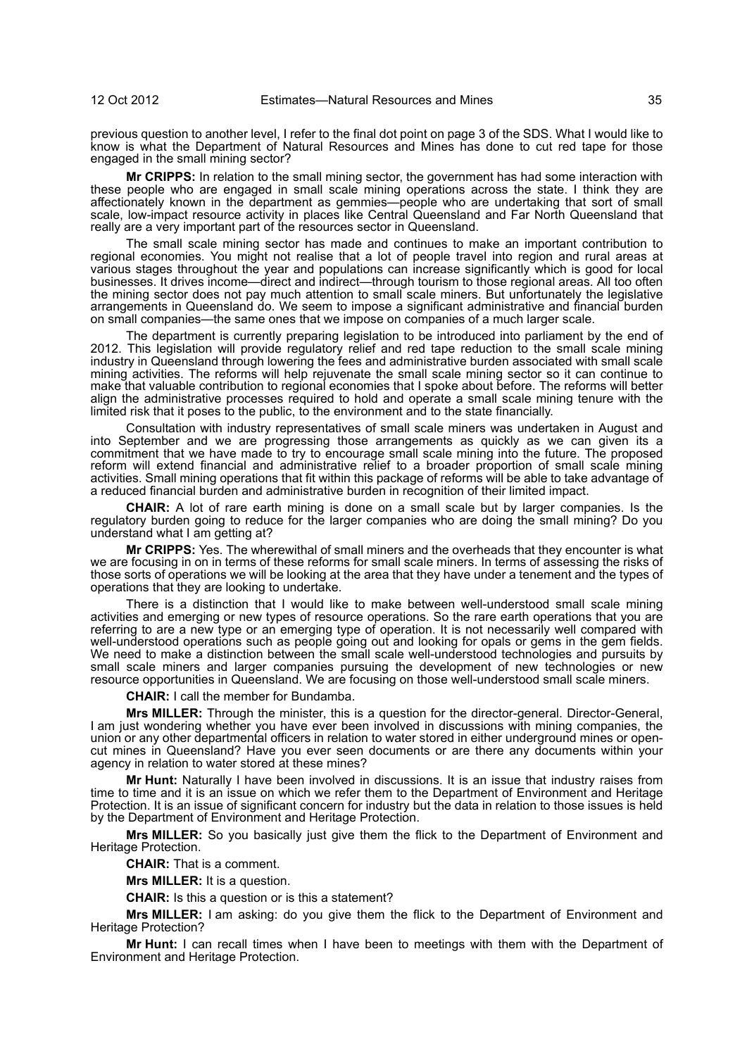previous question to another level, I refer to the final dot point on page 3 of the SDS. What I would like to know is what the Department of Natural Resources and Mines has done to cut red tape for those engaged in the small mining sector?

**Mr CRIPPS:** In relation to the small mining sector, the government has had some interaction with these people who are engaged in small scale mining operations across the state. I think they are affectionately known in the department as gemmies—people who are undertaking that sort of small scale, low-impact resource activity in places like Central Queensland and Far North Queensland that really are a very important part of the resources sector in Queensland.

The small scale mining sector has made and continues to make an important contribution to regional economies. You might not realise that a lot of people travel into region and rural areas at various stages throughout the year and populations can increase significantly which is good for local businesses. It drives income—direct and indirect—through tourism to those regional areas. All too often the mining sector does not pay much attention to small scale miners. But unfortunately the legislative arrangements in Queensland do. We seem to impose a significant administrative and financial burden on small companies—the same ones that we impose on companies of a much larger scale.

The department is currently preparing legislation to be introduced into parliament by the end of 2012. This legislation will provide regulatory relief and red tape reduction to the small scale mining industry in Queensland through lowering the fees and administrative burden associated with small scale mining activities. The reforms will help rejuvenate the small scale mining sector so it can continue to make that valuable contribution to regional economies that I spoke about before. The reforms will better align the administrative processes required to hold and operate a small scale mining tenure with the limited risk that it poses to the public, to the environment and to the state financially.

Consultation with industry representatives of small scale miners was undertaken in August and into September and we are progressing those arrangements as quickly as we can given its a commitment that we have made to try to encourage small scale mining into the future. The proposed reform will extend financial and administrative relief to a broader proportion of small scale mining activities. Small mining operations that fit within this package of reforms will be able to take advantage of a reduced financial burden and administrative burden in recognition of their limited impact.

**CHAIR:** A lot of rare earth mining is done on a small scale but by larger companies. Is the regulatory burden going to reduce for the larger companies who are doing the small mining? Do you understand what I am getting at?

**Mr CRIPPS:** Yes. The wherewithal of small miners and the overheads that they encounter is what we are focusing in on in terms of these reforms for small scale miners. In terms of assessing the risks of those sorts of operations we will be looking at the area that they have under a tenement and the types of operations that they are looking to undertake.

There is a distinction that I would like to make between well-understood small scale mining activities and emerging or new types of resource operations. So the rare earth operations that you are referring to are a new type or an emerging type of operation. It is not necessarily well compared with well-understood operations such as people going out and looking for opals or gems in the gem fields. We need to make a distinction between the small scale well-understood technologies and pursuits by small scale miners and larger companies pursuing the development of new technologies or new resource opportunities in Queensland. We are focusing on those well-understood small scale miners.

**CHAIR:** I call the member for Bundamba.

**Mrs MILLER:** Through the minister, this is a question for the director-general. Director-General, I am just wondering whether you have ever been involved in discussions with mining companies, the union or any other departmental officers in relation to water stored in either underground mines or open-cut mines in Queensland? Have you ever seen documents or are there any documents within your agency in relation to water stored at these mines?

**Mr Hunt:** Naturally I have been involved in discussions. It is an issue that industry raises from time to time and it is an issue on which we refer them to the Department of Environment and Heritage Protection. It is an issue of significant concern for industry but the data in relation to those issues is held by the Department of Environment and Heritage Protection.

**Mrs MILLER:** So you basically just give them the flick to the Department of Environment and Heritage Protection.

**CHAIR:** That is a comment.

**Mrs MILLER:** It is a question.

**CHAIR:** Is this a question or is this a statement?

**Mrs MILLER:** I am asking: do you give them the flick to the Department of Environment and Heritage Protection?

**Mr Hunt:** I can recall times when I have been to meetings with them with the Department of Environment and Heritage Protection.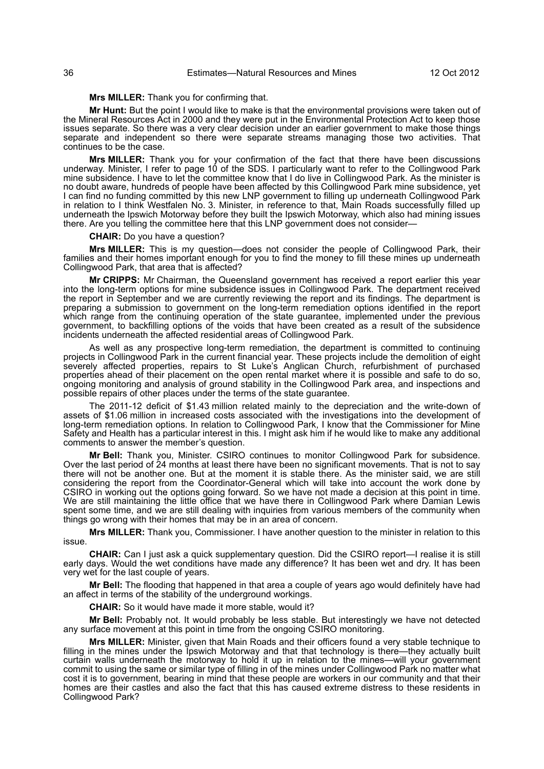**Mrs MILLER:** Thank you for confirming that.

**Mr Hunt:** But the point I would like to make is that the environmental provisions were taken out of the Mineral Resources Act in 2000 and they were put in the Environmental Protection Act to keep those issues separate. So there was a very clear decision under an earlier government to make those things separate and independent so there were separate streams managing those two activities. That continues to be the case.

**Mrs MILLER:** Thank you for your confirmation of the fact that there have been discussions underway. Minister, I refer to page 10 of the SDS. I particularly want to refer to the Collingwood Park mine subsidence. I have to let the committee know that I do live in Collingwood Park. As the minister is no doubt aware, hundreds of people have been affected by this Collingwood Park mine subsidence, yet I can find no funding committed by this new LNP government to filling up underneath Collingwood Park in relation to I think Westfalen No. 3. Minister, in reference to that, Main Roads successfully filled up underneath the Ipswich Motorway before they built the Ipswich Motorway, which also had mining issues there. Are you telling the committee here that this LNP government does not consider—

**CHAIR:** Do you have a question?

**Mrs MILLER:** This is my question—does not consider the people of Collingwood Park, their families and their homes important enough for you to find the money to fill these mines up underneath Collingwood Park, that area that is affected?

**Mr CRIPPS:** Mr Chairman, the Queensland government has received a report earlier this year into the long-term options for mine subsidence issues in Collingwood Park. The department received the report in September and we are currently reviewing the report and its findings. The department is preparing a submission to government on the long-term remediation options identified in the report which range from the continuing operation of the state guarantee, implemented under the previous government, to backfilling options of the voids that have been created as a result of the subsidence incidents underneath the affected residential areas of Collingwood Park.

As well as any prospective long-term remediation, the department is committed to continuing projects in Collingwood Park in the current financial year. These projects include the demolition of eight severely affected properties, repairs to St Luke's Anglican Church, refurbishment of purchased properties ahead of their placement on the open rental market where it is possible and safe to do so, ongoing monitoring and analysis of ground stability in the Collingwood Park area, and inspections and possible repairs of other places under the terms of the state guarantee.

The 2011-12 deficit of $1.43 million related mainly to the depreciation and the write-down of assets of $1.06 million in increased costs associated with the investigations into the development of long-term remediation options. In relation to Collingwood Park, I know that the Commissioner for Mine Safety and Health has a particular interest in this. I might ask him if he would like to make any additional comments to answer the member's question.

**Mr Bell:** Thank you, Minister. CSIRO continues to monitor Collingwood Park for subsidence. Over the last period of 24 months at least there have been no significant movements. That is not to say there will not be another one. But at the moment it is stable there. As the minister said, we are still considering the report from the Coordinator-General which will take into account the work done by CSIRO in working out the options going forward. So we have not made a decision at this point in time. We are still maintaining the little office that we have there in Collingwood Park where Damian Lewis spent some time, and we are still dealing with inquiries from various members of the community when things go wrong with their homes that may be in an area of concern.

**Mrs MILLER:** Thank you, Commissioner. I have another question to the minister in relation to this issue.

**CHAIR:** Can I just ask a quick supplementary question. Did the CSIRO report—I realise it is still early days. Would the wet conditions have made any difference? It has been wet and dry. It has been very wet for the last couple of years.

**Mr Bell:** The flooding that happened in that area a couple of years ago would definitely have had an affect in terms of the stability of the underground workings.

**CHAIR:** So it would have made it more stable, would it?

**Mr Bell:** Probably not. It would probably be less stable. But interestingly we have not detected any surface movement at this point in time from the ongoing CSIRO monitoring.

**Mrs MILLER:** Minister, given that Main Roads and their officers found a very stable technique to filling in the mines under the Ipswich Motorway and that that technology is there—they actually built curtain walls underneath the motorway to hold it up in relation to the mines—will your government commit to using the same or similar type of filling in of the mines under Collingwood Park no matter what cost it is to government, bearing in mind that these people are workers in our community and that their homes are their castles and also the fact that this has caused extreme distress to these residents in Collingwood Park?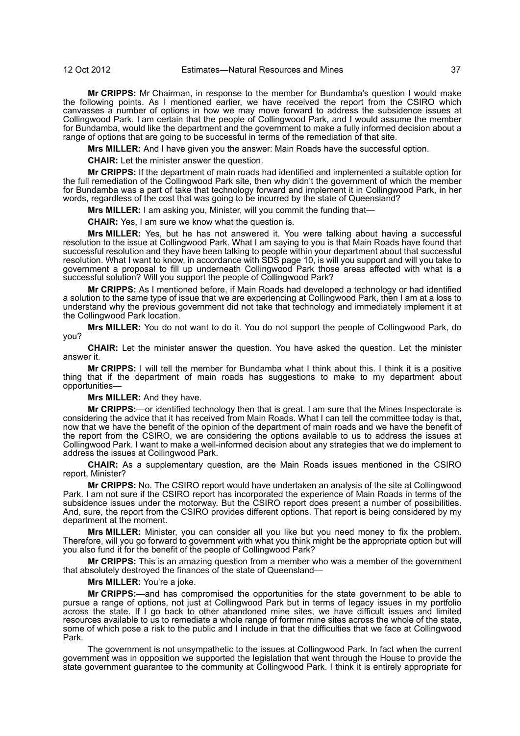**Mr CRIPPS:** Mr Chairman, in response to the member for Bundamba's question I would make the following points. As I mentioned earlier, we have received the report from the CSIRO which canvasses a number of options in how we may move forward to address the subsidence issues at Collingwood Park. I am certain that the people of Collingwood Park, and I would assume the member for Bundamba, would like the department and the government to make a fully informed decision about a range of options that are going to be successful in terms of the remediation of that site.

**Mrs MILLER:** And I have given you the answer: Main Roads have the successful option.

**CHAIR:** Let the minister answer the question.

**Mr CRIPPS:** If the department of main roads had identified and implemented a suitable option for the full remediation of the Collingwood Park site, then why didn't the government of which the member for Bundamba was a part of take that technology forward and implement it in Collingwood Park, in her words, regardless of the cost that was going to be incurred by the state of Queensland?

**Mrs MILLER:** I am asking you, Minister, will you commit the funding that—

**CHAIR:** Yes, I am sure we know what the question is.

**Mrs MILLER:** Yes, but he has not answered it. You were talking about having a successful resolution to the issue at Collingwood Park. What I am saying to you is that Main Roads have found that successful resolution and they have been talking to people within your department about that successful resolution. What I want to know, in accordance with SDS page 10, is will you support and will you take to government a proposal to fill up underneath Collingwood Park those areas affected with what is a successful solution? Will you support the people of Collingwood Park?

**Mr CRIPPS:** As I mentioned before, if Main Roads had developed a technology or had identified a solution to the same type of issue that we are experiencing at Collingwood Park, then I am at a loss to understand why the previous government did not take that technology and immediately implement it at the Collingwood Park location.

**Mrs MILLER:** You do not want to do it. You do not support the people of Collingwood Park, do you?

**CHAIR:** Let the minister answer the question. You have asked the question. Let the minister answer it.

**Mr CRIPPS:** I will tell the member for Bundamba what I think about this. I think it is a positive thing that if the department of main roads has suggestions to make to my department about opportunities—

**Mrs MILLER:** And they have.

**Mr CRIPPS:**—or identified technology then that is great. I am sure that the Mines Inspectorate is considering the advice that it has received from Main Roads. What I can tell the committee today is that, now that we have the benefit of the opinion of the department of main roads and we have the benefit of the report from the CSIRO, we are considering the options available to us to address the issues at Collingwood Park. I want to make a well-informed decision about any strategies that we do implement to address the issues at Collingwood Park.

**CHAIR:** As a supplementary question, are the Main Roads issues mentioned in the CSIRO report, Minister?

**Mr CRIPPS:** No. The CSIRO report would have undertaken an analysis of the site at Collingwood Park. I am not sure if the CSIRO report has incorporated the experience of Main Roads in terms of the subsidence issues under the motorway. But the CSIRO report does present a number of possibilities. And, sure, the report from the CSIRO provides different options. That report is being considered by my department at the moment.

**Mrs MILLER:** Minister, you can consider all you like but you need money to fix the problem. Therefore, will you go forward to government with what you think might be the appropriate option but will you also fund it for the benefit of the people of Collingwood Park?

**Mr CRIPPS:** This is an amazing question from a member who was a member of the government that absolutely destroyed the finances of the state of Queensland—

**Mrs MILLER:** You're a joke.

**Mr CRIPPS:**—and has compromised the opportunities for the state government to be able to pursue a range of options, not just at Collingwood Park but in terms of legacy issues in my portfolio across the state. If I go back to other abandoned mine sites, we have difficult issues and limited resources available to us to remediate a whole range of former mine sites across the whole of the state, some of which pose a risk to the public and I include in that the difficulties that we face at Collingwood Park.

The government is not unsympathetic to the issues at Collingwood Park. In fact when the current government was in opposition we supported the legislation that went through the House to provide the state government guarantee to the community at Collingwood Park. I think it is entirely appropriate for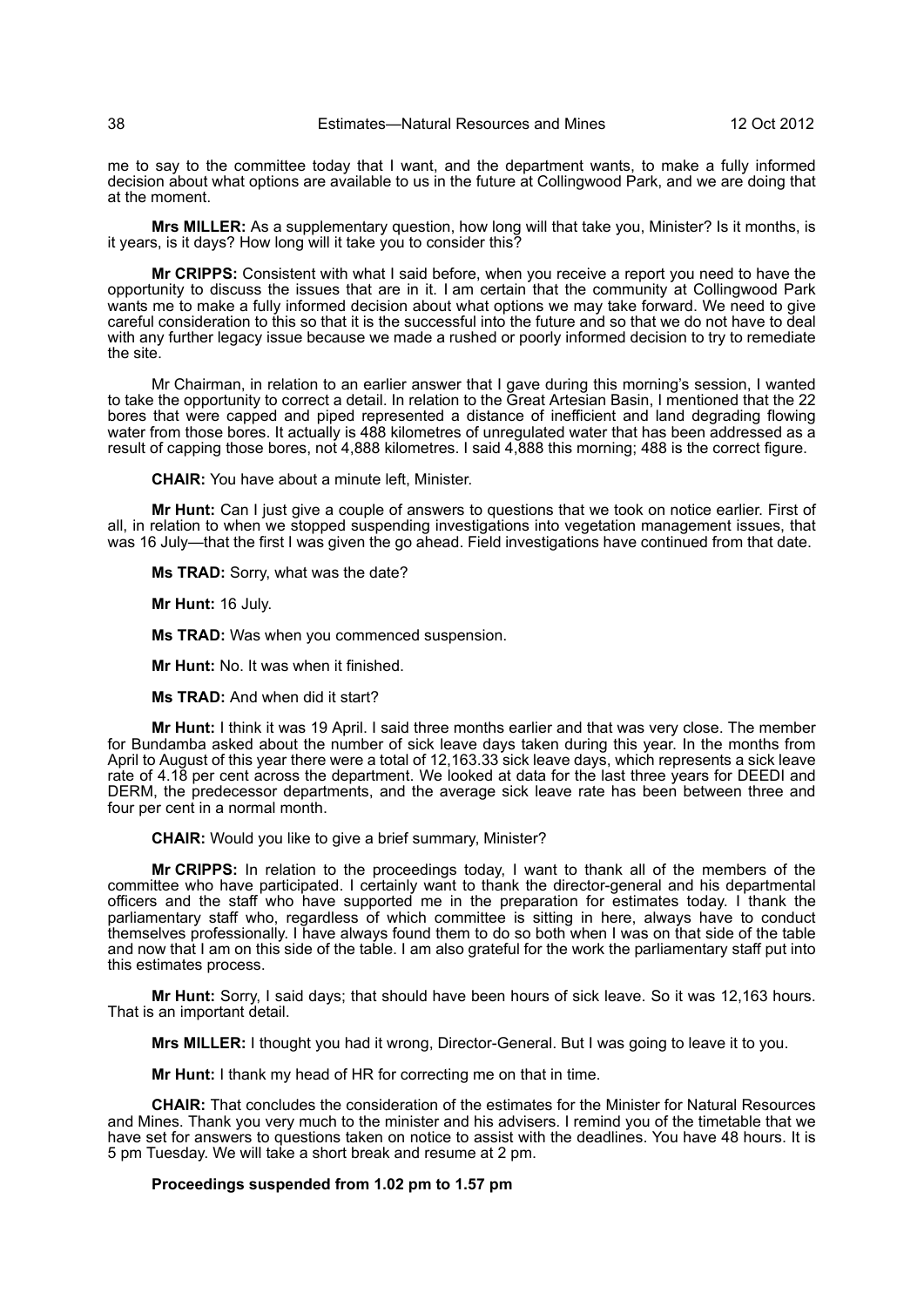me to say to the committee today that I want, and the department wants, to make a fully informed decision about what options are available to us in the future at Collingwood Park, and we are doing that at the moment.

**Mrs MILLER:** As a supplementary question, how long will that take you, Minister? Is it months, is it years, is it days? How long will it take you to consider this?

**Mr CRIPPS:** Consistent with what I said before, when you receive a report you need to have the opportunity to discuss the issues that are in it. I am certain that the community at Collingwood Park wants me to make a fully informed decision about what options we may take forward. We need to give careful consideration to this so that it is the successful into the future and so that we do not have to deal with any further legacy issue because we made a rushed or poorly informed decision to try to remediate the site.

Mr Chairman, in relation to an earlier answer that I gave during this morning's session, I wanted to take the opportunity to correct a detail. In relation to the Great Artesian Basin, I mentioned that the 22 bores that were capped and piped represented a distance of inefficient and land degrading flowing water from those bores. It actually is 488 kilometres of unregulated water that has been addressed as a result of capping those bores, not 4,888 kilometres. I said 4,888 this morning; 488 is the correct figure.

**CHAIR:** You have about a minute left, Minister.

**Mr Hunt:** Can I just give a couple of answers to questions that we took on notice earlier. First of all, in relation to when we stopped suspending investigations into vegetation management issues, that was 16 July—that the first I was given the go ahead. Field investigations have continued from that date.

**Ms TRAD:** Sorry, what was the date?

**Mr Hunt:** 16 July.

**Ms TRAD:** Was when you commenced suspension.

**Mr Hunt:** No. It was when it finished.

**Ms TRAD:** And when did it start?

**Mr Hunt:** I think it was 19 April. I said three months earlier and that was very close. The member for Bundamba asked about the number of sick leave days taken during this year. In the months from April to August of this year there were a total of 12,163.33 sick leave days, which represents a sick leave rate of 4.18 per cent across the department. We looked at data for the last three years for DEEDI and DERM, the predecessor departments, and the average sick leave rate has been between three and four per cent in a normal month.

**CHAIR:** Would you like to give a brief summary, Minister?

**Mr CRIPPS:** In relation to the proceedings today, I want to thank all of the members of the committee who have participated. I certainly want to thank the director-general and his departmental officers and the staff who have supported me in the preparation for estimates today. I thank the parliamentary staff who, regardless of which committee is sitting in here, always have to conduct themselves professionally. I have always found them to do so both when I was on that side of the table and now that I am on this side of the table. I am also grateful for the work the parliamentary staff put into this estimates process.

**Mr Hunt:** Sorry, I said days; that should have been hours of sick leave. So it was 12,163 hours. That is an important detail.

**Mrs MILLER:** I thought you had it wrong, Director-General. But I was going to leave it to you.

**Mr Hunt:** I thank my head of HR for correcting me on that in time.

**CHAIR:** That concludes the consideration of the estimates for the Minister for Natural Resources and Mines. Thank you very much to the minister and his advisers. I remind you of the timetable that we have set for answers to questions taken on notice to assist with the deadlines. You have 48 hours. It is 5 pm Tuesday. We will take a short break and resume at 2 pm.

**Proceedings suspended from 1.02 pm to 1.57 pm**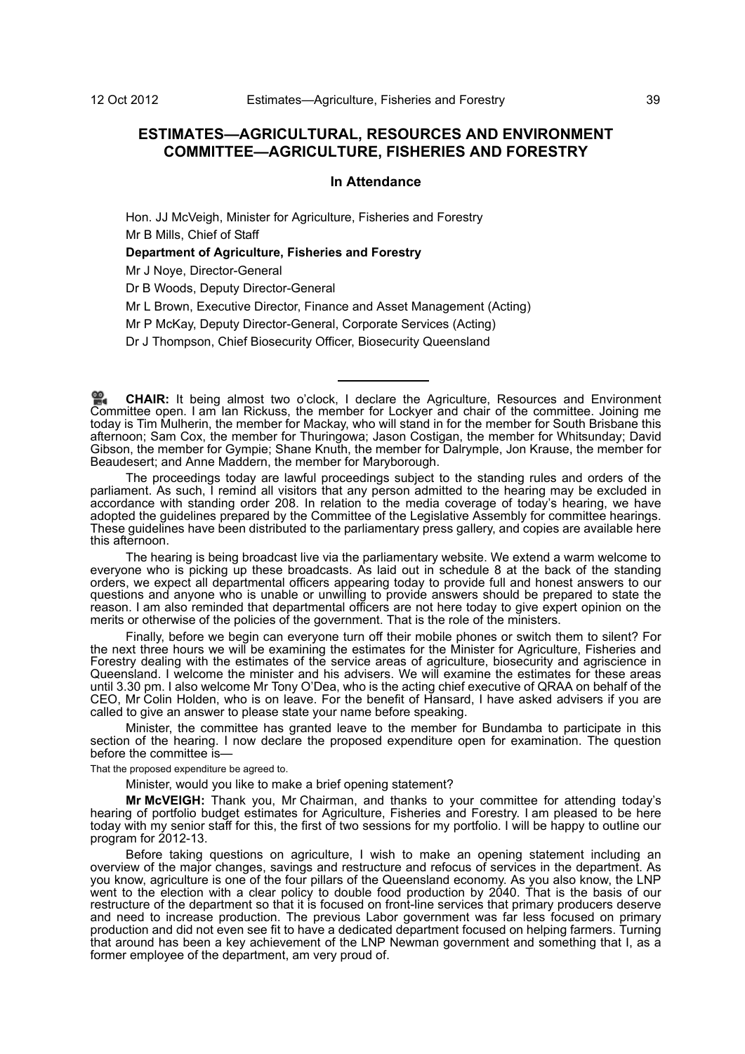## ESTIMATES—AGRICULTURAL, RESOURCES AND ENVIRONMENT COMMITTEE—AGRICULTURE, FISHERIES AND FORESTRY

### In Attendance

Hon. JJ McVeigh, Minister for Agriculture, Fisheries and Forestry

Mr B Mills, Chief of Staff

**Department of Agriculture, Fisheries and Forestry**

Mr J Noye, Director-General

Dr B Woods, Deputy Director-General

Mr L Brown, Executive Director, Finance and Asset Management (Acting)

Mr P McKay, Deputy Director-General, Corporate Services (Acting)

Dr J Thompson, Chief Biosecurity Officer, Biosecurity Queensland

---

**CHAIR:** It being almost two o'clock, I declare the Agriculture, Resources and Environment Committee open. I am Ian Rickuss, the member for Lockyer and chair of the committee. Joining me today is Tim Mulherin, the member for Mackay, who will stand in for the member for South Brisbane this afternoon; Sam Cox, the member for Thuringowa; Jason Costigan, the member for Whitsunday; David Gibson, the member for Gympie; Shane Knuth, the member for Dalrymple, Jon Krause, the member for Beaudesert; and Anne Maddern, the member for Maryborough.

The proceedings today are lawful proceedings subject to the standing rules and orders of the parliament. As such, I remind all visitors that any person admitted to the hearing may be excluded in accordance with standing order 208. In relation to the media coverage of today's hearing, we have adopted the guidelines prepared by the Committee of the Legislative Assembly for committee hearings. These guidelines have been distributed to the parliamentary press gallery, and copies are available here this afternoon.

The hearing is being broadcast live via the parliamentary website. We extend a warm welcome to everyone who is picking up these broadcasts. As laid out in schedule 8 at the back of the standing orders, we expect all departmental officers appearing today to provide full and honest answers to our questions and anyone who is unable or unwilling to provide answers should be prepared to state the reason. I am also reminded that departmental officers are not here today to give expert opinion on the merits or otherwise of the policies of the government. That is the role of the ministers.

Finally, before we begin can everyone turn off their mobile phones or switch them to silent? For the next three hours we will be examining the estimates for the Minister for Agriculture, Fisheries and Forestry dealing with the estimates of the service areas of agriculture, biosecurity and agriscience in Queensland. I welcome the minister and his advisers. We will examine the estimates for these areas until 3.30 pm. I also welcome Mr Tony O'Dea, who is the acting chief executive of QRAA on behalf of the CEO, Mr Colin Holden, who is on leave. For the benefit of Hansard, I have asked advisers if you are called to give an answer to please state your name before speaking.

Minister, the committee has granted leave to the member for Bundamba to participate in this section of the hearing. I now declare the proposed expenditure open for examination. The question before the committee is—

That the proposed expenditure be agreed to.

Minister, would you like to make a brief opening statement?

**Mr McVEIGH:** Thank you, Mr Chairman, and thanks to your committee for attending today's hearing of portfolio budget estimates for Agriculture, Fisheries and Forestry. I am pleased to be here today with my senior staff for this, the first of two sessions for my portfolio. I will be happy to outline our program for 2012-13.

Before taking questions on agriculture, I wish to make an opening statement including an overview of the major changes, savings and restructure and refocus of services in the department. As you know, agriculture is one of the four pillars of the Queensland economy. As you also know, the LNP went to the election with a clear policy to double food production by 2040. That is the basis of our restructure of the department so that it is focused on front-line services that primary producers deserve and need to increase production. The previous Labor government was far less focused on primary production and did not even see fit to have a dedicated department focused on helping farmers. Turning that around has been a key achievement of the LNP Newman government and something that I, as a former employee of the department, am very proud of.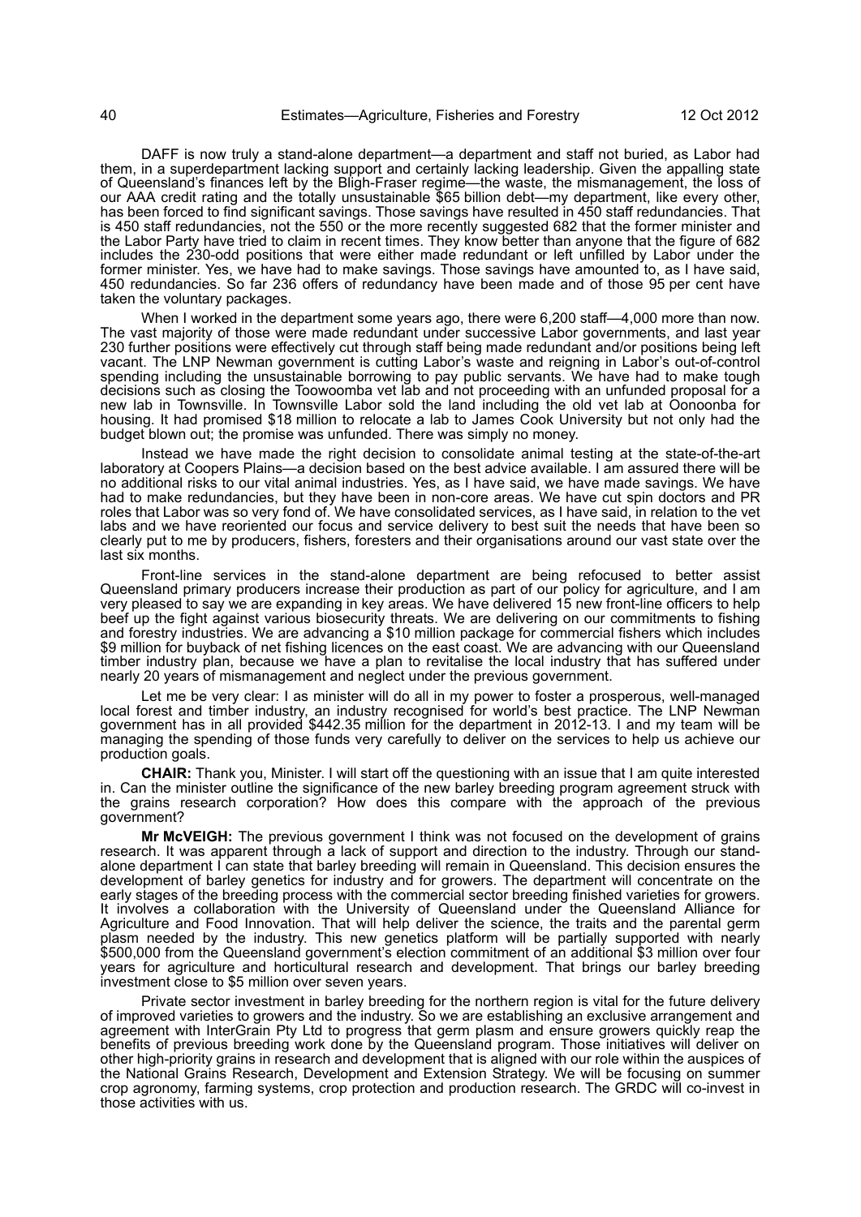DAFF is now truly a stand-alone department—a department and staff not buried, as Labor had them, in a superdepartment lacking support and certainly lacking leadership. Given the appalling state of Queensland's finances left by the Bligh-Fraser regime—the waste, the mismanagement, the loss of our AAA credit rating and the totally unsustainable $65 billion debt—my department, like every other, has been forced to find significant savings. Those savings have resulted in 450 staff redundancies. That is 450 staff redundancies, not the 550 or the more recently suggested 682 that the former minister and the Labor Party have tried to claim in recent times. They know better than anyone that the figure of 682 includes the 230-odd positions that were either made redundant or left unfilled by Labor under the former minister. Yes, we have had to make savings. Those savings have amounted to, as I have said, 450 redundancies. So far 236 offers of redundancy have been made and of those 95 per cent have taken the voluntary packages.

When I worked in the department some years ago, there were 6,200 staff—4,000 more than now. The vast majority of those were made redundant under successive Labor governments, and last year 230 further positions were effectively cut through staff being made redundant and/or positions being left vacant. The LNP Newman government is cutting Labor's waste and reigning in Labor's out-of-control spending including the unsustainable borrowing to pay public servants. We have had to make tough decisions such as closing the Toowoomba vet lab and not proceeding with an unfunded proposal for a new lab in Townsville. In Townsville Labor sold the land including the old vet lab at Oonoonba for housing. It had promised $18 million to relocate a lab to James Cook University but not only had the budget blown out; the promise was unfunded. There was simply no money.

Instead we have made the right decision to consolidate animal testing at the state-of-the-art laboratory at Coopers Plains—a decision based on the best advice available. I am assured there will be no additional risks to our vital animal industries. Yes, as I have said, we have made savings. We have had to make redundancies, but they have been in non-core areas. We have cut spin doctors and PR roles that Labor was so very fond of. We have consolidated services, as I have said, in relation to the vet labs and we have reoriented our focus and service delivery to best suit the needs that have been so clearly put to me by producers, fishers, foresters and their organisations around our vast state over the last six months.

Front-line services in the stand-alone department are being refocused to better assist Queensland primary producers increase their production as part of our policy for agriculture, and I am very pleased to say we are expanding in key areas. We have delivered 15 new front-line officers to help beef up the fight against various biosecurity threats. We are delivering on our commitments to fishing and forestry industries. We are advancing a $10 million package for commercial fishers which includes $9 million for buyback of net fishing licences on the east coast. We are advancing with our Queensland timber industry plan, because we have a plan to revitalise the local industry that has suffered under nearly 20 years of mismanagement and neglect under the previous government.

Let me be very clear: I as minister will do all in my power to foster a prosperous, well-managed local forest and timber industry, an industry recognised for world's best practice. The LNP Newman government has in all provided $442.35 million for the department in 2012-13. I and my team will be managing the spending of those funds very carefully to deliver on the services to help us achieve our production goals.

**CHAIR:** Thank you, Minister. I will start off the questioning with an issue that I am quite interested in. Can the minister outline the significance of the new barley breeding program agreement struck with the grains research corporation? How does this compare with the approach of the previous government?

**Mr McVEIGH:** The previous government I think was not focused on the development of grains research. It was apparent through a lack of support and direction to the industry. Through our stand-alone department I can state that barley breeding will remain in Queensland. This decision ensures the development of barley genetics for industry and for growers. The department will concentrate on the early stages of the breeding process with the commercial sector breeding finished varieties for growers. It involves a collaboration with the University of Queensland under the Queensland Alliance for Agriculture and Food Innovation. That will help deliver the science, the traits and the parental germ plasm needed by the industry. This new genetics platform will be partially supported with nearly $500,000 from the Queensland government's election commitment of an additional $3 million over four years for agriculture and horticultural research and development. That brings our barley breeding investment close to $5 million over seven years.

Private sector investment in barley breeding for the northern region is vital for the future delivery of improved varieties to growers and the industry. So we are establishing an exclusive arrangement and agreement with InterGrain Pty Ltd to progress that germ plasm and ensure growers quickly reap the benefits of previous breeding work done by the Queensland program. Those initiatives will deliver on other high-priority grains in research and development that is aligned with our role within the auspices of the National Grains Research, Development and Extension Strategy. We will be focusing on summer crop agronomy, farming systems, crop protection and production research. The GRDC will co-invest in those activities with us.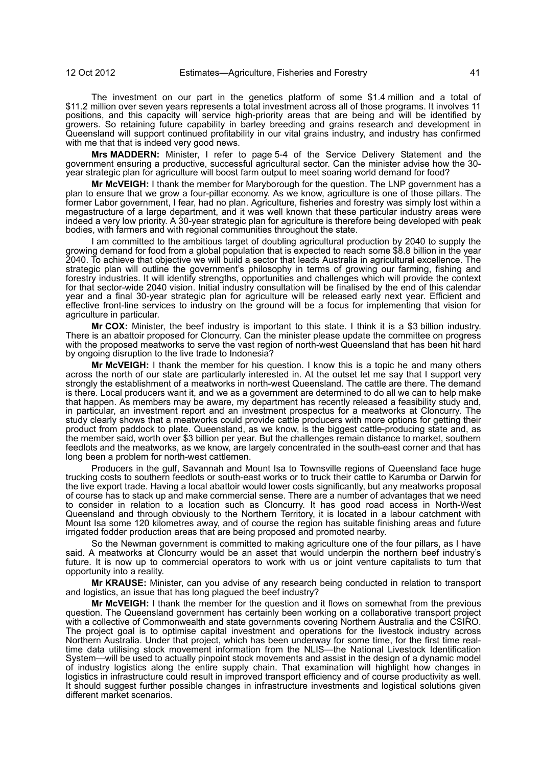The investment on our part in the genetics platform of some $1.4 million and a total of $11.2 million over seven years represents a total investment across all of those programs. It involves 11 positions, and this capacity will service high-priority areas that are being and will be identified by growers. So retaining future capability in barley breeding and grains research and development in Queensland will support continued profitability in our vital grains industry, and industry has confirmed with me that that is indeed very good news.

**Mrs MADDERN:** Minister, I refer to page 5-4 of the Service Delivery Statement and the government ensuring a productive, successful agricultural sector. Can the minister advise how the 30-year strategic plan for agriculture will boost farm output to meet soaring world demand for food?

**Mr McVEIGH:** I thank the member for Maryborough for the question. The LNP government has a plan to ensure that we grow a four-pillar economy. As we know, agriculture is one of those pillars. The former Labor government, I fear, had no plan. Agriculture, fisheries and forestry was simply lost within a megastructure of a large department, and it was well known that these particular industry areas were indeed a very low priority. A 30-year strategic plan for agriculture is therefore being developed with peak bodies, with farmers and with regional communities throughout the state.

I am committed to the ambitious target of doubling agricultural production by 2040 to supply the growing demand for food from a global population that is expected to reach some $8.8 billion in the year 2040. To achieve that objective we will build a sector that leads Australia in agricultural excellence. The strategic plan will outline the government's philosophy in terms of growing our farming, fishing and forestry industries. It will identify strengths, opportunities and challenges which will provide the context for that sector-wide 2040 vision. Initial industry consultation will be finalised by the end of this calendar year and a final 30-year strategic plan for agriculture will be released early next year. Efficient and effective front-line services to industry on the ground will be a focus for implementing that vision for agriculture in particular.

**Mr COX:** Minister, the beef industry is important to this state. I think it is a $3 billion industry. There is an abattoir proposed for Cloncurry. Can the minister please update the committee on progress with the proposed meatworks to serve the vast region of north-west Queensland that has been hit hard by ongoing disruption to the live trade to Indonesia?

**Mr McVEIGH:** I thank the member for his question. I know this is a topic he and many others across the north of our state are particularly interested in. At the outset let me say that I support very strongly the establishment of a meatworks in north-west Queensland. The cattle are there. The demand is there. Local producers want it, and we as a government are determined to do all we can to help make that happen. As members may be aware, my department has recently released a feasibility study and, in particular, an investment report and an investment prospectus for a meatworks at Cloncurry. The study clearly shows that a meatworks could provide cattle producers with more options for getting their product from paddock to plate. Queensland, as we know, is the biggest cattle-producing state and, as the member said, worth over $3 billion per year. But the challenges remain distance to market, southern feedlots and the meatworks, as we know, are largely concentrated in the south-east corner and that has long been a problem for north-west cattlemen.

Producers in the gulf, Savannah and Mount Isa to Townsville regions of Queensland face huge trucking costs to southern feedlots or south-east works or to truck their cattle to Karumba or Darwin for the live export trade. Having a local abattoir would lower costs significantly, but any meatworks proposal of course has to stack up and make commercial sense. There are a number of advantages that we need to consider in relation to a location such as Cloncurry. It has good road access in North-West Queensland and through obviously to the Northern Territory, it is located in a labour catchment with Mount Isa some 120 kilometres away, and of course the region has suitable finishing areas and future irrigated fodder production areas that are being proposed and promoted nearby.

So the Newman government is committed to making agriculture one of the four pillars, as I have said. A meatworks at Cloncurry would be an asset that would underpin the northern beef industry's future. It is now up to commercial operators to work with us or joint venture capitalists to turn that opportunity into a reality.

**Mr KRAUSE:** Minister, can you advise of any research being conducted in relation to transport and logistics, an issue that has long plagued the beef industry?

**Mr McVEIGH:** I thank the member for the question and it flows on somewhat from the previous question. The Queensland government has certainly been working on a collaborative transport project with a collective of Commonwealth and state governments covering Northern Australia and the CSIRO. The project goal is to optimise capital investment and operations for the livestock industry across Northern Australia. Under that project, which has been underway for some time, for the first time real-time data utilising stock movement information from the NLIS—the National Livestock Identification System—will be used to actually pinpoint stock movements and assist in the design of a dynamic model of industry logistics along the entire supply chain. That examination will highlight how changes in logistics in infrastructure could result in improved transport efficiency and of course productivity as well. It should suggest further possible changes in infrastructure investments and logistical solutions given different market scenarios.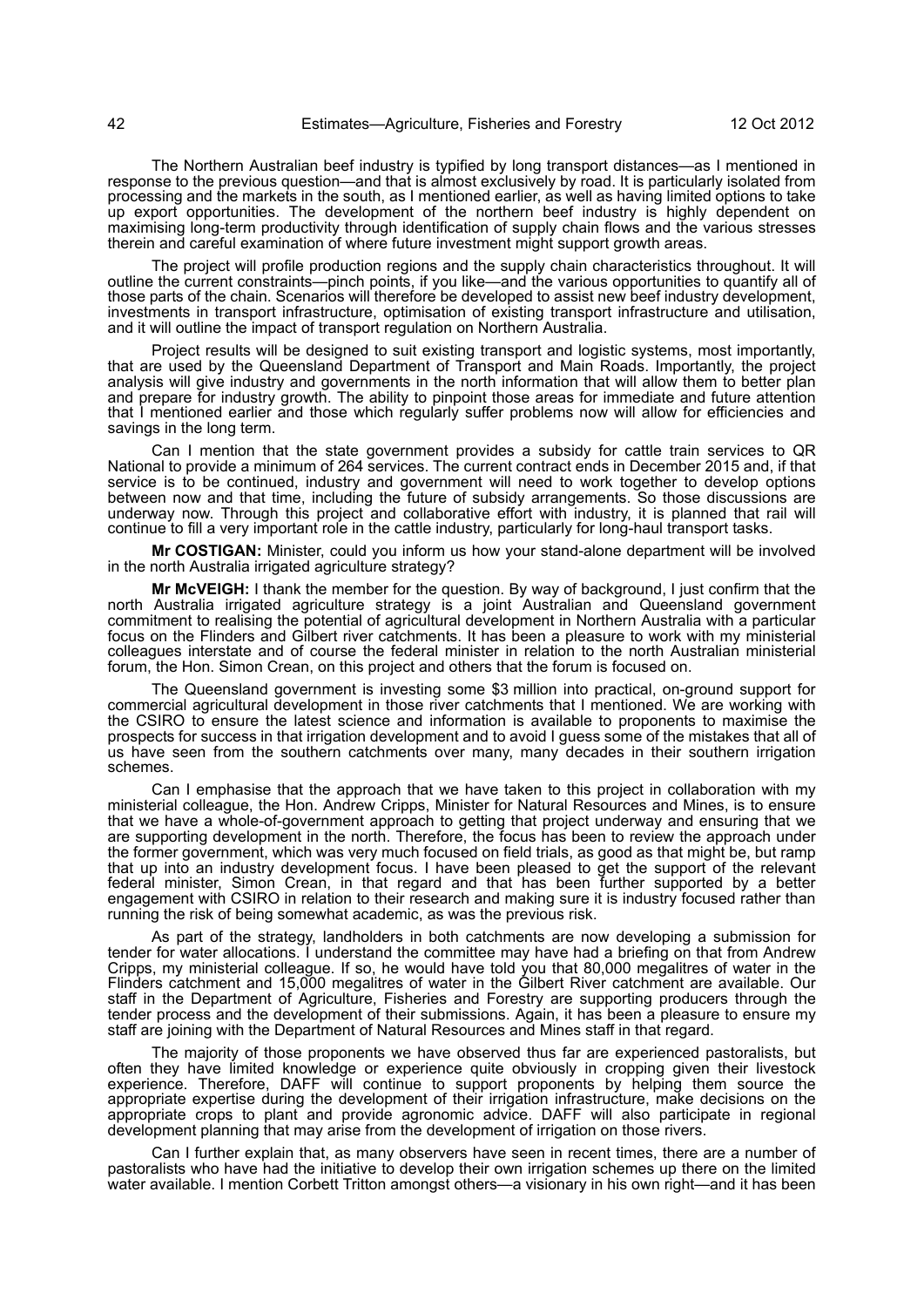The Northern Australian beef industry is typified by long transport distances—as I mentioned in response to the previous question—and that is almost exclusively by road. It is particularly isolated from processing and the markets in the south, as I mentioned earlier, as well as having limited options to take up export opportunities. The development of the northern beef industry is highly dependent on maximising long-term productivity through identification of supply chain flows and the various stresses therein and careful examination of where future investment might support growth areas.

The project will profile production regions and the supply chain characteristics throughout. It will outline the current constraints—pinch points, if you like—and the various opportunities to quantify all of those parts of the chain. Scenarios will therefore be developed to assist new beef industry development, investments in transport infrastructure, optimisation of existing transport infrastructure and utilisation, and it will outline the impact of transport regulation on Northern Australia.

Project results will be designed to suit existing transport and logistic systems, most importantly, that are used by the Queensland Department of Transport and Main Roads. Importantly, the project analysis will give industry and governments in the north information that will allow them to better plan and prepare for industry growth. The ability to pinpoint those areas for immediate and future attention that I mentioned earlier and those which regularly suffer problems now will allow for efficiencies and savings in the long term.

Can I mention that the state government provides a subsidy for cattle train services to QR National to provide a minimum of 264 services. The current contract ends in December 2015 and, if that service is to be continued, industry and government will need to work together to develop options between now and that time, including the future of subsidy arrangements. So those discussions are underway now. Through this project and collaborative effort with industry, it is planned that rail will continue to fill a very important role in the cattle industry, particularly for long-haul transport tasks.

**Mr COSTIGAN:** Minister, could you inform us how your stand-alone department will be involved in the north Australia irrigated agriculture strategy?

**Mr McVEIGH:** I thank the member for the question. By way of background, I just confirm that the north Australia irrigated agriculture strategy is a joint Australian and Queensland government commitment to realising the potential of agricultural development in Northern Australia with a particular focus on the Flinders and Gilbert river catchments. It has been a pleasure to work with my ministerial colleagues interstate and of course the federal minister in relation to the north Australian ministerial forum, the Hon. Simon Crean, on this project and others that the forum is focused on.

The Queensland government is investing some $3 million into practical, on-ground support for commercial agricultural development in those river catchments that I mentioned. We are working with the CSIRO to ensure the latest science and information is available to proponents to maximise the prospects for success in that irrigation development and to avoid I guess some of the mistakes that all of us have seen from the southern catchments over many, many decades in their southern irrigation schemes.

Can I emphasise that the approach that we have taken to this project in collaboration with my ministerial colleague, the Hon. Andrew Cripps, Minister for Natural Resources and Mines, is to ensure that we have a whole-of-government approach to getting that project underway and ensuring that we are supporting development in the north. Therefore, the focus has been to review the approach under the former government, which was very much focused on field trials, as good as that might be, but ramp that up into an industry development focus. I have been pleased to get the support of the relevant federal minister, Simon Crean, in that regard and that has been further supported by a better engagement with CSIRO in relation to their research and making sure it is industry focused rather than running the risk of being somewhat academic, as was the previous risk.

As part of the strategy, landholders in both catchments are now developing a submission for tender for water allocations. I understand the committee may have had a briefing on that from Andrew Cripps, my ministerial colleague. If so, he would have told you that 80,000 megalitres of water in the Flinders catchment and 15,000 megalitres of water in the Gilbert River catchment are available. Our staff in the Department of Agriculture, Fisheries and Forestry are supporting producers through the tender process and the development of their submissions. Again, it has been a pleasure to ensure my staff are joining with the Department of Natural Resources and Mines staff in that regard.

The majority of those proponents we have observed thus far are experienced pastoralists, but often they have limited knowledge or experience quite obviously in cropping given their livestock experience. Therefore, DAFF will continue to support proponents by helping them source the appropriate expertise during the development of their irrigation infrastructure, make decisions on the appropriate crops to plant and provide agronomic advice. DAFF will also participate in regional development planning that may arise from the development of irrigation on those rivers.

Can I further explain that, as many observers have seen in recent times, there are a number of pastoralists who have had the initiative to develop their own irrigation schemes up there on the limited water available. I mention Corbett Tritton amongst others—a visionary in his own right—and it has been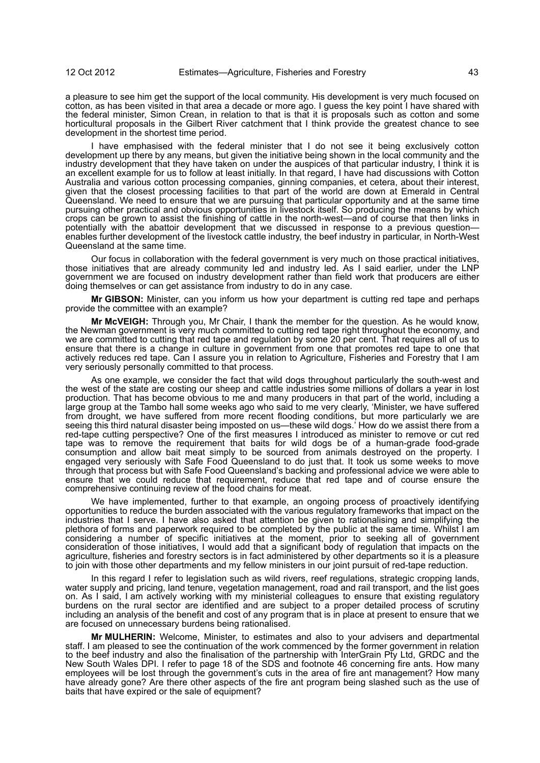a pleasure to see him get the support of the local community. His development is very much focused on cotton, as has been visited in that area a decade or more ago. I guess the key point I have shared with the federal minister, Simon Crean, in relation to that is that it is proposals such as cotton and some horticultural proposals in the Gilbert River catchment that I think provide the greatest chance to see development in the shortest time period.

I have emphasised with the federal minister that I do not see it being exclusively cotton development up there by any means, but given the initiative being shown in the local community and the industry development that they have taken on under the auspices of that particular industry, I think it is an excellent example for us to follow at least initially. In that regard, I have had discussions with Cotton Australia and various cotton processing companies, ginning companies, et cetera, about their interest, given that the closest processing facilities to that part of the world are down at Emerald in Central Queensland. We need to ensure that we are pursuing that particular opportunity and at the same time pursuing other practical and obvious opportunities in livestock itself. So producing the means by which crops can be grown to assist the finishing of cattle in the north-west—and of course that then links in potentially with the abattoir development that we discussed in response to a previous question—enables further development of the livestock cattle industry, the beef industry in particular, in North-West Queensland at the same time.

Our focus in collaboration with the federal government is very much on those practical initiatives, those initiatives that are already community led and industry led. As I said earlier, under the LNP government we are focused on industry development rather than field work that producers are either doing themselves or can get assistance from industry to do in any case.

**Mr GIBSON:** Minister, can you inform us how your department is cutting red tape and perhaps provide the committee with an example?

**Mr McVEIGH:** Through you, Mr Chair, I thank the member for the question. As he would know, the Newman government is very much committed to cutting red tape right throughout the economy, and we are committed to cutting that red tape and regulation by some 20 per cent. That requires all of us to ensure that there is a change in culture in government from one that promotes red tape to one that actively reduces red tape. Can I assure you in relation to Agriculture, Fisheries and Forestry that I am very seriously personally committed to that process.

As one example, we consider the fact that wild dogs throughout particularly the south-west and the west of the state are costing our sheep and cattle industries some millions of dollars a year in lost production. That has become obvious to me and many producers in that part of the world, including a large group at the Tambo hall some weeks ago who said to me very clearly, 'Minister, we have suffered from drought, we have suffered from more recent flooding conditions, but more particularly we are seeing this third natural disaster being imposted on us—these wild dogs.' How do we assist there from a red-tape cutting perspective? One of the first measures I introduced as minister to remove or cut red tape was to remove the requirement that baits for wild dogs be of a human-grade food-grade consumption and allow bait meat simply to be sourced from animals destroyed on the property. I engaged very seriously with Safe Food Queensland to do just that. It took us some weeks to move through that process but with Safe Food Queensland's backing and professional advice we were able to ensure that we could reduce that requirement, reduce that red tape and of course ensure the comprehensive continuing review of the food chains for meat.

We have implemented, further to that example, an ongoing process of proactively identifying opportunities to reduce the burden associated with the various regulatory frameworks that impact on the industries that I serve. I have also asked that attention be given to rationalising and simplifying the plethora of forms and paperwork required to be completed by the public at the same time. Whilst I am considering a number of specific initiatives at the moment, prior to seeking all of government consideration of those initiatives, I would add that a significant body of regulation that impacts on the agriculture, fisheries and forestry sectors is in fact administered by other departments so it is a pleasure to join with those other departments and my fellow ministers in our joint pursuit of red-tape reduction.

In this regard I refer to legislation such as wild rivers, reef regulations, strategic cropping lands, water supply and pricing, land tenure, vegetation management, road and rail transport, and the list goes on. As I said, I am actively working with my ministerial colleagues to ensure that existing regulatory burdens on the rural sector are identified and are subject to a proper detailed process of scrutiny including an analysis of the benefit and cost of any program that is in place at present to ensure that we are focused on unnecessary burdens being rationalised.

**Mr MULHERIN:** Welcome, Minister, to estimates and also to your advisers and departmental staff. I am pleased to see the continuation of the work commenced by the former government in relation to the beef industry and also the finalisation of the partnership with InterGrain Pty Ltd, GRDC and the New South Wales DPI. I refer to page 18 of the SDS and footnote 46 concerning fire ants. How many employees will be lost through the government's cuts in the area of fire ant management? How many have already gone? Are there other aspects of the fire ant program being slashed such as the use of baits that have expired or the sale of equipment?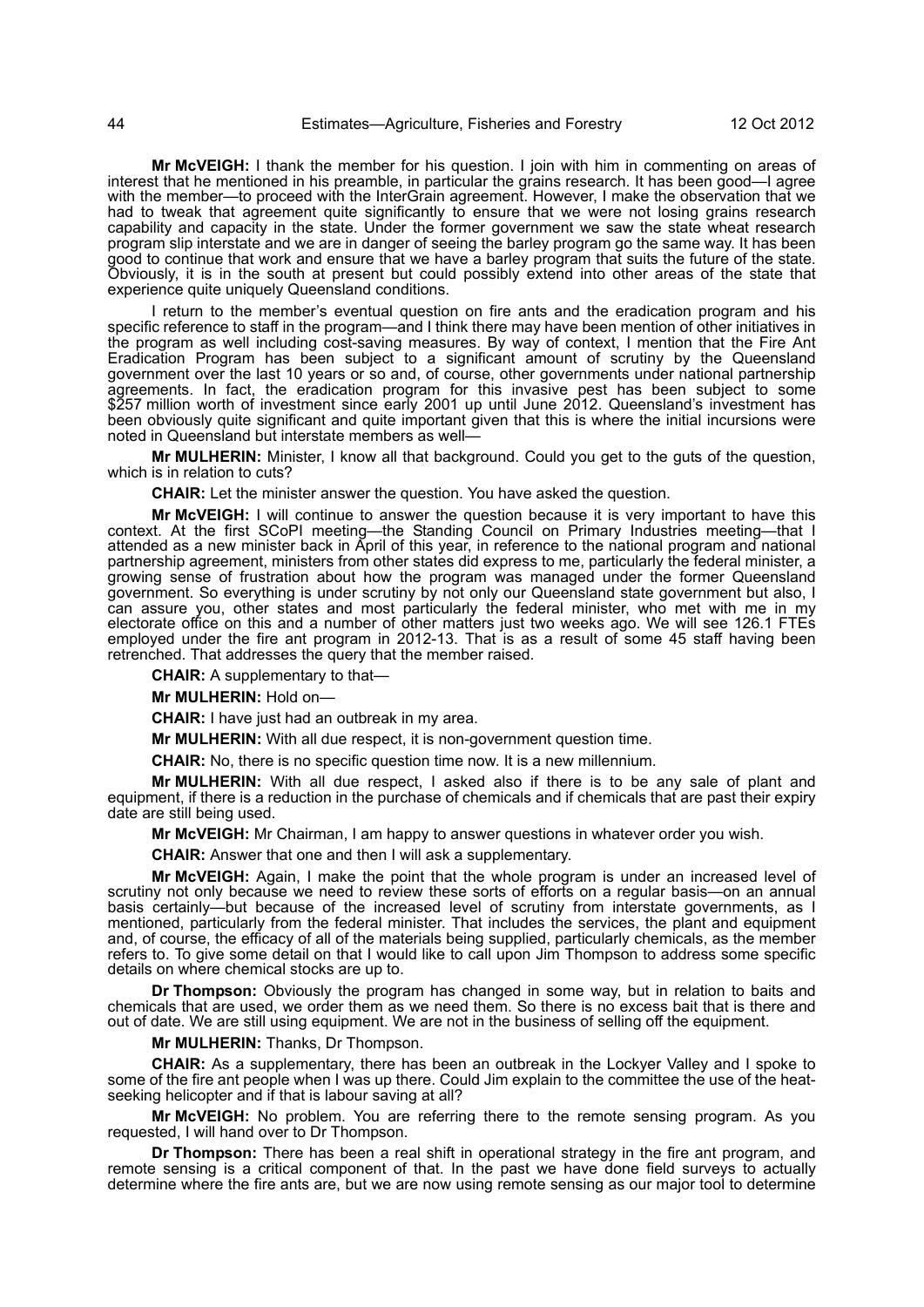**Mr McVEIGH:** I thank the member for his question. I join with him in commenting on areas of interest that he mentioned in his preamble, in particular the grains research. It has been good—I agree with the member—to proceed with the InterGrain agreement. However, I make the observation that we had to tweak that agreement quite significantly to ensure that we were not losing grains research capability and capacity in the state. Under the former government we saw the state wheat research program slip interstate and we are in danger of seeing the barley program go the same way. It has been good to continue that work and ensure that we have a barley program that suits the future of the state. Obviously, it is in the south at present but could possibly extend into other areas of the state that experience quite uniquely Queensland conditions.

I return to the member's eventual question on fire ants and the eradication program and his specific reference to staff in the program—and I think there may have been mention of other initiatives in the program as well including cost-saving measures. By way of context, I mention that the Fire Ant Eradication Program has been subject to a significant amount of scrutiny by the Queensland government over the last 10 years or so and, of course, other governments under national partnership agreements. In fact, the eradication program for this invasive pest has been subject to some $257 million worth of investment since early 2001 up until June 2012. Queensland's investment has been obviously quite significant and quite important given that this is where the initial incursions were noted in Queensland but interstate members as well—

**Mr MULHERIN:** Minister, I know all that background. Could you get to the guts of the question, which is in relation to cuts?

**CHAIR:** Let the minister answer the question. You have asked the question.

**Mr McVEIGH:** I will continue to answer the question because it is very important to have this context. At the first SCoPI meeting—the Standing Council on Primary Industries meeting—that I attended as a new minister back in April of this year, in reference to the national program and national partnership agreement, ministers from other states did express to me, particularly the federal minister, a growing sense of frustration about how the program was managed under the former Queensland government. So everything is under scrutiny by not only our Queensland state government but also, I can assure you, other states and most particularly the federal minister, who met with me in my electorate office on this and a number of other matters just two weeks ago. We will see 126.1 FTEs employed under the fire ant program in 2012-13. That is as a result of some 45 staff having been retrenched. That addresses the query that the member raised.

**CHAIR:** A supplementary to that—

**Mr MULHERIN:** Hold on—

**CHAIR:** I have just had an outbreak in my area.

**Mr MULHERIN:** With all due respect, it is non-government question time.

**CHAIR:** No, there is no specific question time now. It is a new millennium.

**Mr MULHERIN:** With all due respect, I asked also if there is to be any sale of plant and equipment, if there is a reduction in the purchase of chemicals and if chemicals that are past their expiry date are still being used.

**Mr McVEIGH:** Mr Chairman, I am happy to answer questions in whatever order you wish.

**CHAIR:** Answer that one and then I will ask a supplementary.

**Mr McVEIGH:** Again, I make the point that the whole program is under an increased level of scrutiny not only because we need to review these sorts of efforts on a regular basis—on an annual basis certainly—but because of the increased level of scrutiny from interstate governments, as I mentioned, particularly from the federal minister. That includes the services, the plant and equipment and, of course, the efficacy of all of the materials being supplied, particularly chemicals, as the member refers to. To give some detail on that I would like to call upon Jim Thompson to address some specific details on where chemical stocks are up to.

**Dr Thompson:** Obviously the program has changed in some way, but in relation to baits and chemicals that are used, we order them as we need them. So there is no excess bait that is there and out of date. We are still using equipment. We are not in the business of selling off the equipment.

**Mr MULHERIN:** Thanks, Dr Thompson.

**CHAIR:** As a supplementary, there has been an outbreak in the Lockyer Valley and I spoke to some of the fire ant people when I was up there. Could Jim explain to the committee the use of the heat-seeking helicopter and if that is labour saving at all?

**Mr McVEIGH:** No problem. You are referring there to the remote sensing program. As you requested, I will hand over to Dr Thompson.

**Dr Thompson:** There has been a real shift in operational strategy in the fire ant program, and remote sensing is a critical component of that. In the past we have done field surveys to actually determine where the fire ants are, but we are now using remote sensing as our major tool to determine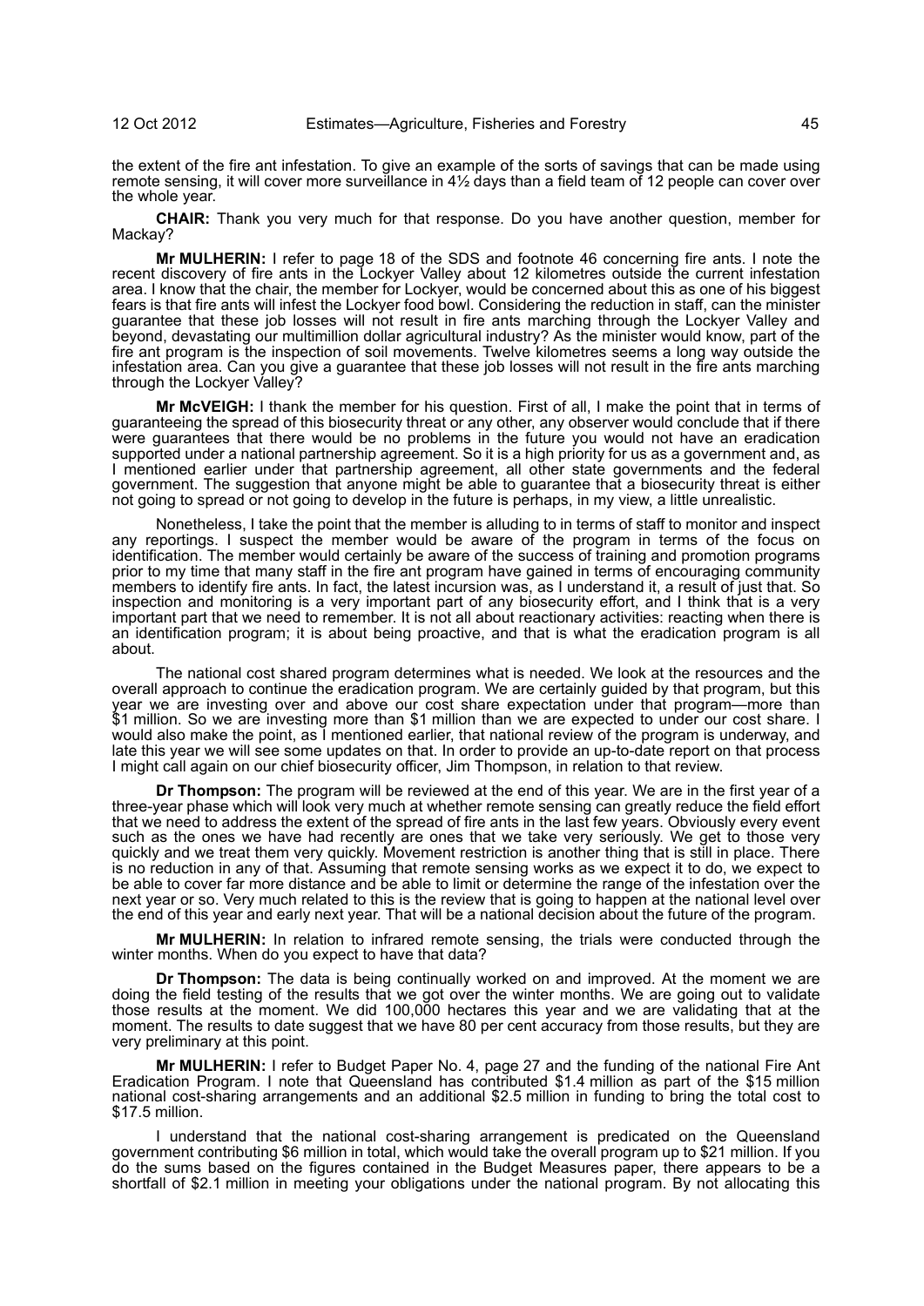the extent of the fire ant infestation. To give an example of the sorts of savings that can be made using remote sensing, it will cover more surveillance in 4½ days than a field team of 12 people can cover over the whole year.

**CHAIR:** Thank you very much for that response. Do you have another question, member for Mackay?

**Mr MULHERIN:** I refer to page 18 of the SDS and footnote 46 concerning fire ants. I note the recent discovery of fire ants in the Lockyer Valley about 12 kilometres outside the current infestation area. I know that the chair, the member for Lockyer, would be concerned about this as one of his biggest fears is that fire ants will infest the Lockyer food bowl. Considering the reduction in staff, can the minister guarantee that these job losses will not result in fire ants marching through the Lockyer Valley and beyond, devastating our multimillion dollar agricultural industry? As the minister would know, part of the fire ant program is the inspection of soil movements. Twelve kilometres seems a long way outside the infestation area. Can you give a guarantee that these job losses will not result in the fire ants marching through the Lockyer Valley?

**Mr McVEIGH:** I thank the member for his question. First of all, I make the point that in terms of guaranteeing the spread of this biosecurity threat or any other, any observer would conclude that if there were guarantees that there would be no problems in the future you would not have an eradication supported under a national partnership agreement. So it is a high priority for us as a government and, as I mentioned earlier under that partnership agreement, all other state governments and the federal government. The suggestion that anyone might be able to guarantee that a biosecurity threat is either not going to spread or not going to develop in the future is perhaps, in my view, a little unrealistic.

Nonetheless, I take the point that the member is alluding to in terms of staff to monitor and inspect any reportings. I suspect the member would be aware of the program in terms of the focus on identification. The member would certainly be aware of the success of training and promotion programs prior to my time that many staff in the fire ant program have gained in terms of encouraging community members to identify fire ants. In fact, the latest incursion was, as I understand it, a result of just that. So inspection and monitoring is a very important part of any biosecurity effort, and I think that is a very important part that we need to remember. It is not all about reactionary activities: reacting when there is an identification program; it is about being proactive, and that is what the eradication program is all about.

The national cost shared program determines what is needed. We look at the resources and the overall approach to continue the eradication program. We are certainly guided by that program, but this year we are investing over and above our cost share expectation under that program—more than $1 million. So we are investing more than $1 million than we are expected to under our cost share. I would also make the point, as I mentioned earlier, that national review of the program is underway, and late this year we will see some updates on that. In order to provide an up-to-date report on that process I might call again on our chief biosecurity officer, Jim Thompson, in relation to that review.

**Dr Thompson:** The program will be reviewed at the end of this year. We are in the first year of a three-year phase which will look very much at whether remote sensing can greatly reduce the field effort that we need to address the extent of the spread of fire ants in the last few years. Obviously every event such as the ones we have had recently are ones that we take very seriously. We get to those very quickly and we treat them very quickly. Movement restriction is another thing that is still in place. There is no reduction in any of that. Assuming that remote sensing works as we expect it to do, we expect to be able to cover far more distance and be able to limit or determine the range of the infestation over the next year or so. Very much related to this is the review that is going to happen at the national level over the end of this year and early next year. That will be a national decision about the future of the program.

**Mr MULHERIN:** In relation to infrared remote sensing, the trials were conducted through the winter months. When do you expect to have that data?

**Dr Thompson:** The data is being continually worked on and improved. At the moment we are doing the field testing of the results that we got over the winter months. We are going out to validate those results at the moment. We did 100,000 hectares this year and we are validating that at the moment. The results to date suggest that we have 80 per cent accuracy from those results, but they are very preliminary at this point.

**Mr MULHERIN:** I refer to Budget Paper No. 4, page 27 and the funding of the national Fire Ant Eradication Program. I note that Queensland has contributed $1.4 million as part of the $15 million national cost-sharing arrangements and an additional $2.5 million in funding to bring the total cost to $17.5 million.

I understand that the national cost-sharing arrangement is predicated on the Queensland government contributing $6 million in total, which would take the overall program up to $21 million. If you do the sums based on the figures contained in the Budget Measures paper, there appears to be a shortfall of $2.1 million in meeting your obligations under the national program. By not allocating this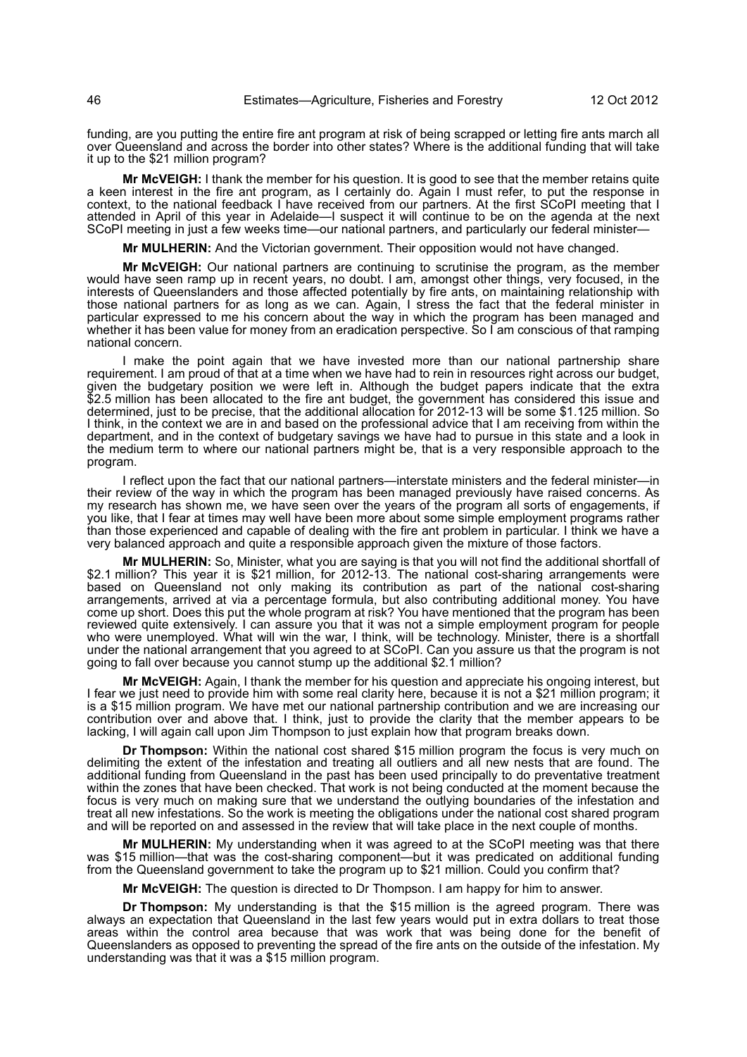funding, are you putting the entire fire ant program at risk of being scrapped or letting fire ants march all over Queensland and across the border into other states? Where is the additional funding that will take it up to the $21 million program?

**Mr McVEIGH:** I thank the member for his question. It is good to see that the member retains quite a keen interest in the fire ant program, as I certainly do. Again I must refer, to put the response in context, to the national feedback I have received from our partners. At the first SCoPI meeting that I attended in April of this year in Adelaide—I suspect it will continue to be on the agenda at the next SCoPI meeting in just a few weeks time—our national partners, and particularly our federal minister—

**Mr MULHERIN:** And the Victorian government. Their opposition would not have changed.

**Mr McVEIGH:** Our national partners are continuing to scrutinise the program, as the member would have seen ramp up in recent years, no doubt. I am, amongst other things, very focused, in the interests of Queenslanders and those affected potentially by fire ants, on maintaining relationship with those national partners for as long as we can. Again, I stress the fact that the federal minister in particular expressed to me his concern about the way in which the program has been managed and whether it has been value for money from an eradication perspective. So I am conscious of that ramping national concern.

I make the point again that we have invested more than our national partnership share requirement. I am proud of that at a time when we have had to rein in resources right across our budget, given the budgetary position we were left in. Although the budget papers indicate that the extra $2.5 million has been allocated to the fire ant budget, the government has considered this issue and determined, just to be precise, that the additional allocation for 2012-13 will be some $1.125 million. So I think, in the context we are in and based on the professional advice that I am receiving from within the department, and in the context of budgetary savings we have had to pursue in this state and a look in the medium term to where our national partners might be, that is a very responsible approach to the program.

I reflect upon the fact that our national partners—interstate ministers and the federal minister—in their review of the way in which the program has been managed previously have raised concerns. As my research has shown me, we have seen over the years of the program all sorts of engagements, if you like, that I fear at times may well have been more about some simple employment programs rather than those experienced and capable of dealing with the fire ant problem in particular. I think we have a very balanced approach and quite a responsible approach given the mixture of those factors.

**Mr MULHERIN:** So, Minister, what you are saying is that you will not find the additional shortfall of $2.1 million? This year it is $21 million, for 2012-13. The national cost-sharing arrangements were based on Queensland not only making its contribution as part of the national cost-sharing arrangements, arrived at via a percentage formula, but also contributing additional money. You have come up short. Does this put the whole program at risk? You have mentioned that the program has been reviewed quite extensively. I can assure you that it was not a simple employment program for people who were unemployed. What will win the war, I think, will be technology. Minister, there is a shortfall under the national arrangement that you agreed to at SCoPI. Can you assure us that the program is not going to fall over because you cannot stump up the additional $2.1 million?

**Mr McVEIGH:** Again, I thank the member for his question and appreciate his ongoing interest, but I fear we just need to provide him with some real clarity here, because it is not a $21 million program; it is a $15 million program. We have met our national partnership contribution and we are increasing our contribution over and above that. I think, just to provide the clarity that the member appears to be lacking, I will again call upon Jim Thompson to just explain how that program breaks down.

**Dr Thompson:** Within the national cost shared $15 million program the focus is very much on delimiting the extent of the infestation and treating all outliers and all new nests that are found. The additional funding from Queensland in the past has been used principally to do preventative treatment within the zones that have been checked. That work is not being conducted at the moment because the focus is very much on making sure that we understand the outlying boundaries of the infestation and treat all new infestations. So the work is meeting the obligations under the national cost shared program and will be reported on and assessed in the review that will take place in the next couple of months.

**Mr MULHERIN:** My understanding when it was agreed to at the SCoPI meeting was that there was $15 million—that was the cost-sharing component—but it was predicated on additional funding from the Queensland government to take the program up to $21 million. Could you confirm that?

**Mr McVEIGH:** The question is directed to Dr Thompson. I am happy for him to answer.

**Dr Thompson:** My understanding is that the $15 million is the agreed program. There was always an expectation that Queensland in the last few years would put in extra dollars to treat those areas within the control area because that was work that was being done for the benefit of Queenslanders as opposed to preventing the spread of the fire ants on the outside of the infestation. My understanding was that it was a $15 million program.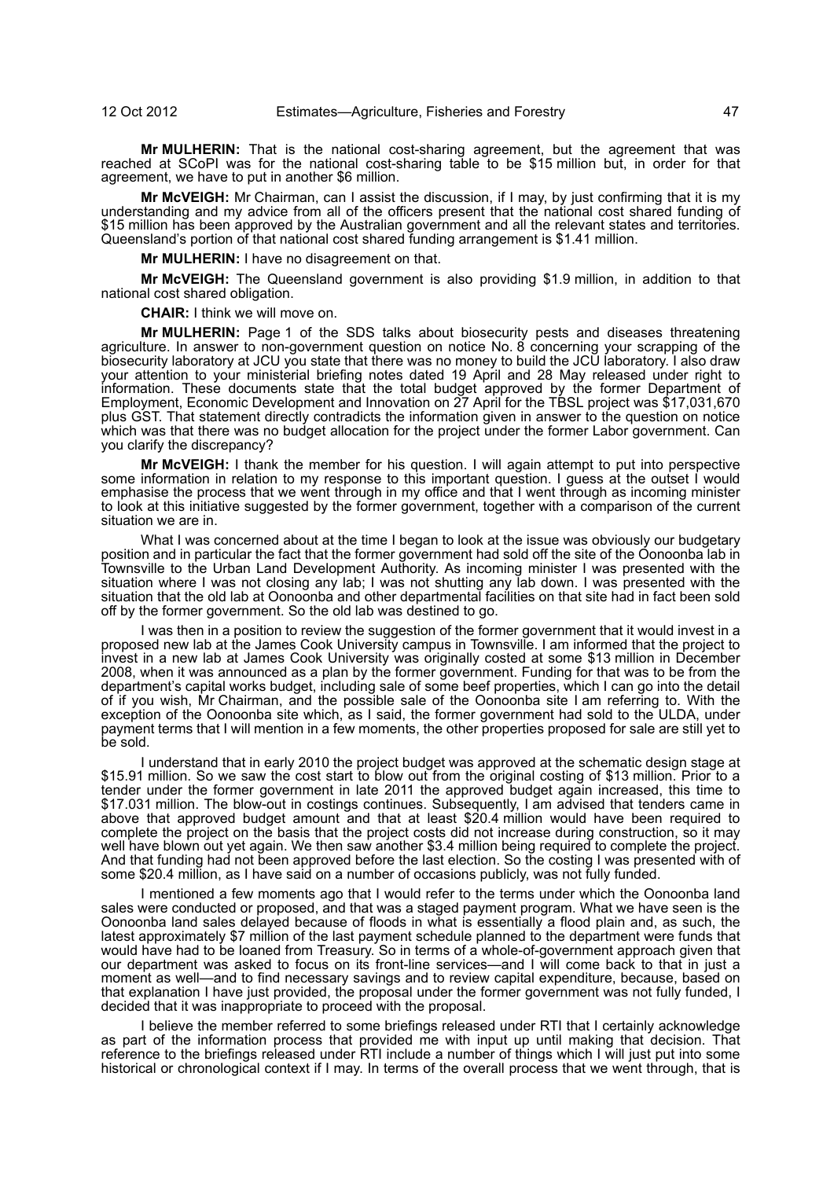**Mr MULHERIN:** That is the national cost-sharing agreement, but the agreement that was reached at SCoPI was for the national cost-sharing table to be $15 million but, in order for that agreement, we have to put in another $6 million.

**Mr McVEIGH:** Mr Chairman, can I assist the discussion, if I may, by just confirming that it is my understanding and my advice from all of the officers present that the national cost shared funding of $15 million has been approved by the Australian government and all the relevant states and territories. Queensland's portion of that national cost shared funding arrangement is $1.41 million.

**Mr MULHERIN:** I have no disagreement on that.

**Mr McVEIGH:** The Queensland government is also providing $1.9 million, in addition to that national cost shared obligation.

**CHAIR:** I think we will move on.

**Mr MULHERIN:** Page 1 of the SDS talks about biosecurity pests and diseases threatening agriculture. In answer to non-government question on notice No. 8 concerning your scrapping of the biosecurity laboratory at JCU you state that there was no money to build the JCU laboratory. I also draw your attention to your ministerial briefing notes dated 19 April and 28 May released under right to information. These documents state that the total budget approved by the former Department of Employment, Economic Development and Innovation on 27 April for the TBSL project was $17,031,670 plus GST. That statement directly contradicts the information given in answer to the question on notice which was that there was no budget allocation for the project under the former Labor government. Can you clarify the discrepancy?

**Mr McVEIGH:** I thank the member for his question. I will again attempt to put into perspective some information in relation to my response to this important question. I guess at the outset I would emphasise the process that we went through in my office and that I went through as incoming minister to look at this initiative suggested by the former government, together with a comparison of the current situation we are in.

What I was concerned about at the time I began to look at the issue was obviously our budgetary position and in particular the fact that the former government had sold off the site of the Oonoonba lab in Townsville to the Urban Land Development Authority. As incoming minister I was presented with the situation where I was not closing any lab; I was not shutting any lab down. I was presented with the situation that the old lab at Oonoonba and other departmental facilities on that site had in fact been sold off by the former government. So the old lab was destined to go.

I was then in a position to review the suggestion of the former government that it would invest in a proposed new lab at the James Cook University campus in Townsville. I am informed that the project to invest in a new lab at James Cook University was originally costed at some $13 million in December 2008, when it was announced as a plan by the former government. Funding for that was to be from the department's capital works budget, including sale of some beef properties, which I can go into the detail of if you wish, Mr Chairman, and the possible sale of the Oonoonba site I am referring to. With the exception of the Oonoonba site which, as I said, the former government had sold to the ULDA, under payment terms that I will mention in a few moments, the other properties proposed for sale are still yet to be sold.

I understand that in early 2010 the project budget was approved at the schematic design stage at $15.91 million. So we saw the cost start to blow out from the original costing of $13 million. Prior to a tender under the former government in late 2011 the approved budget again increased, this time to $17.031 million. The blow-out in costings continues. Subsequently, I am advised that tenders came in above that approved budget amount and that at least $20.4 million would have been required to complete the project on the basis that the project costs did not increase during construction, so it may well have blown out yet again. We then saw another $3.4 million being required to complete the project. And that funding had not been approved before the last election. So the costing I was presented with of some $20.4 million, as I have said on a number of occasions publicly, was not fully funded.

I mentioned a few moments ago that I would refer to the terms under which the Oonoonba land sales were conducted or proposed, and that was a staged payment program. What we have seen is the Oonoonba land sales delayed because of floods in what is essentially a flood plain and, as such, the latest approximately $7 million of the last payment schedule planned to the department were funds that would have had to be loaned from Treasury. So in terms of a whole-of-government approach given that our department was asked to focus on its front-line services—and I will come back to that in just a moment as well—and to find necessary savings and to review capital expenditure, because, based on that explanation I have just provided, the proposal under the former government was not fully funded, I decided that it was inappropriate to proceed with the proposal.

I believe the member referred to some briefings released under RTI that I certainly acknowledge as part of the information process that provided me with input up until making that decision. That reference to the briefings released under RTI include a number of things which I will just put into some historical or chronological context if I may. In terms of the overall process that we went through, that is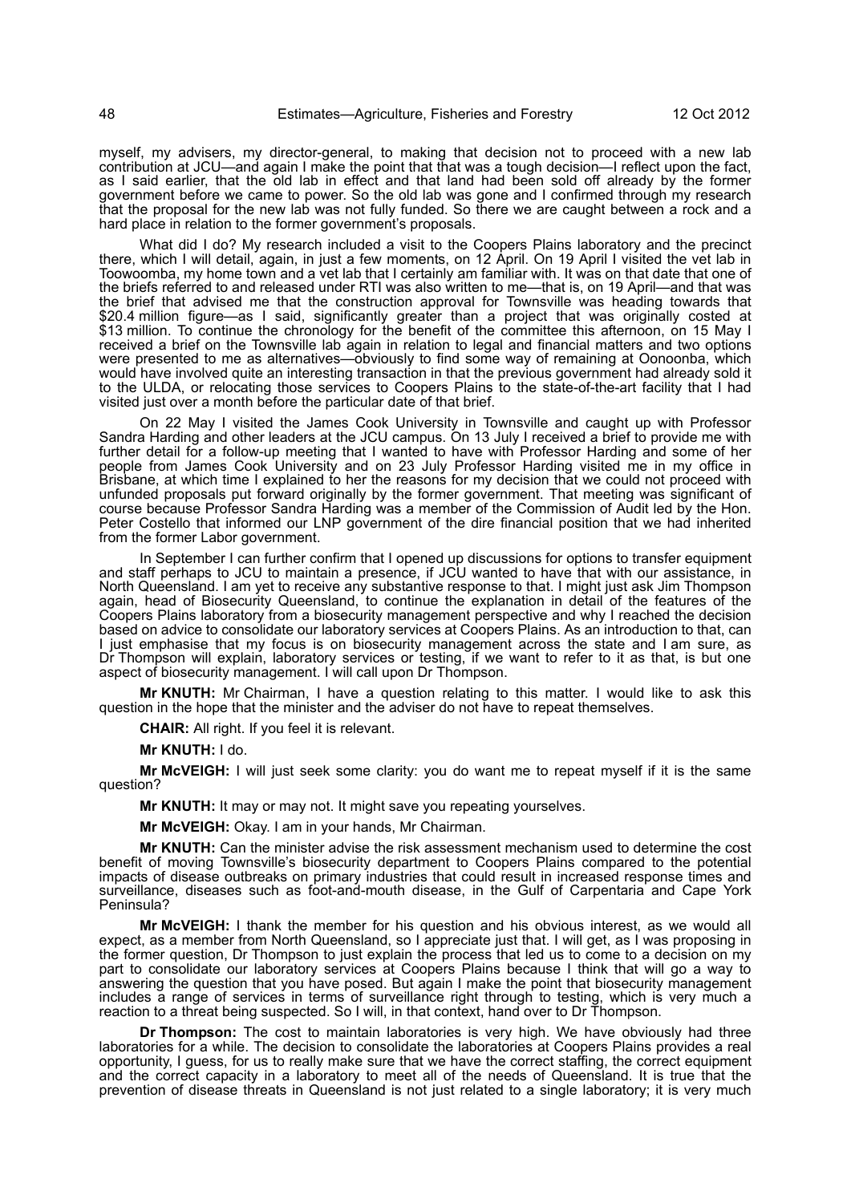myself, my advisers, my director-general, to making that decision not to proceed with a new lab contribution at JCU—and again I make the point that that was a tough decision—I reflect upon the fact, as I said earlier, that the old lab in effect and that land had been sold off already by the former government before we came to power. So the old lab was gone and I confirmed through my research that the proposal for the new lab was not fully funded. So there we are caught between a rock and a hard place in relation to the former government's proposals.

What did I do? My research included a visit to the Coopers Plains laboratory and the precinct there, which I will detail, again, in just a few moments, on 12 April. On 19 April I visited the vet lab in Toowoomba, my home town and a vet lab that I certainly am familiar with. It was on that date that one of the briefs referred to and released under RTI was also written to me—that is, on 19 April—and that was the brief that advised me that the construction approval for Townsville was heading towards that $20.4 million figure—as I said, significantly greater than a project that was originally costed at $13 million. To continue the chronology for the benefit of the committee this afternoon, on 15 May I received a brief on the Townsville lab again in relation to legal and financial matters and two options were presented to me as alternatives—obviously to find some way of remaining at Oonoonba, which would have involved quite an interesting transaction in that the previous government had already sold it to the ULDA, or relocating those services to Coopers Plains to the state-of-the-art facility that I had visited just over a month before the particular date of that brief.

On 22 May I visited the James Cook University in Townsville and caught up with Professor Sandra Harding and other leaders at the JCU campus. On 13 July I received a brief to provide me with further detail for a follow-up meeting that I wanted to have with Professor Harding and some of her people from James Cook University and on 23 July Professor Harding visited me in my office in Brisbane, at which time I explained to her the reasons for my decision that we could not proceed with unfunded proposals put forward originally by the former government. That meeting was significant of course because Professor Sandra Harding was a member of the Commission of Audit led by the Hon. Peter Costello that informed our LNP government of the dire financial position that we had inherited from the former Labor government.

In September I can further confirm that I opened up discussions for options to transfer equipment and staff perhaps to JCU to maintain a presence, if JCU wanted to have that with our assistance, in North Queensland. I am yet to receive any substantive response to that. I might just ask Jim Thompson again, head of Biosecurity Queensland, to continue the explanation in detail of the features of the Coopers Plains laboratory from a biosecurity management perspective and why I reached the decision based on advice to consolidate our laboratory services at Coopers Plains. As an introduction to that, can I just emphasise that my focus is on biosecurity management across the state and I am sure, as Dr Thompson will explain, laboratory services or testing, if we want to refer to it as that, is but one aspect of biosecurity management. I will call upon Dr Thompson.

**Mr KNUTH:** Mr Chairman, I have a question relating to this matter. I would like to ask this question in the hope that the minister and the adviser do not have to repeat themselves.

**CHAIR:** All right. If you feel it is relevant.

**Mr KNUTH:** I do.

**Mr McVEIGH:** I will just seek some clarity: you do want me to repeat myself if it is the same question?

**Mr KNUTH:** It may or may not. It might save you repeating yourselves.

**Mr McVEIGH:** Okay. I am in your hands, Mr Chairman.

**Mr KNUTH:** Can the minister advise the risk assessment mechanism used to determine the cost benefit of moving Townsville's biosecurity department to Coopers Plains compared to the potential impacts of disease outbreaks on primary industries that could result in increased response times and surveillance, diseases such as foot-and-mouth disease, in the Gulf of Carpentaria and Cape York Peninsula?

**Mr McVEIGH:** I thank the member for his question and his obvious interest, as we would all expect, as a member from North Queensland, so I appreciate just that. I will get, as I was proposing in the former question, Dr Thompson to just explain the process that led us to come to a decision on my part to consolidate our laboratory services at Coopers Plains because I think that will go a way to answering the question that you have posed. But again I make the point that biosecurity management includes a range of services in terms of surveillance right through to testing, which is very much a reaction to a threat being suspected. So I will, in that context, hand over to Dr Thompson.

**Dr Thompson:** The cost to maintain laboratories is very high. We have obviously had three laboratories for a while. The decision to consolidate the laboratories at Coopers Plains provides a real opportunity, I guess, for us to really make sure that we have the correct staffing, the correct equipment and the correct capacity in a laboratory to meet all of the needs of Queensland. It is true that the prevention of disease threats in Queensland is not just related to a single laboratory; it is very much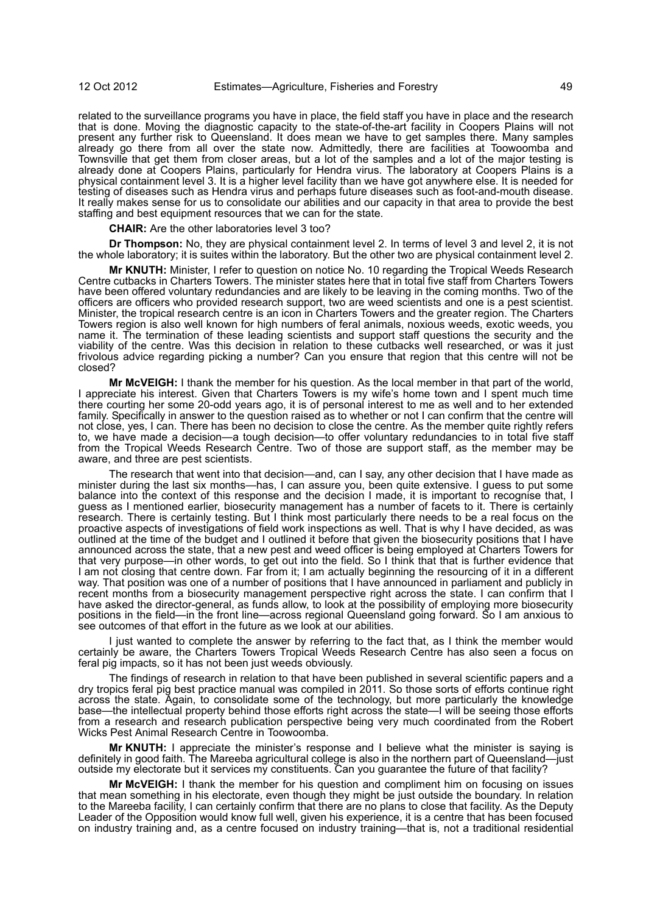related to the surveillance programs you have in place, the field staff you have in place and the research that is done. Moving the diagnostic capacity to the state-of-the-art facility in Coopers Plains will not present any further risk to Queensland. It does mean we have to get samples there. Many samples already go there from all over the state now. Admittedly, there are facilities at Toowoomba and Townsville that get them from closer areas, but a lot of the samples and a lot of the major testing is already done at Coopers Plains, particularly for Hendra virus. The laboratory at Coopers Plains is a physical containment level 3. It is a higher level facility than we have got anywhere else. It is needed for testing of diseases such as Hendra virus and perhaps future diseases such as foot-and-mouth disease. It really makes sense for us to consolidate our abilities and our capacity in that area to provide the best staffing and best equipment resources that we can for the state.

**CHAIR:** Are the other laboratories level 3 too?

**Dr Thompson:** No, they are physical containment level 2. In terms of level 3 and level 2, it is not the whole laboratory; it is suites within the laboratory. But the other two are physical containment level 2.

**Mr KNUTH:** Minister, I refer to question on notice No. 10 regarding the Tropical Weeds Research Centre cutbacks in Charters Towers. The minister states here that in total five staff from Charters Towers have been offered voluntary redundancies and are likely to be leaving in the coming months. Two of the officers are officers who provided research support, two are weed scientists and one is a pest scientist. Minister, the tropical research centre is an icon in Charters Towers and the greater region. The Charters Towers region is also well known for high numbers of feral animals, noxious weeds, exotic weeds, you name it. The termination of these leading scientists and support staff questions the security and the viability of the centre. Was this decision in relation to these cutbacks well researched, or was it just frivolous advice regarding picking a number? Can you ensure that region that this centre will not be closed?

**Mr McVEIGH:** I thank the member for his question. As the local member in that part of the world, I appreciate his interest. Given that Charters Towers is my wife's home town and I spent much time there courting her some 20-odd years ago, it is of personal interest to me as well and to her extended family. Specifically in answer to the question raised as to whether or not I can confirm that the centre will not close, yes, I can. There has been no decision to close the centre. As the member quite rightly refers to, we have made a decision—a tough decision—to offer voluntary redundancies to in total five staff from the Tropical Weeds Research Centre. Two of those are support staff, as the member may be aware, and three are pest scientists.

The research that went into that decision—and, can I say, any other decision that I have made as minister during the last six months—has, I can assure you, been quite extensive. I guess to put some balance into the context of this response and the decision I made, it is important to recognise that, I guess as I mentioned earlier, biosecurity management has a number of facets to it. There is certainly research. There is certainly testing. But I think most particularly there needs to be a real focus on the proactive aspects of investigations of field work inspections as well. That is why I have decided, as was outlined at the time of the budget and I outlined it before that given the biosecurity positions that I have announced across the state, that a new pest and weed officer is being employed at Charters Towers for that very purpose—in other words, to get out into the field. So I think that that is further evidence that I am not closing that centre down. Far from it; I am actually beginning the resourcing of it in a different way. That position was one of a number of positions that I have announced in parliament and publicly in recent months from a biosecurity management perspective right across the state. I can confirm that I have asked the director-general, as funds allow, to look at the possibility of employing more biosecurity positions in the field—in the front line—across regional Queensland going forward. So I am anxious to see outcomes of that effort in the future as we look at our abilities.

I just wanted to complete the answer by referring to the fact that, as I think the member would certainly be aware, the Charters Towers Tropical Weeds Research Centre has also seen a focus on feral pig impacts, so it has not been just weeds obviously.

The findings of research in relation to that have been published in several scientific papers and a dry tropics feral pig best practice manual was compiled in 2011. So those sorts of efforts continue right across the state. Again, to consolidate some of the technology, but more particularly the knowledge base—the intellectual property behind those efforts right across the state—I will be seeing those efforts from a research and research publication perspective being very much coordinated from the Robert Wicks Pest Animal Research Centre in Toowoomba.

**Mr KNUTH:** I appreciate the minister's response and I believe what the minister is saying is definitely in good faith. The Mareeba agricultural college is also in the northern part of Queensland—just outside my electorate but it services my constituents. Can you guarantee the future of that facility?

**Mr McVEIGH:** I thank the member for his question and compliment him on focusing on issues that mean something in his electorate, even though they might be just outside the boundary. In relation to the Mareeba facility, I can certainly confirm that there are no plans to close that facility. As the Deputy Leader of the Opposition would know full well, given his experience, it is a centre that has been focused on industry training and, as a centre focused on industry training—that is, not a traditional residential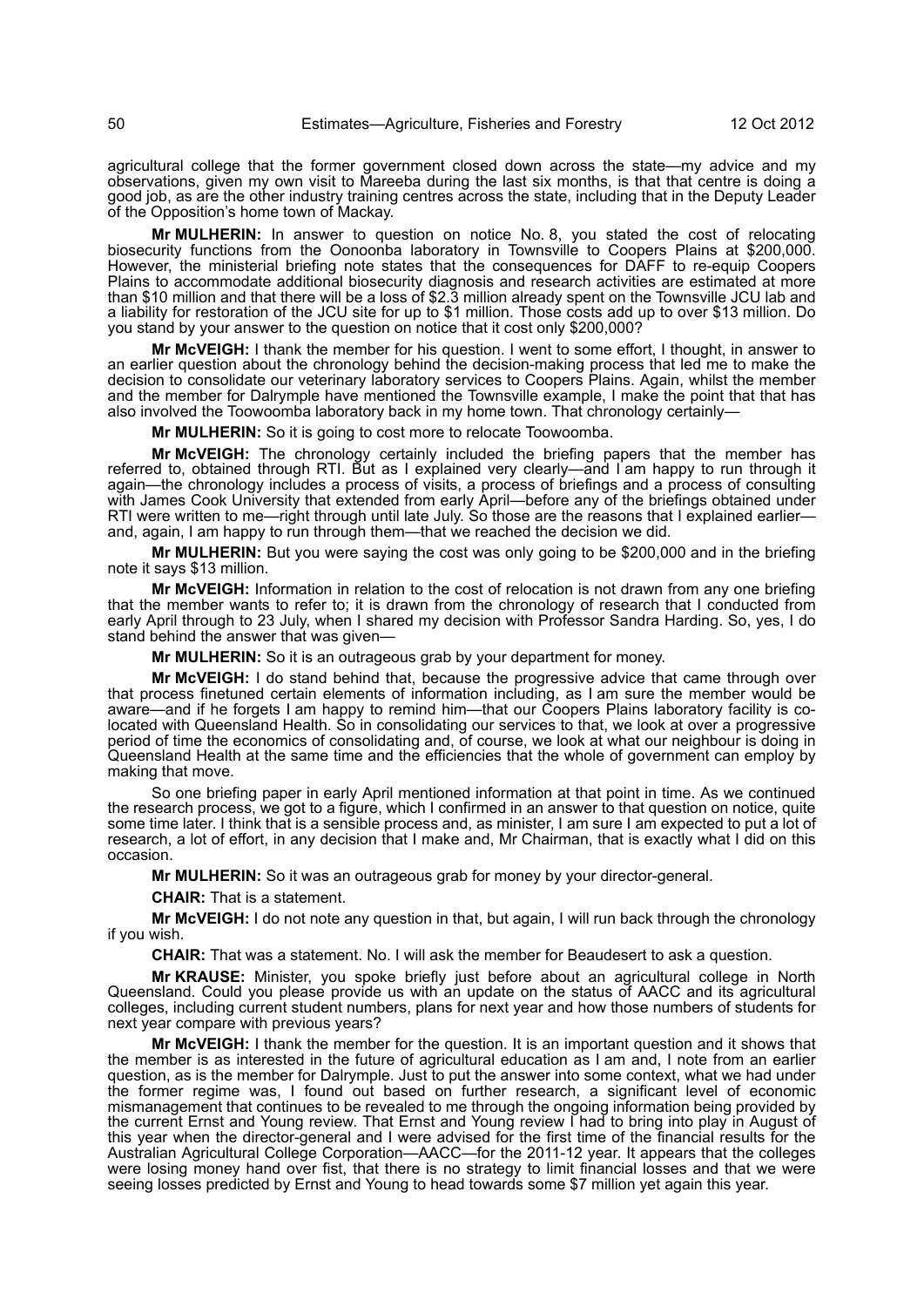agricultural college that the former government closed down across the state—my advice and my observations, given my own visit to Mareeba during the last six months, is that that centre is doing a good job, as are the other industry training centres across the state, including that in the Deputy Leader of the Opposition's home town of Mackay.

**Mr MULHERIN:** In answer to question on notice No. 8, you stated the cost of relocating biosecurity functions from the Oonoonba laboratory in Townsville to Coopers Plains at $200,000. However, the ministerial briefing note states that the consequences for DAFF to re-equip Coopers Plains to accommodate additional biosecurity diagnosis and research activities are estimated at more than $10 million and that there will be a loss of $2.3 million already spent on the Townsville JCU lab and a liability for restoration of the JCU site for up to $1 million. Those costs add up to over $13 million. Do you stand by your answer to the question on notice that it cost only $200,000?

**Mr McVEIGH:** I thank the member for his question. I went to some effort, I thought, in answer to an earlier question about the chronology behind the decision-making process that led me to make the decision to consolidate our veterinary laboratory services to Coopers Plains. Again, whilst the member and the member for Dalrymple have mentioned the Townsville example, I make the point that that has also involved the Toowoomba laboratory back in my home town. That chronology certainly—

**Mr MULHERIN:** So it is going to cost more to relocate Toowoomba.

**Mr McVEIGH:** The chronology certainly included the briefing papers that the member has referred to, obtained through RTI. But as I explained very clearly—and I am happy to run through it again—the chronology includes a process of visits, a process of briefings and a process of consulting with James Cook University that extended from early April—before any of the briefings obtained under RTI were written to me—right through until late July. So those are the reasons that I explained earlier—and, again, I am happy to run through them—that we reached the decision we did.

**Mr MULHERIN:** But you were saying the cost was only going to be $200,000 and in the briefing note it says $13 million.

**Mr McVEIGH:** Information in relation to the cost of relocation is not drawn from any one briefing that the member wants to refer to; it is drawn from the chronology of research that I conducted from early April through to 23 July, when I shared my decision with Professor Sandra Harding. So, yes, I do stand behind the answer that was given—

**Mr MULHERIN:** So it is an outrageous grab by your department for money.

**Mr McVEIGH:** I do stand behind that, because the progressive advice that came through over that process finetuned certain elements of information including, as I am sure the member would be aware—and if he forgets I am happy to remind him—that our Coopers Plains laboratory facility is co-located with Queensland Health. So in consolidating our services to that, we look at over a progressive period of time the economics of consolidating and, of course, we look at what our neighbour is doing in Queensland Health at the same time and the efficiencies that the whole of government can employ by making that move.

So one briefing paper in early April mentioned information at that point in time. As we continued the research process, we got to a figure, which I confirmed in an answer to that question on notice, quite some time later. I think that is a sensible process and, as minister, I am sure I am expected to put a lot of research, a lot of effort, in any decision that I make and, Mr Chairman, that is exactly what I did on this occasion.

**Mr MULHERIN:** So it was an outrageous grab for money by your director-general.

**CHAIR:** That is a statement.

**Mr McVEIGH:** I do not note any question in that, but again, I will run back through the chronology if you wish.

**CHAIR:** That was a statement. No. I will ask the member for Beaudesert to ask a question.

**Mr KRAUSE:** Minister, you spoke briefly just before about an agricultural college in North Queensland. Could you please provide us with an update on the status of AACC and its agricultural colleges, including current student numbers, plans for next year and how those numbers of students for next year compare with previous years?

**Mr McVEIGH:** I thank the member for the question. It is an important question and it shows that the member is as interested in the future of agricultural education as I am and, I note from an earlier question, as is the member for Dalrymple. Just to put the answer into some context, what we had under the former regime was, I found out based on further research, a significant level of economic mismanagement that continues to be revealed to me through the ongoing information being provided by the current Ernst and Young review. That Ernst and Young review I had to bring into play in August of this year when the director-general and I were advised for the first time of the financial results for the Australian Agricultural College Corporation—AACC—for the 2011-12 year. It appears that the colleges were losing money hand over fist, that there is no strategy to limit financial losses and that we were seeing losses predicted by Ernst and Young to head towards some $7 million yet again this year.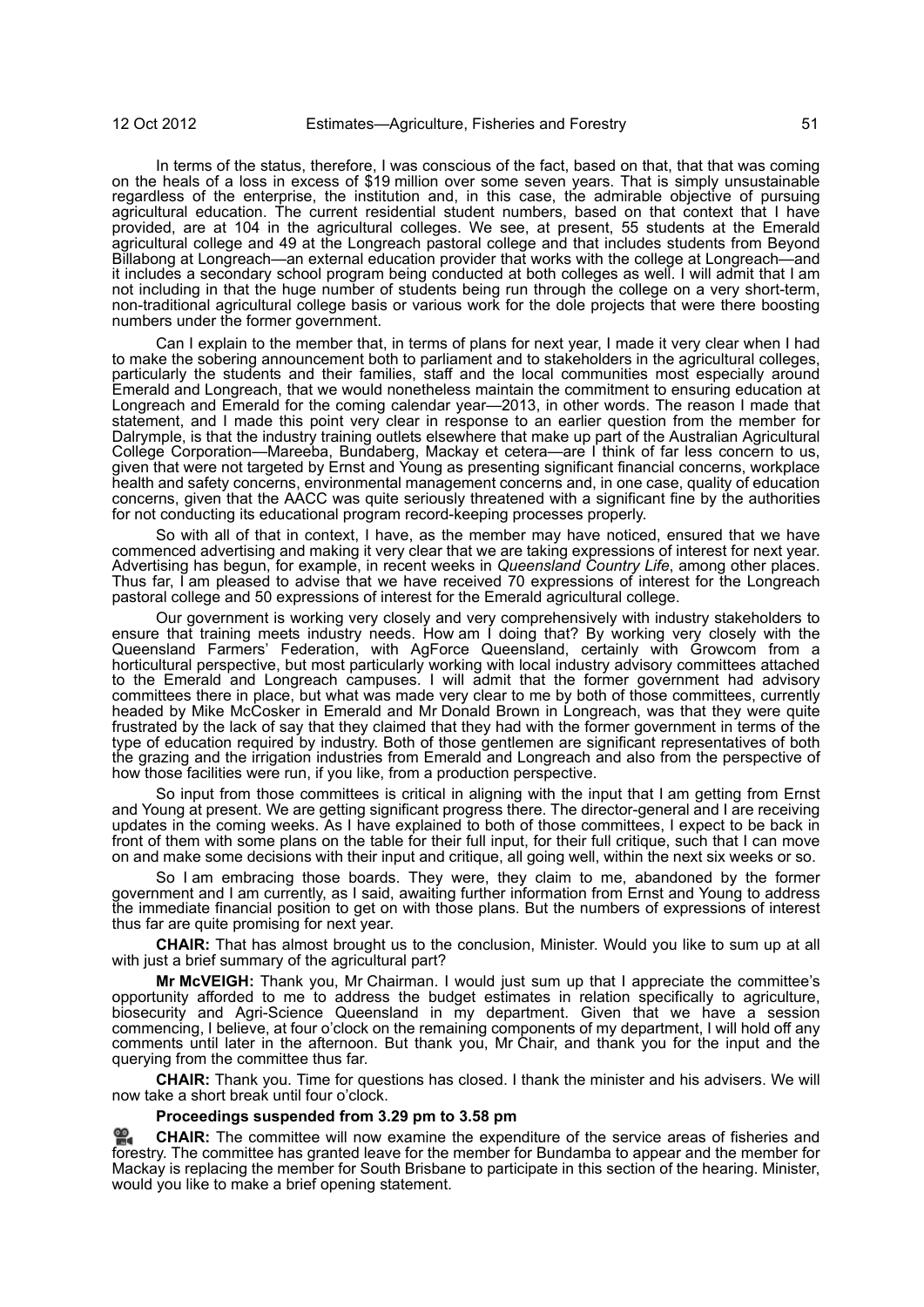In terms of the status, therefore, I was conscious of the fact, based on that, that that was coming on the heals of a loss in excess of $19 million over some seven years. That is simply unsustainable regardless of the enterprise, the institution and, in this case, the admirable objective of pursuing agricultural education. The current residential student numbers, based on that context that I have provided, are at 104 in the agricultural colleges. We see, at present, 55 students at the Emerald agricultural college and 49 at the Longreach pastoral college and that includes students from Beyond Billabong at Longreach—an external education provider that works with the college at Longreach—and it includes a secondary school program being conducted at both colleges as well. I will admit that I am not including in that the huge number of students being run through the college on a very short-term, non-traditional agricultural college basis or various work for the dole projects that were there boosting numbers under the former government.

Can I explain to the member that, in terms of plans for next year, I made it very clear when I had to make the sobering announcement both to parliament and to stakeholders in the agricultural colleges, particularly the students and their families, staff and the local communities most especially around Emerald and Longreach, that we would nonetheless maintain the commitment to ensuring education at Longreach and Emerald for the coming calendar year—2013, in other words. The reason I made that statement, and I made this point very clear in response to an earlier question from the member for Dalrymple, is that the industry training outlets elsewhere that make up part of the Australian Agricultural College Corporation—Mareeba, Bundaberg, Mackay et cetera—are I think of far less concern to us, given that were not targeted by Ernst and Young as presenting significant financial concerns, workplace health and safety concerns, environmental management concerns and, in one case, quality of education concerns, given that the AACC was quite seriously threatened with a significant fine by the authorities for not conducting its educational program record-keeping processes properly.

So with all of that in context, I have, as the member may have noticed, ensured that we have commenced advertising and making it very clear that we are taking expressions of interest for next year. Advertising has begun, for example, in recent weeks in *Queensland Country Life*, among other places. Thus far, I am pleased to advise that we have received 70 expressions of interest for the Longreach pastoral college and 50 expressions of interest for the Emerald agricultural college.

Our government is working very closely and very comprehensively with industry stakeholders to ensure that training meets industry needs. How am I doing that? By working very closely with the Queensland Farmers' Federation, with AgForce Queensland, certainly with Growcom from a horticultural perspective, but most particularly working with local industry advisory committees attached to the Emerald and Longreach campuses. I will admit that the former government had advisory committees there in place, but what was made very clear to me by both of those committees, currently headed by Mike McCosker in Emerald and Mr Donald Brown in Longreach, was that they were quite frustrated by the lack of say that they claimed that they had with the former government in terms of the type of education required by industry. Both of those gentlemen are significant representatives of both the grazing and the irrigation industries from Emerald and Longreach and also from the perspective of how those facilities were run, if you like, from a production perspective.

So input from those committees is critical in aligning with the input that I am getting from Ernst and Young at present. We are getting significant progress there. The director-general and I are receiving updates in the coming weeks. As I have explained to both of those committees, I expect to be back in front of them with some plans on the table for their full input, for their full critique, such that I can move on and make some decisions with their input and critique, all going well, within the next six weeks or so.

So I am embracing those boards. They were, they claim to me, abandoned by the former government and I am currently, as I said, awaiting further information from Ernst and Young to address the immediate financial position to get on with those plans. But the numbers of expressions of interest thus far are quite promising for next year.

**CHAIR:** That has almost brought us to the conclusion, Minister. Would you like to sum up at all with just a brief summary of the agricultural part?

**Mr McVEIGH:** Thank you, Mr Chairman. I would just sum up that I appreciate the committee's opportunity afforded to me to address the budget estimates in relation specifically to agriculture, biosecurity and Agri-Science Queensland in my department. Given that we have a session commencing, I believe, at four o'clock on the remaining components of my department, I will hold off any comments until later in the afternoon. But thank you, Mr Chair, and thank you for the input and the querying from the committee thus far.

**CHAIR:** Thank you. Time for questions has closed. I thank the minister and his advisers. We will now take a short break until four o'clock.

**Proceedings suspended from 3.29 pm to 3.58 pm**

**CHAIR:** The committee will now examine the expenditure of the service areas of fisheries and forestry. The committee has granted leave for the member for Bundamba to appear and the member for Mackay is replacing the member for South Brisbane to participate in this section of the hearing. Minister, would you like to make a brief opening statement.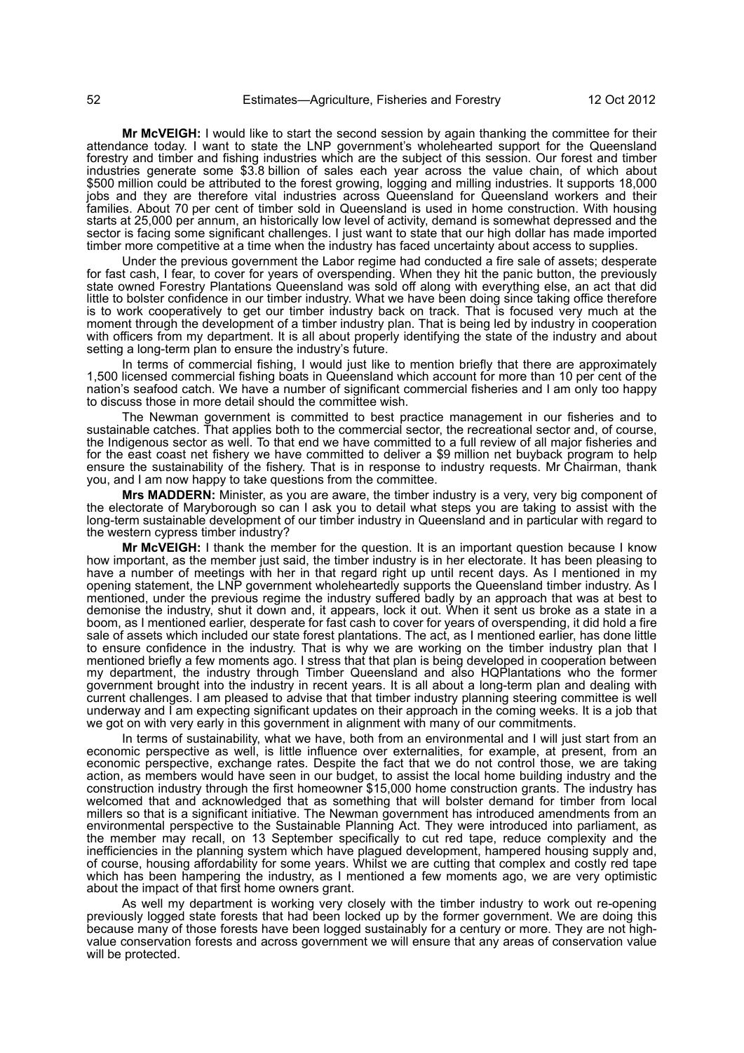**Mr McVEIGH:** I would like to start the second session by again thanking the committee for their attendance today. I want to state the LNP government's wholehearted support for the Queensland forestry and timber and fishing industries which are the subject of this session. Our forest and timber industries generate some $3.8 billion of sales each year across the value chain, of which about $500 million could be attributed to the forest growing, logging and milling industries. It supports 18,000 jobs and they are therefore vital industries across Queensland for Queensland workers and their families. About 70 per cent of timber sold in Queensland is used in home construction. With housing starts at 25,000 per annum, an historically low level of activity, demand is somewhat depressed and the sector is facing some significant challenges. I just want to state that our high dollar has made imported timber more competitive at a time when the industry has faced uncertainty about access to supplies.

Under the previous government the Labor regime had conducted a fire sale of assets; desperate for fast cash, I fear, to cover for years of overspending. When they hit the panic button, the previously state owned Forestry Plantations Queensland was sold off along with everything else, an act that did little to bolster confidence in our timber industry. What we have been doing since taking office therefore is to work cooperatively to get our timber industry back on track. That is focused very much at the moment through the development of a timber industry plan. That is being led by industry in cooperation with officers from my department. It is all about properly identifying the state of the industry and about setting a long-term plan to ensure the industry's future.

In terms of commercial fishing, I would just like to mention briefly that there are approximately 1,500 licensed commercial fishing boats in Queensland which account for more than 10 per cent of the nation's seafood catch. We have a number of significant commercial fisheries and I am only too happy to discuss those in more detail should the committee wish.

The Newman government is committed to best practice management in our fisheries and to sustainable catches. That applies both to the commercial sector, the recreational sector and, of course, the Indigenous sector as well. To that end we have committed to a full review of all major fisheries and for the east coast net fishery we have committed to deliver a $9 million net buyback program to help ensure the sustainability of the fishery. That is in response to industry requests. Mr Chairman, thank you, and I am now happy to take questions from the committee.

**Mrs MADDERN:** Minister, as you are aware, the timber industry is a very, very big component of the electorate of Maryborough so can I ask you to detail what steps you are taking to assist with the long-term sustainable development of our timber industry in Queensland and in particular with regard to the western cypress timber industry?

**Mr McVEIGH:** I thank the member for the question. It is an important question because I know how important, as the member just said, the timber industry is in her electorate. It has been pleasing to have a number of meetings with her in that regard right up until recent days. As I mentioned in my opening statement, the LNP government wholeheartedly supports the Queensland timber industry. As I mentioned, under the previous regime the industry suffered badly by an approach that was at best to demonise the industry, shut it down and, it appears, lock it out. When it sent us broke as a state in a boom, as I mentioned earlier, desperate for fast cash to cover for years of overspending, it did hold a fire sale of assets which included our state forest plantations. The act, as I mentioned earlier, has done little to ensure confidence in the industry. That is why we are working on the timber industry plan that I mentioned briefly a few moments ago. I stress that that plan is being developed in cooperation between my department, the industry through Timber Queensland and also HQPlantations who the former government brought into the industry in recent years. It is all about a long-term plan and dealing with current challenges. I am pleased to advise that that timber industry planning steering committee is well underway and I am expecting significant updates on their approach in the coming weeks. It is a job that we got on with very early in this government in alignment with many of our commitments.

In terms of sustainability, what we have, both from an environmental and I will just start from an economic perspective as well, is little influence over externalities, for example, at present, from an economic perspective, exchange rates. Despite the fact that we do not control those, we are taking action, as members would have seen in our budget, to assist the local home building industry and the construction industry through the first homeowner $15,000 home construction grants. The industry has welcomed that and acknowledged that as something that will bolster demand for timber from local millers so that is a significant initiative. The Newman government has introduced amendments from an environmental perspective to the Sustainable Planning Act. They were introduced into parliament, as the member may recall, on 13 September specifically to cut red tape, reduce complexity and the inefficiencies in the planning system which have plagued development, hampered housing supply and, of course, housing affordability for some years. Whilst we are cutting that complex and costly red tape which has been hampering the industry, as I mentioned a few moments ago, we are very optimistic about the impact of that first home owners grant.

As well my department is working very closely with the timber industry to work out re-opening previously logged state forests that had been locked up by the former government. We are doing this because many of those forests have been logged sustainably for a century or more. They are not high-value conservation forests and across government we will ensure that any areas of conservation value will be protected.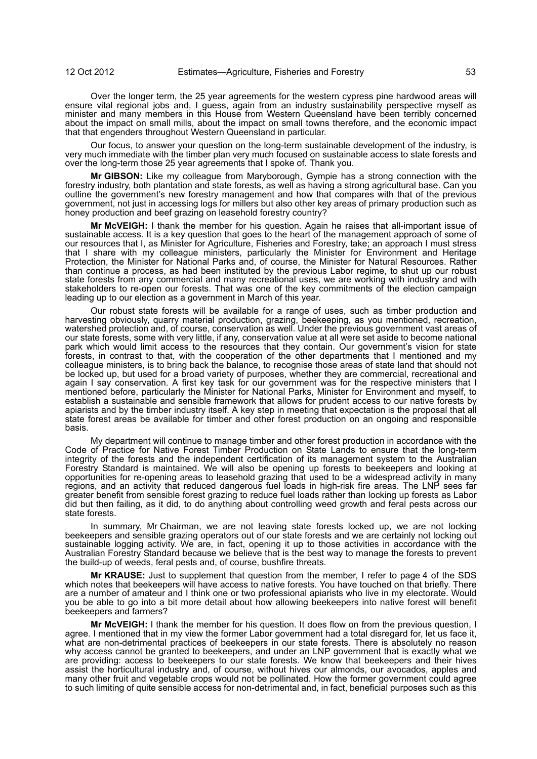Over the longer term, the 25 year agreements for the western cypress pine hardwood areas will ensure vital regional jobs and, I guess, again from an industry sustainability perspective myself as minister and many members in this House from Western Queensland have been terribly concerned about the impact on small mills, about the impact on small towns therefore, and the economic impact that that engenders throughout Western Queensland in particular.

Our focus, to answer your question on the long-term sustainable development of the industry, is very much immediate with the timber plan very much focused on sustainable access to state forests and over the long-term those 25 year agreements that I spoke of. Thank you.

**Mr GIBSON:** Like my colleague from Maryborough, Gympie has a strong connection with the forestry industry, both plantation and state forests, as well as having a strong agricultural base. Can you outline the government's new forestry management and how that compares with that of the previous government, not just in accessing logs for millers but also other key areas of primary production such as honey production and beef grazing on leasehold forestry country?

**Mr McVEIGH:** I thank the member for his question. Again he raises that all-important issue of sustainable access. It is a key question that goes to the heart of the management approach of some of our resources that I, as Minister for Agriculture, Fisheries and Forestry, take; an approach I must stress that I share with my colleague ministers, particularly the Minister for Environment and Heritage Protection, the Minister for National Parks and, of course, the Minister for Natural Resources. Rather than continue a process, as had been instituted by the previous Labor regime, to shut up our robust state forests from any commercial and many recreational uses, we are working with industry and with stakeholders to re-open our forests. That was one of the key commitments of the election campaign leading up to our election as a government in March of this year.

Our robust state forests will be available for a range of uses, such as timber production and harvesting obviously, quarry material production, grazing, beekeeping, as you mentioned, recreation, watershed protection and, of course, conservation as well. Under the previous government vast areas of our state forests, some with very little, if any, conservation value at all were set aside to become national park which would limit access to the resources that they contain. Our government's vision for state forests, in contrast to that, with the cooperation of the other departments that I mentioned and my colleague ministers, is to bring back the balance, to recognise those areas of state land that should not be locked up, but used for a broad variety of purposes, whether they are commercial, recreational and again I say conservation. A first key task for our government was for the respective ministers that I mentioned before, particularly the Minister for National Parks, Minister for Environment and myself, to establish a sustainable and sensible framework that allows for prudent access to our native forests by apiarists and by the timber industry itself. A key step in meeting that expectation is the proposal that all state forest areas be available for timber and other forest production on an ongoing and responsible basis.

My department will continue to manage timber and other forest production in accordance with the Code of Practice for Native Forest Timber Production on State Lands to ensure that the long-term integrity of the forests and the independent certification of its management system to the Australian Forestry Standard is maintained. We will also be opening up forests to beekeepers and looking at opportunities for re-opening areas to leasehold grazing that used to be a widespread activity in many regions, and an activity that reduced dangerous fuel loads in high-risk fire areas. The LNP sees far greater benefit from sensible forest grazing to reduce fuel loads rather than locking up forests as Labor did but then failing, as it did, to do anything about controlling weed growth and feral pests across our state forests.

In summary, Mr Chairman, we are not leaving state forests locked up, we are not locking beekeepers and sensible grazing operators out of our state forests and we are certainly not locking out sustainable logging activity. We are, in fact, opening it up to those activities in accordance with the Australian Forestry Standard because we believe that is the best way to manage the forests to prevent the build-up of weeds, feral pests and, of course, bushfire threats.

**Mr KRAUSE:** Just to supplement that question from the member, I refer to page 4 of the SDS which notes that beekeepers will have access to native forests. You have touched on that briefly. There are a number of amateur and I think one or two professional apiarists who live in my electorate. Would you be able to go into a bit more detail about how allowing beekeepers into native forest will benefit beekeepers and farmers?

**Mr McVEIGH:** I thank the member for his question. It does flow on from the previous question, I agree. I mentioned that in my view the former Labor government had a total disregard for, let us face it, what are non-detrimental practices of beekeepers in our state forests. There is absolutely no reason why access cannot be granted to beekeepers, and under an LNP government that is exactly what we are providing: access to beekeepers to our state forests. We know that beekeepers and their hives assist the horticultural industry and, of course, without hives our almonds, our avocados, apples and many other fruit and vegetable crops would not be pollinated. How the former government could agree to such limiting of quite sensible access for non-detrimental and, in fact, beneficial purposes such as this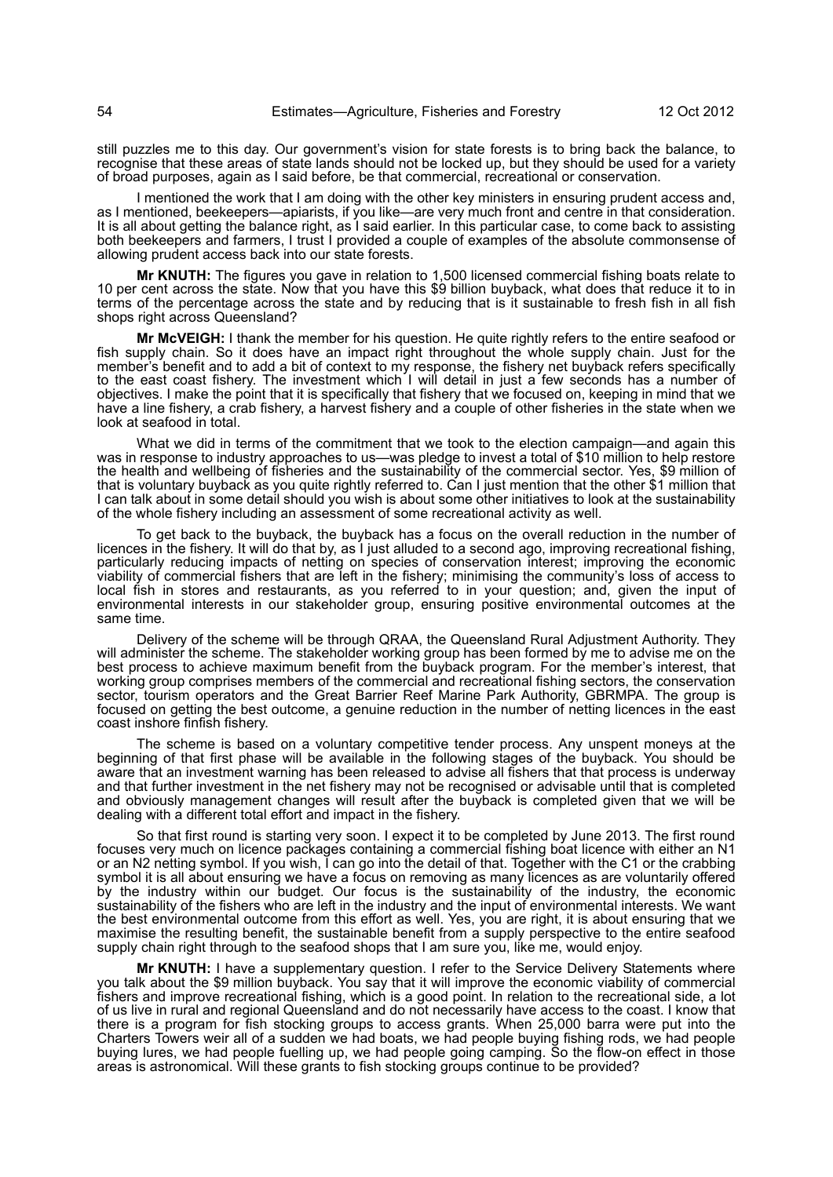still puzzles me to this day. Our government's vision for state forests is to bring back the balance, to recognise that these areas of state lands should not be locked up, but they should be used for a variety of broad purposes, again as I said before, be that commercial, recreational or conservation.

I mentioned the work that I am doing with the other key ministers in ensuring prudent access and, as I mentioned, beekeepers—apiarists, if you like—are very much front and centre in that consideration. It is all about getting the balance right, as I said earlier. In this particular case, to come back to assisting both beekeepers and farmers, I trust I provided a couple of examples of the absolute commonsense of allowing prudent access back into our state forests.

**Mr KNUTH:** The figures you gave in relation to 1,500 licensed commercial fishing boats relate to 10 per cent across the state. Now that you have this $9 billion buyback, what does that reduce it to in terms of the percentage across the state and by reducing that is it sustainable to fresh fish in all fish shops right across Queensland?

**Mr McVEIGH:** I thank the member for his question. He quite rightly refers to the entire seafood or fish supply chain. So it does have an impact right throughout the whole supply chain. Just for the member's benefit and to add a bit of context to my response, the fishery net buyback refers specifically to the east coast fishery. The investment which I will detail in just a few seconds has a number of objectives. I make the point that it is specifically that fishery that we focused on, keeping in mind that we have a line fishery, a crab fishery, a harvest fishery and a couple of other fisheries in the state when we look at seafood in total.

What we did in terms of the commitment that we took to the election campaign—and again this was in response to industry approaches to us—was pledge to invest a total of $10 million to help restore the health and wellbeing of fisheries and the sustainability of the commercial sector. Yes, $9 million of that is voluntary buyback as you quite rightly referred to. Can I just mention that the other $1 million that I can talk about in some detail should you wish is about some other initiatives to look at the sustainability of the whole fishery including an assessment of some recreational activity as well.

To get back to the buyback, the buyback has a focus on the overall reduction in the number of licences in the fishery. It will do that by, as I just alluded to a second ago, improving recreational fishing, particularly reducing impacts of netting on species of conservation interest; improving the economic viability of commercial fishers that are left in the fishery; minimising the community's loss of access to local fish in stores and restaurants, as you referred to in your question; and, given the input of environmental interests in our stakeholder group, ensuring positive environmental outcomes at the same time.

Delivery of the scheme will be through QRAA, the Queensland Rural Adjustment Authority. They will administer the scheme. The stakeholder working group has been formed by me to advise me on the best process to achieve maximum benefit from the buyback program. For the member's interest, that working group comprises members of the commercial and recreational fishing sectors, the conservation sector, tourism operators and the Great Barrier Reef Marine Park Authority, GBRMPA. The group is focused on getting the best outcome, a genuine reduction in the number of netting licences in the east coast inshore finfish fishery.

The scheme is based on a voluntary competitive tender process. Any unspent moneys at the beginning of that first phase will be available in the following stages of the buyback. You should be aware that an investment warning has been released to advise all fishers that that process is underway and that further investment in the net fishery may not be recognised or advisable until that is completed and obviously management changes will result after the buyback is completed given that we will be dealing with a different total effort and impact in the fishery.

So that first round is starting very soon. I expect it to be completed by June 2013. The first round focuses very much on licence packages containing a commercial fishing boat licence with either an N1 or an N2 netting symbol. If you wish, I can go into the detail of that. Together with the C1 or the crabbing symbol it is all about ensuring we have a focus on removing as many licences as are voluntarily offered by the industry within our budget. Our focus is the sustainability of the industry, the economic sustainability of the fishers who are left in the industry and the input of environmental interests. We want the best environmental outcome from this effort as well. Yes, you are right, it is about ensuring that we maximise the resulting benefit, the sustainable benefit from a supply perspective to the entire seafood supply chain right through to the seafood shops that I am sure you, like me, would enjoy.

**Mr KNUTH:** I have a supplementary question. I refer to the Service Delivery Statements where you talk about the $9 million buyback. You say that it will improve the economic viability of commercial fishers and improve recreational fishing, which is a good point. In relation to the recreational side, a lot of us live in rural and regional Queensland and do not necessarily have access to the coast. I know that there is a program for fish stocking groups to access grants. When 25,000 barra were put into the Charters Towers weir all of a sudden we had boats, we had people buying fishing rods, we had people buying lures, we had people fuelling up, we had people going camping. So the flow-on effect in those areas is astronomical. Will these grants to fish stocking groups continue to be provided?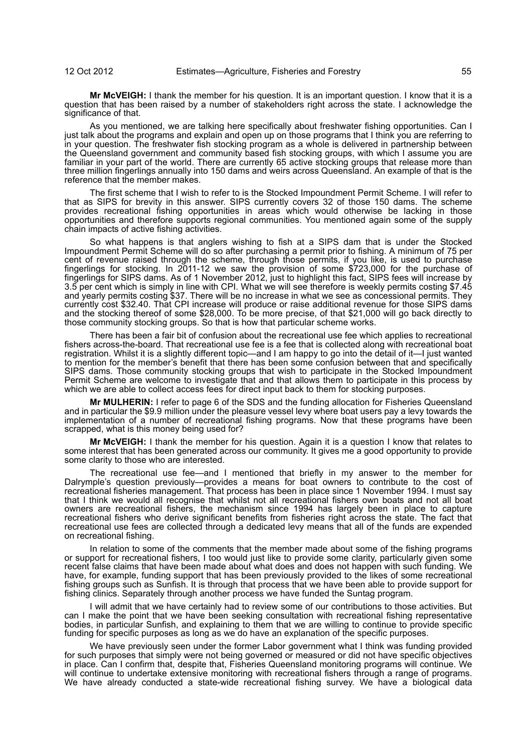**Mr McVEIGH:** I thank the member for his question. It is an important question. I know that it is a question that has been raised by a number of stakeholders right across the state. I acknowledge the significance of that.

As you mentioned, we are talking here specifically about freshwater fishing opportunities. Can I just talk about the programs and explain and open up on those programs that I think you are referring to in your question. The freshwater fish stocking program as a whole is delivered in partnership between the Queensland government and community based fish stocking groups, with which I assume you are familiar in your part of the world. There are currently 65 active stocking groups that release more than three million fingerlings annually into 150 dams and weirs across Queensland. An example of that is the reference that the member makes.

The first scheme that I wish to refer to is the Stocked Impoundment Permit Scheme. I will refer to that as SIPS for brevity in this answer. SIPS currently covers 32 of those 150 dams. The scheme provides recreational fishing opportunities in areas which would otherwise be lacking in those opportunities and therefore supports regional communities. You mentioned again some of the supply chain impacts of active fishing activities.

So what happens is that anglers wishing to fish at a SIPS dam that is under the Stocked Impoundment Permit Scheme will do so after purchasing a permit prior to fishing. A minimum of 75 per cent of revenue raised through the scheme, through those permits, if you like, is used to purchase fingerlings for stocking. In 2011-12 we saw the provision of some $723,000 for the purchase of fingerlings for SIPS dams. As of 1 November 2012, just to highlight this fact, SIPS fees will increase by 3.5 per cent which is simply in line with CPI. What we will see therefore is weekly permits costing $7.45 and yearly permits costing $37. There will be no increase in what we see as concessional permits. They currently cost $32.40. That CPI increase will produce or raise additional revenue for those SIPS dams and the stocking thereof of some $28,000. To be more precise, of that $21,000 will go back directly to those community stocking groups. So that is how that particular scheme works.

There has been a fair bit of confusion about the recreational use fee which applies to recreational fishers across-the-board. That recreational use fee is a fee that is collected along with recreational boat registration. Whilst it is a slightly different topic—and I am happy to go into the detail of it—I just wanted to mention for the member's benefit that there has been some confusion between that and specifically SIPS dams. Those community stocking groups that wish to participate in the Stocked Impoundment Permit Scheme are welcome to investigate that and that allows them to participate in this process by which we are able to collect access fees for direct input back to them for stocking purposes.

**Mr MULHERIN:** I refer to page 6 of the SDS and the funding allocation for Fisheries Queensland and in particular the $9.9 million under the pleasure vessel levy where boat users pay a levy towards the implementation of a number of recreational fishing programs. Now that these programs have been scrapped, what is this money being used for?

**Mr McVEIGH:** I thank the member for his question. Again it is a question I know that relates to some interest that has been generated across our community. It gives me a good opportunity to provide some clarity to those who are interested.

The recreational use fee—and I mentioned that briefly in my answer to the member for Dalrymple's question previously—provides a means for boat owners to contribute to the cost of recreational fisheries management. That process has been in place since 1 November 1994. I must say that I think we would all recognise that whilst not all recreational fishers own boats and not all boat owners are recreational fishers, the mechanism since 1994 has largely been in place to capture recreational fishers who derive significant benefits from fisheries right across the state. The fact that recreational use fees are collected through a dedicated levy means that all of the funds are expended on recreational fishing.

In relation to some of the comments that the member made about some of the fishing programs or support for recreational fishers, I too would just like to provide some clarity, particularly given some recent false claims that have been made about what does and does not happen with such funding. We have, for example, funding support that has been previously provided to the likes of some recreational fishing groups such as Sunfish. It is through that process that we have been able to provide support for fishing clinics. Separately through another process we have funded the Suntag program.

I will admit that we have certainly had to review some of our contributions to those activities. But can I make the point that we have been seeking consultation with recreational fishing representative bodies, in particular Sunfish, and explaining to them that we are willing to continue to provide specific funding for specific purposes as long as we do have an explanation of the specific purposes.

We have previously seen under the former Labor government what I think was funding provided for such purposes that simply were not being governed or measured or did not have specific objectives in place. Can I confirm that, despite that, Fisheries Queensland monitoring programs will continue. We will continue to undertake extensive monitoring with recreational fishers through a range of programs. We have already conducted a state-wide recreational fishing survey. We have a biological data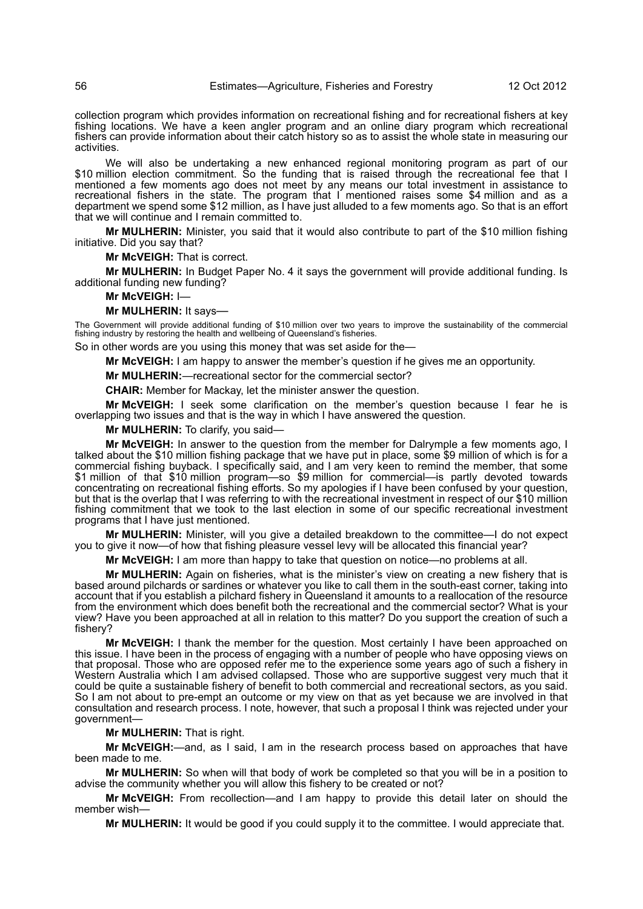collection program which provides information on recreational fishing and for recreational fishers at key fishing locations. We have a keen angler program and an online diary program which recreational fishers can provide information about their catch history so as to assist the whole state in measuring our activities.

We will also be undertaking a new enhanced regional monitoring program as part of our $10 million election commitment. So the funding that is raised through the recreational fee that I mentioned a few moments ago does not meet by any means our total investment in assistance to recreational fishers in the state. The program that I mentioned raises some $4 million and as a department we spend some $12 million, as I have just alluded to a few moments ago. So that is an effort that we will continue and I remain committed to.

**Mr MULHERIN:** Minister, you said that it would also contribute to part of the $10 million fishing initiative. Did you say that?

**Mr McVEIGH:** That is correct.

**Mr MULHERIN:** In Budget Paper No. 4 it says the government will provide additional funding. Is additional funding new funding?

**Mr McVEIGH:** I—

**Mr MULHERIN:** It says—

The Government will provide additional funding of $10 million over two years to improve the sustainability of the commercial fishing industry by restoring the health and wellbeing of Queensland's fisheries.

So in other words are you using this money that was set aside for the—

**Mr McVEIGH:** I am happy to answer the member's question if he gives me an opportunity.

**Mr MULHERIN:**—recreational sector for the commercial sector?

**CHAIR:** Member for Mackay, let the minister answer the question.

**Mr McVEIGH:** I seek some clarification on the member's question because I fear he is overlapping two issues and that is the way in which I have answered the question.

**Mr MULHERIN:** To clarify, you said—

**Mr McVEIGH:** In answer to the question from the member for Dalrymple a few moments ago, I talked about the $10 million fishing package that we have put in place, some $9 million of which is for a commercial fishing buyback. I specifically said, and I am very keen to remind the member, that some $1 million of that $10 million program—so $9 million for commercial—is partly devoted towards concentrating on recreational fishing efforts. So my apologies if I have been confused by your question, but that is the overlap that I was referring to with the recreational investment in respect of our $10 million fishing commitment that we took to the last election in some of our specific recreational investment programs that I have just mentioned.

**Mr MULHERIN:** Minister, will you give a detailed breakdown to the committee—I do not expect you to give it now—of how that fishing pleasure vessel levy will be allocated this financial year?

**Mr McVEIGH:** I am more than happy to take that question on notice—no problems at all.

**Mr MULHERIN:** Again on fisheries, what is the minister's view on creating a new fishery that is based around pilchards or sardines or whatever you like to call them in the south-east corner, taking into account that if you establish a pilchard fishery in Queensland it amounts to a reallocation of the resource from the environment which does benefit both the recreational and the commercial sector? What is your view? Have you been approached at all in relation to this matter? Do you support the creation of such a fishery?

**Mr McVEIGH:** I thank the member for the question. Most certainly I have been approached on this issue. I have been in the process of engaging with a number of people who have opposing views on that proposal. Those who are opposed refer me to the experience some years ago of such a fishery in Western Australia which I am advised collapsed. Those who are supportive suggest very much that it could be quite a sustainable fishery of benefit to both commercial and recreational sectors, as you said. So I am not about to pre-empt an outcome or my view on that as yet because we are involved in that consultation and research process. I note, however, that such a proposal I think was rejected under your government—

**Mr MULHERIN:** That is right.

**Mr McVEIGH:**—and, as I said, I am in the research process based on approaches that have been made to me.

**Mr MULHERIN:** So when will that body of work be completed so that you will be in a position to advise the community whether you will allow this fishery to be created or not?

**Mr McVEIGH:** From recollection—and I am happy to provide this detail later on should the member wish—

**Mr MULHERIN:** It would be good if you could supply it to the committee. I would appreciate that.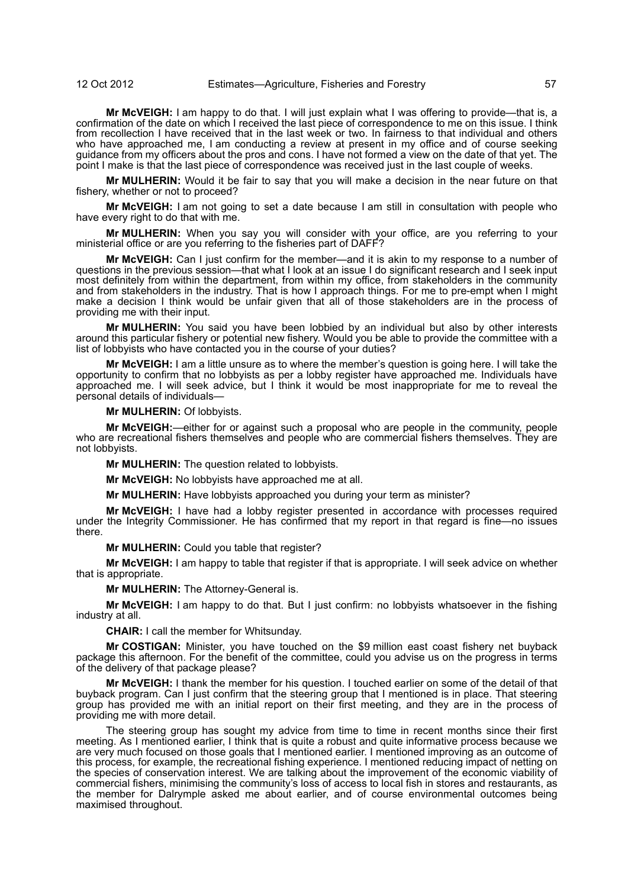**Mr McVEIGH:** I am happy to do that. I will just explain what I was offering to provide—that is, a confirmation of the date on which I received the last piece of correspondence to me on this issue. I think from recollection I have received that in the last week or two. In fairness to that individual and others who have approached me, I am conducting a review at present in my office and of course seeking guidance from my officers about the pros and cons. I have not formed a view on the date of that yet. The point I make is that the last piece of correspondence was received just in the last couple of weeks.

**Mr MULHERIN:** Would it be fair to say that you will make a decision in the near future on that fishery, whether or not to proceed?

**Mr McVEIGH:** I am not going to set a date because I am still in consultation with people who have every right to do that with me.

**Mr MULHERIN:** When you say you will consider with your office, are you referring to your ministerial office or are you referring to the fisheries part of DAFF?

**Mr McVEIGH:** Can I just confirm for the member—and it is akin to my response to a number of questions in the previous session—that what I look at an issue I do significant research and I seek input most definitely from within the department, from within my office, from stakeholders in the community and from stakeholders in the industry. That is how I approach things. For me to pre-empt when I might make a decision I think would be unfair given that all of those stakeholders are in the process of providing me with their input.

**Mr MULHERIN:** You said you have been lobbied by an individual but also by other interests around this particular fishery or potential new fishery. Would you be able to provide the committee with a list of lobbyists who have contacted you in the course of your duties?

**Mr McVEIGH:** I am a little unsure as to where the member's question is going here. I will take the opportunity to confirm that no lobbyists as per a lobby register have approached me. Individuals have approached me. I will seek advice, but I think it would be most inappropriate for me to reveal the personal details of individuals—

**Mr MULHERIN:** Of lobbyists.

**Mr McVEIGH:**—either for or against such a proposal who are people in the community, people who are recreational fishers themselves and people who are commercial fishers themselves. They are not lobbyists.

**Mr MULHERIN:** The question related to lobbyists.

**Mr McVEIGH:** No lobbyists have approached me at all.

**Mr MULHERIN:** Have lobbyists approached you during your term as minister?

**Mr McVEIGH:** I have had a lobby register presented in accordance with processes required under the Integrity Commissioner. He has confirmed that my report in that regard is fine—no issues there.

**Mr MULHERIN:** Could you table that register?

**Mr McVEIGH:** I am happy to table that register if that is appropriate. I will seek advice on whether that is appropriate.

**Mr MULHERIN:** The Attorney-General is.

**Mr McVEIGH:** I am happy to do that. But I just confirm: no lobbyists whatsoever in the fishing industry at all.

**CHAIR:** I call the member for Whitsunday.

**Mr COSTIGAN:** Minister, you have touched on the $9 million east coast fishery net buyback package this afternoon. For the benefit of the committee, could you advise us on the progress in terms of the delivery of that package please?

**Mr McVEIGH:** I thank the member for his question. I touched earlier on some of the detail of that buyback program. Can I just confirm that the steering group that I mentioned is in place. That steering group has provided me with an initial report on their first meeting, and they are in the process of providing me with more detail.

The steering group has sought my advice from time to time in recent months since their first meeting. As I mentioned earlier, I think that is quite a robust and quite informative process because we are very much focused on those goals that I mentioned earlier. I mentioned improving as an outcome of this process, for example, the recreational fishing experience. I mentioned reducing impact of netting on the species of conservation interest. We are talking about the improvement of the economic viability of commercial fishers, minimising the community's loss of access to local fish in stores and restaurants, as the member for Dalrymple asked me about earlier, and of course environmental outcomes being maximised throughout.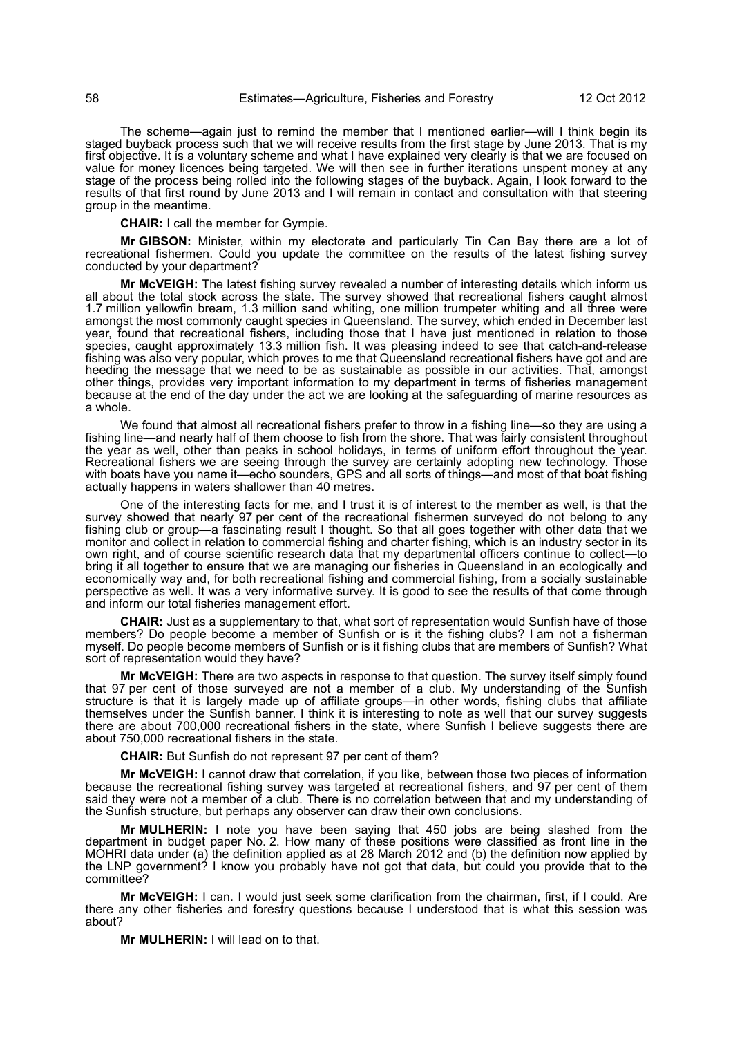The scheme—again just to remind the member that I mentioned earlier—will I think begin its staged buyback process such that we will receive results from the first stage by June 2013. That is my first objective. It is a voluntary scheme and what I have explained very clearly is that we are focused on value for money licences being targeted. We will then see in further iterations unspent money at any stage of the process being rolled into the following stages of the buyback. Again, I look forward to the results of that first round by June 2013 and I will remain in contact and consultation with that steering group in the meantime.

**CHAIR:** I call the member for Gympie.

**Mr GIBSON:** Minister, within my electorate and particularly Tin Can Bay there are a lot of recreational fishermen. Could you update the committee on the results of the latest fishing survey conducted by your department?

**Mr McVEIGH:** The latest fishing survey revealed a number of interesting details which inform us all about the total stock across the state. The survey showed that recreational fishers caught almost 1.7 million yellowfin bream, 1.3 million sand whiting, one million trumpeter whiting and all three were amongst the most commonly caught species in Queensland. The survey, which ended in December last year, found that recreational fishers, including those that I have just mentioned in relation to those species, caught approximately 13.3 million fish. It was pleasing indeed to see that catch-and-release fishing was also very popular, which proves to me that Queensland recreational fishers have got and are heeding the message that we need to be as sustainable as possible in our activities. That, amongst other things, provides very important information to my department in terms of fisheries management because at the end of the day under the act we are looking at the safeguarding of marine resources as a whole.

We found that almost all recreational fishers prefer to throw in a fishing line—so they are using a fishing line—and nearly half of them choose to fish from the shore. That was fairly consistent throughout the year as well, other than peaks in school holidays, in terms of uniform effort throughout the year. Recreational fishers we are seeing through the survey are certainly adopting new technology. Those with boats have you name it—echo sounders, GPS and all sorts of things—and most of that boat fishing actually happens in waters shallower than 40 metres.

One of the interesting facts for me, and I trust it is of interest to the member as well, is that the survey showed that nearly 97 per cent of the recreational fishermen surveyed do not belong to any fishing club or group—a fascinating result I thought. So that all goes together with other data that we monitor and collect in relation to commercial fishing and charter fishing, which is an industry sector in its own right, and of course scientific research data that my departmental officers continue to collect—to bring it all together to ensure that we are managing our fisheries in Queensland in an ecologically and economically way and, for both recreational fishing and commercial fishing, from a socially sustainable perspective as well. It was a very informative survey. It is good to see the results of that come through and inform our total fisheries management effort.

**CHAIR:** Just as a supplementary to that, what sort of representation would Sunfish have of those members? Do people become a member of Sunfish or is it the fishing clubs? I am not a fisherman myself. Do people become members of Sunfish or is it fishing clubs that are members of Sunfish? What sort of representation would they have?

**Mr McVEIGH:** There are two aspects in response to that question. The survey itself simply found that 97 per cent of those surveyed are not a member of a club. My understanding of the Sunfish structure is that it is largely made up of affiliate groups—in other words, fishing clubs that affiliate themselves under the Sunfish banner. I think it is interesting to note as well that our survey suggests there are about 700,000 recreational fishers in the state, where Sunfish I believe suggests there are about 750,000 recreational fishers in the state.

**CHAIR:** But Sunfish do not represent 97 per cent of them?

**Mr McVEIGH:** I cannot draw that correlation, if you like, between those two pieces of information because the recreational fishing survey was targeted at recreational fishers, and 97 per cent of them said they were not a member of a club. There is no correlation between that and my understanding of the Sunfish structure, but perhaps any observer can draw their own conclusions.

**Mr MULHERIN:** I note you have been saying that 450 jobs are being slashed from the department in budget paper No. 2. How many of these positions were classified as front line in the MOHRI data under (a) the definition applied as at 28 March 2012 and (b) the definition now applied by the LNP government? I know you probably have not got that data, but could you provide that to the committee?

**Mr McVEIGH:** I can. I would just seek some clarification from the chairman, first, if I could. Are there any other fisheries and forestry questions because I understood that is what this session was about?

**Mr MULHERIN:** I will lead on to that.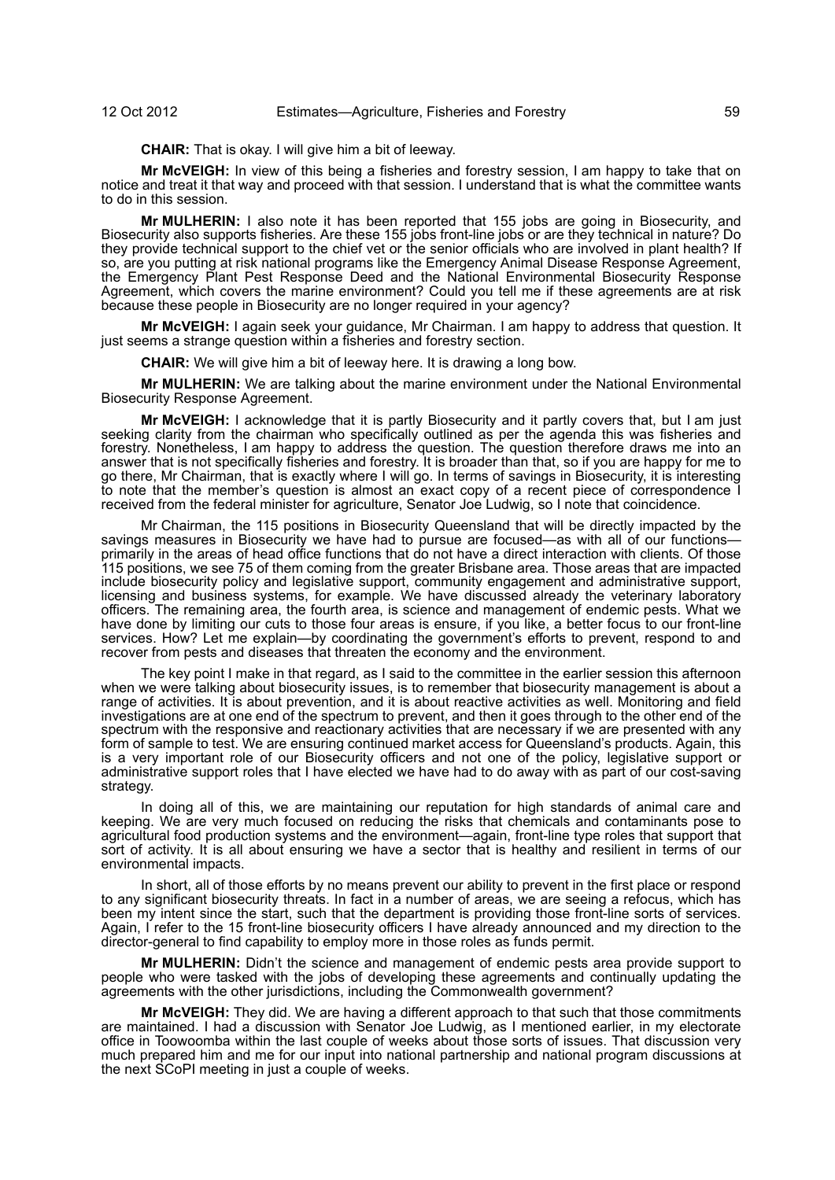**CHAIR:** That is okay. I will give him a bit of leeway.

**Mr McVEIGH:** In view of this being a fisheries and forestry session, I am happy to take that on notice and treat it that way and proceed with that session. I understand that is what the committee wants to do in this session.

**Mr MULHERIN:** I also note it has been reported that 155 jobs are going in Biosecurity, and Biosecurity also supports fisheries. Are these 155 jobs front-line jobs or are they technical in nature? Do they provide technical support to the chief vet or the senior officials who are involved in plant health? If so, are you putting at risk national programs like the Emergency Animal Disease Response Agreement, the Emergency Plant Pest Response Deed and the National Environmental Biosecurity Response Agreement, which covers the marine environment? Could you tell me if these agreements are at risk because these people in Biosecurity are no longer required in your agency?

**Mr McVEIGH:** I again seek your guidance, Mr Chairman. I am happy to address that question. It just seems a strange question within a fisheries and forestry section.

**CHAIR:** We will give him a bit of leeway here. It is drawing a long bow.

**Mr MULHERIN:** We are talking about the marine environment under the National Environmental Biosecurity Response Agreement.

**Mr McVEIGH:** I acknowledge that it is partly Biosecurity and it partly covers that, but I am just seeking clarity from the chairman who specifically outlined as per the agenda this was fisheries and forestry. Nonetheless, I am happy to address the question. The question therefore draws me into an answer that is not specifically fisheries and forestry. It is broader than that, so if you are happy for me to go there, Mr Chairman, that is exactly where I will go. In terms of savings in Biosecurity, it is interesting to note that the member's question is almost an exact copy of a recent piece of correspondence I received from the federal minister for agriculture, Senator Joe Ludwig, so I note that coincidence.

Mr Chairman, the 115 positions in Biosecurity Queensland that will be directly impacted by the savings measures in Biosecurity we have had to pursue are focused—as with all of our functions—primarily in the areas of head office functions that do not have a direct interaction with clients. Of those 115 positions, we see 75 of them coming from the greater Brisbane area. Those areas that are impacted include biosecurity policy and legislative support, community engagement and administrative support, licensing and business systems, for example. We have discussed already the veterinary laboratory officers. The remaining area, the fourth area, is science and management of endemic pests. What we have done by limiting our cuts to those four areas is ensure, if you like, a better focus to our front-line services. How? Let me explain—by coordinating the government's efforts to prevent, respond to and recover from pests and diseases that threaten the economy and the environment.

The key point I make in that regard, as I said to the committee in the earlier session this afternoon when we were talking about biosecurity issues, is to remember that biosecurity management is about a range of activities. It is about prevention, and it is about reactive activities as well. Monitoring and field investigations are at one end of the spectrum to prevent, and then it goes through to the other end of the spectrum with the responsive and reactionary activities that are necessary if we are presented with any form of sample to test. We are ensuring continued market access for Queensland's products. Again, this is a very important role of our Biosecurity officers and not one of the policy, legislative support or administrative support roles that I have elected we have had to do away with as part of our cost-saving strategy.

In doing all of this, we are maintaining our reputation for high standards of animal care and keeping. We are very much focused on reducing the risks that chemicals and contaminants pose to agricultural food production systems and the environment—again, front-line type roles that support that sort of activity. It is all about ensuring we have a sector that is healthy and resilient in terms of our environmental impacts.

In short, all of those efforts by no means prevent our ability to prevent in the first place or respond to any significant biosecurity threats. In fact in a number of areas, we are seeing a refocus, which has been my intent since the start, such that the department is providing those front-line sorts of services. Again, I refer to the 15 front-line biosecurity officers I have already announced and my direction to the director-general to find capability to employ more in those roles as funds permit.

**Mr MULHERIN:** Didn't the science and management of endemic pests area provide support to people who were tasked with the jobs of developing these agreements and continually updating the agreements with the other jurisdictions, including the Commonwealth government?

**Mr McVEIGH:** They did. We are having a different approach to that such that those commitments are maintained. I had a discussion with Senator Joe Ludwig, as I mentioned earlier, in my electorate office in Toowoomba within the last couple of weeks about those sorts of issues. That discussion very much prepared him and me for our input into national partnership and national program discussions at the next SCoPI meeting in just a couple of weeks.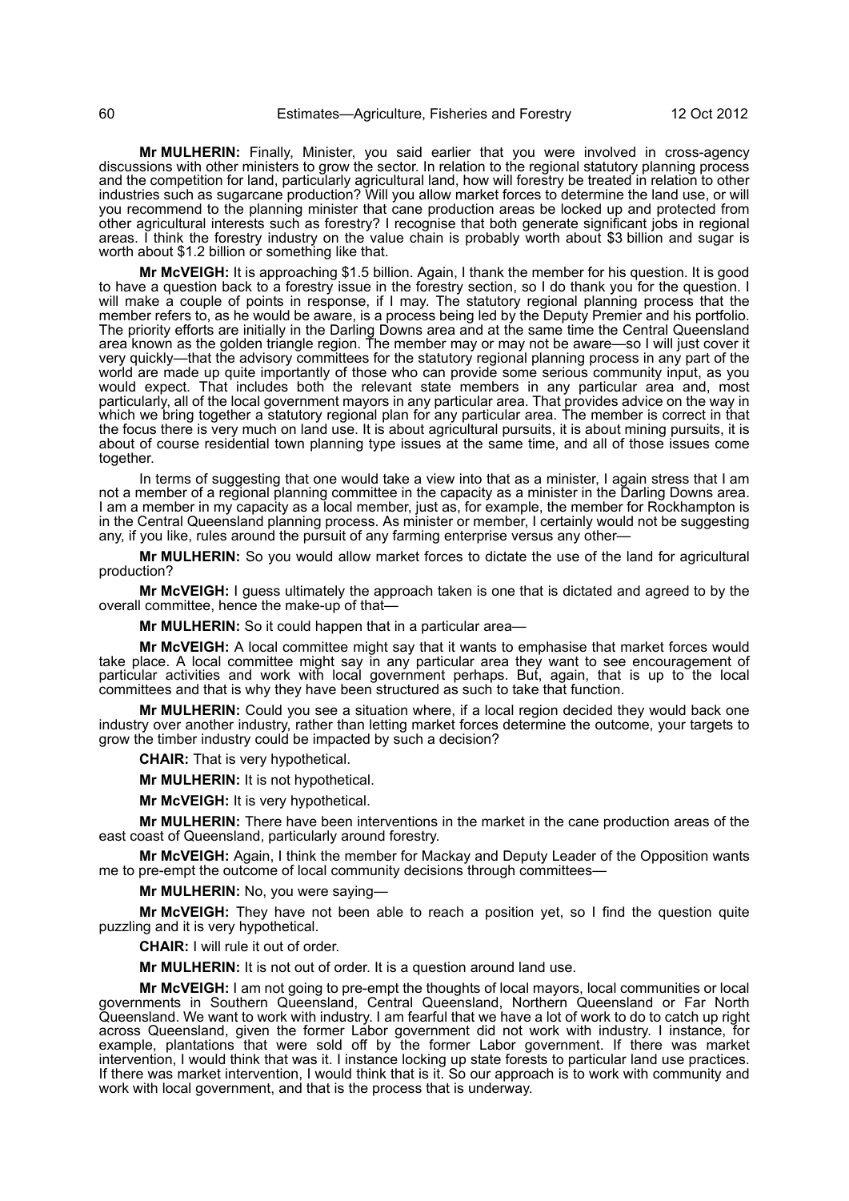**Mr MULHERIN:** Finally, Minister, you said earlier that you were involved in cross-agency discussions with other ministers to grow the sector. In relation to the regional statutory planning process and the competition for land, particularly agricultural land, how will forestry be treated in relation to other industries such as sugarcane production? Will you allow market forces to determine the land use, or will you recommend to the planning minister that cane production areas be locked up and protected from other agricultural interests such as forestry? I recognise that both generate significant jobs in regional areas. I think the forestry industry on the value chain is probably worth about $3 billion and sugar is worth about $1.2 billion or something like that.

**Mr McVEIGH:** It is approaching $1.5 billion. Again, I thank the member for his question. It is good to have a question back to a forestry issue in the forestry section, so I do thank you for the question. I will make a couple of points in response, if I may. The statutory regional planning process that the member refers to, as he would be aware, is a process being led by the Deputy Premier and his portfolio. The priority efforts are initially in the Darling Downs area and at the same time the Central Queensland area known as the golden triangle region. The member may or may not be aware—so I will just cover it very quickly—that the advisory committees for the statutory regional planning process in any part of the world are made up quite importantly of those who can provide some serious community input, as you would expect. That includes both the relevant state members in any particular area and, most particularly, all of the local government mayors in any particular area. That provides advice on the way in which we bring together a statutory regional plan for any particular area. The member is correct in that the focus there is very much on land use. It is about agricultural pursuits, it is about mining pursuits, it is about of course residential town planning type issues at the same time, and all of those issues come together.

In terms of suggesting that one would take a view into that as a minister, I again stress that I am not a member of a regional planning committee in the capacity as a minister in the Darling Downs area. I am a member in my capacity as a local member, just as, for example, the member for Rockhampton is in the Central Queensland planning process. As minister or member, I certainly would not be suggesting any, if you like, rules around the pursuit of any farming enterprise versus any other—

**Mr MULHERIN:** So you would allow market forces to dictate the use of the land for agricultural production?

**Mr McVEIGH:** I guess ultimately the approach taken is one that is dictated and agreed to by the overall committee, hence the make-up of that—

**Mr MULHERIN:** So it could happen that in a particular area—

**Mr McVEIGH:** A local committee might say that it wants to emphasise that market forces would take place. A local committee might say in any particular area they want to see encouragement of particular activities and work with local government perhaps. But, again, that is up to the local committees and that is why they have been structured as such to take that function.

**Mr MULHERIN:** Could you see a situation where, if a local region decided they would back one industry over another industry, rather than letting market forces determine the outcome, your targets to grow the timber industry could be impacted by such a decision?

**CHAIR:** That is very hypothetical.

**Mr MULHERIN:** It is not hypothetical.

**Mr McVEIGH:** It is very hypothetical.

**Mr MULHERIN:** There have been interventions in the market in the cane production areas of the east coast of Queensland, particularly around forestry.

**Mr McVEIGH:** Again, I think the member for Mackay and Deputy Leader of the Opposition wants me to pre-empt the outcome of local community decisions through committees—

**Mr MULHERIN:** No, you were saying—

**Mr McVEIGH:** They have not been able to reach a position yet, so I find the question quite puzzling and it is very hypothetical.

**CHAIR:** I will rule it out of order.

**Mr MULHERIN:** It is not out of order. It is a question around land use.

**Mr McVEIGH:** I am not going to pre-empt the thoughts of local mayors, local communities or local governments in Southern Queensland, Central Queensland, Northern Queensland or Far North Queensland. We want to work with industry. I am fearful that we have a lot of work to do to catch up right across Queensland, given the former Labor government did not work with industry. I instance, for example, plantations that were sold off by the former Labor government. If there was market intervention, I would think that was it. I instance locking up state forests to particular land use practices. If there was market intervention, I would think that is it. So our approach is to work with community and work with local government, and that is the process that is underway.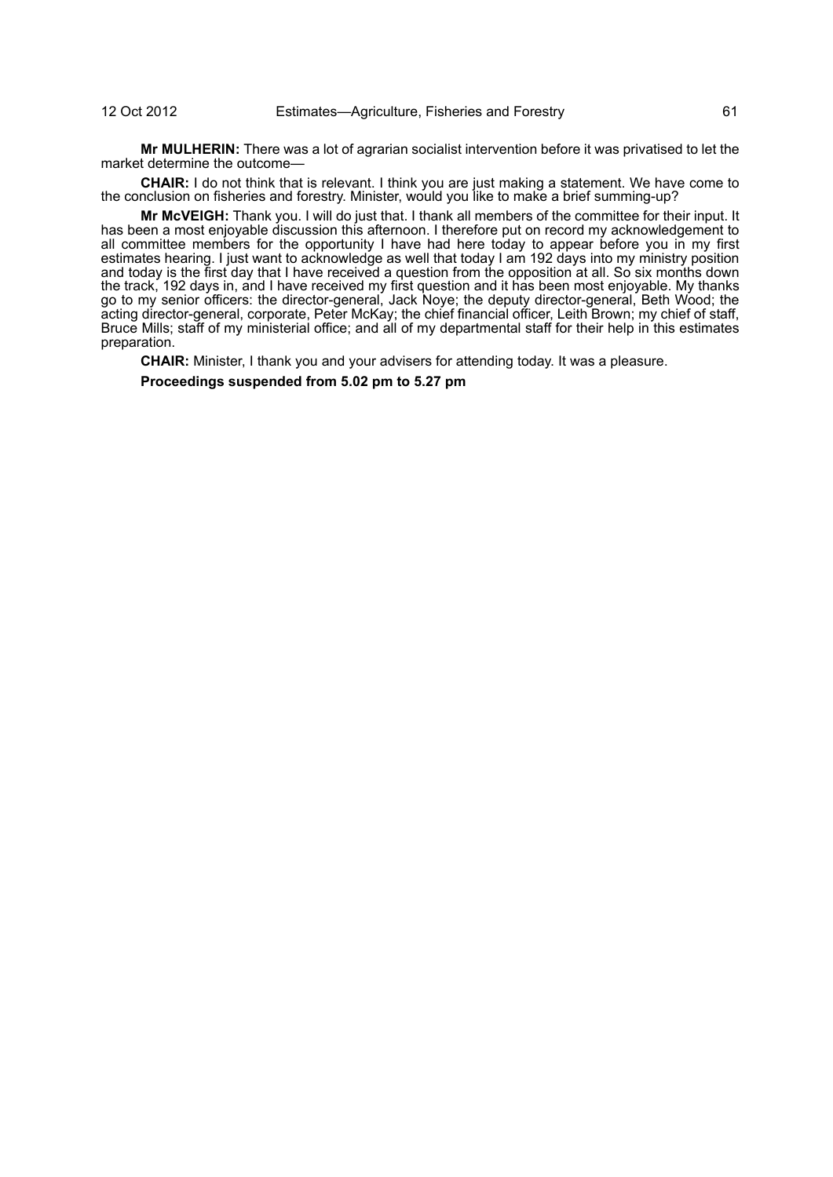**Mr MULHERIN:** There was a lot of agrarian socialist intervention before it was privatised to let the market determine the outcome—

**CHAIR:** I do not think that is relevant. I think you are just making a statement. We have come to the conclusion on fisheries and forestry. Minister, would you like to make a brief summing-up?

**Mr McVEIGH:** Thank you. I will do just that. I thank all members of the committee for their input. It has been a most enjoyable discussion this afternoon. I therefore put on record my acknowledgement to all committee members for the opportunity I have had here today to appear before you in my first estimates hearing. I just want to acknowledge as well that today I am 192 days into my ministry position and today is the first day that I have received a question from the opposition at all. So six months down the track, 192 days in, and I have received my first question and it has been most enjoyable. My thanks go to my senior officers: the director-general, Jack Noye; the deputy director-general, Beth Wood; the acting director-general, corporate, Peter McKay; the chief financial officer, Leith Brown; my chief of staff, Bruce Mills; staff of my ministerial office; and all of my departmental staff for their help in this estimates preparation.

**CHAIR:** Minister, I thank you and your advisers for attending today. It was a pleasure.

**Proceedings suspended from 5.02 pm to 5.27 pm**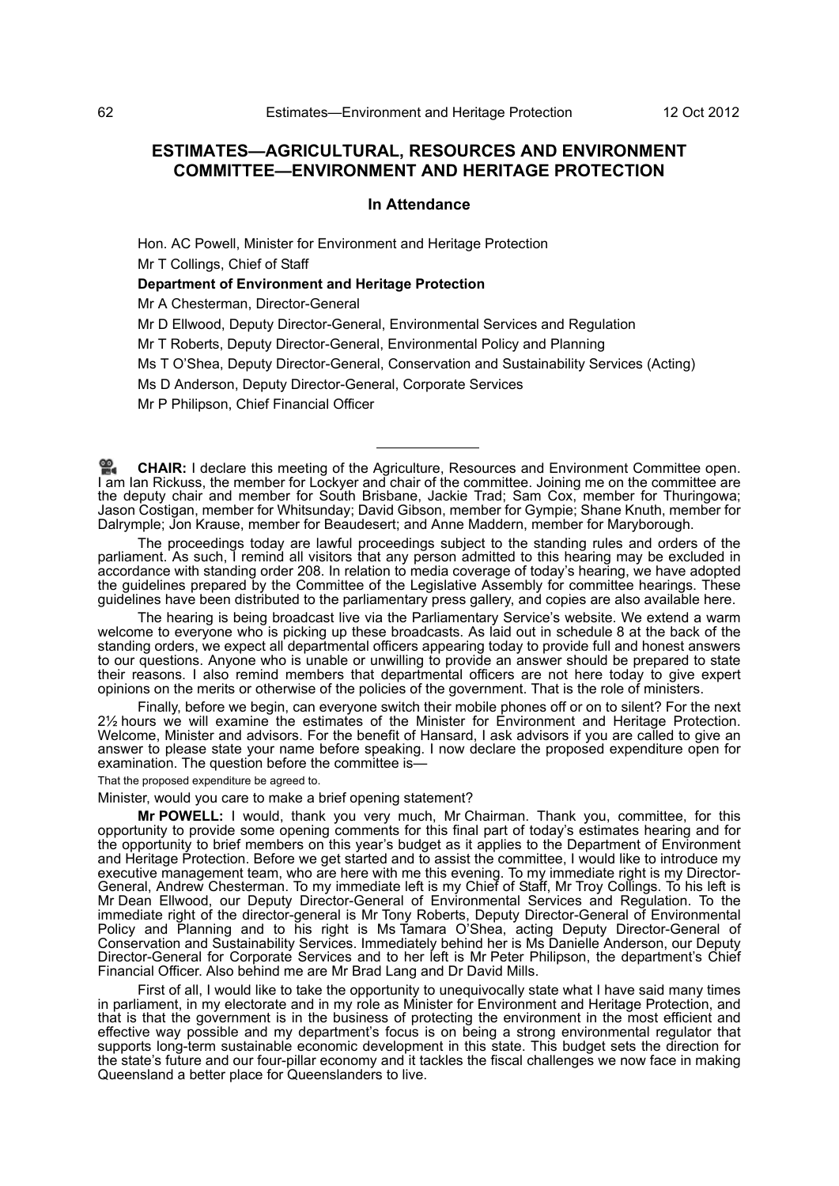## ESTIMATES—AGRICULTURAL, RESOURCES AND ENVIRONMENT COMMITTEE—ENVIRONMENT AND HERITAGE PROTECTION

### In Attendance

Hon. AC Powell, Minister for Environment and Heritage Protection

Mr T Collings, Chief of Staff

**Department of Environment and Heritage Protection**

Mr A Chesterman, Director-General

Mr D Ellwood, Deputy Director-General, Environmental Services and Regulation

Mr T Roberts, Deputy Director-General, Environmental Policy and Planning

Ms T O'Shea, Deputy Director-General, Conservation and Sustainability Services (Acting)

Ms D Anderson, Deputy Director-General, Corporate Services

Mr P Philipson, Chief Financial Officer

---

**CHAIR:** I declare this meeting of the Agriculture, Resources and Environment Committee open. I am Ian Rickuss, the member for Lockyer and chair of the committee. Joining me on the committee are the deputy chair and member for South Brisbane, Jackie Trad; Sam Cox, member for Thuringowa; Jason Costigan, member for Whitsunday; David Gibson, member for Gympie; Shane Knuth, member for Dalrymple; Jon Krause, member for Beaudesert; and Anne Maddern, member for Maryborough.

The proceedings today are lawful proceedings subject to the standing rules and orders of the parliament. As such, I remind all visitors that any person admitted to this hearing may be excluded in accordance with standing order 208. In relation to media coverage of today's hearing, we have adopted the guidelines prepared by the Committee of the Legislative Assembly for committee hearings. These guidelines have been distributed to the parliamentary press gallery, and copies are also available here.

The hearing is being broadcast live via the Parliamentary Service's website. We extend a warm welcome to everyone who is picking up these broadcasts. As laid out in schedule 8 at the back of the standing orders, we expect all departmental officers appearing today to provide full and honest answers to our questions. Anyone who is unable or unwilling to provide an answer should be prepared to state their reasons. I also remind members that departmental officers are not here today to give expert opinions on the merits or otherwise of the policies of the government. That is the role of ministers.

Finally, before we begin, can everyone switch their mobile phones off or on to silent? For the next 2½ hours we will examine the estimates of the Minister for Environment and Heritage Protection. Welcome, Minister and advisors. For the benefit of Hansard, I ask advisors if you are called to give an answer to please state your name before speaking. I now declare the proposed expenditure open for examination. The question before the committee is—

That the proposed expenditure be agreed to.

Minister, would you care to make a brief opening statement?

**Mr POWELL:** I would, thank you very much, Mr Chairman. Thank you, committee, for this opportunity to provide some opening comments for this final part of today's estimates hearing and for the opportunity to brief members on this year's budget as it applies to the Department of Environment and Heritage Protection. Before we get started and to assist the committee, I would like to introduce my executive management team, who are here with me this evening. To my immediate right is my Director-General, Andrew Chesterman. To my immediate left is my Chief of Staff, Mr Troy Collings. To his left is Mr Dean Ellwood, our Deputy Director-General of Environmental Services and Regulation. To the immediate right of the director-general is Mr Tony Roberts, Deputy Director-General of Environmental Policy and Planning and to his right is Ms Tamara O'Shea, acting Deputy Director-General of Conservation and Sustainability Services. Immediately behind her is Ms Danielle Anderson, our Deputy Director-General for Corporate Services and to her left is Mr Peter Philipson, the department's Chief Financial Officer. Also behind me are Mr Brad Lang and Dr David Mills.

First of all, I would like to take the opportunity to unequivocally state what I have said many times in parliament, in my electorate and in my role as Minister for Environment and Heritage Protection, and that is that the government is in the business of protecting the environment in the most efficient and effective way possible and my department's focus is on being a strong environmental regulator that supports long-term sustainable economic development in this state. This budget sets the direction for the state's future and our four-pillar economy and it tackles the fiscal challenges we now face in making Queensland a better place for Queenslanders to live.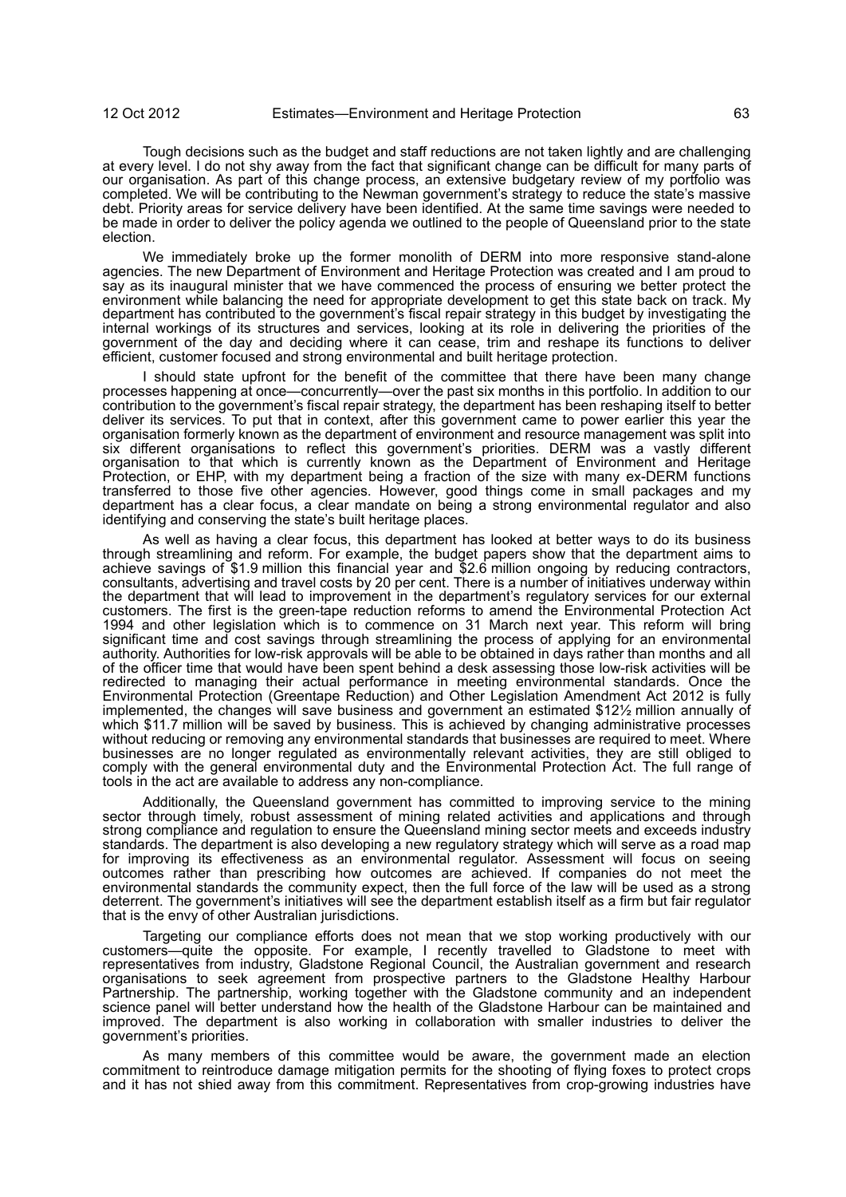Tough decisions such as the budget and staff reductions are not taken lightly and are challenging at every level. I do not shy away from the fact that significant change can be difficult for many parts of our organisation. As part of this change process, an extensive budgetary review of my portfolio was completed. We will be contributing to the Newman government's strategy to reduce the state's massive debt. Priority areas for service delivery have been identified. At the same time savings were needed to be made in order to deliver the policy agenda we outlined to the people of Queensland prior to the state election.

We immediately broke up the former monolith of DERM into more responsive stand-alone agencies. The new Department of Environment and Heritage Protection was created and I am proud to say as its inaugural minister that we have commenced the process of ensuring we better protect the environment while balancing the need for appropriate development to get this state back on track. My department has contributed to the government's fiscal repair strategy in this budget by investigating the internal workings of its structures and services, looking at its role in delivering the priorities of the government of the day and deciding where it can cease, trim and reshape its functions to deliver efficient, customer focused and strong environmental and built heritage protection.

I should state upfront for the benefit of the committee that there have been many change processes happening at once—concurrently—over the past six months in this portfolio. In addition to our contribution to the government's fiscal repair strategy, the department has been reshaping itself to better deliver its services. To put that in context, after this government came to power earlier this year the organisation formerly known as the department of environment and resource management was split into six different organisations to reflect this government's priorities. DERM was a vastly different organisation to that which is currently known as the Department of Environment and Heritage Protection, or EHP, with my department being a fraction of the size with many ex-DERM functions transferred to those five other agencies. However, good things come in small packages and my department has a clear focus, a clear mandate on being a strong environmental regulator and also identifying and conserving the state's built heritage places.

As well as having a clear focus, this department has looked at better ways to do its business through streamlining and reform. For example, the budget papers show that the department aims to achieve savings of $1.9 million this financial year and $2.6 million ongoing by reducing contractors, consultants, advertising and travel costs by 20 per cent. There is a number of initiatives underway within the department that will lead to improvement in the department's regulatory services for our external customers. The first is the green-tape reduction reforms to amend the Environmental Protection Act 1994 and other legislation which is to commence on 31 March next year. This reform will bring significant time and cost savings through streamlining the process of applying for an environmental authority. Authorities for low-risk approvals will be able to be obtained in days rather than months and all of the officer time that would have been spent behind a desk assessing those low-risk activities will be redirected to managing their actual performance in meeting environmental standards. Once the Environmental Protection (Greentape Reduction) and Other Legislation Amendment Act 2012 is fully implemented, the changes will save business and government an estimated $12½ million annually of which $11.7 million will be saved by business. This is achieved by changing administrative processes without reducing or removing any environmental standards that businesses are required to meet. Where businesses are no longer regulated as environmentally relevant activities, they are still obliged to comply with the general environmental duty and the Environmental Protection Act. The full range of tools in the act are available to address any non-compliance.

Additionally, the Queensland government has committed to improving service to the mining sector through timely, robust assessment of mining related activities and applications and through strong compliance and regulation to ensure the Queensland mining sector meets and exceeds industry standards. The department is also developing a new regulatory strategy which will serve as a road map for improving its effectiveness as an environmental regulator. Assessment will focus on seeing outcomes rather than prescribing how outcomes are achieved. If companies do not meet the environmental standards the community expect, then the full force of the law will be used as a strong deterrent. The government's initiatives will see the department establish itself as a firm but fair regulator that is the envy of other Australian jurisdictions.

Targeting our compliance efforts does not mean that we stop working productively with our customers—quite the opposite. For example, I recently travelled to Gladstone to meet with representatives from industry, Gladstone Regional Council, the Australian government and research organisations to seek agreement from prospective partners to the Gladstone Healthy Harbour Partnership. The partnership, working together with the Gladstone community and an independent science panel will better understand how the health of the Gladstone Harbour can be maintained and improved. The department is also working in collaboration with smaller industries to deliver the government's priorities.

As many members of this committee would be aware, the government made an election commitment to reintroduce damage mitigation permits for the shooting of flying foxes to protect crops and it has not shied away from this commitment. Representatives from crop-growing industries have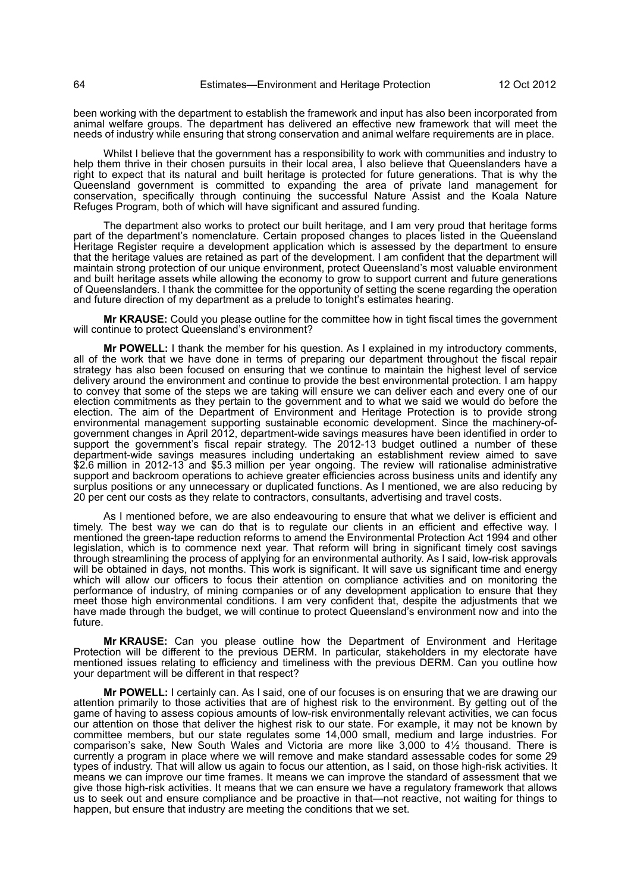been working with the department to establish the framework and input has also been incorporated from animal welfare groups. The department has delivered an effective new framework that will meet the needs of industry while ensuring that strong conservation and animal welfare requirements are in place.

Whilst I believe that the government has a responsibility to work with communities and industry to help them thrive in their chosen pursuits in their local area, I also believe that Queenslanders have a right to expect that its natural and built heritage is protected for future generations. That is why the Queensland government is committed to expanding the area of private land management for conservation, specifically through continuing the successful Nature Assist and the Koala Nature Refuges Program, both of which will have significant and assured funding.

The department also works to protect our built heritage, and I am very proud that heritage forms part of the department's nomenclature. Certain proposed changes to places listed in the Queensland Heritage Register require a development application which is assessed by the department to ensure that the heritage values are retained as part of the development. I am confident that the department will maintain strong protection of our unique environment, protect Queensland's most valuable environment and built heritage assets while allowing the economy to grow to support current and future generations of Queenslanders. I thank the committee for the opportunity of setting the scene regarding the operation and future direction of my department as a prelude to tonight's estimates hearing.

**Mr KRAUSE:** Could you please outline for the committee how in tight fiscal times the government will continue to protect Queensland's environment?

**Mr POWELL:** I thank the member for his question. As I explained in my introductory comments, all of the work that we have done in terms of preparing our department throughout the fiscal repair strategy has also been focused on ensuring that we continue to maintain the highest level of service delivery around the environment and continue to provide the best environmental protection. I am happy to convey that some of the steps we are taking will ensure we can deliver each and every one of our election commitments as they pertain to the government and to what we said we would do before the election. The aim of the Department of Environment and Heritage Protection is to provide strong environmental management supporting sustainable economic development. Since the machinery-of-government changes in April 2012, department-wide savings measures have been identified in order to support the government's fiscal repair strategy. The 2012-13 budget outlined a number of these department-wide savings measures including undertaking an establishment review aimed to save \$2.6 million in 2012-13 and \$5.3 million per year ongoing. The review will rationalise administrative support and backroom operations to achieve greater efficiencies across business units and identify any surplus positions or any unnecessary or duplicated functions. As I mentioned, we are also reducing by 20 per cent our costs as they relate to contractors, consultants, advertising and travel costs.

As I mentioned before, we are also endeavouring to ensure that what we deliver is efficient and timely. The best way we can do that is to regulate our clients in an efficient and effective way. I mentioned the green-tape reduction reforms to amend the Environmental Protection Act 1994 and other legislation, which is to commence next year. That reform will bring in significant timely cost savings through streamlining the process of applying for an environmental authority. As I said, low-risk approvals will be obtained in days, not months. This work is significant. It will save us significant time and energy which will allow our officers to focus their attention on compliance activities and on monitoring the performance of industry, of mining companies or of any development application to ensure that they meet those high environmental conditions. I am very confident that, despite the adjustments that we have made through the budget, we will continue to protect Queensland's environment now and into the future.

**Mr KRAUSE:** Can you please outline how the Department of Environment and Heritage Protection will be different to the previous DERM. In particular, stakeholders in my electorate have mentioned issues relating to efficiency and timeliness with the previous DERM. Can you outline how your department will be different in that respect?

**Mr POWELL:** I certainly can. As I said, one of our focuses is on ensuring that we are drawing our attention primarily to those activities that are of highest risk to the environment. By getting out of the game of having to assess copious amounts of low-risk environmentally relevant activities, we can focus our attention on those that deliver the highest risk to our state. For example, it may not be known by committee members, but our state regulates some 14,000 small, medium and large industries. For comparison's sake, New South Wales and Victoria are more like 3,000 to 4½ thousand. There is currently a program in place where we will remove and make standard assessable codes for some 29 types of industry. That will allow us again to focus our attention, as I said, on those high-risk activities. It means we can improve our time frames. It means we can improve the standard of assessment that we give those high-risk activities. It means that we can ensure we have a regulatory framework that allows us to seek out and ensure compliance and be proactive in that—not reactive, not waiting for things to happen, but ensure that industry are meeting the conditions that we set.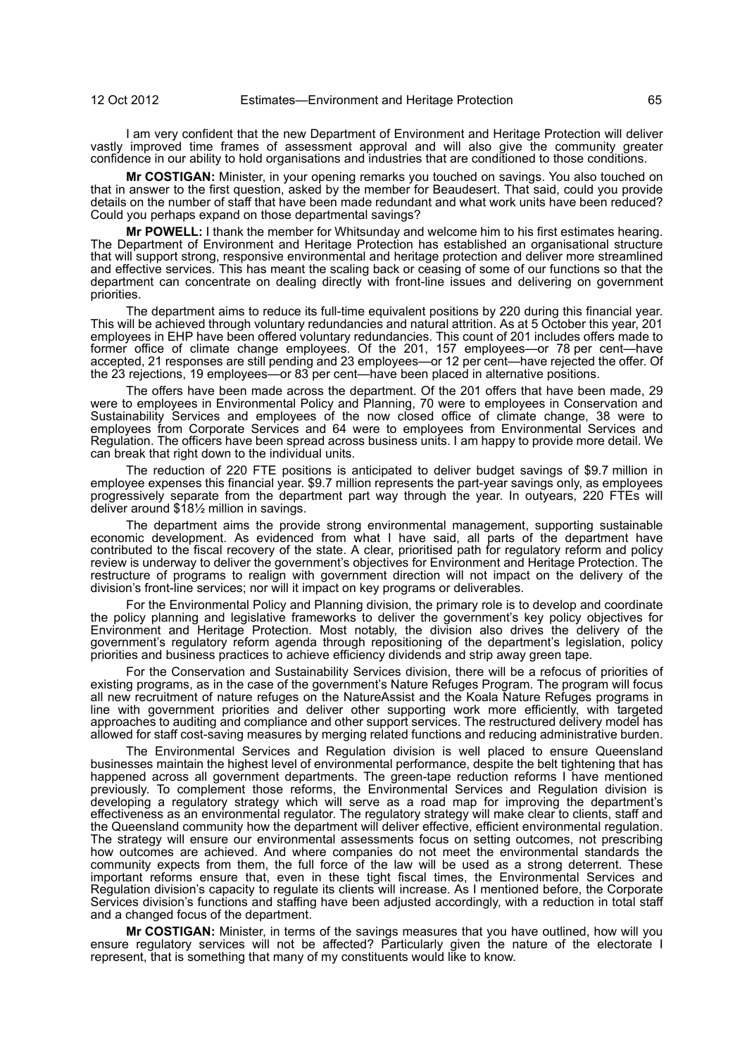I am very confident that the new Department of Environment and Heritage Protection will deliver vastly improved time frames of assessment approval and will also give the community greater confidence in our ability to hold organisations and industries that are conditioned to those conditions.

**Mr COSTIGAN:** Minister, in your opening remarks you touched on savings. You also touched on that in answer to the first question, asked by the member for Beaudesert. That said, could you provide details on the number of staff that have been made redundant and what work units have been reduced? Could you perhaps expand on those departmental savings?

**Mr POWELL:** I thank the member for Whitsunday and welcome him to his first estimates hearing. The Department of Environment and Heritage Protection has established an organisational structure that will support strong, responsive environmental and heritage protection and deliver more streamlined and effective services. This has meant the scaling back or ceasing of some of our functions so that the department can concentrate on dealing directly with front-line issues and delivering on government priorities.

The department aims to reduce its full-time equivalent positions by 220 during this financial year. This will be achieved through voluntary redundancies and natural attrition. As at 5 October this year, 201 employees in EHP have been offered voluntary redundancies. This count of 201 includes offers made to former office of climate change employees. Of the 201, 157 employees—or 78 per cent—have accepted, 21 responses are still pending and 23 employees—or 12 per cent—have rejected the offer. Of the 23 rejections, 19 employees—or 83 per cent—have been placed in alternative positions.

The offers have been made across the department. Of the 201 offers that have been made, 29 were to employees in Environmental Policy and Planning, 70 were to employees in Conservation and Sustainability Services and employees of the now closed office of climate change, 38 were to employees from Corporate Services and 64 were to employees from Environmental Services and Regulation. The officers have been spread across business units. I am happy to provide more detail. We can break that right down to the individual units.

The reduction of 220 FTE positions is anticipated to deliver budget savings of $9.7 million in employee expenses this financial year. $9.7 million represents the part-year savings only, as employees progressively separate from the department part way through the year. In outyears, 220 FTEs will deliver around $18½ million in savings.

The department aims the provide strong environmental management, supporting sustainable economic development. As evidenced from what I have said, all parts of the department have contributed to the fiscal recovery of the state. A clear, prioritised path for regulatory reform and policy review is underway to deliver the government's objectives for Environment and Heritage Protection. The restructure of programs to realign with government direction will not impact on the delivery of the division's front-line services; nor will it impact on key programs or deliverables.

For the Environmental Policy and Planning division, the primary role is to develop and coordinate the policy planning and legislative frameworks to deliver the government's key policy objectives for Environment and Heritage Protection. Most notably, the division also drives the delivery of the government's regulatory reform agenda through repositioning of the department's legislation, policy priorities and business practices to achieve efficiency dividends and strip away green tape.

For the Conservation and Sustainability Services division, there will be a refocus of priorities of existing programs, as in the case of the government's Nature Refuges Program. The program will focus all new recruitment of nature refuges on the NatureAssist and the Koala Nature Refuges programs in line with government priorities and deliver other supporting work more efficiently, with targeted approaches to auditing and compliance and other support services. The restructured delivery model has allowed for staff cost-saving measures by merging related functions and reducing administrative burden.

The Environmental Services and Regulation division is well placed to ensure Queensland businesses maintain the highest level of environmental performance, despite the belt tightening that has happened across all government departments. The green-tape reduction reforms I have mentioned previously. To complement those reforms, the Environmental Services and Regulation division is developing a regulatory strategy which will serve as a road map for improving the department's effectiveness as an environmental regulator. The regulatory strategy will make clear to clients, staff and the Queensland community how the department will deliver effective, efficient environmental regulation. The strategy will ensure our environmental assessments focus on setting outcomes, not prescribing how outcomes are achieved. And where companies do not meet the environmental standards the community expects from them, the full force of the law will be used as a strong deterrent. These important reforms ensure that, even in these tight fiscal times, the Environmental Services and Regulation division's capacity to regulate its clients will increase. As I mentioned before, the Corporate Services division's functions and staffing have been adjusted accordingly, with a reduction in total staff and a changed focus of the department.

**Mr COSTIGAN:** Minister, in terms of the savings measures that you have outlined, how will you ensure regulatory services will not be affected? Particularly given the nature of the electorate I represent, that is something that many of my constituents would like to know.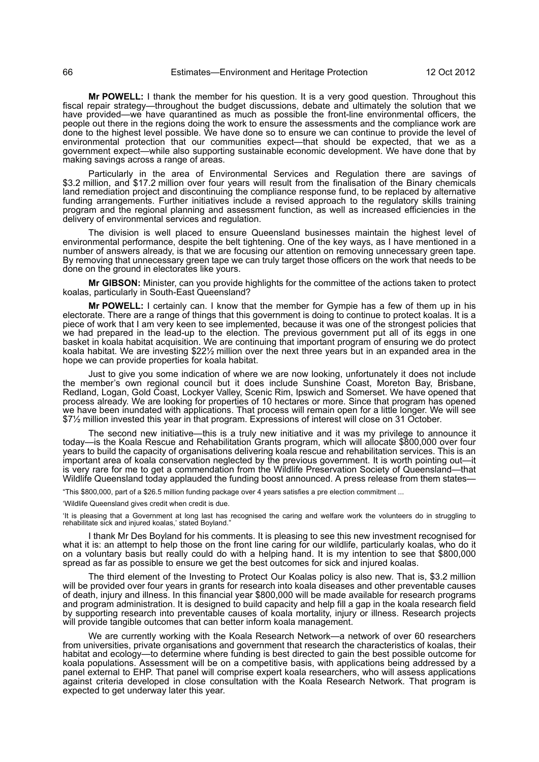**Mr POWELL:** I thank the member for his question. It is a very good question. Throughout this fiscal repair strategy—throughout the budget discussions, debate and ultimately the solution that we have provided—we have quarantined as much as possible the front-line environmental officers, the people out there in the regions doing the work to ensure the assessments and the compliance work are done to the highest level possible. We have done so to ensure we can continue to provide the level of environmental protection that our communities expect—that should be expected, that we as a government expect—while also supporting sustainable economic development. We have done that by making savings across a range of areas.

Particularly in the area of Environmental Services and Regulation there are savings of $3.2 million, and $17.2 million over four years will result from the finalisation of the Binary chemicals land remediation project and discontinuing the compliance response fund, to be replaced by alternative funding arrangements. Further initiatives include a revised approach to the regulatory skills training program and the regional planning and assessment function, as well as increased efficiencies in the delivery of environmental services and regulation.

The division is well placed to ensure Queensland businesses maintain the highest level of environmental performance, despite the belt tightening. One of the key ways, as I have mentioned in a number of answers already, is that we are focusing our attention on removing unnecessary green tape. By removing that unnecessary green tape we can truly target those officers on the work that needs to be done on the ground in electorates like yours.

**Mr GIBSON:** Minister, can you provide highlights for the committee of the actions taken to protect koalas, particularly in South-East Queensland?

**Mr POWELL:** I certainly can. I know that the member for Gympie has a few of them up in his electorate. There are a range of things that this government is doing to continue to protect koalas. It is a piece of work that I am very keen to see implemented, because it was one of the strongest policies that we had prepared in the lead-up to the election. The previous government put all of its eggs in one basket in koala habitat acquisition. We are continuing that important program of ensuring we do protect koala habitat. We are investing $22½ million over the next three years but in an expanded area in the hope we can provide properties for koala habitat.

Just to give you some indication of where we are now looking, unfortunately it does not include the member's own regional council but it does include Sunshine Coast, Moreton Bay, Brisbane, Redland, Logan, Gold Coast, Lockyer Valley, Scenic Rim, Ipswich and Somerset. We have opened that process already. We are looking for properties of 10 hectares or more. Since that program has opened we have been inundated with applications. That process will remain open for a little longer. We will see $7½ million invested this year in that program. Expressions of interest will close on 31 October.

The second new initiative—this is a truly new initiative and it was my privilege to announce it today—is the Koala Rescue and Rehabilitation Grants program, which will allocate $800,000 over four years to build the capacity of organisations delivering koala rescue and rehabilitation services. This is an important area of koala conservation neglected by the previous government. It is worth pointing out—it is very rare for me to get a commendation from the Wildlife Preservation Society of Queensland—that Wildlife Queensland today applauded the funding boost announced. A press release from them states—

"This $800,000, part of a $26.5 million funding package over 4 years satisfies a pre election commitment ...

'Wildlife Queensland gives credit when credit is due.

'It is pleasing that a Government at long last has recognised the caring and welfare work the volunteers do in struggling to rehabilitate sick and injured koalas,' stated Boyland."

I thank Mr Des Boyland for his comments. It is pleasing to see this new investment recognised for what it is: an attempt to help those on the front line caring for our wildlife, particularly koalas, who do it on a voluntary basis but really could do with a helping hand. It is my intention to see that $800,000 spread as far as possible to ensure we get the best outcomes for sick and injured koalas.

The third element of the Investing to Protect Our Koalas policy is also new. That is, $3.2 million will be provided over four years in grants for research into koala diseases and other preventable causes of death, injury and illness. In this financial year $800,000 will be made available for research programs and program administration. It is designed to build capacity and help fill a gap in the koala research field by supporting research into preventable causes of koala mortality, injury or illness. Research projects will provide tangible outcomes that can better inform koala management.

We are currently working with the Koala Research Network—a network of over 60 researchers from universities, private organisations and government that research the characteristics of koalas, their habitat and ecology—to determine where funding is best directed to gain the best possible outcome for koala populations. Assessment will be on a competitive basis, with applications being addressed by a panel external to EHP. That panel will comprise expert koala researchers, who will assess applications against criteria developed in close consultation with the Koala Research Network. That program is expected to get underway later this year.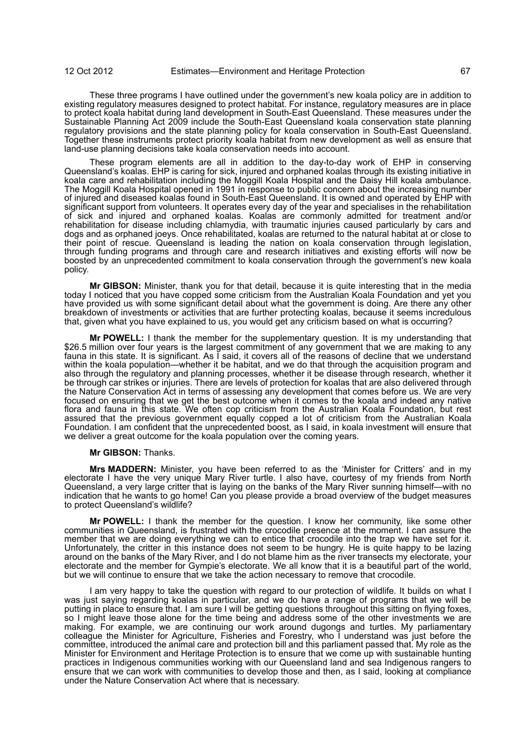These three programs I have outlined under the government's new koala policy are in addition to existing regulatory measures designed to protect habitat. For instance, regulatory measures are in place to protect koala habitat during land development in South-East Queensland. These measures under the Sustainable Planning Act 2009 include the South-East Queensland koala conservation state planning regulatory provisions and the state planning policy for koala conservation in South-East Queensland. Together these instruments protect priority koala habitat from new development as well as ensure that land-use planning decisions take koala conservation needs into account.

These program elements are all in addition to the day-to-day work of EHP in conserving Queensland's koalas. EHP is caring for sick, injured and orphaned koalas through its existing initiative in koala care and rehabilitation including the Moggill Koala Hospital and the Daisy Hill koala ambulance. The Moggill Koala Hospital opened in 1991 in response to public concern about the increasing number of injured and diseased koalas found in South-East Queensland. It is owned and operated by EHP with significant support from volunteers. It operates every day of the year and specialises in the rehabilitation of sick and injured and orphaned koalas. Koalas are commonly admitted for treatment and/or rehabilitation for disease including chlamydia, with traumatic injuries caused particularly by cars and dogs and as orphaned joeys. Once rehabilitated, koalas are returned to the natural habitat at or close to their point of rescue. Queensland is leading the nation on koala conservation through legislation, through funding programs and through care and research initiatives and existing efforts will now be boosted by an unprecedented commitment to koala conservation through the government's new koala policy.

**Mr GIBSON:** Minister, thank you for that detail, because it is quite interesting that in the media today I noticed that you have copped some criticism from the Australian Koala Foundation and yet you have provided us with some significant detail about what the government is doing. Are there any other breakdown of investments or activities that are further protecting koalas, because it seems incredulous that, given what you have explained to us, you would get any criticism based on what is occurring?

**Mr POWELL:** I thank the member for the supplementary question. It is my understanding that $26.5 million over four years is the largest commitment of any government that we are making to any fauna in this state. It is significant. As I said, it covers all of the reasons of decline that we understand within the koala population—whether it be habitat, and we do that through the acquisition program and also through the regulatory and planning processes, whether it be disease through research, whether it be through car strikes or injuries. There are levels of protection for koalas that are also delivered through the Nature Conservation Act in terms of assessing any development that comes before us. We are very focused on ensuring that we get the best outcome when it comes to the koala and indeed any native flora and fauna in this state. We often cop criticism from the Australian Koala Foundation, but rest assured that the previous government equally copped a lot of criticism from the Australian Koala Foundation. I am confident that the unprecedented boost, as I said, in koala investment will ensure that we deliver a great outcome for the koala population over the coming years.

**Mr GIBSON:** Thanks.

**Mrs MADDERN:** Minister, you have been referred to as the 'Minister for Critters' and in my electorate I have the very unique Mary River turtle. I also have, courtesy of my friends from North Queensland, a very large critter that is laying on the banks of the Mary River sunning himself—with no indication that he wants to go home! Can you please provide a broad overview of the budget measures to protect Queensland's wildlife?

**Mr POWELL:** I thank the member for the question. I know her community, like some other communities in Queensland, is frustrated with the crocodile presence at the moment. I can assure the member that we are doing everything we can to entice that crocodile into the trap we have set for it. Unfortunately, the critter in this instance does not seem to be hungry. He is quite happy to be lazing around on the banks of the Mary River, and I do not blame him as the river transects my electorate, your electorate and the member for Gympie's electorate. We all know that it is a beautiful part of the world, but we will continue to ensure that we take the action necessary to remove that crocodile.

I am very happy to take the question with regard to our protection of wildlife. It builds on what I was just saying regarding koalas in particular, and we do have a range of programs that we will be putting in place to ensure that. I am sure I will be getting questions throughout this sitting on flying foxes, so I might leave those alone for the time being and address some of the other investments we are making. For example, we are continuing our work around dugongs and turtles. My parliamentary colleague the Minister for Agriculture, Fisheries and Forestry, who I understand was just before the committee, introduced the animal care and protection bill and this parliament passed that. My role as the Minister for Environment and Heritage Protection is to ensure that we come up with sustainable hunting practices in Indigenous communities working with our Queensland land and sea Indigenous rangers to ensure that we can work with communities to develop those and then, as I said, looking at compliance under the Nature Conservation Act where that is necessary.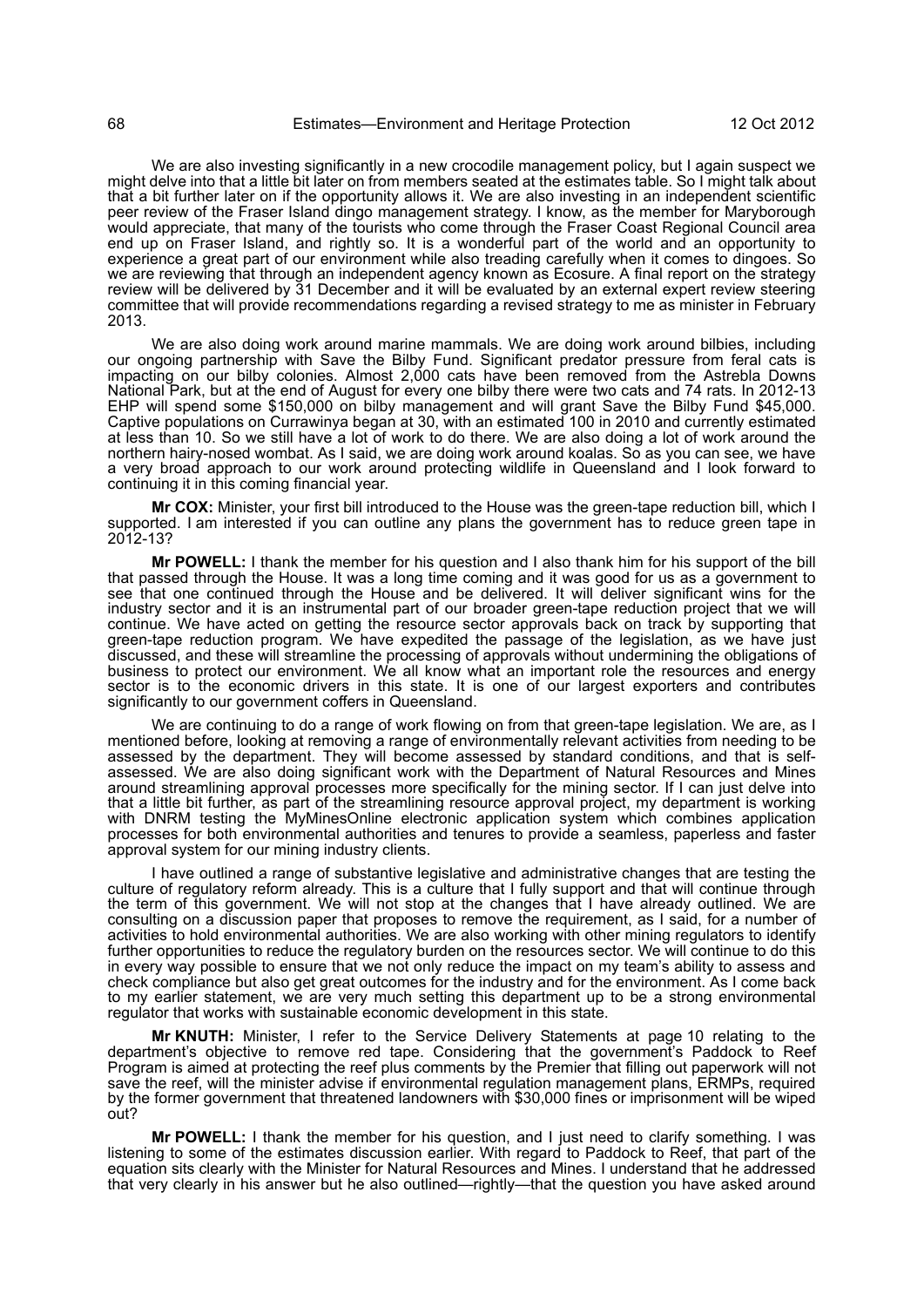We are also investing significantly in a new crocodile management policy, but I again suspect we might delve into that a little bit later on from members seated at the estimates table. So I might talk about that a bit further later on if the opportunity allows it. We are also investing in an independent scientific peer review of the Fraser Island dingo management strategy. I know, as the member for Maryborough would appreciate, that many of the tourists who come through the Fraser Coast Regional Council area end up on Fraser Island, and rightly so. It is a wonderful part of the world and an opportunity to experience a great part of our environment while also treading carefully when it comes to dingoes. So we are reviewing that through an independent agency known as Ecosure. A final report on the strategy review will be delivered by 31 December and it will be evaluated by an external expert review steering committee that will provide recommendations regarding a revised strategy to me as minister in February 2013.

We are also doing work around marine mammals. We are doing work around bilbies, including our ongoing partnership with Save the Bilby Fund. Significant predator pressure from feral cats is impacting on our bilby colonies. Almost 2,000 cats have been removed from the Astrebla Downs National Park, but at the end of August for every one bilby there were two cats and 74 rats. In 2012-13 EHP will spend some $150,000 on bilby management and will grant Save the Bilby Fund $45,000. Captive populations on Currawinya began at 30, with an estimated 100 in 2010 and currently estimated at less than 10. So we still have a lot of work to do there. We are also doing a lot of work around the northern hairy-nosed wombat. As I said, we are doing work around koalas. So as you can see, we have a very broad approach to our work around protecting wildlife in Queensland and I look forward to continuing it in this coming financial year.

**Mr COX:** Minister, your first bill introduced to the House was the green-tape reduction bill, which I supported. I am interested if you can outline any plans the government has to reduce green tape in 2012-13?

**Mr POWELL:** I thank the member for his question and I also thank him for his support of the bill that passed through the House. It was a long time coming and it was good for us as a government to see that one continued through the House and be delivered. It will deliver significant wins for the industry sector and it is an instrumental part of our broader green-tape reduction project that we will continue. We have acted on getting the resource sector approvals back on track by supporting that green-tape reduction program. We have expedited the passage of the legislation, as we have just discussed, and these will streamline the processing of approvals without undermining the obligations of business to protect our environment. We all know what an important role the resources and energy sector is to the economic drivers in this state. It is one of our largest exporters and contributes significantly to our government coffers in Queensland.

We are continuing to do a range of work flowing on from that green-tape legislation. We are, as I mentioned before, looking at removing a range of environmentally relevant activities from needing to be assessed by the department. They will become assessed by standard conditions, and that is self-assessed. We are also doing significant work with the Department of Natural Resources and Mines around streamlining approval processes more specifically for the mining sector. If I can just delve into that a little bit further, as part of the streamlining resource approval project, my department is working with DNRM testing the MyMinesOnline electronic application system which combines application processes for both environmental authorities and tenures to provide a seamless, paperless and faster approval system for our mining industry clients.

I have outlined a range of substantive legislative and administrative changes that are testing the culture of regulatory reform already. This is a culture that I fully support and that will continue through the term of this government. We will not stop at the changes that I have already outlined. We are consulting on a discussion paper that proposes to remove the requirement, as I said, for a number of activities to hold environmental authorities. We are also working with other mining regulators to identify further opportunities to reduce the regulatory burden on the resources sector. We will continue to do this in every way possible to ensure that we not only reduce the impact on my team's ability to assess and check compliance but also get great outcomes for the industry and for the environment. As I come back to my earlier statement, we are very much setting this department up to be a strong environmental regulator that works with sustainable economic development in this state.

**Mr KNUTH:** Minister, I refer to the Service Delivery Statements at page 10 relating to the department's objective to remove red tape. Considering that the government's Paddock to Reef Program is aimed at protecting the reef plus comments by the Premier that filling out paperwork will not save the reef, will the minister advise if environmental regulation management plans, ERMPs, required by the former government that threatened landowners with $30,000 fines or imprisonment will be wiped out?

**Mr POWELL:** I thank the member for his question, and I just need to clarify something. I was listening to some of the estimates discussion earlier. With regard to Paddock to Reef, that part of the equation sits clearly with the Minister for Natural Resources and Mines. I understand that he addressed that very clearly in his answer but he also outlined—rightly—that the question you have asked around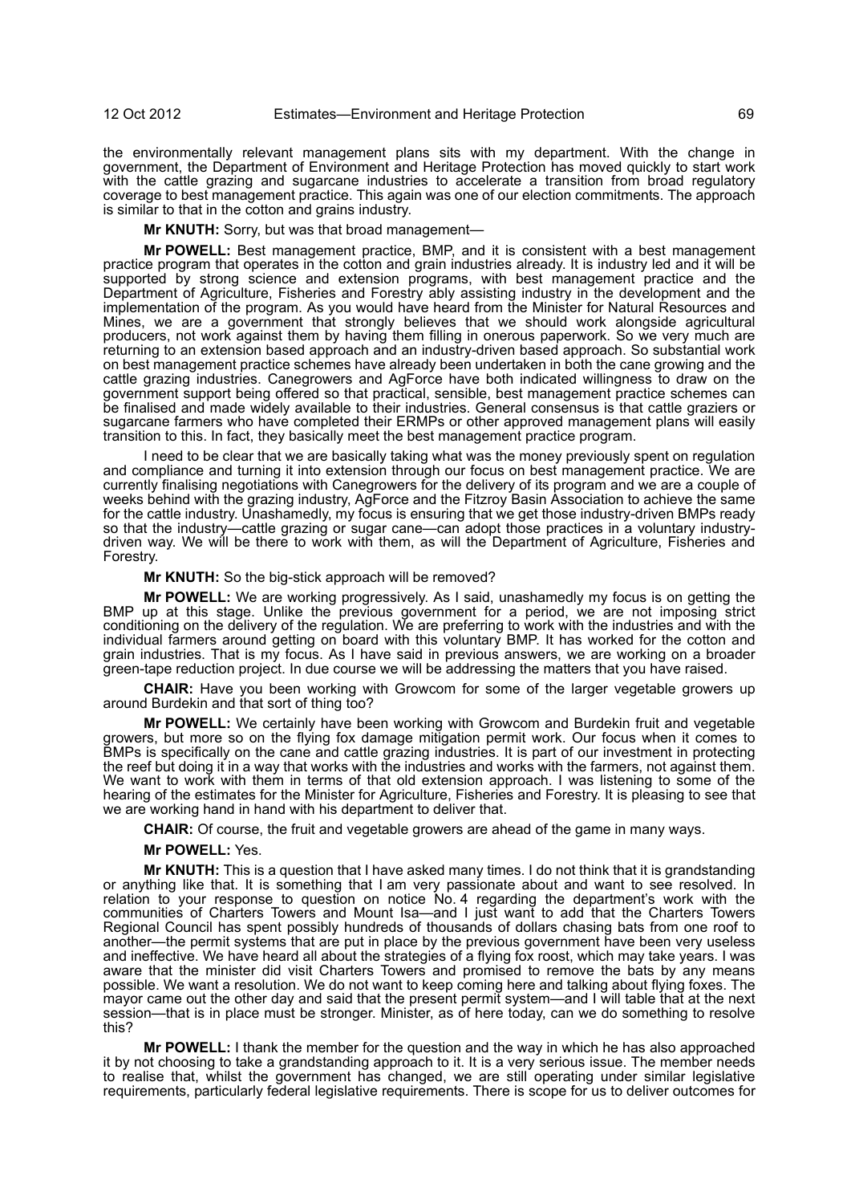the environmentally relevant management plans sits with my department. With the change in government, the Department of Environment and Heritage Protection has moved quickly to start work with the cattle grazing and sugarcane industries to accelerate a transition from broad regulatory coverage to best management practice. This again was one of our election commitments. The approach is similar to that in the cotton and grains industry.

**Mr KNUTH:** Sorry, but was that broad management—

**Mr POWELL:** Best management practice, BMP, and it is consistent with a best management practice program that operates in the cotton and grain industries already. It is industry led and it will be supported by strong science and extension programs, with best management practice and the Department of Agriculture, Fisheries and Forestry ably assisting industry in the development and the implementation of the program. As you would have heard from the Minister for Natural Resources and Mines, we are a government that strongly believes that we should work alongside agricultural producers, not work against them by having them filling in onerous paperwork. So we very much are returning to an extension based approach and an industry-driven based approach. So substantial work on best management practice schemes have already been undertaken in both the cane growing and the cattle grazing industries. Canegrowers and AgForce have both indicated willingness to draw on the government support being offered so that practical, sensible, best management practice schemes can be finalised and made widely available to their industries. General consensus is that cattle graziers or sugarcane farmers who have completed their ERMPs or other approved management plans will easily transition to this. In fact, they basically meet the best management practice program.

I need to be clear that we are basically taking what was the money previously spent on regulation and compliance and turning it into extension through our focus on best management practice. We are currently finalising negotiations with Canegrowers for the delivery of its program and we are a couple of weeks behind with the grazing industry, AgForce and the Fitzroy Basin Association to achieve the same for the cattle industry. Unashamedly, my focus is ensuring that we get those industry-driven BMPs ready so that the industry—cattle grazing or sugar cane—can adopt those practices in a voluntary industry-driven way. We will be there to work with them, as will the Department of Agriculture, Fisheries and Forestry.

**Mr KNUTH:** So the big-stick approach will be removed?

**Mr POWELL:** We are working progressively. As I said, unashamedly my focus is on getting the BMP up at this stage. Unlike the previous government for a period, we are not imposing strict conditioning on the delivery of the regulation. We are preferring to work with the industries and with the individual farmers around getting on board with this voluntary BMP. It has worked for the cotton and grain industries. That is my focus. As I have said in previous answers, we are working on a broader green-tape reduction project. In due course we will be addressing the matters that you have raised.

**CHAIR:** Have you been working with Growcom for some of the larger vegetable growers up around Burdekin and that sort of thing too?

**Mr POWELL:** We certainly have been working with Growcom and Burdekin fruit and vegetable growers, but more so on the flying fox damage mitigation permit work. Our focus when it comes to BMPs is specifically on the cane and cattle grazing industries. It is part of our investment in protecting the reef but doing it in a way that works with the industries and works with the farmers, not against them. We want to work with them in terms of that old extension approach. I was listening to some of the hearing of the estimates for the Minister for Agriculture, Fisheries and Forestry. It is pleasing to see that we are working hand in hand with his department to deliver that.

**CHAIR:** Of course, the fruit and vegetable growers are ahead of the game in many ways.

**Mr POWELL:** Yes.

**Mr KNUTH:** This is a question that I have asked many times. I do not think that it is grandstanding or anything like that. It is something that I am very passionate about and want to see resolved. In relation to your response to question on notice No. 4 regarding the department's work with the communities of Charters Towers and Mount Isa—and I just want to add that the Charters Towers Regional Council has spent possibly hundreds of thousands of dollars chasing bats from one roof to another—the permit systems that are put in place by the previous government have been very useless and ineffective. We have heard all about the strategies of a flying fox roost, which may take years. I was aware that the minister did visit Charters Towers and promised to remove the bats by any means possible. We want a resolution. We do not want to keep coming here and talking about flying foxes. The mayor came out the other day and said that the present permit system—and I will table that at the next session—that is in place must be stronger. Minister, as of here today, can we do something to resolve this?

**Mr POWELL:** I thank the member for the question and the way in which he has also approached it by not choosing to take a grandstanding approach to it. It is a very serious issue. The member needs to realise that, whilst the government has changed, we are still operating under similar legislative requirements, particularly federal legislative requirements. There is scope for us to deliver outcomes for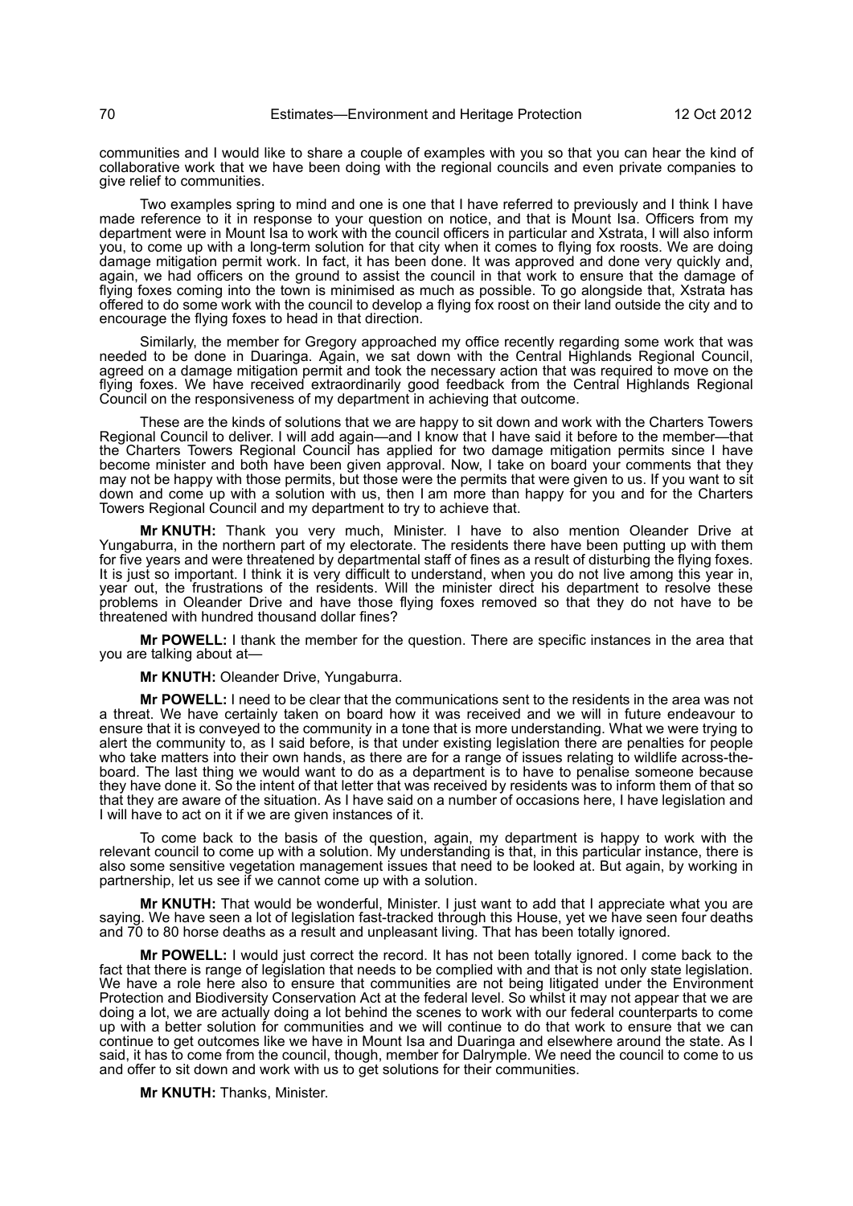communities and I would like to share a couple of examples with you so that you can hear the kind of collaborative work that we have been doing with the regional councils and even private companies to give relief to communities.

Two examples spring to mind and one is one that I have referred to previously and I think I have made reference to it in response to your question on notice, and that is Mount Isa. Officers from my department were in Mount Isa to work with the council officers in particular and Xstrata, I will also inform you, to come up with a long-term solution for that city when it comes to flying fox roosts. We are doing damage mitigation permit work. In fact, it has been done. It was approved and done very quickly and, again, we had officers on the ground to assist the council in that work to ensure that the damage of flying foxes coming into the town is minimised as much as possible. To go alongside that, Xstrata has offered to do some work with the council to develop a flying fox roost on their land outside the city and to encourage the flying foxes to head in that direction.

Similarly, the member for Gregory approached my office recently regarding some work that was needed to be done in Duaringa. Again, we sat down with the Central Highlands Regional Council, agreed on a damage mitigation permit and took the necessary action that was required to move on the flying foxes. We have received extraordinarily good feedback from the Central Highlands Regional Council on the responsiveness of my department in achieving that outcome.

These are the kinds of solutions that we are happy to sit down and work with the Charters Towers Regional Council to deliver. I will add again—and I know that I have said it before to the member—that the Charters Towers Regional Council has applied for two damage mitigation permits since I have become minister and both have been given approval. Now, I take on board your comments that they may not be happy with those permits, but those were the permits that were given to us. If you want to sit down and come up with a solution with us, then I am more than happy for you and for the Charters Towers Regional Council and my department to try to achieve that.

**Mr KNUTH:** Thank you very much, Minister. I have to also mention Oleander Drive at Yungaburra, in the northern part of my electorate. The residents there have been putting up with them for five years and were threatened by departmental staff of fines as a result of disturbing the flying foxes. It is just so important. I think it is very difficult to understand, when you do not live among this year in, year out, the frustrations of the residents. Will the minister direct his department to resolve these problems in Oleander Drive and have those flying foxes removed so that they do not have to be threatened with hundred thousand dollar fines?

**Mr POWELL:** I thank the member for the question. There are specific instances in the area that you are talking about at—

**Mr KNUTH:** Oleander Drive, Yungaburra.

**Mr POWELL:** I need to be clear that the communications sent to the residents in the area was not a threat. We have certainly taken on board how it was received and we will in future endeavour to ensure that it is conveyed to the community in a tone that is more understanding. What we were trying to alert the community to, as I said before, is that under existing legislation there are penalties for people who take matters into their own hands, as there are for a range of issues relating to wildlife across-the-board. The last thing we would want to do as a department is to have to penalise someone because they have done it. So the intent of that letter that was received by residents was to inform them of that so that they are aware of the situation. As I have said on a number of occasions here, I have legislation and I will have to act on it if we are given instances of it.

To come back to the basis of the question, again, my department is happy to work with the relevant council to come up with a solution. My understanding is that, in this particular instance, there is also some sensitive vegetation management issues that need to be looked at. But again, by working in partnership, let us see if we cannot come up with a solution.

**Mr KNUTH:** That would be wonderful, Minister. I just want to add that I appreciate what you are saying. We have seen a lot of legislation fast-tracked through this House, yet we have seen four deaths and 70 to 80 horse deaths as a result and unpleasant living. That has been totally ignored.

**Mr POWELL:** I would just correct the record. It has not been totally ignored. I come back to the fact that there is range of legislation that needs to be complied with and that is not only state legislation. We have a role here also to ensure that communities are not being litigated under the Environment Protection and Biodiversity Conservation Act at the federal level. So whilst it may not appear that we are doing a lot, we are actually doing a lot behind the scenes to work with our federal counterparts to come up with a better solution for communities and we will continue to do that work to ensure that we can continue to get outcomes like we have in Mount Isa and Duaringa and elsewhere around the state. As I said, it has to come from the council, though, member for Dalrymple. We need the council to come to us and offer to sit down and work with us to get solutions for their communities.

**Mr KNUTH:** Thanks, Minister.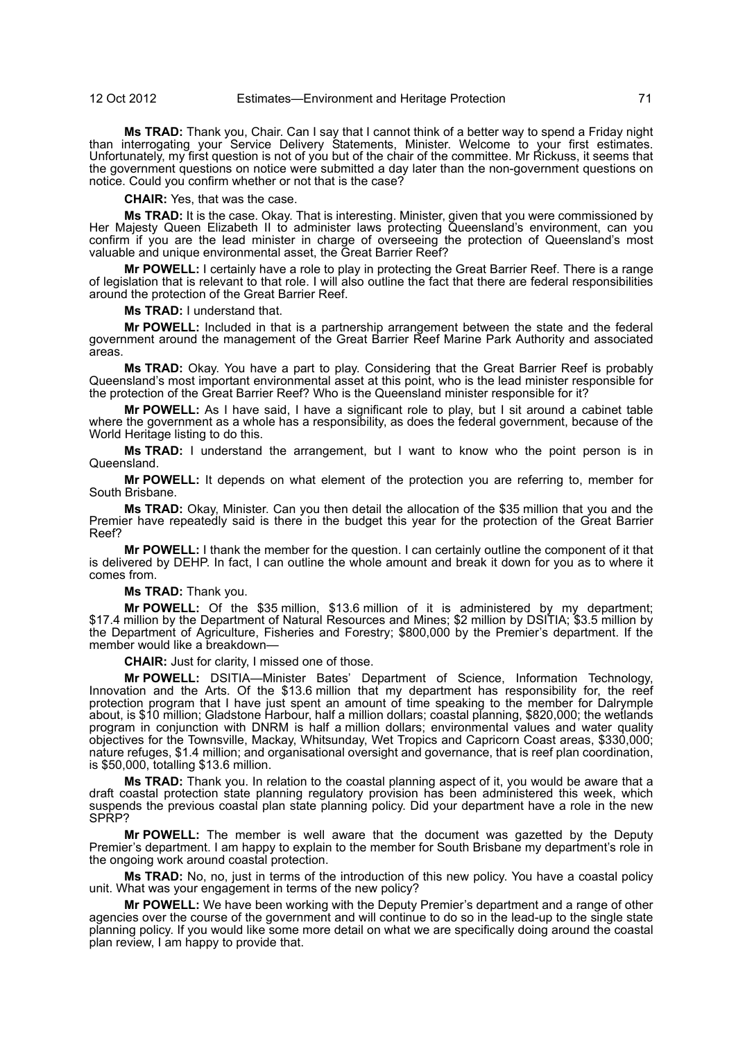**Ms TRAD:** Thank you, Chair. Can I say that I cannot think of a better way to spend a Friday night than interrogating your Service Delivery Statements, Minister. Welcome to your first estimates. Unfortunately, my first question is not of you but of the chair of the committee. Mr Rickuss, it seems that the government questions on notice were submitted a day later than the non-government questions on notice. Could you confirm whether or not that is the case?

**CHAIR:** Yes, that was the case.

**Ms TRAD:** It is the case. Okay. That is interesting. Minister, given that you were commissioned by Her Majesty Queen Elizabeth II to administer laws protecting Queensland's environment, can you confirm if you are the lead minister in charge of overseeing the protection of Queensland's most valuable and unique environmental asset, the Great Barrier Reef?

**Mr POWELL:** I certainly have a role to play in protecting the Great Barrier Reef. There is a range of legislation that is relevant to that role. I will also outline the fact that there are federal responsibilities around the protection of the Great Barrier Reef.

**Ms TRAD:** I understand that.

**Mr POWELL:** Included in that is a partnership arrangement between the state and the federal government around the management of the Great Barrier Reef Marine Park Authority and associated areas.

**Ms TRAD:** Okay. You have a part to play. Considering that the Great Barrier Reef is probably Queensland's most important environmental asset at this point, who is the lead minister responsible for the protection of the Great Barrier Reef? Who is the Queensland minister responsible for it?

**Mr POWELL:** As I have said, I have a significant role to play, but I sit around a cabinet table where the government as a whole has a responsibility, as does the federal government, because of the World Heritage listing to do this.

**Ms TRAD:** I understand the arrangement, but I want to know who the point person is in Queensland.

**Mr POWELL:** It depends on what element of the protection you are referring to, member for South Brisbane.

**Ms TRAD:** Okay, Minister. Can you then detail the allocation of the $35 million that you and the Premier have repeatedly said is there in the budget this year for the protection of the Great Barrier Reef?

**Mr POWELL:** I thank the member for the question. I can certainly outline the component of it that is delivered by DEHP. In fact, I can outline the whole amount and break it down for you as to where it comes from.

**Ms TRAD:** Thank you.

**Mr POWELL:** Of the $35 million, $13.6 million of it is administered by my department; $17.4 million by the Department of Natural Resources and Mines; $2 million by DSITIA; $3.5 million by the Department of Agriculture, Fisheries and Forestry; $800,000 by the Premier's department. If the member would like a breakdown—

**CHAIR:** Just for clarity, I missed one of those.

**Mr POWELL:** DSITIA—Minister Bates' Department of Science, Information Technology, Innovation and the Arts. Of the $13.6 million that my department has responsibility for, the reef protection program that I have just spent an amount of time speaking to the member for Dalrymple about, is $10 million; Gladstone Harbour, half a million dollars; coastal planning, $820,000; the wetlands program in conjunction with DNRM is half a million dollars; environmental values and water quality objectives for the Townsville, Mackay, Whitsunday, Wet Tropics and Capricorn Coast areas, $330,000; nature refuges, $1.4 million; and organisational oversight and governance, that is reef plan coordination, is $50,000, totalling $13.6 million.

**Ms TRAD:** Thank you. In relation to the coastal planning aspect of it, you would be aware that a draft coastal protection state planning regulatory provision has been administered this week, which suspends the previous coastal plan state planning policy. Did your department have a role in the new SPRP?

**Mr POWELL:** The member is well aware that the document was gazetted by the Deputy Premier's department. I am happy to explain to the member for South Brisbane my department's role in the ongoing work around coastal protection.

**Ms TRAD:** No, no, just in terms of the introduction of this new policy. You have a coastal policy unit. What was your engagement in terms of the new policy?

**Mr POWELL:** We have been working with the Deputy Premier's department and a range of other agencies over the course of the government and will continue to do so in the lead-up to the single state planning policy. If you would like some more detail on what we are specifically doing around the coastal plan review, I am happy to provide that.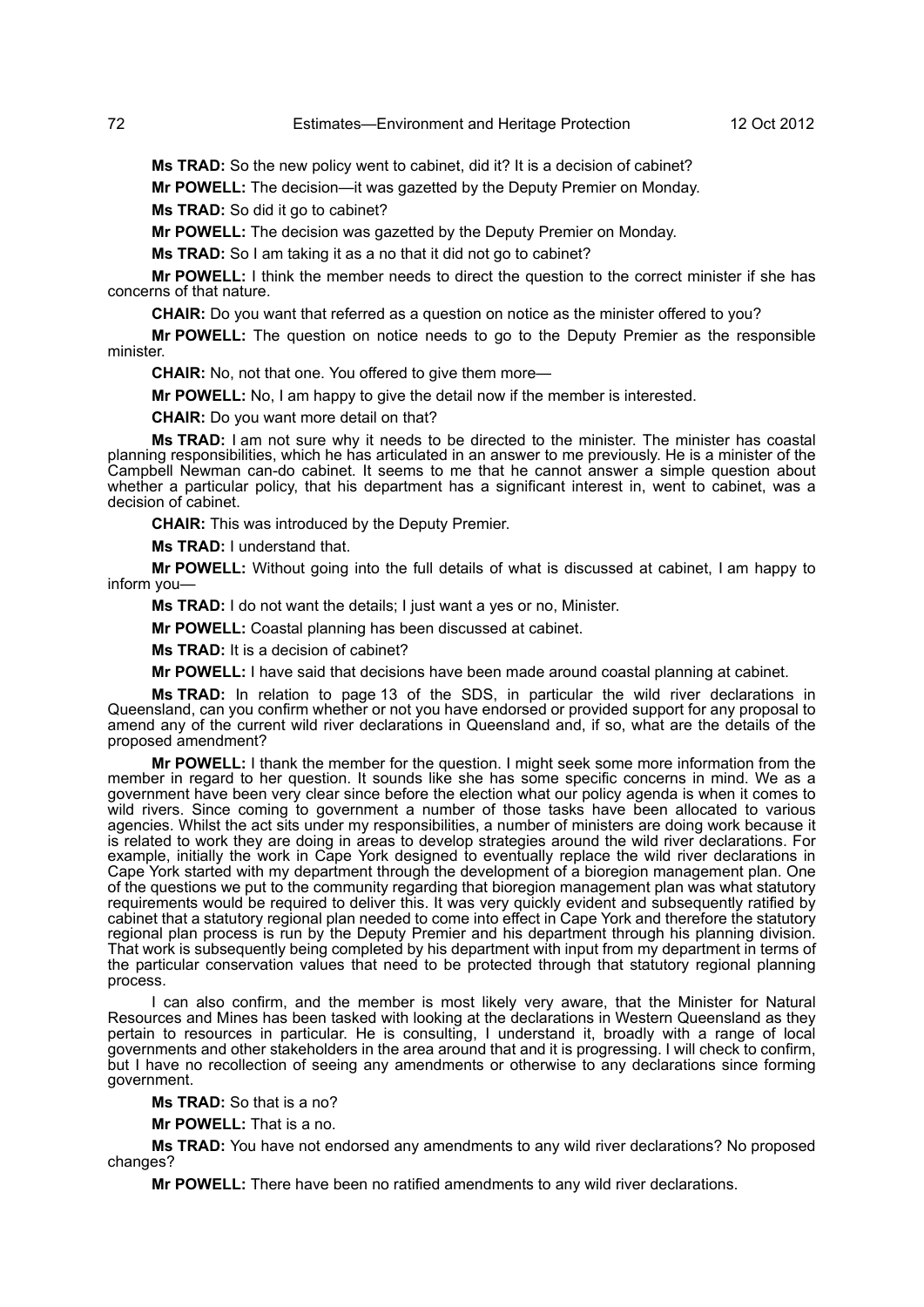**Ms TRAD:** So the new policy went to cabinet, did it? It is a decision of cabinet?

**Mr POWELL:** The decision—it was gazetted by the Deputy Premier on Monday.

**Ms TRAD:** So did it go to cabinet?

**Mr POWELL:** The decision was gazetted by the Deputy Premier on Monday.

**Ms TRAD:** So I am taking it as a no that it did not go to cabinet?

**Mr POWELL:** I think the member needs to direct the question to the correct minister if she has concerns of that nature.

**CHAIR:** Do you want that referred as a question on notice as the minister offered to you?

**Mr POWELL:** The question on notice needs to go to the Deputy Premier as the responsible minister.

**CHAIR:** No, not that one. You offered to give them more—

**Mr POWELL:** No, I am happy to give the detail now if the member is interested.

**CHAIR:** Do you want more detail on that?

**Ms TRAD:** I am not sure why it needs to be directed to the minister. The minister has coastal planning responsibilities, which he has articulated in an answer to me previously. He is a minister of the Campbell Newman can-do cabinet. It seems to me that he cannot answer a simple question about whether a particular policy, that his department has a significant interest in, went to cabinet, was a decision of cabinet.

**CHAIR:** This was introduced by the Deputy Premier.

**Ms TRAD:** I understand that.

**Mr POWELL:** Without going into the full details of what is discussed at cabinet, I am happy to inform you—

**Ms TRAD:** I do not want the details; I just want a yes or no, Minister.

**Mr POWELL:** Coastal planning has been discussed at cabinet.

**Ms TRAD:** It is a decision of cabinet?

**Mr POWELL:** I have said that decisions have been made around coastal planning at cabinet.

**Ms TRAD:** In relation to page 13 of the SDS, in particular the wild river declarations in Queensland, can you confirm whether or not you have endorsed or provided support for any proposal to amend any of the current wild river declarations in Queensland and, if so, what are the details of the proposed amendment?

**Mr POWELL:** I thank the member for the question. I might seek some more information from the member in regard to her question. It sounds like she has some specific concerns in mind. We as a government have been very clear since before the election what our policy agenda is when it comes to wild rivers. Since coming to government a number of those tasks have been allocated to various agencies. Whilst the act sits under my responsibilities, a number of ministers are doing work because it is related to work they are doing in areas to develop strategies around the wild river declarations. For example, initially the work in Cape York designed to eventually replace the wild river declarations in Cape York started with my department through the development of a bioregion management plan. One of the questions we put to the community regarding that bioregion management plan was what statutory requirements would be required to deliver this. It was very quickly evident and subsequently ratified by cabinet that a statutory regional plan needed to come into effect in Cape York and therefore the statutory regional plan process is run by the Deputy Premier and his department through his planning division. That work is subsequently being completed by his department with input from my department in terms of the particular conservation values that need to be protected through that statutory regional planning process.

I can also confirm, and the member is most likely very aware, that the Minister for Natural Resources and Mines has been tasked with looking at the declarations in Western Queensland as they pertain to resources in particular. He is consulting, I understand it, broadly with a range of local governments and other stakeholders in the area around that and it is progressing. I will check to confirm, but I have no recollection of seeing any amendments or otherwise to any declarations since forming government.

**Ms TRAD:** So that is a no?

**Mr POWELL:** That is a no.

**Ms TRAD:** You have not endorsed any amendments to any wild river declarations? No proposed changes?

**Mr POWELL:** There have been no ratified amendments to any wild river declarations.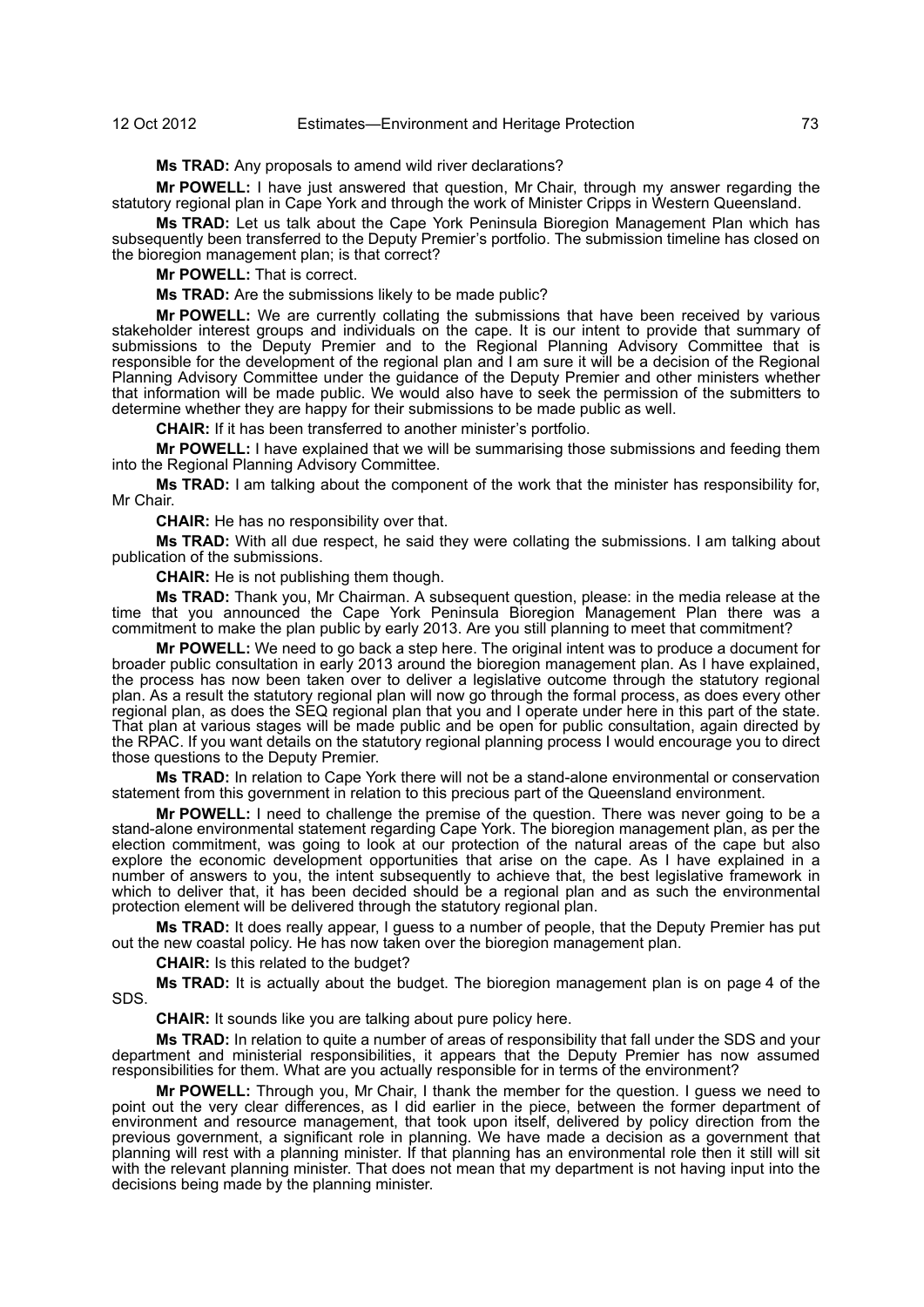**Ms TRAD:** Any proposals to amend wild river declarations?

**Mr POWELL:** I have just answered that question, Mr Chair, through my answer regarding the statutory regional plan in Cape York and through the work of Minister Cripps in Western Queensland.

**Ms TRAD:** Let us talk about the Cape York Peninsula Bioregion Management Plan which has subsequently been transferred to the Deputy Premier's portfolio. The submission timeline has closed on the bioregion management plan; is that correct?

**Mr POWELL:** That is correct.

**Ms TRAD:** Are the submissions likely to be made public?

**Mr POWELL:** We are currently collating the submissions that have been received by various stakeholder interest groups and individuals on the cape. It is our intent to provide that summary of submissions to the Deputy Premier and to the Regional Planning Advisory Committee that is responsible for the development of the regional plan and I am sure it will be a decision of the Regional Planning Advisory Committee under the guidance of the Deputy Premier and other ministers whether that information will be made public. We would also have to seek the permission of the submitters to determine whether they are happy for their submissions to be made public as well.

**CHAIR:** If it has been transferred to another minister's portfolio.

**Mr POWELL:** I have explained that we will be summarising those submissions and feeding them into the Regional Planning Advisory Committee.

**Ms TRAD:** I am talking about the component of the work that the minister has responsibility for, Mr Chair.

**CHAIR:** He has no responsibility over that.

**Ms TRAD:** With all due respect, he said they were collating the submissions. I am talking about publication of the submissions.

**CHAIR:** He is not publishing them though.

**Ms TRAD:** Thank you, Mr Chairman. A subsequent question, please: in the media release at the time that you announced the Cape York Peninsula Bioregion Management Plan there was a commitment to make the plan public by early 2013. Are you still planning to meet that commitment?

**Mr POWELL:** We need to go back a step here. The original intent was to produce a document for broader public consultation in early 2013 around the bioregion management plan. As I have explained, the process has now been taken over to deliver a legislative outcome through the statutory regional plan. As a result the statutory regional plan will now go through the formal process, as does every other regional plan, as does the SEQ regional plan that you and I operate under here in this part of the state. That plan at various stages will be made public and be open for public consultation, again directed by the RPAC. If you want details on the statutory regional planning process I would encourage you to direct those questions to the Deputy Premier.

**Ms TRAD:** In relation to Cape York there will not be a stand-alone environmental or conservation statement from this government in relation to this precious part of the Queensland environment.

**Mr POWELL:** I need to challenge the premise of the question. There was never going to be a stand-alone environmental statement regarding Cape York. The bioregion management plan, as per the election commitment, was going to look at our protection of the natural areas of the cape but also explore the economic development opportunities that arise on the cape. As I have explained in a number of answers to you, the intent subsequently to achieve that, the best legislative framework in which to deliver that, it has been decided should be a regional plan and as such the environmental protection element will be delivered through the statutory regional plan.

**Ms TRAD:** It does really appear, I guess to a number of people, that the Deputy Premier has put out the new coastal policy. He has now taken over the bioregion management plan.

**CHAIR:** Is this related to the budget?

**Ms TRAD:** It is actually about the budget. The bioregion management plan is on page 4 of the SDS.

**CHAIR:** It sounds like you are talking about pure policy here.

**Ms TRAD:** In relation to quite a number of areas of responsibility that fall under the SDS and your department and ministerial responsibilities, it appears that the Deputy Premier has now assumed responsibilities for them. What are you actually responsible for in terms of the environment?

**Mr POWELL:** Through you, Mr Chair, I thank the member for the question. I guess we need to point out the very clear differences, as I did earlier in the piece, between the former department of environment and resource management, that took upon itself, delivered by policy direction from the previous government, a significant role in planning. We have made a decision as a government that planning will rest with a planning minister. If that planning has an environmental role then it still will sit with the relevant planning minister. That does not mean that my department is not having input into the decisions being made by the planning minister.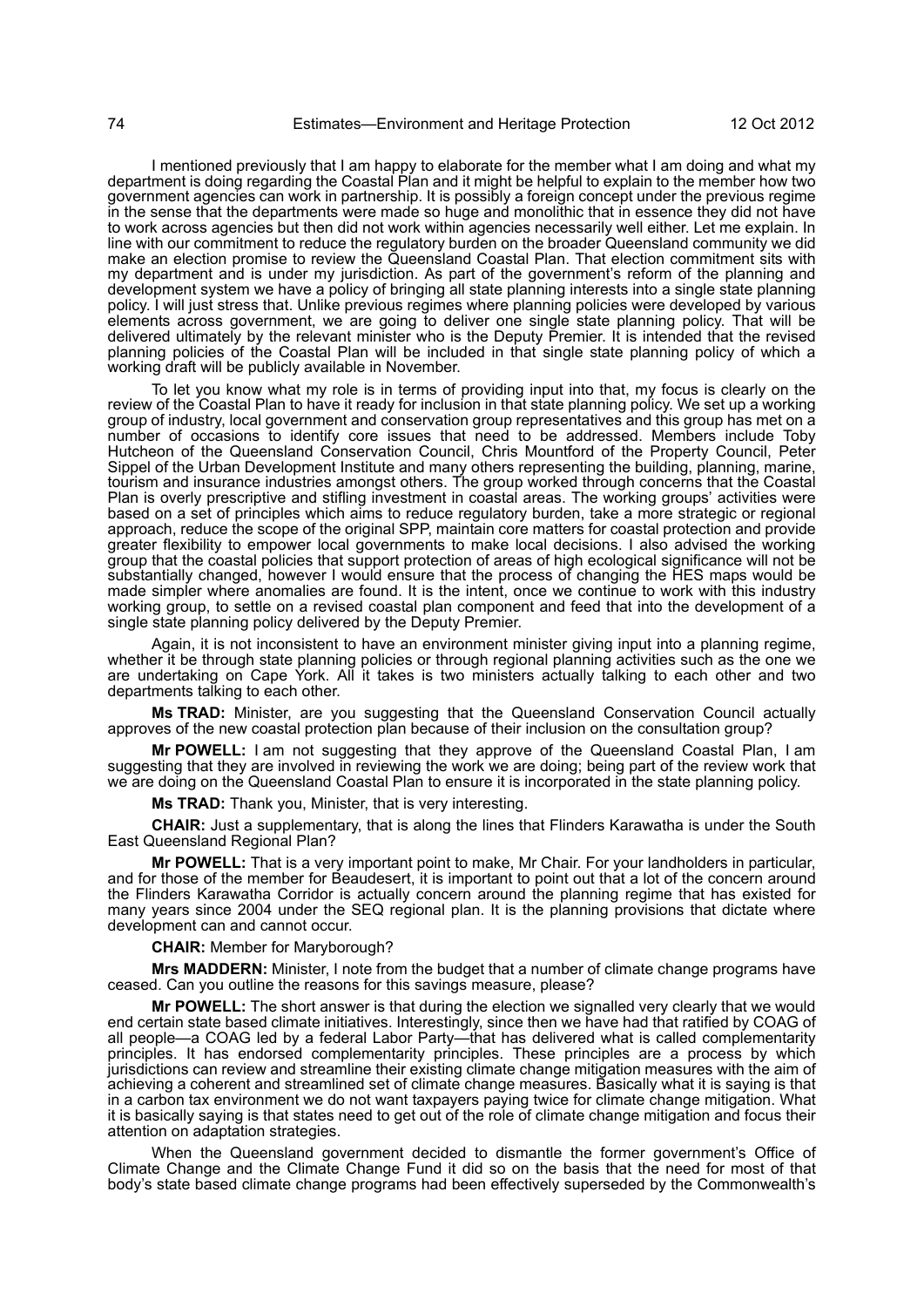I mentioned previously that I am happy to elaborate for the member what I am doing and what my department is doing regarding the Coastal Plan and it might be helpful to explain to the member how two government agencies can work in partnership. It is possibly a foreign concept under the previous regime in the sense that the departments were made so huge and monolithic that in essence they did not have to work across agencies but then did not work within agencies necessarily well either. Let me explain. In line with our commitment to reduce the regulatory burden on the broader Queensland community we did make an election promise to review the Queensland Coastal Plan. That election commitment sits with my department and is under my jurisdiction. As part of the government's reform of the planning and development system we have a policy of bringing all state planning interests into a single state planning policy. I will just stress that. Unlike previous regimes where planning policies were developed by various elements across government, we are going to deliver one single state planning policy. That will be delivered ultimately by the relevant minister who is the Deputy Premier. It is intended that the revised planning policies of the Coastal Plan will be included in that single state planning policy of which a working draft will be publicly available in November.

To let you know what my role is in terms of providing input into that, my focus is clearly on the review of the Coastal Plan to have it ready for inclusion in that state planning policy. We set up a working group of industry, local government and conservation group representatives and this group has met on a number of occasions to identify core issues that need to be addressed. Members include Toby Hutcheon of the Queensland Conservation Council, Chris Mountford of the Property Council, Peter Sippel of the Urban Development Institute and many others representing the building, planning, marine, tourism and insurance industries amongst others. The group worked through concerns that the Coastal Plan is overly prescriptive and stifling investment in coastal areas. The working groups' activities were based on a set of principles which aims to reduce regulatory burden, take a more strategic or regional approach, reduce the scope of the original SPP, maintain core matters for coastal protection and provide greater flexibility to empower local governments to make local decisions. I also advised the working group that the coastal policies that support protection of areas of high ecological significance will not be substantially changed, however I would ensure that the process of changing the HES maps would be made simpler where anomalies are found. It is the intent, once we continue to work with this industry working group, to settle on a revised coastal plan component and feed that into the development of a single state planning policy delivered by the Deputy Premier.

Again, it is not inconsistent to have an environment minister giving input into a planning regime, whether it be through state planning policies or through regional planning activities such as the one we are undertaking on Cape York. All it takes is two ministers actually talking to each other and two departments talking to each other.

**Ms TRAD:** Minister, are you suggesting that the Queensland Conservation Council actually approves of the new coastal protection plan because of their inclusion on the consultation group?

**Mr POWELL:** I am not suggesting that they approve of the Queensland Coastal Plan, I am suggesting that they are involved in reviewing the work we are doing; being part of the review work that we are doing on the Queensland Coastal Plan to ensure it is incorporated in the state planning policy.

**Ms TRAD:** Thank you, Minister, that is very interesting.

**CHAIR:** Just a supplementary, that is along the lines that Flinders Karawatha is under the South East Queensland Regional Plan?

**Mr POWELL:** That is a very important point to make, Mr Chair. For your landholders in particular, and for those of the member for Beaudesert, it is important to point out that a lot of the concern around the Flinders Karawatha Corridor is actually concern around the planning regime that has existed for many years since 2004 under the SEQ regional plan. It is the planning provisions that dictate where development can and cannot occur.

**CHAIR:** Member for Maryborough?

**Mrs MADDERN:** Minister, I note from the budget that a number of climate change programs have ceased. Can you outline the reasons for this savings measure, please?

**Mr POWELL:** The short answer is that during the election we signalled very clearly that we would end certain state based climate initiatives. Interestingly, since then we have had that ratified by COAG of all people—a COAG led by a federal Labor Party—that has delivered what is called complementarity principles. It has endorsed complementarity principles. These principles are a process by which jurisdictions can review and streamline their existing climate change mitigation measures with the aim of achieving a coherent and streamlined set of climate change measures. Basically what it is saying is that in a carbon tax environment we do not want taxpayers paying twice for climate change mitigation. What it is basically saying is that states need to get out of the role of climate change mitigation and focus their attention on adaptation strategies.

When the Queensland government decided to dismantle the former government's Office of Climate Change and the Climate Change Fund it did so on the basis that the need for most of that body's state based climate change programs had been effectively superseded by the Commonwealth's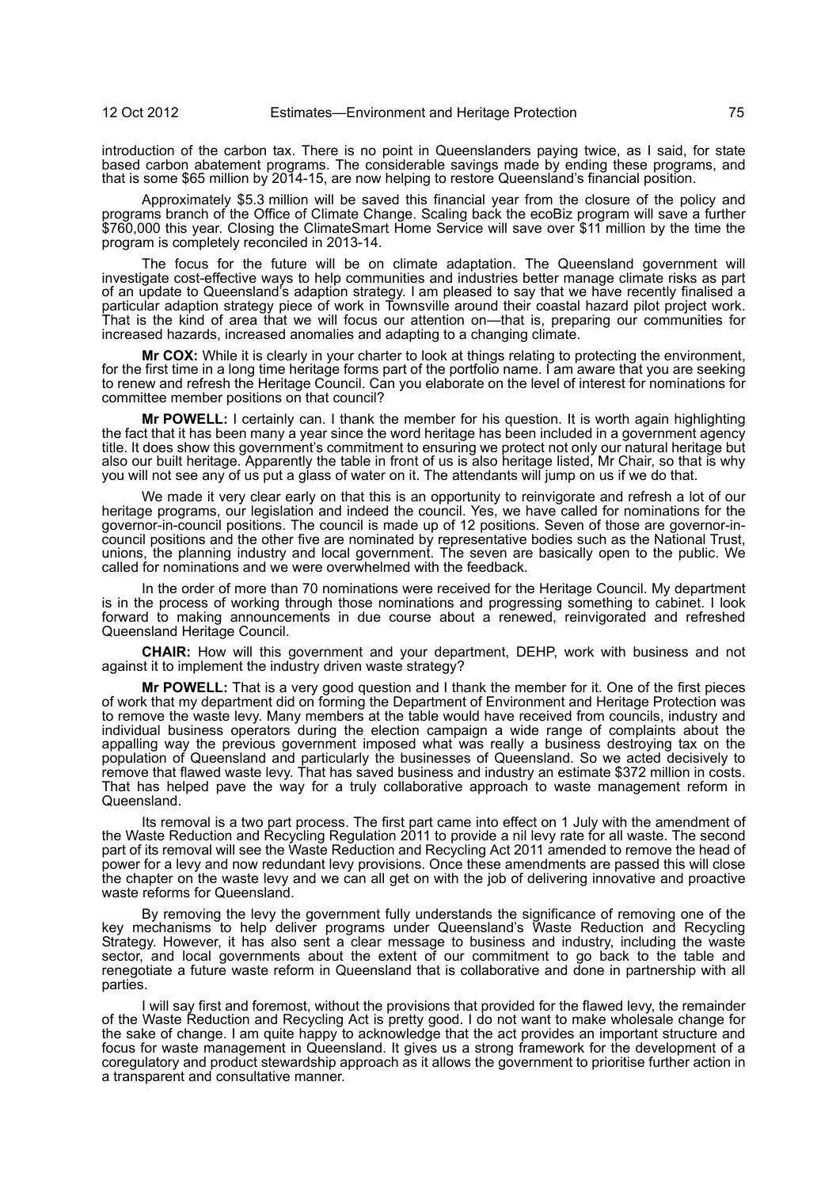introduction of the carbon tax. There is no point in Queenslanders paying twice, as I said, for state based carbon abatement programs. The considerable savings made by ending these programs, and that is some $65 million by 2014-15, are now helping to restore Queensland's financial position.

Approximately $5.3 million will be saved this financial year from the closure of the policy and programs branch of the Office of Climate Change. Scaling back the ecoBiz program will save a further $760,000 this year. Closing the ClimateSmart Home Service will save over $11 million by the time the program is completely reconciled in 2013-14.

The focus for the future will be on climate adaptation. The Queensland government will investigate cost-effective ways to help communities and industries better manage climate risks as part of an update to Queensland's adaption strategy. I am pleased to say that we have recently finalised a particular adaption strategy piece of work in Townsville around their coastal hazard pilot project work. That is the kind of area that we will focus our attention on—that is, preparing our communities for increased hazards, increased anomalies and adapting to a changing climate.

**Mr COX:** While it is clearly in your charter to look at things relating to protecting the environment, for the first time in a long time heritage forms part of the portfolio name. I am aware that you are seeking to renew and refresh the Heritage Council. Can you elaborate on the level of interest for nominations for committee member positions on that council?

**Mr POWELL:** I certainly can. I thank the member for his question. It is worth again highlighting the fact that it has been many a year since the word heritage has been included in a government agency title. It does show this government's commitment to ensuring we protect not only our natural heritage but also our built heritage. Apparently the table in front of us is also heritage listed, Mr Chair, so that is why you will not see any of us put a glass of water on it. The attendants will jump on us if we do that.

We made it very clear early on that this is an opportunity to reinvigorate and refresh a lot of our heritage programs, our legislation and indeed the council. Yes, we have called for nominations for the governor-in-council positions. The council is made up of 12 positions. Seven of those are governor-in-council positions and the other five are nominated by representative bodies such as the National Trust, unions, the planning industry and local government. The seven are basically open to the public. We called for nominations and we were overwhelmed with the feedback.

In the order of more than 70 nominations were received for the Heritage Council. My department is in the process of working through those nominations and progressing something to cabinet. I look forward to making announcements in due course about a renewed, reinvigorated and refreshed Queensland Heritage Council.

**CHAIR:** How will this government and your department, DEHP, work with business and not against it to implement the industry driven waste strategy?

**Mr POWELL:** That is a very good question and I thank the member for it. One of the first pieces of work that my department did on forming the Department of Environment and Heritage Protection was to remove the waste levy. Many members at the table would have received from councils, industry and individual business operators during the election campaign a wide range of complaints about the appalling way the previous government imposed what was really a business destroying tax on the population of Queensland and particularly the businesses of Queensland. So we acted decisively to remove that flawed waste levy. That has saved business and industry an estimate $372 million in costs. That has helped pave the way for a truly collaborative approach to waste management reform in Queensland.

Its removal is a two part process. The first part came into effect on 1 July with the amendment of the Waste Reduction and Recycling Regulation 2011 to provide a nil levy rate for all waste. The second part of its removal will see the Waste Reduction and Recycling Act 2011 amended to remove the head of power for a levy and now redundant levy provisions. Once these amendments are passed this will close the chapter on the waste levy and we can all get on with the job of delivering innovative and proactive waste reforms for Queensland.

By removing the levy the government fully understands the significance of removing one of the key mechanisms to help deliver programs under Queensland's Waste Reduction and Recycling Strategy. However, it has also sent a clear message to business and industry, including the waste sector, and local governments about the extent of our commitment to go back to the table and renegotiate a future waste reform in Queensland that is collaborative and done in partnership with all parties.

I will say first and foremost, without the provisions that provided for the flawed levy, the remainder of the Waste Reduction and Recycling Act is pretty good. I do not want to make wholesale change for the sake of change. I am quite happy to acknowledge that the act provides an important structure and focus for waste management in Queensland. It gives us a strong framework for the development of a coregulatory and product stewardship approach as it allows the government to prioritise further action in a transparent and consultative manner.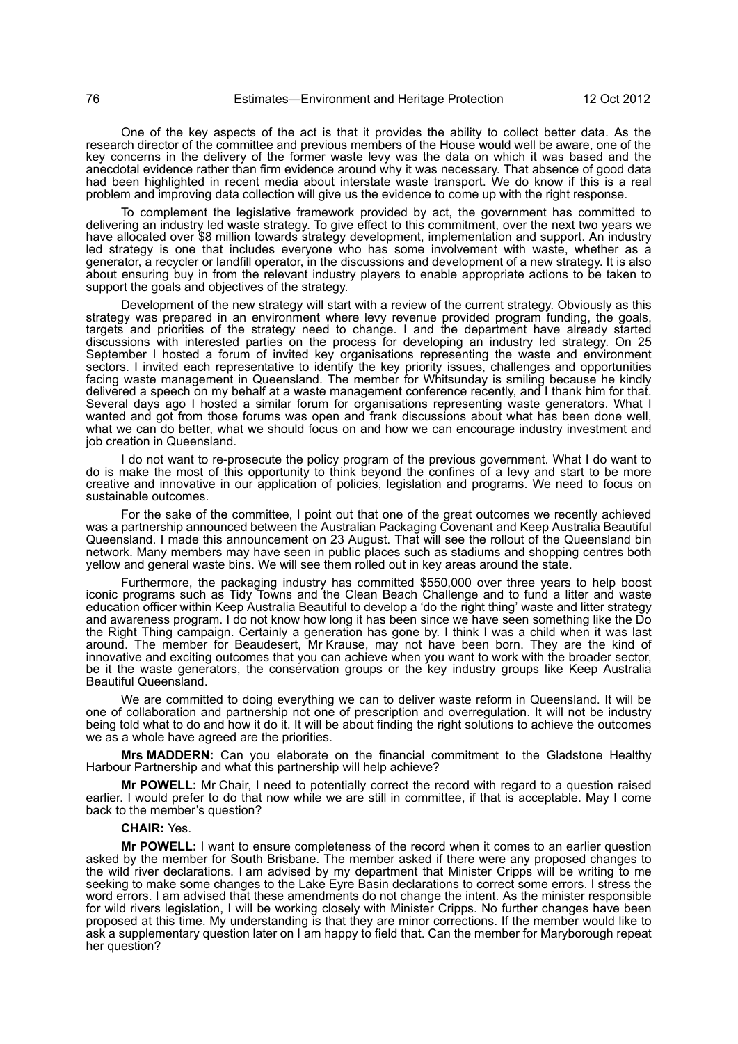One of the key aspects of the act is that it provides the ability to collect better data. As the research director of the committee and previous members of the House would well be aware, one of the key concerns in the delivery of the former waste levy was the data on which it was based and the anecdotal evidence rather than firm evidence around why it was necessary. That absence of good data had been highlighted in recent media about interstate waste transport. We do know if this is a real problem and improving data collection will give us the evidence to come up with the right response.

To complement the legislative framework provided by act, the government has committed to delivering an industry led waste strategy. To give effect to this commitment, over the next two years we have allocated over $8 million towards strategy development, implementation and support. An industry led strategy is one that includes everyone who has some involvement with waste, whether as a generator, a recycler or landfill operator, in the discussions and development of a new strategy. It is also about ensuring buy in from the relevant industry players to enable appropriate actions to be taken to support the goals and objectives of the strategy.

Development of the new strategy will start with a review of the current strategy. Obviously as this strategy was prepared in an environment where levy revenue provided program funding, the goals, targets and priorities of the strategy need to change. I and the department have already started discussions with interested parties on the process for developing an industry led strategy. On 25 September I hosted a forum of invited key organisations representing the waste and environment sectors. I invited each representative to identify the key priority issues, challenges and opportunities facing waste management in Queensland. The member for Whitsunday is smiling because he kindly delivered a speech on my behalf at a waste management conference recently, and I thank him for that. Several days ago I hosted a similar forum for organisations representing waste generators. What I wanted and got from those forums was open and frank discussions about what has been done well, what we can do better, what we should focus on and how we can encourage industry investment and job creation in Queensland.

I do not want to re-prosecute the policy program of the previous government. What I do want to do is make the most of this opportunity to think beyond the confines of a levy and start to be more creative and innovative in our application of policies, legislation and programs. We need to focus on sustainable outcomes.

For the sake of the committee, I point out that one of the great outcomes we recently achieved was a partnership announced between the Australian Packaging Covenant and Keep Australia Beautiful Queensland. I made this announcement on 23 August. That will see the rollout of the Queensland bin network. Many members may have seen in public places such as stadiums and shopping centres both yellow and general waste bins. We will see them rolled out in key areas around the state.

Furthermore, the packaging industry has committed $550,000 over three years to help boost iconic programs such as Tidy Towns and the Clean Beach Challenge and to fund a litter and waste education officer within Keep Australia Beautiful to develop a 'do the right thing' waste and litter strategy and awareness program. I do not know how long it has been since we have seen something like the Do the Right Thing campaign. Certainly a generation has gone by. I think I was a child when it was last around. The member for Beaudesert, Mr Krause, may not have been born. They are the kind of innovative and exciting outcomes that you can achieve when you want to work with the broader sector, be it the waste generators, the conservation groups or the key industry groups like Keep Australia Beautiful Queensland.

We are committed to doing everything we can to deliver waste reform in Queensland. It will be one of collaboration and partnership not one of prescription and overregulation. It will not be industry being told what to do and how it do it. It will be about finding the right solutions to achieve the outcomes we as a whole have agreed are the priorities.

**Mrs MADDERN:** Can you elaborate on the financial commitment to the Gladstone Healthy Harbour Partnership and what this partnership will help achieve?

**Mr POWELL:** Mr Chair, I need to potentially correct the record with regard to a question raised earlier. I would prefer to do that now while we are still in committee, if that is acceptable. May I come back to the member's question?

**CHAIR:** Yes.

**Mr POWELL:** I want to ensure completeness of the record when it comes to an earlier question asked by the member for South Brisbane. The member asked if there were any proposed changes to the wild river declarations. I am advised by my department that Minister Cripps will be writing to me seeking to make some changes to the Lake Eyre Basin declarations to correct some errors. I stress the word errors. I am advised that these amendments do not change the intent. As the minister responsible for wild rivers legislation, I will be working closely with Minister Cripps. No further changes have been proposed at this time. My understanding is that they are minor corrections. If the member would like to ask a supplementary question later on I am happy to field that. Can the member for Maryborough repeat her question?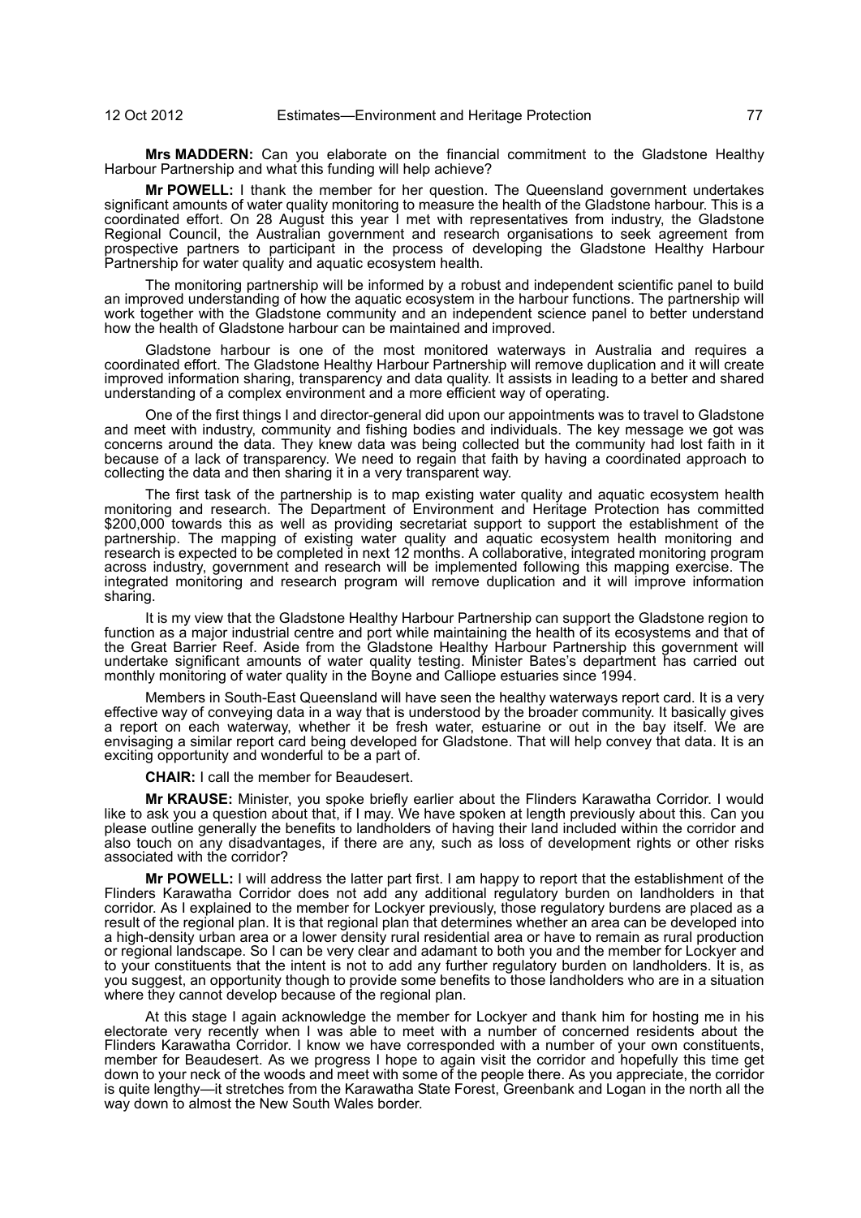**Mrs MADDERN:** Can you elaborate on the financial commitment to the Gladstone Healthy Harbour Partnership and what this funding will help achieve?

**Mr POWELL:** I thank the member for her question. The Queensland government undertakes significant amounts of water quality monitoring to measure the health of the Gladstone harbour. This is a coordinated effort. On 28 August this year I met with representatives from industry, the Gladstone Regional Council, the Australian government and research organisations to seek agreement from prospective partners to participant in the process of developing the Gladstone Healthy Harbour Partnership for water quality and aquatic ecosystem health.

The monitoring partnership will be informed by a robust and independent scientific panel to build an improved understanding of how the aquatic ecosystem in the harbour functions. The partnership will work together with the Gladstone community and an independent science panel to better understand how the health of Gladstone harbour can be maintained and improved.

Gladstone harbour is one of the most monitored waterways in Australia and requires a coordinated effort. The Gladstone Healthy Harbour Partnership will remove duplication and it will create improved information sharing, transparency and data quality. It assists in leading to a better and shared understanding of a complex environment and a more efficient way of operating.

One of the first things I and director-general did upon our appointments was to travel to Gladstone and meet with industry, community and fishing bodies and individuals. The key message we got was concerns around the data. They knew data was being collected but the community had lost faith in it because of a lack of transparency. We need to regain that faith by having a coordinated approach to collecting the data and then sharing it in a very transparent way.

The first task of the partnership is to map existing water quality and aquatic ecosystem health monitoring and research. The Department of Environment and Heritage Protection has committed $200,000 towards this as well as providing secretariat support to support the establishment of the partnership. The mapping of existing water quality and aquatic ecosystem health monitoring and research is expected to be completed in next 12 months. A collaborative, integrated monitoring program across industry, government and research will be implemented following this mapping exercise. The integrated monitoring and research program will remove duplication and it will improve information sharing.

It is my view that the Gladstone Healthy Harbour Partnership can support the Gladstone region to function as a major industrial centre and port while maintaining the health of its ecosystems and that of the Great Barrier Reef. Aside from the Gladstone Healthy Harbour Partnership this government will undertake significant amounts of water quality testing. Minister Bates's department has carried out monthly monitoring of water quality in the Boyne and Calliope estuaries since 1994.

Members in South-East Queensland will have seen the healthy waterways report card. It is a very effective way of conveying data in a way that is understood by the broader community. It basically gives a report on each waterway, whether it be fresh water, estuarine or out in the bay itself. We are envisaging a similar report card being developed for Gladstone. That will help convey that data. It is an exciting opportunity and wonderful to be a part of.

**CHAIR:** I call the member for Beaudesert.

**Mr KRAUSE:** Minister, you spoke briefly earlier about the Flinders Karawatha Corridor. I would like to ask you a question about that, if I may. We have spoken at length previously about this. Can you please outline generally the benefits to landholders of having their land included within the corridor and also touch on any disadvantages, if there are any, such as loss of development rights or other risks associated with the corridor?

**Mr POWELL:** I will address the latter part first. I am happy to report that the establishment of the Flinders Karawatha Corridor does not add any additional regulatory burden on landholders in that corridor. As I explained to the member for Lockyer previously, those regulatory burdens are placed as a result of the regional plan. It is that regional plan that determines whether an area can be developed into a high-density urban area or a lower density rural residential area or have to remain as rural production or regional landscape. So I can be very clear and adamant to both you and the member for Lockyer and to your constituents that the intent is not to add any further regulatory burden on landholders. It is, as you suggest, an opportunity though to provide some benefits to those landholders who are in a situation where they cannot develop because of the regional plan.

At this stage I again acknowledge the member for Lockyer and thank him for hosting me in his electorate very recently when I was able to meet with a number of concerned residents about the Flinders Karawatha Corridor. I know we have corresponded with a number of your own constituents, member for Beaudesert. As we progress I hope to again visit the corridor and hopefully this time get down to your neck of the woods and meet with some of the people there. As you appreciate, the corridor is quite lengthy—it stretches from the Karawatha State Forest, Greenbank and Logan in the north all the way down to almost the New South Wales border.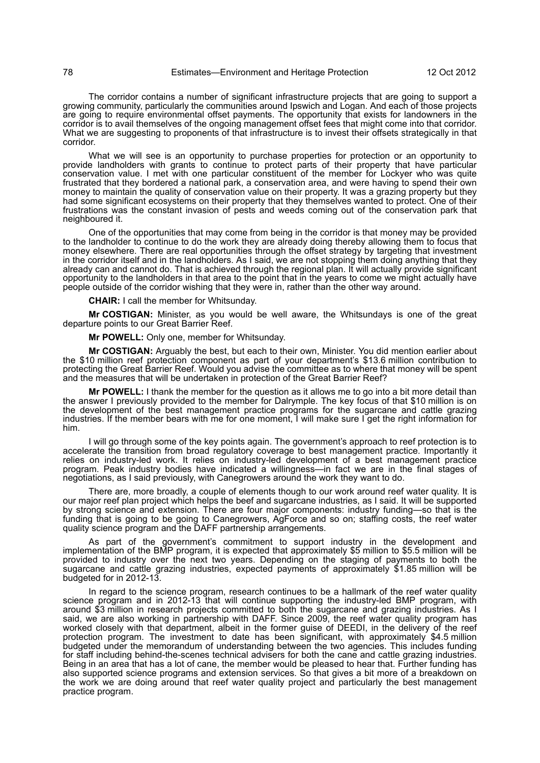The corridor contains a number of significant infrastructure projects that are going to support a growing community, particularly the communities around Ipswich and Logan. And each of those projects are going to require environmental offset payments. The opportunity that exists for landowners in the corridor is to avail themselves of the ongoing management offset fees that might come into that corridor. What we are suggesting to proponents of that infrastructure is to invest their offsets strategically in that corridor.

What we will see is an opportunity to purchase properties for protection or an opportunity to provide landholders with grants to continue to protect parts of their property that have particular conservation value. I met with one particular constituent of the member for Lockyer who was quite frustrated that they bordered a national park, a conservation area, and were having to spend their own money to maintain the quality of conservation value on their property. It was a grazing property but they had some significant ecosystems on their property that they themselves wanted to protect. One of their frustrations was the constant invasion of pests and weeds coming out of the conservation park that neighboured it.

One of the opportunities that may come from being in the corridor is that money may be provided to the landholder to continue to do the work they are already doing thereby allowing them to focus that money elsewhere. There are real opportunities through the offset strategy by targeting that investment in the corridor itself and in the landholders. As I said, we are not stopping them doing anything that they already can and cannot do. That is achieved through the regional plan. It will actually provide significant opportunity to the landholders in that area to the point that in the years to come we might actually have people outside of the corridor wishing that they were in, rather than the other way around.

**CHAIR:** I call the member for Whitsunday.

**Mr COSTIGAN:** Minister, as you would be well aware, the Whitsundays is one of the great departure points to our Great Barrier Reef.

**Mr POWELL:** Only one, member for Whitsunday.

**Mr COSTIGAN:** Arguably the best, but each to their own, Minister. You did mention earlier about the $10 million reef protection component as part of your department's $13.6 million contribution to protecting the Great Barrier Reef. Would you advise the committee as to where that money will be spent and the measures that will be undertaken in protection of the Great Barrier Reef?

**Mr POWELL:** I thank the member for the question as it allows me to go into a bit more detail than the answer I previously provided to the member for Dalrymple. The key focus of that $10 million is on the development of the best management practice programs for the sugarcane and cattle grazing industries. If the member bears with me for one moment, I will make sure I get the right information for him.

I will go through some of the key points again. The government's approach to reef protection is to accelerate the transition from broad regulatory coverage to best management practice. Importantly it relies on industry-led work. It relies on industry-led development of a best management practice program. Peak industry bodies have indicated a willingness—in fact we are in the final stages of negotiations, as I said previously, with Canegrowers around the work they want to do.

There are, more broadly, a couple of elements though to our work around reef water quality. It is our major reef plan project which helps the beef and sugarcane industries, as I said. It will be supported by strong science and extension. There are four major components: industry funding—so that is the funding that is going to be going to Canegrowers, AgForce and so on; staffing costs, the reef water quality science program and the DAFF partnership arrangements.

As part of the government's commitment to support industry in the development and implementation of the BMP program, it is expected that approximately $5 million to $5.5 million will be provided to industry over the next two years. Depending on the staging of payments to both the sugarcane and cattle grazing industries, expected payments of approximately $1.85 million will be budgeted for in 2012-13.

In regard to the science program, research continues to be a hallmark of the reef water quality science program and in 2012-13 that will continue supporting the industry-led BMP program, with around $3 million in research projects committed to both the sugarcane and grazing industries. As I said, we are also working in partnership with DAFF. Since 2009, the reef water quality program has worked closely with that department, albeit in the former guise of DEEDI, in the delivery of the reef protection program. The investment to date has been significant, with approximately $4.5 million budgeted under the memorandum of understanding between the two agencies. This includes funding for staff including behind-the-scenes technical advisers for both the cane and cattle grazing industries. Being in an area that has a lot of cane, the member would be pleased to hear that. Further funding has also supported science programs and extension services. So that gives a bit more of a breakdown on the work we are doing around that reef water quality project and particularly the best management practice program.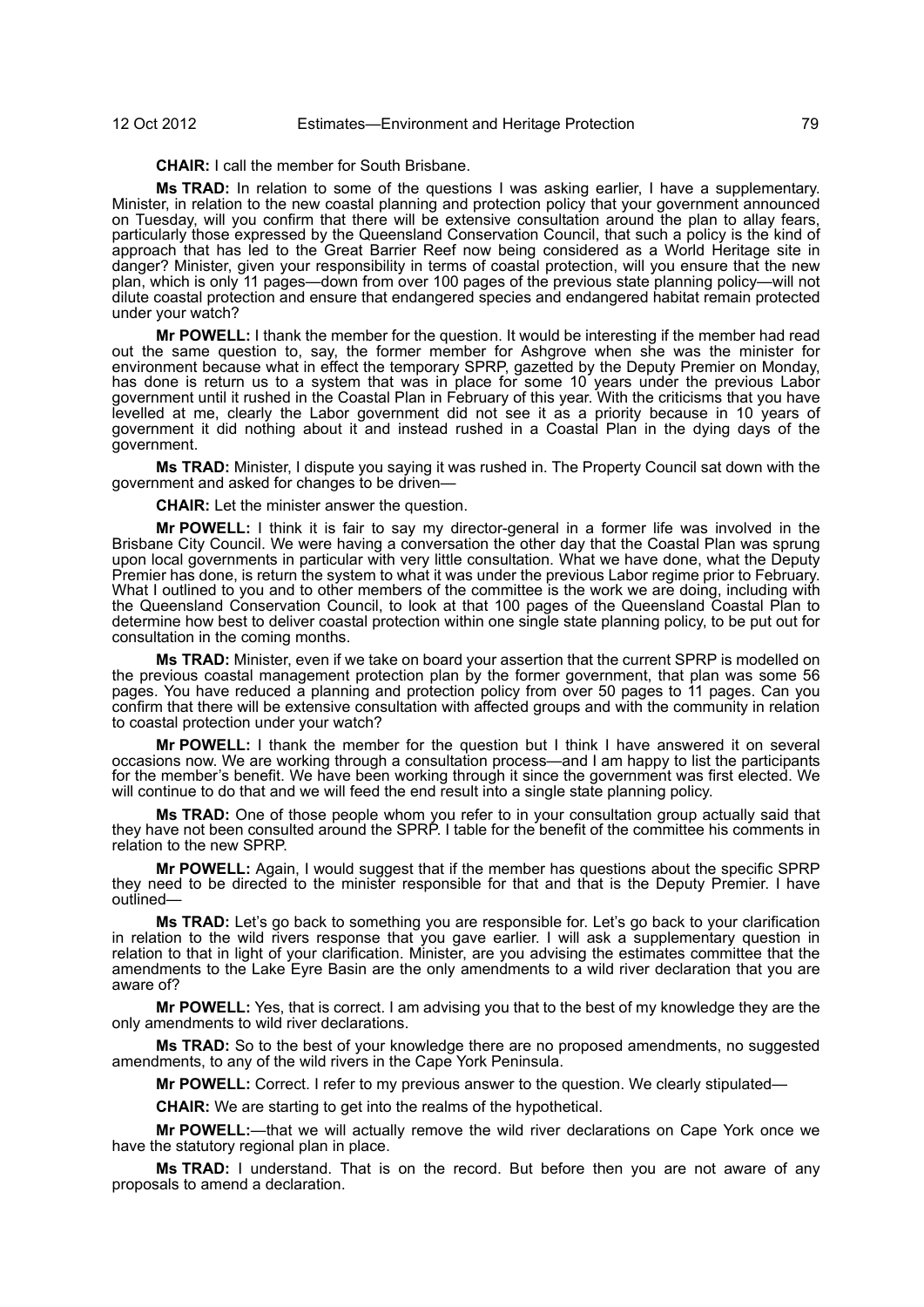**CHAIR:** I call the member for South Brisbane.

**Ms TRAD:** In relation to some of the questions I was asking earlier, I have a supplementary. Minister, in relation to the new coastal planning and protection policy that your government announced on Tuesday, will you confirm that there will be extensive consultation around the plan to allay fears, particularly those expressed by the Queensland Conservation Council, that such a policy is the kind of approach that has led to the Great Barrier Reef now being considered as a World Heritage site in danger? Minister, given your responsibility in terms of coastal protection, will you ensure that the new plan, which is only 11 pages—down from over 100 pages of the previous state planning policy—will not dilute coastal protection and ensure that endangered species and endangered habitat remain protected under your watch?

**Mr POWELL:** I thank the member for the question. It would be interesting if the member had read out the same question to, say, the former member for Ashgrove when she was the minister for environment because what in effect the temporary SPRP, gazetted by the Deputy Premier on Monday, has done is return us to a system that was in place for some 10 years under the previous Labor government until it rushed in the Coastal Plan in February of this year. With the criticisms that you have levelled at me, clearly the Labor government did not see it as a priority because in 10 years of government it did nothing about it and instead rushed in a Coastal Plan in the dying days of the government.

**Ms TRAD:** Minister, I dispute you saying it was rushed in. The Property Council sat down with the government and asked for changes to be driven—

**CHAIR:** Let the minister answer the question.

**Mr POWELL:** I think it is fair to say my director-general in a former life was involved in the Brisbane City Council. We were having a conversation the other day that the Coastal Plan was sprung upon local governments in particular with very little consultation. What we have done, what the Deputy Premier has done, is return the system to what it was under the previous Labor regime prior to February. What I outlined to you and to other members of the committee is the work we are doing, including with the Queensland Conservation Council, to look at that 100 pages of the Queensland Coastal Plan to determine how best to deliver coastal protection within one single state planning policy, to be put out for consultation in the coming months.

**Ms TRAD:** Minister, even if we take on board your assertion that the current SPRP is modelled on the previous coastal management protection plan by the former government, that plan was some 56 pages. You have reduced a planning and protection policy from over 50 pages to 11 pages. Can you confirm that there will be extensive consultation with affected groups and with the community in relation to coastal protection under your watch?

**Mr POWELL:** I thank the member for the question but I think I have answered it on several occasions now. We are working through a consultation process—and I am happy to list the participants for the member's benefit. We have been working through it since the government was first elected. We will continue to do that and we will feed the end result into a single state planning policy.

**Ms TRAD:** One of those people whom you refer to in your consultation group actually said that they have not been consulted around the SPRP. I table for the benefit of the committee his comments in relation to the new SPRP.

**Mr POWELL:** Again, I would suggest that if the member has questions about the specific SPRP they need to be directed to the minister responsible for that and that is the Deputy Premier. I have outlined—

**Ms TRAD:** Let's go back to something you are responsible for. Let's go back to your clarification in relation to the wild rivers response that you gave earlier. I will ask a supplementary question in relation to that in light of your clarification. Minister, are you advising the estimates committee that the amendments to the Lake Eyre Basin are the only amendments to a wild river declaration that you are aware of?

**Mr POWELL:** Yes, that is correct. I am advising you that to the best of my knowledge they are the only amendments to wild river declarations.

**Ms TRAD:** So to the best of your knowledge there are no proposed amendments, no suggested amendments, to any of the wild rivers in the Cape York Peninsula.

**Mr POWELL:** Correct. I refer to my previous answer to the question. We clearly stipulated—

**CHAIR:** We are starting to get into the realms of the hypothetical.

**Mr POWELL:**—that we will actually remove the wild river declarations on Cape York once we have the statutory regional plan in place.

**Ms TRAD:** I understand. That is on the record. But before then you are not aware of any proposals to amend a declaration.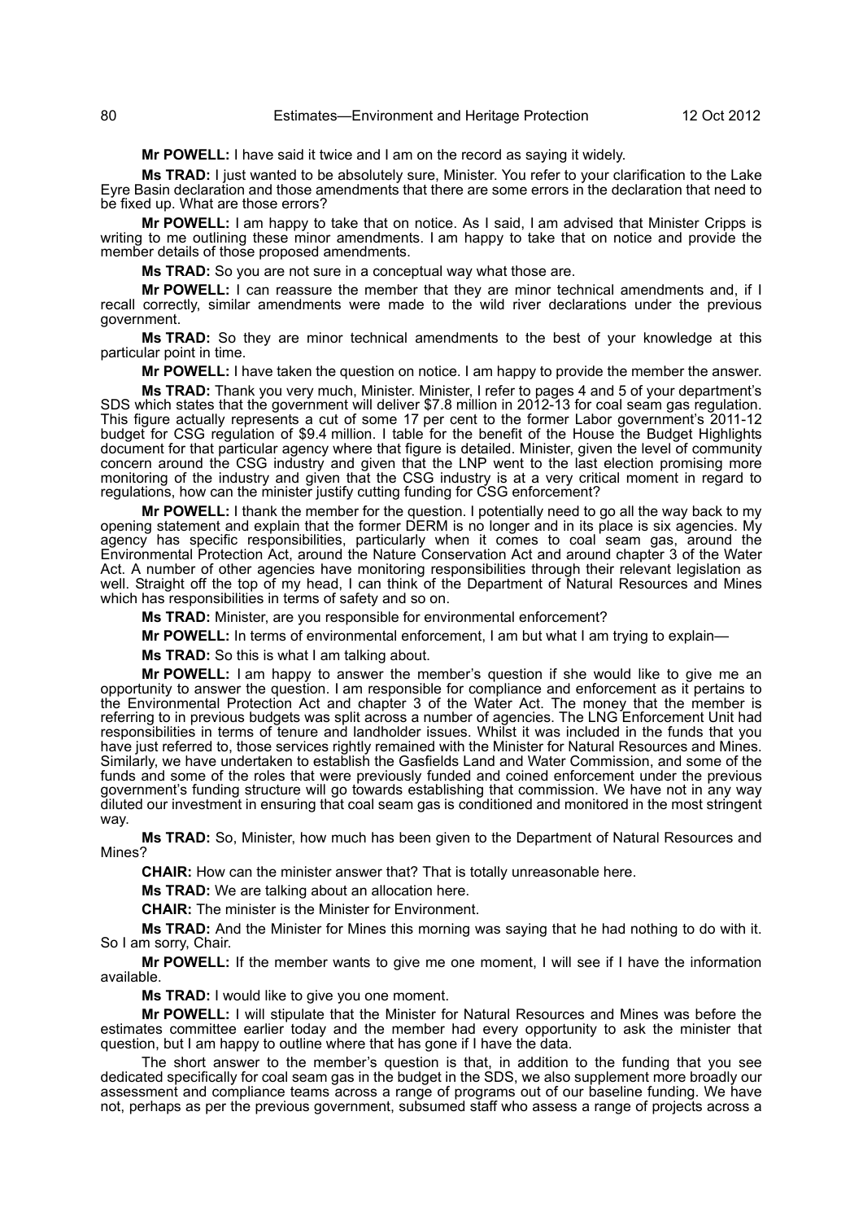**Mr POWELL:** I have said it twice and I am on the record as saying it widely.

**Ms TRAD:** I just wanted to be absolutely sure, Minister. You refer to your clarification to the Lake Eyre Basin declaration and those amendments that there are some errors in the declaration that need to be fixed up. What are those errors?

**Mr POWELL:** I am happy to take that on notice. As I said, I am advised that Minister Cripps is writing to me outlining these minor amendments. I am happy to take that on notice and provide the member details of those proposed amendments.

**Ms TRAD:** So you are not sure in a conceptual way what those are.

**Mr POWELL:** I can reassure the member that they are minor technical amendments and, if I recall correctly, similar amendments were made to the wild river declarations under the previous government.

**Ms TRAD:** So they are minor technical amendments to the best of your knowledge at this particular point in time.

**Mr POWELL:** I have taken the question on notice. I am happy to provide the member the answer.

**Ms TRAD:** Thank you very much, Minister. Minister, I refer to pages 4 and 5 of your department's SDS which states that the government will deliver $7.8 million in 2012-13 for coal seam gas regulation. This figure actually represents a cut of some 17 per cent to the former Labor government's 2011-12 budget for CSG regulation of $9.4 million. I table for the benefit of the House the Budget Highlights document for that particular agency where that figure is detailed. Minister, given the level of community concern around the CSG industry and given that the LNP went to the last election promising more monitoring of the industry and given that the CSG industry is at a very critical moment in regard to regulations, how can the minister justify cutting funding for CSG enforcement?

**Mr POWELL:** I thank the member for the question. I potentially need to go all the way back to my opening statement and explain that the former DERM is no longer and in its place is six agencies. My agency has specific responsibilities, particularly when it comes to coal seam gas, around the Environmental Protection Act, around the Nature Conservation Act and around chapter 3 of the Water Act. A number of other agencies have monitoring responsibilities through their relevant legislation as well. Straight off the top of my head, I can think of the Department of Natural Resources and Mines which has responsibilities in terms of safety and so on.

**Ms TRAD:** Minister, are you responsible for environmental enforcement?

**Mr POWELL:** In terms of environmental enforcement, I am but what I am trying to explain—

**Ms TRAD:** So this is what I am talking about.

**Mr POWELL:** I am happy to answer the member's question if she would like to give me an opportunity to answer the question. I am responsible for compliance and enforcement as it pertains to the Environmental Protection Act and chapter 3 of the Water Act. The money that the member is referring to in previous budgets was split across a number of agencies. The LNG Enforcement Unit had responsibilities in terms of tenure and landholder issues. Whilst it was included in the funds that you have just referred to, those services rightly remained with the Minister for Natural Resources and Mines. Similarly, we have undertaken to establish the Gasfields Land and Water Commission, and some of the funds and some of the roles that were previously funded and coined enforcement under the previous government's funding structure will go towards establishing that commission. We have not in any way diluted our investment in ensuring that coal seam gas is conditioned and monitored in the most stringent way.

**Ms TRAD:** So, Minister, how much has been given to the Department of Natural Resources and Mines?

**CHAIR:** How can the minister answer that? That is totally unreasonable here.

**Ms TRAD:** We are talking about an allocation here.

**CHAIR:** The minister is the Minister for Environment.

**Ms TRAD:** And the Minister for Mines this morning was saying that he had nothing to do with it. So I am sorry, Chair.

**Mr POWELL:** If the member wants to give me one moment, I will see if I have the information available.

**Ms TRAD:** I would like to give you one moment.

**Mr POWELL:** I will stipulate that the Minister for Natural Resources and Mines was before the estimates committee earlier today and the member had every opportunity to ask the minister that question, but I am happy to outline where that has gone if I have the data.

The short answer to the member's question is that, in addition to the funding that you see dedicated specifically for coal seam gas in the budget in the SDS, we also supplement more broadly our assessment and compliance teams across a range of programs out of our baseline funding. We have not, perhaps as per the previous government, subsumed staff who assess a range of projects across a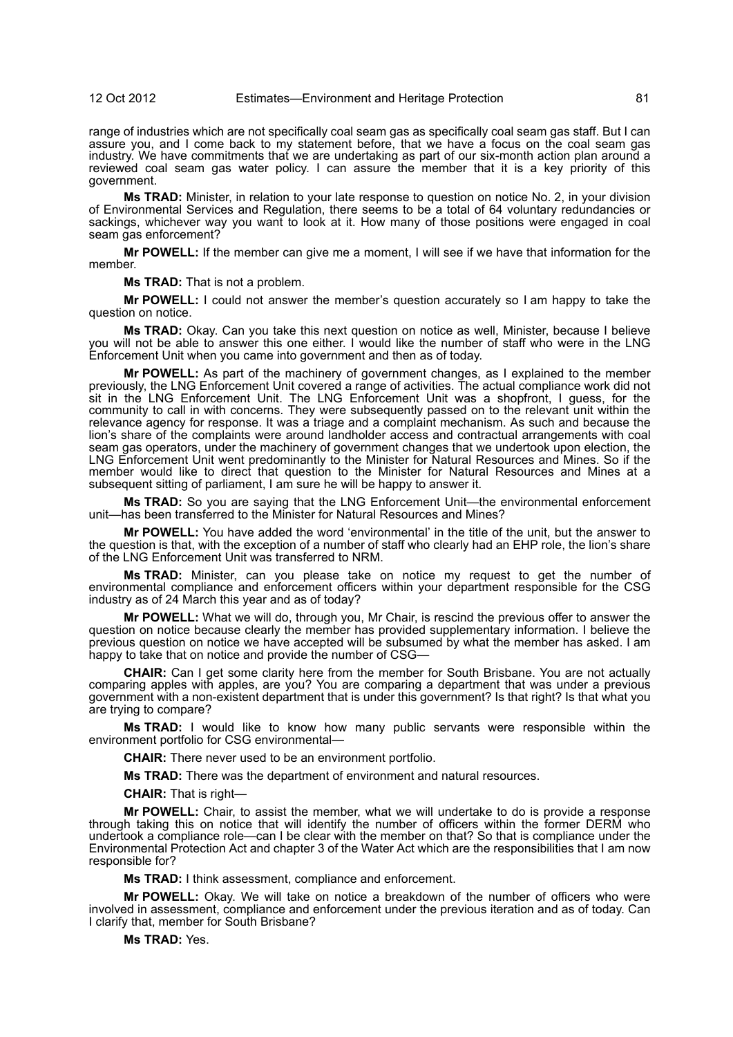range of industries which are not specifically coal seam gas as specifically coal seam gas staff. But I can assure you, and I come back to my statement before, that we have a focus on the coal seam gas industry. We have commitments that we are undertaking as part of our six-month action plan around a reviewed coal seam gas water policy. I can assure the member that it is a key priority of this government.

**Ms TRAD:** Minister, in relation to your late response to question on notice No. 2, in your division of Environmental Services and Regulation, there seems to be a total of 64 voluntary redundancies or sackings, whichever way you want to look at it. How many of those positions were engaged in coal seam gas enforcement?

**Mr POWELL:** If the member can give me a moment, I will see if we have that information for the member.

**Ms TRAD:** That is not a problem.

**Mr POWELL:** I could not answer the member's question accurately so I am happy to take the question on notice.

**Ms TRAD:** Okay. Can you take this next question on notice as well, Minister, because I believe you will not be able to answer this one either. I would like the number of staff who were in the LNG Enforcement Unit when you came into government and then as of today.

**Mr POWELL:** As part of the machinery of government changes, as I explained to the member previously, the LNG Enforcement Unit covered a range of activities. The actual compliance work did not sit in the LNG Enforcement Unit. The LNG Enforcement Unit was a shopfront, I guess, for the community to call in with concerns. They were subsequently passed on to the relevant unit within the relevance agency for response. It was a triage and a complaint mechanism. As such and because the lion's share of the complaints were around landholder access and contractual arrangements with coal seam gas operators, under the machinery of government changes that we undertook upon election, the LNG Enforcement Unit went predominantly to the Minister for Natural Resources and Mines. So if the member would like to direct that question to the Minister for Natural Resources and Mines at a subsequent sitting of parliament, I am sure he will be happy to answer it.

**Ms TRAD:** So you are saying that the LNG Enforcement Unit—the environmental enforcement unit—has been transferred to the Minister for Natural Resources and Mines?

**Mr POWELL:** You have added the word 'environmental' in the title of the unit, but the answer to the question is that, with the exception of a number of staff who clearly had an EHP role, the lion's share of the LNG Enforcement Unit was transferred to NRM.

**Ms TRAD:** Minister, can you please take on notice my request to get the number of environmental compliance and enforcement officers within your department responsible for the CSG industry as of 24 March this year and as of today?

**Mr POWELL:** What we will do, through you, Mr Chair, is rescind the previous offer to answer the question on notice because clearly the member has provided supplementary information. I believe the previous question on notice we have accepted will be subsumed by what the member has asked. I am happy to take that on notice and provide the number of CSG—

**CHAIR:** Can I get some clarity here from the member for South Brisbane. You are not actually comparing apples with apples, are you? You are comparing a department that was under a previous government with a non-existent department that is under this government? Is that right? Is that what you are trying to compare?

**Ms TRAD:** I would like to know how many public servants were responsible within the environment portfolio for CSG environmental—

**CHAIR:** There never used to be an environment portfolio.

**Ms TRAD:** There was the department of environment and natural resources.

**CHAIR:** That is right—

**Mr POWELL:** Chair, to assist the member, what we will undertake to do is provide a response through taking this on notice that will identify the number of officers within the former DERM who undertook a compliance role—can I be clear with the member on that? So that is compliance under the Environmental Protection Act and chapter 3 of the Water Act which are the responsibilities that I am now responsible for?

**Ms TRAD:** I think assessment, compliance and enforcement.

**Mr POWELL:** Okay. We will take on notice a breakdown of the number of officers who were involved in assessment, compliance and enforcement under the previous iteration and as of today. Can I clarify that, member for South Brisbane?

**Ms TRAD:** Yes.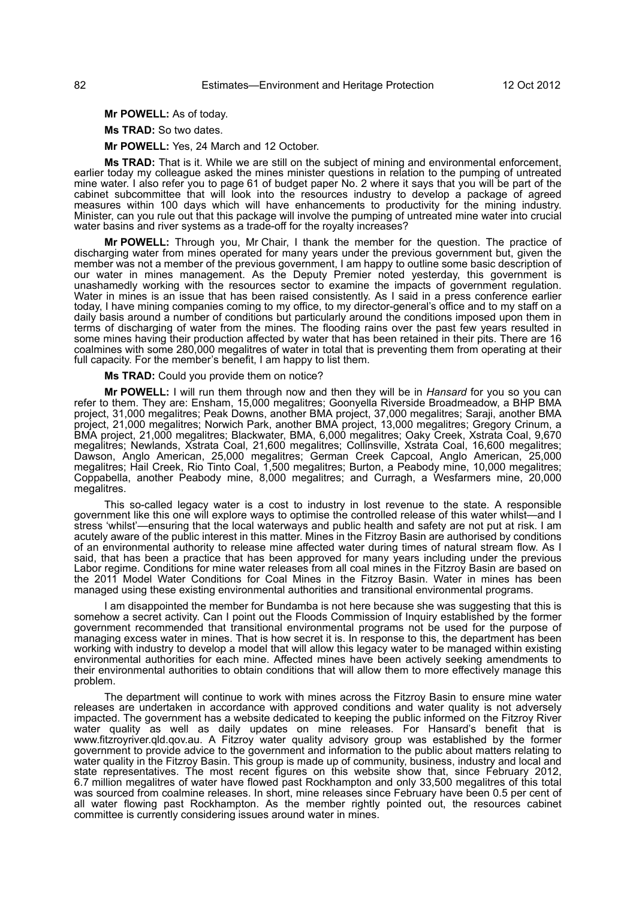**Mr POWELL:** As of today.

**Ms TRAD:** So two dates.

**Mr POWELL:** Yes, 24 March and 12 October.

**Ms TRAD:** That is it. While we are still on the subject of mining and environmental enforcement, earlier today my colleague asked the mines minister questions in relation to the pumping of untreated mine water. I also refer you to page 61 of budget paper No. 2 where it says that you will be part of the cabinet subcommittee that will look into the resources industry to develop a package of agreed measures within 100 days which will have enhancements to productivity for the mining industry. Minister, can you rule out that this package will involve the pumping of untreated mine water into crucial water basins and river systems as a trade-off for the royalty increases?

**Mr POWELL:** Through you, Mr Chair, I thank the member for the question. The practice of discharging water from mines operated for many years under the previous government but, given the member was not a member of the previous government, I am happy to outline some basic description of our water in mines management. As the Deputy Premier noted yesterday, this government is unashamedly working with the resources sector to examine the impacts of government regulation. Water in mines is an issue that has been raised consistently. As I said in a press conference earlier today, I have mining companies coming to my office, to my director-general's office and to my staff on a daily basis around a number of conditions but particularly around the conditions imposed upon them in terms of discharging of water from the mines. The flooding rains over the past few years resulted in some mines having their production affected by water that has been retained in their pits. There are 16 coalmines with some 280,000 megalitres of water in total that is preventing them from operating at their full capacity. For the member's benefit, I am happy to list them.

**Ms TRAD:** Could you provide them on notice?

**Mr POWELL:** I will run them through now and then they will be in *Hansard* for you so you can refer to them. They are: Ensham, 15,000 megalitres; Goonyella Riverside Broadmeadow, a BHP BMA project, 31,000 megalitres; Peak Downs, another BMA project, 37,000 megalitres; Saraji, another BMA project, 21,000 megalitres; Norwich Park, another BMA project, 13,000 megalitres; Gregory Crinum, a BMA project, 21,000 megalitres; Blackwater, BMA, 6,000 megalitres; Oaky Creek, Xstrata Coal, 9,670 megalitres; Newlands, Xstrata Coal, 21,600 megalitres; Collinsville, Xstrata Coal, 16,600 megalitres; Dawson, Anglo American, 25,000 megalitres; German Creek Capcoal, Anglo American, 25,000 megalitres; Hail Creek, Rio Tinto Coal, 1,500 megalitres; Burton, a Peabody mine, 10,000 megalitres; Coppabella, another Peabody mine, 8,000 megalitres; and Curragh, a Wesfarmers mine, 20,000 megalitres.

This so-called legacy water is a cost to industry in lost revenue to the state. A responsible government like this one will explore ways to optimise the controlled release of this water whilst—and I stress 'whilst'—ensuring that the local waterways and public health and safety are not put at risk. I am acutely aware of the public interest in this matter. Mines in the Fitzroy Basin are authorised by conditions of an environmental authority to release mine affected water during times of natural stream flow. As I said, that has been a practice that has been approved for many years including under the previous Labor regime. Conditions for mine water releases from all coal mines in the Fitzroy Basin are based on the 2011 Model Water Conditions for Coal Mines in the Fitzroy Basin. Water in mines has been managed using these existing environmental authorities and transitional environmental programs.

I am disappointed the member for Bundamba is not here because she was suggesting that this is somehow a secret activity. Can I point out the Floods Commission of Inquiry established by the former government recommended that transitional environmental programs not be used for the purpose of managing excess water in mines. That is how secret it is. In response to this, the department has been working with industry to develop a model that will allow this legacy water to be managed within existing environmental authorities for each mine. Affected mines have been actively seeking amendments to their environmental authorities to obtain conditions that will allow them to more effectively manage this problem.

The department will continue to work with mines across the Fitzroy Basin to ensure mine water releases are undertaken in accordance with approved conditions and water quality is not adversely impacted. The government has a website dedicated to keeping the public informed on the Fitzroy River water quality as well as daily updates on mine releases. For Hansard's benefit that is www.fitzroyriver.qld.gov.au. A Fitzroy water quality advisory group was established by the former government to provide advice to the government and information to the public about matters relating to water quality in the Fitzroy Basin. This group is made up of community, business, industry and local and state representatives. The most recent figures on this website show that, since February 2012, 6.7 million megalitres of water have flowed past Rockhampton and only 33,500 megalitres of this total was sourced from coalmine releases. In short, mine releases since February have been 0.5 per cent of all water flowing past Rockhampton. As the member rightly pointed out, the resources cabinet committee is currently considering issues around water in mines.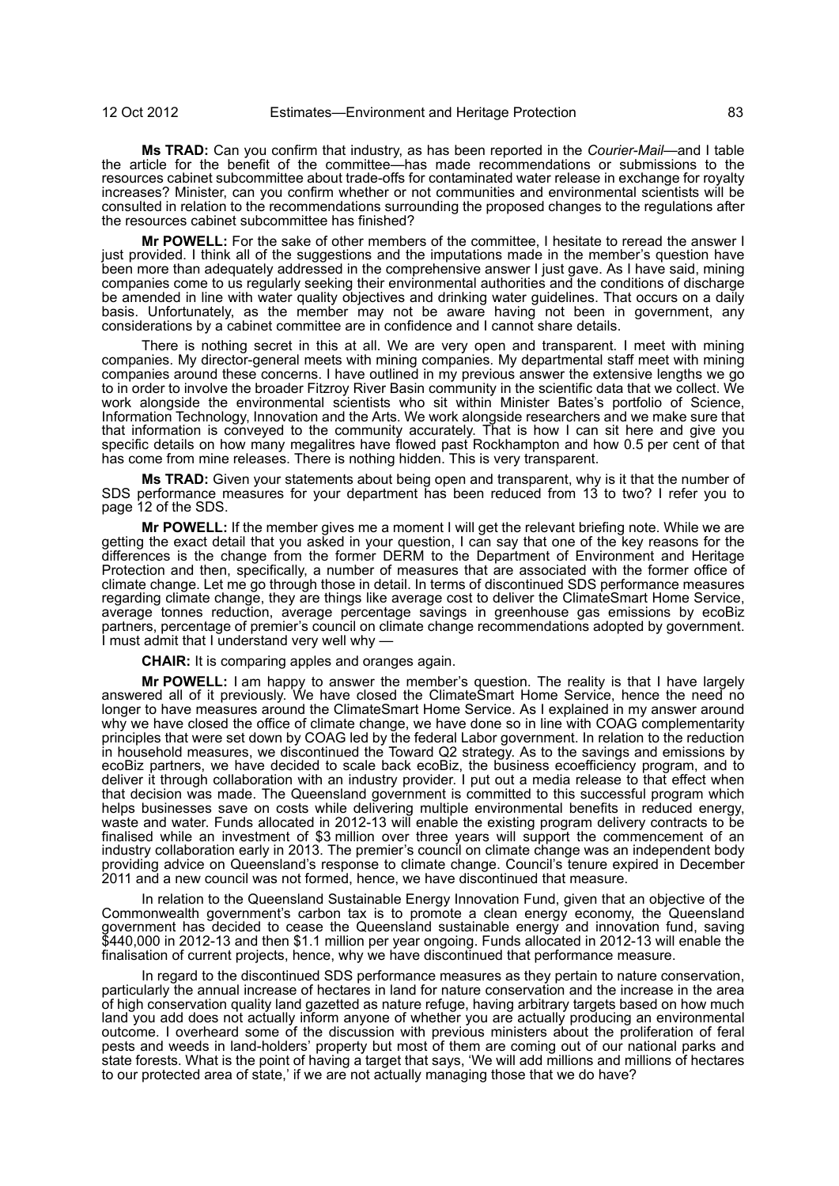**Ms TRAD:** Can you confirm that industry, as has been reported in the *Courier-Mail*—and I table the article for the benefit of the committee—has made recommendations or submissions to the resources cabinet subcommittee about trade-offs for contaminated water release in exchange for royalty increases? Minister, can you confirm whether or not communities and environmental scientists will be consulted in relation to the recommendations surrounding the proposed changes to the regulations after the resources cabinet subcommittee has finished?

**Mr POWELL:** For the sake of other members of the committee, I hesitate to reread the answer I just provided. I think all of the suggestions and the imputations made in the member's question have been more than adequately addressed in the comprehensive answer I just gave. As I have said, mining companies come to us regularly seeking their environmental authorities and the conditions of discharge be amended in line with water quality objectives and drinking water guidelines. That occurs on a daily basis. Unfortunately, as the member may not be aware having not been in government, any considerations by a cabinet committee are in confidence and I cannot share details.

There is nothing secret in this at all. We are very open and transparent. I meet with mining companies. My director-general meets with mining companies. My departmental staff meet with mining companies around these concerns. I have outlined in my previous answer the extensive lengths we go to in order to involve the broader Fitzroy River Basin community in the scientific data that we collect. We work alongside the environmental scientists who sit within Minister Bates's portfolio of Science, Information Technology, Innovation and the Arts. We work alongside researchers and we make sure that that information is conveyed to the community accurately. That is how I can sit here and give you specific details on how many megalitres have flowed past Rockhampton and how 0.5 per cent of that has come from mine releases. There is nothing hidden. This is very transparent.

**Ms TRAD:** Given your statements about being open and transparent, why is it that the number of SDS performance measures for your department has been reduced from 13 to two? I refer you to page 12 of the SDS.

**Mr POWELL:** If the member gives me a moment I will get the relevant briefing note. While we are getting the exact detail that you asked in your question, I can say that one of the key reasons for the differences is the change from the former DERM to the Department of Environment and Heritage Protection and then, specifically, a number of measures that are associated with the former office of climate change. Let me go through those in detail. In terms of discontinued SDS performance measures regarding climate change, they are things like average cost to deliver the ClimateSmart Home Service, average tonnes reduction, average percentage savings in greenhouse gas emissions by ecoBiz partners, percentage of premier's council on climate change recommendations adopted by government. I must admit that I understand very well why —

**CHAIR:** It is comparing apples and oranges again.

**Mr POWELL:** I am happy to answer the member's question. The reality is that I have largely answered all of it previously. We have closed the ClimateSmart Home Service, hence the need no longer to have measures around the ClimateSmart Home Service. As I explained in my answer around why we have closed the office of climate change, we have done so in line with COAG complementarity principles that were set down by COAG led by the federal Labor government. In relation to the reduction in household measures, we discontinued the Toward Q2 strategy. As to the savings and emissions by ecoBiz partners, we have decided to scale back ecoBiz, the business ecoefficiency program, and to deliver it through collaboration with an industry provider. I put out a media release to that effect when that decision was made. The Queensland government is committed to this successful program which helps businesses save on costs while delivering multiple environmental benefits in reduced energy, waste and water. Funds allocated in 2012-13 will enable the existing program delivery contracts to be finalised while an investment of $3 million over three years will support the commencement of an industry collaboration early in 2013. The premier's council on climate change was an independent body providing advice on Queensland's response to climate change. Council's tenure expired in December 2011 and a new council was not formed, hence, we have discontinued that measure.

In relation to the Queensland Sustainable Energy Innovation Fund, given that an objective of the Commonwealth government's carbon tax is to promote a clean energy economy, the Queensland government has decided to cease the Queensland sustainable energy and innovation fund, saving $440,000 in 2012-13 and then $1.1 million per year ongoing. Funds allocated in 2012-13 will enable the finalisation of current projects, hence, why we have discontinued that performance measure.

In regard to the discontinued SDS performance measures as they pertain to nature conservation, particularly the annual increase of hectares in land for nature conservation and the increase in the area of high conservation quality land gazetted as nature refuge, having arbitrary targets based on how much land you add does not actually inform anyone of whether you are actually producing an environmental outcome. I overheard some of the discussion with previous ministers about the proliferation of feral pests and weeds in land-holders' property but most of them are coming out of our national parks and state forests. What is the point of having a target that says, 'We will add millions and millions of hectares to our protected area of state,' if we are not actually managing those that we do have?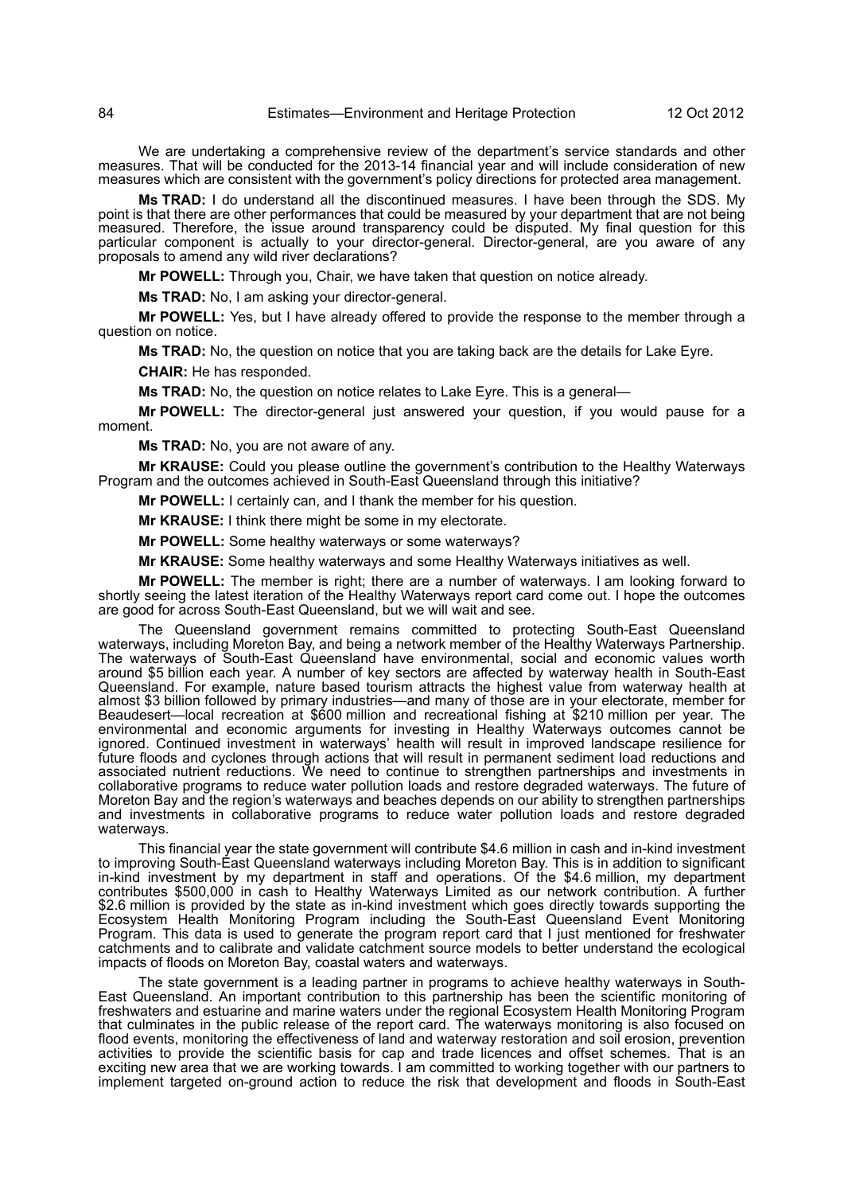We are undertaking a comprehensive review of the department's service standards and other measures. That will be conducted for the 2013-14 financial year and will include consideration of new measures which are consistent with the government's policy directions for protected area management.

**Ms TRAD:** I do understand all the discontinued measures. I have been through the SDS. My point is that there are other performances that could be measured by your department that are not being measured. Therefore, the issue around transparency could be disputed. My final question for this particular component is actually to your director-general. Director-general, are you aware of any proposals to amend any wild river declarations?

**Mr POWELL:** Through you, Chair, we have taken that question on notice already.

**Ms TRAD:** No, I am asking your director-general.

**Mr POWELL:** Yes, but I have already offered to provide the response to the member through a question on notice.

**Ms TRAD:** No, the question on notice that you are taking back are the details for Lake Eyre.

**CHAIR:** He has responded.

**Ms TRAD:** No, the question on notice relates to Lake Eyre. This is a general—

**Mr POWELL:** The director-general just answered your question, if you would pause for a moment.

**Ms TRAD:** No, you are not aware of any.

**Mr KRAUSE:** Could you please outline the government's contribution to the Healthy Waterways Program and the outcomes achieved in South-East Queensland through this initiative?

**Mr POWELL:** I certainly can, and I thank the member for his question.

**Mr KRAUSE:** I think there might be some in my electorate.

**Mr POWELL:** Some healthy waterways or some waterways?

**Mr KRAUSE:** Some healthy waterways and some Healthy Waterways initiatives as well.

**Mr POWELL:** The member is right; there are a number of waterways. I am looking forward to shortly seeing the latest iteration of the Healthy Waterways report card come out. I hope the outcomes are good for across South-East Queensland, but we will wait and see.

The Queensland government remains committed to protecting South-East Queensland waterways, including Moreton Bay, and being a network member of the Healthy Waterways Partnership. The waterways of South-East Queensland have environmental, social and economic values worth around $5 billion each year. A number of key sectors are affected by waterway health in South-East Queensland. For example, nature based tourism attracts the highest value from waterway health at almost $3 billion followed by primary industries—and many of those are in your electorate, member for Beaudesert—local recreation at $600 million and recreational fishing at $210 million per year. The environmental and economic arguments for investing in Healthy Waterways outcomes cannot be ignored. Continued investment in waterways' health will result in improved landscape resilience for future floods and cyclones through actions that will result in permanent sediment load reductions and associated nutrient reductions. We need to continue to strengthen partnerships and investments in collaborative programs to reduce water pollution loads and restore degraded waterways. The future of Moreton Bay and the region's waterways and beaches depends on our ability to strengthen partnerships and investments in collaborative programs to reduce water pollution loads and restore degraded waterways.

This financial year the state government will contribute $4.6 million in cash and in-kind investment to improving South-East Queensland waterways including Moreton Bay. This is in addition to significant in-kind investment by my department in staff and operations. Of the $4.6 million, my department contributes $500,000 in cash to Healthy Waterways Limited as our network contribution. A further $2.6 million is provided by the state as in-kind investment which goes directly towards supporting the Ecosystem Health Monitoring Program including the South-East Queensland Event Monitoring Program. This data is used to generate the program report card that I just mentioned for freshwater catchments and to calibrate and validate catchment source models to better understand the ecological impacts of floods on Moreton Bay, coastal waters and waterways.

The state government is a leading partner in programs to achieve healthy waterways in South-East Queensland. An important contribution to this partnership has been the scientific monitoring of freshwaters and estuarine and marine waters under the regional Ecosystem Health Monitoring Program that culminates in the public release of the report card. The waterways monitoring is also focused on flood events, monitoring the effectiveness of land and waterway restoration and soil erosion, prevention activities to provide the scientific basis for cap and trade licences and offset schemes. That is an exciting new area that we are working towards. I am committed to working together with our partners to implement targeted on-ground action to reduce the risk that development and floods in South-East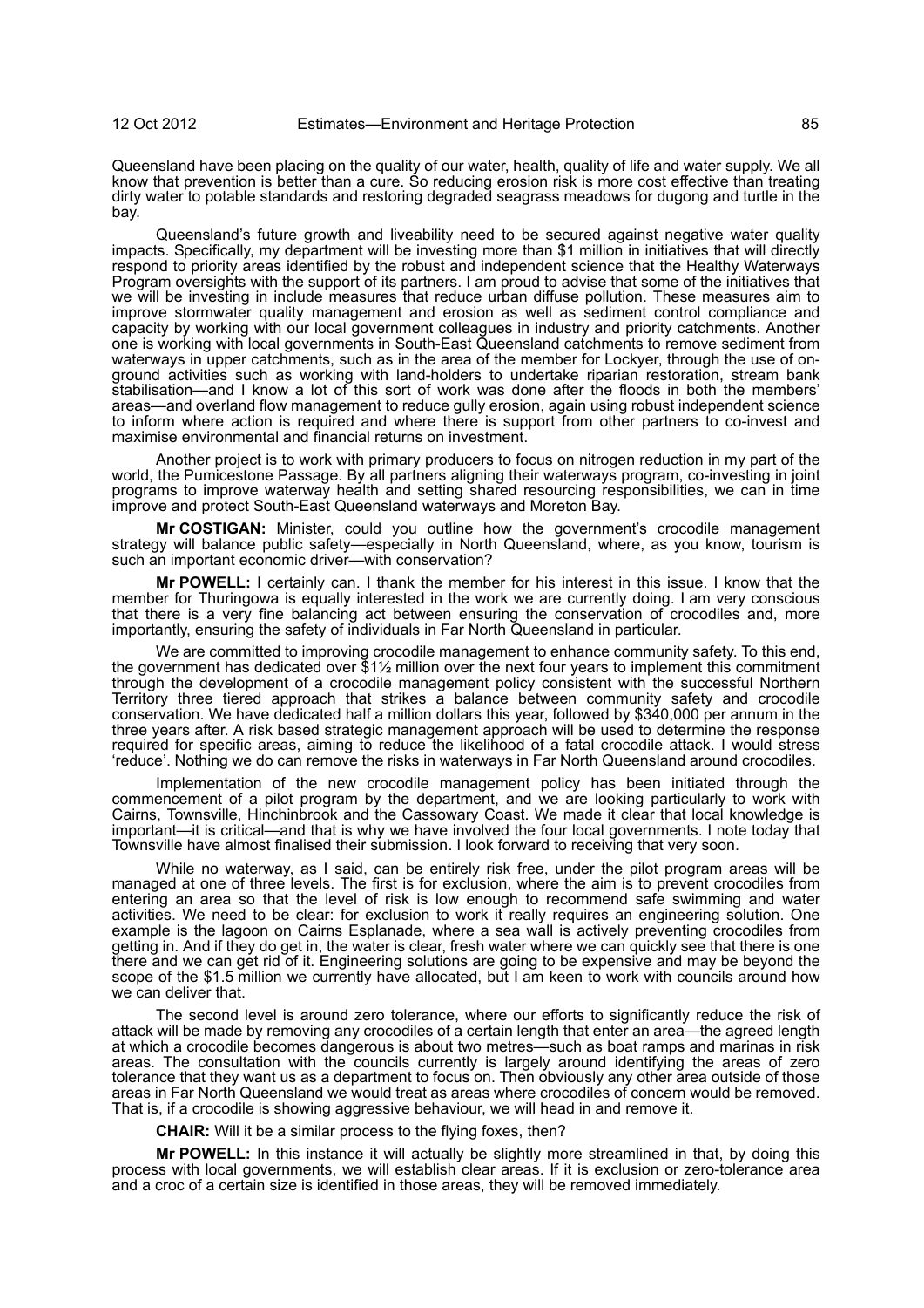Queensland have been placing on the quality of our water, health, quality of life and water supply. We all know that prevention is better than a cure. So reducing erosion risk is more cost effective than treating dirty water to potable standards and restoring degraded seagrass meadows for dugong and turtle in the bay.

Queensland's future growth and liveability need to be secured against negative water quality impacts. Specifically, my department will be investing more than $1 million in initiatives that will directly respond to priority areas identified by the robust and independent science that the Healthy Waterways Program oversights with the support of its partners. I am proud to advise that some of the initiatives that we will be investing in include measures that reduce urban diffuse pollution. These measures aim to improve stormwater quality management and erosion as well as sediment control compliance and capacity by working with our local government colleagues in industry and priority catchments. Another one is working with local governments in South-East Queensland catchments to remove sediment from waterways in upper catchments, such as in the area of the member for Lockyer, through the use of on-ground activities such as working with land-holders to undertake riparian restoration, stream bank stabilisation—and I know a lot of this sort of work was done after the floods in both the members' areas—and overland flow management to reduce gully erosion, again using robust independent science to inform where action is required and where there is support from other partners to co-invest and maximise environmental and financial returns on investment.

Another project is to work with primary producers to focus on nitrogen reduction in my part of the world, the Pumicestone Passage. By all partners aligning their waterways program, co-investing in joint programs to improve waterway health and setting shared resourcing responsibilities, we can in time improve and protect South-East Queensland waterways and Moreton Bay.

**Mr COSTIGAN:** Minister, could you outline how the government's crocodile management strategy will balance public safety—especially in North Queensland, where, as you know, tourism is such an important economic driver—with conservation?

**Mr POWELL:** I certainly can. I thank the member for his interest in this issue. I know that the member for Thuringowa is equally interested in the work we are currently doing. I am very conscious that there is a very fine balancing act between ensuring the conservation of crocodiles and, more importantly, ensuring the safety of individuals in Far North Queensland in particular.

We are committed to improving crocodile management to enhance community safety. To this end, the government has dedicated over $1½ million over the next four years to implement this commitment through the development of a crocodile management policy consistent with the successful Northern Territory three tiered approach that strikes a balance between community safety and crocodile conservation. We have dedicated half a million dollars this year, followed by $340,000 per annum in the three years after. A risk based strategic management approach will be used to determine the response required for specific areas, aiming to reduce the likelihood of a fatal crocodile attack. I would stress 'reduce'. Nothing we do can remove the risks in waterways in Far North Queensland around crocodiles.

Implementation of the new crocodile management policy has been initiated through the commencement of a pilot program by the department, and we are looking particularly to work with Cairns, Townsville, Hinchinbrook and the Cassowary Coast. We made it clear that local knowledge is important—it is critical—and that is why we have involved the four local governments. I note today that Townsville have almost finalised their submission. I look forward to receiving that very soon.

While no waterway, as I said, can be entirely risk free, under the pilot program areas will be managed at one of three levels. The first is for exclusion, where the aim is to prevent crocodiles from entering an area so that the level of risk is low enough to recommend safe swimming and water activities. We need to be clear: for exclusion to work it really requires an engineering solution. One example is the lagoon on Cairns Esplanade, where a sea wall is actively preventing crocodiles from getting in. And if they do get in, the water is clear, fresh water where we can quickly see that there is one there and we can get rid of it. Engineering solutions are going to be expensive and may be beyond the scope of the $1.5 million we currently have allocated, but I am keen to work with councils around how we can deliver that.

The second level is around zero tolerance, where our efforts to significantly reduce the risk of attack will be made by removing any crocodiles of a certain length that enter an area—the agreed length at which a crocodile becomes dangerous is about two metres—such as boat ramps and marinas in risk areas. The consultation with the councils currently is largely around identifying the areas of zero tolerance that they want us as a department to focus on. Then obviously any other area outside of those areas in Far North Queensland we would treat as areas where crocodiles of concern would be removed. That is, if a crocodile is showing aggressive behaviour, we will head in and remove it.

**CHAIR:** Will it be a similar process to the flying foxes, then?

**Mr POWELL:** In this instance it will actually be slightly more streamlined in that, by doing this process with local governments, we will establish clear areas. If it is exclusion or zero-tolerance area and a croc of a certain size is identified in those areas, they will be removed immediately.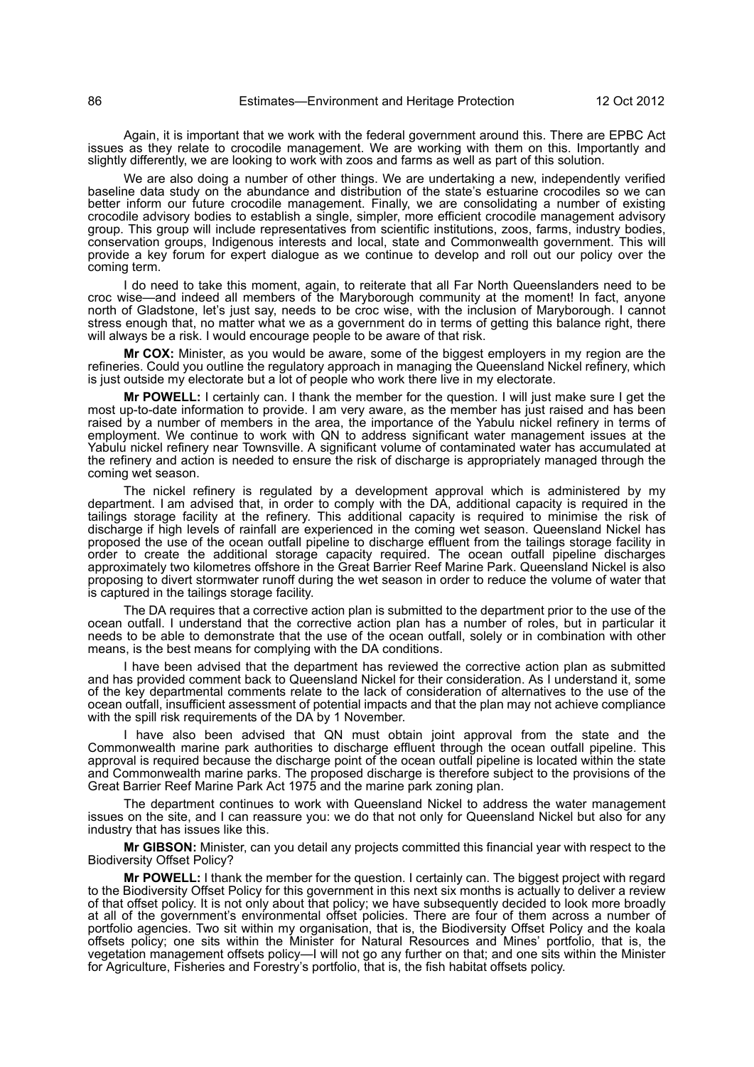Again, it is important that we work with the federal government around this. There are EPBC Act issues as they relate to crocodile management. We are working with them on this. Importantly and slightly differently, we are looking to work with zoos and farms as well as part of this solution.

We are also doing a number of other things. We are undertaking a new, independently verified baseline data study on the abundance and distribution of the state's estuarine crocodiles so we can better inform our future crocodile management. Finally, we are consolidating a number of existing crocodile advisory bodies to establish a single, simpler, more efficient crocodile management advisory group. This group will include representatives from scientific institutions, zoos, farms, industry bodies, conservation groups, Indigenous interests and local, state and Commonwealth government. This will provide a key forum for expert dialogue as we continue to develop and roll out our policy over the coming term.

I do need to take this moment, again, to reiterate that all Far North Queenslanders need to be croc wise—and indeed all members of the Maryborough community at the moment! In fact, anyone north of Gladstone, let's just say, needs to be croc wise, with the inclusion of Maryborough. I cannot stress enough that, no matter what we as a government do in terms of getting this balance right, there will always be a risk. I would encourage people to be aware of that risk.

**Mr COX:** Minister, as you would be aware, some of the biggest employers in my region are the refineries. Could you outline the regulatory approach in managing the Queensland Nickel refinery, which is just outside my electorate but a lot of people who work there live in my electorate.

**Mr POWELL:** I certainly can. I thank the member for the question. I will just make sure I get the most up-to-date information to provide. I am very aware, as the member has just raised and has been raised by a number of members in the area, the importance of the Yabulu nickel refinery in terms of employment. We continue to work with QN to address significant water management issues at the Yabulu nickel refinery near Townsville. A significant volume of contaminated water has accumulated at the refinery and action is needed to ensure the risk of discharge is appropriately managed through the coming wet season.

The nickel refinery is regulated by a development approval which is administered by my department. I am advised that, in order to comply with the DA, additional capacity is required in the tailings storage facility at the refinery. This additional capacity is required to minimise the risk of discharge if high levels of rainfall are experienced in the coming wet season. Queensland Nickel has proposed the use of the ocean outfall pipeline to discharge effluent from the tailings storage facility in order to create the additional storage capacity required. The ocean outfall pipeline discharges approximately two kilometres offshore in the Great Barrier Reef Marine Park. Queensland Nickel is also proposing to divert stormwater runoff during the wet season in order to reduce the volume of water that is captured in the tailings storage facility.

The DA requires that a corrective action plan is submitted to the department prior to the use of the ocean outfall. I understand that the corrective action plan has a number of roles, but in particular it needs to be able to demonstrate that the use of the ocean outfall, solely or in combination with other means, is the best means for complying with the DA conditions.

I have been advised that the department has reviewed the corrective action plan as submitted and has provided comment back to Queensland Nickel for their consideration. As I understand it, some of the key departmental comments relate to the lack of consideration of alternatives to the use of the ocean outfall, insufficient assessment of potential impacts and that the plan may not achieve compliance with the spill risk requirements of the DA by 1 November.

I have also been advised that QN must obtain joint approval from the state and the Commonwealth marine park authorities to discharge effluent through the ocean outfall pipeline. This approval is required because the discharge point of the ocean outfall pipeline is located within the state and Commonwealth marine parks. The proposed discharge is therefore subject to the provisions of the Great Barrier Reef Marine Park Act 1975 and the marine park zoning plan.

The department continues to work with Queensland Nickel to address the water management issues on the site, and I can reassure you: we do that not only for Queensland Nickel but also for any industry that has issues like this.

**Mr GIBSON:** Minister, can you detail any projects committed this financial year with respect to the Biodiversity Offset Policy?

**Mr POWELL:** I thank the member for the question. I certainly can. The biggest project with regard to the Biodiversity Offset Policy for this government in this next six months is actually to deliver a review of that offset policy. It is not only about that policy; we have subsequently decided to look more broadly at all of the government's environmental offset policies. There are four of them across a number of portfolio agencies. Two sit within my organisation, that is, the Biodiversity Offset Policy and the koala offsets policy; one sits within the Minister for Natural Resources and Mines' portfolio, that is, the vegetation management offsets policy—I will not go any further on that; and one sits within the Minister for Agriculture, Fisheries and Forestry's portfolio, that is, the fish habitat offsets policy.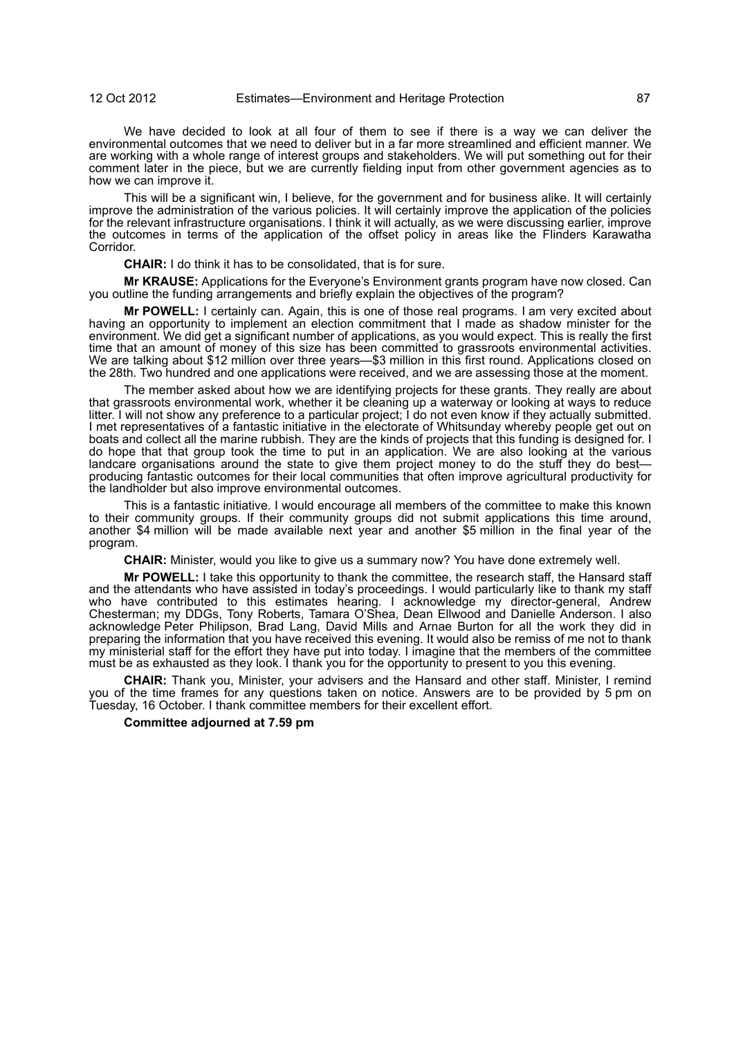We have decided to look at all four of them to see if there is a way we can deliver the environmental outcomes that we need to deliver but in a far more streamlined and efficient manner. We are working with a whole range of interest groups and stakeholders. We will put something out for their comment later in the piece, but we are currently fielding input from other government agencies as to how we can improve it.

This will be a significant win, I believe, for the government and for business alike. It will certainly improve the administration of the various policies. It will certainly improve the application of the policies for the relevant infrastructure organisations. I think it will actually, as we were discussing earlier, improve the outcomes in terms of the application of the offset policy in areas like the Flinders Karawatha Corridor.

**CHAIR:** I do think it has to be consolidated, that is for sure.

**Mr KRAUSE:** Applications for the Everyone's Environment grants program have now closed. Can you outline the funding arrangements and briefly explain the objectives of the program?

**Mr POWELL:** I certainly can. Again, this is one of those real programs. I am very excited about having an opportunity to implement an election commitment that I made as shadow minister for the environment. We did get a significant number of applications, as you would expect. This is really the first time that an amount of money of this size has been committed to grassroots environmental activities. We are talking about $12 million over three years—$3 million in this first round. Applications closed on the 28th. Two hundred and one applications were received, and we are assessing those at the moment.

The member asked about how we are identifying projects for these grants. They really are about that grassroots environmental work, whether it be cleaning up a waterway or looking at ways to reduce litter. I will not show any preference to a particular project; I do not even know if they actually submitted. I met representatives of a fantastic initiative in the electorate of Whitsunday whereby people get out on boats and collect all the marine rubbish. They are the kinds of projects that this funding is designed for. I do hope that that group took the time to put in an application. We are also looking at the various landcare organisations around the state to give them project money to do the stuff they do best—producing fantastic outcomes for their local communities that often improve agricultural productivity for the landholder but also improve environmental outcomes.

This is a fantastic initiative. I would encourage all members of the committee to make this known to their community groups. If their community groups did not submit applications this time around, another $4 million will be made available next year and another $5 million in the final year of the program.

**CHAIR:** Minister, would you like to give us a summary now? You have done extremely well.

**Mr POWELL:** I take this opportunity to thank the committee, the research staff, the Hansard staff and the attendants who have assisted in today's proceedings. I would particularly like to thank my staff who have contributed to this estimates hearing. I acknowledge my director-general, Andrew Chesterman; my DDGs, Tony Roberts, Tamara O'Shea, Dean Ellwood and Danielle Anderson. I also acknowledge Peter Philipson, Brad Lang, David Mills and Arnae Burton for all the work they did in preparing the information that you have received this evening. It would also be remiss of me not to thank my ministerial staff for the effort they have put into today. I imagine that the members of the committee must be as exhausted as they look. I thank you for the opportunity to present to you this evening.

**CHAIR:** Thank you, Minister, your advisers and the Hansard and other staff. Minister, I remind you of the time frames for any questions taken on notice. Answers are to be provided by 5 pm on Tuesday, 16 October. I thank committee members for their excellent effort.

**Committee adjourned at 7.59 pm**